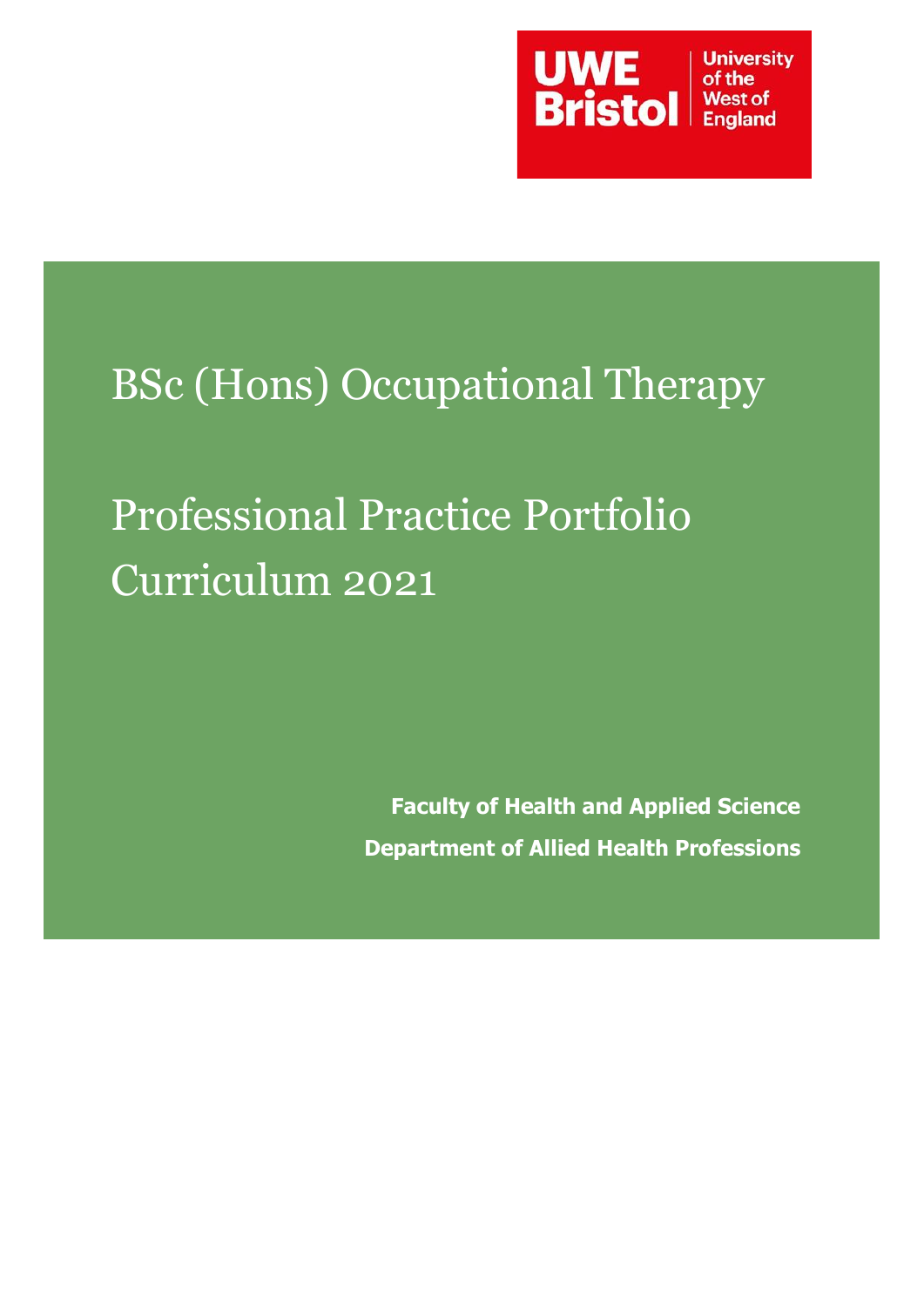UWE Bristol | University of the West of England

# BSc (Hons) Occupational Therapy

# Professional Practice Portfolio Curriculum 2021

**Faculty of Health and Applied Science**

**Department of Allied Health Professions**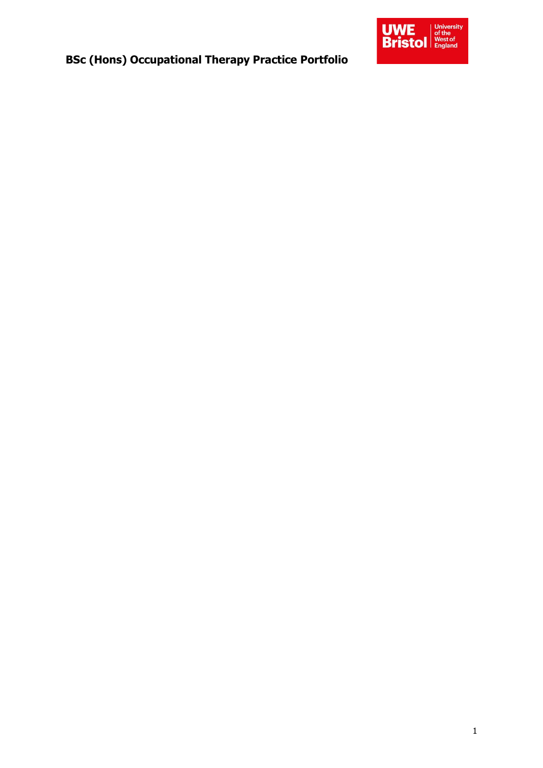# BSc (Hons) Occupational Therapy Practice Portfolio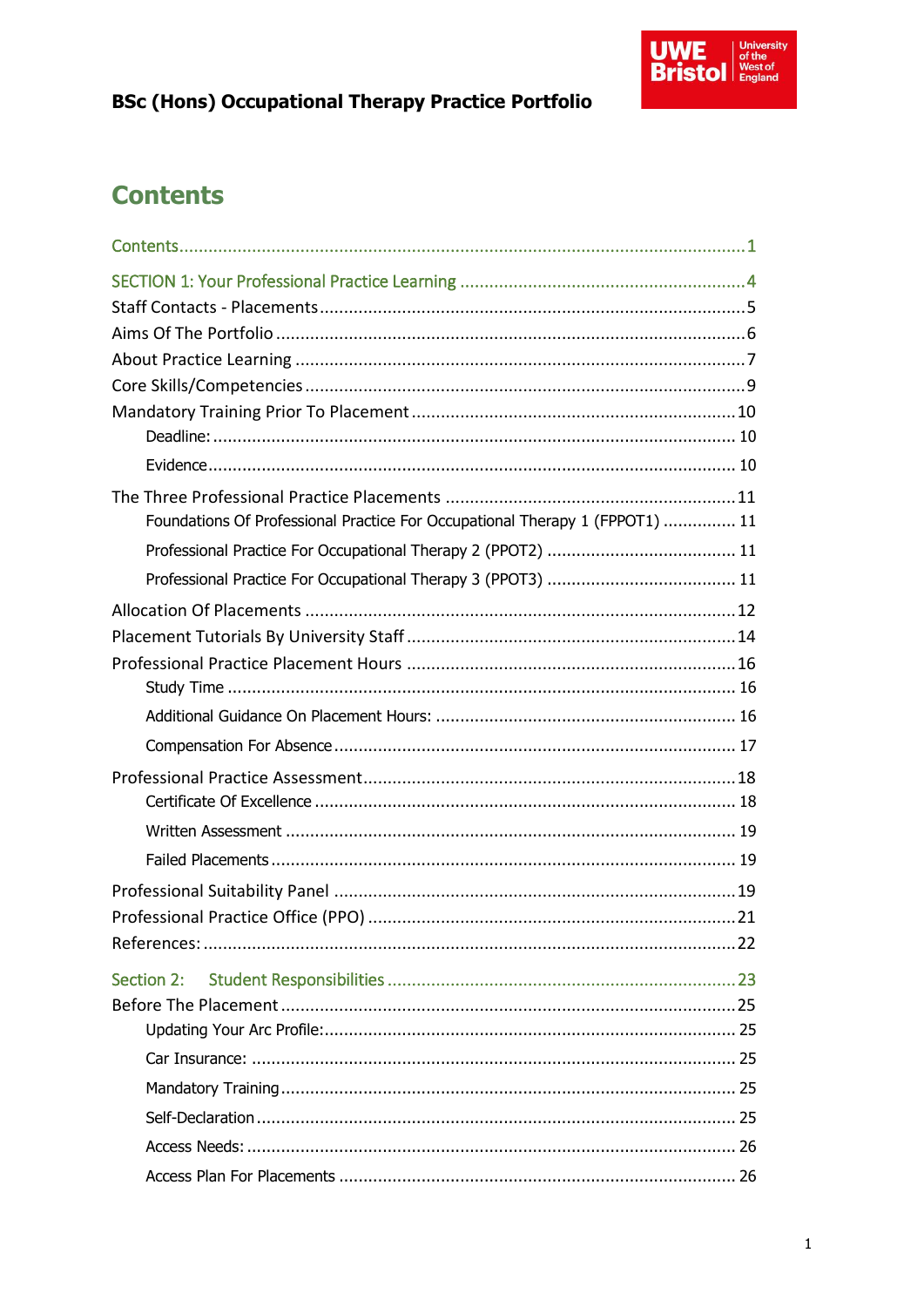**BSc (Hons) Occupational Therapy Practice Portfolio**

# Contents

Contents .................................................................................................... 1

SECTION 1: Your Professional Practice Learning ........................................................... 4

Staff Contacts - Placements ....................................................................................... 5

Aims Of The Portfolio ................................................................................................ 6

About Practice Learning ............................................................................................ 7

Core Skills/Competencies .......................................................................................... 9

Mandatory Training Prior To Placement .................................................................. 10

- Deadline: ........................................................................................................... 10
- Evidence ............................................................................................................ 10

The Three Professional Practice Placements ............................................................ 11

- Foundations Of Professional Practice For Occupational Therapy 1 (FPPOT1) ............... 11
- Professional Practice For Occupational Therapy 2 (PPOT2) ....................................... 11
- Professional Practice For Occupational Therapy 3 (PPOT3) ....................................... 11

Allocation Of Placements ........................................................................................ 12

Placement Tutorials By University Staff .................................................................... 14

Professional Practice Placement Hours .................................................................... 16

- Study Time ........................................................................................................ 16
- Additional Guidance On Placement Hours: .............................................................. 16
- Compensation For Absence .................................................................................. 17

Professional Practice Assessment ............................................................................ 18

- Certificate Of Excellence ...................................................................................... 18
- Written Assessment ............................................................................................ 19
- Failed Placements ............................................................................................... 19

Professional Suitability Panel .................................................................................. 19

Professional Practice Office (PPO) ........................................................................... 21

References: ............................................................................................................ 22

Section 2: Student Responsibilities ....................................................................... 23

Before The Placement ............................................................................................. 25

- Updating Your Arc Profile: .................................................................................... 25
- Car Insurance: ................................................................................................... 25
- Mandatory Training ............................................................................................. 25
- Self-Declaration .................................................................................................. 25
- Access Needs: .................................................................................................... 26
- Access Plan For Placements ................................................................................. 26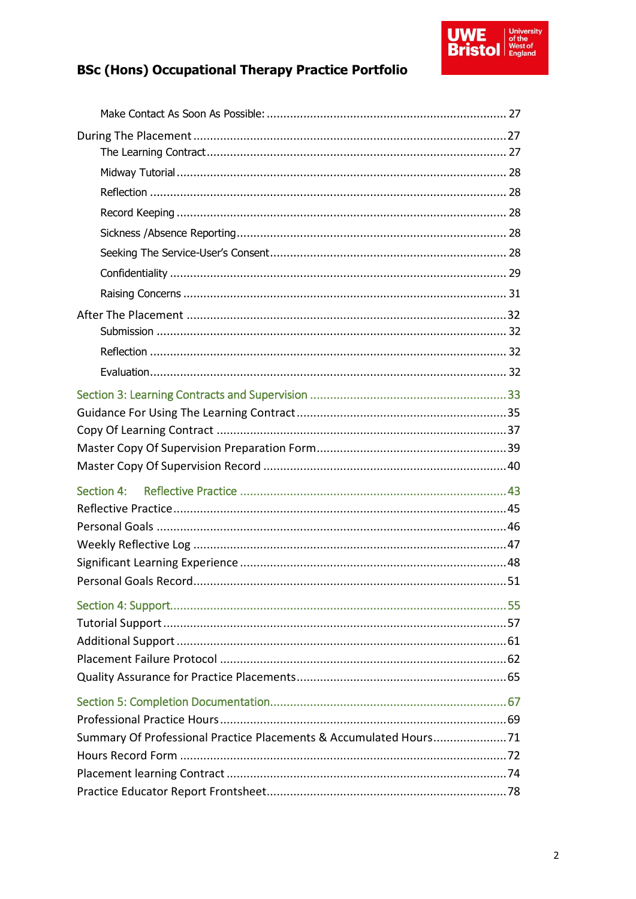Make Contact As Soon As Possible: ........................................................................ 27

During The Placement ............................................................................................27

The Learning Contract......................................................................................... 27

Midway Tutorial .................................................................................................. 28

Reflection ........................................................................................................... 28

Record Keeping .................................................................................................. 28

Sickness /Absence Reporting................................................................................ 28

Seeking The Service-User's Consent...................................................................... 28

Confidentiality .................................................................................................... 29

Raising Concerns ................................................................................................ 31

After The Placement ...............................................................................................32

Submission ........................................................................................................ 32

Reflection ........................................................................................................... 32

Evaluation.......................................................................................................... 32

Section 3: Learning Contracts and Supervision ..........................................................33

Guidance For Using The Learning Contract ..............................................................35

Copy Of Learning Contract .....................................................................................37

Master Copy Of Supervision Preparation Form.........................................................39

Master Copy Of Supervision Record ........................................................................40

Section 4: Reflective Practice ...............................................................................43

Reflective Practice..................................................................................................45

Personal Goals .......................................................................................................46

Weekly Reflective Log .............................................................................................47

Significant Learning Experience ...............................................................................48

Personal Goals Record.............................................................................................51

Section 4: Support...................................................................................................55

Tutorial Support .....................................................................................................57

Additional Support ..................................................................................................61

Placement Failure Protocol .....................................................................................62

Quality Assurance for Practice Placements...............................................................65

Section 5: Completion Documentation......................................................................67

Professional Practice Hours .....................................................................................69

Summary Of Professional Practice Placements & Accumulated Hours......................71

Hours Record Form ................................................................................................72

Placement learning Contract ...................................................................................74

Practice Educator Report Frontsheet.......................................................................78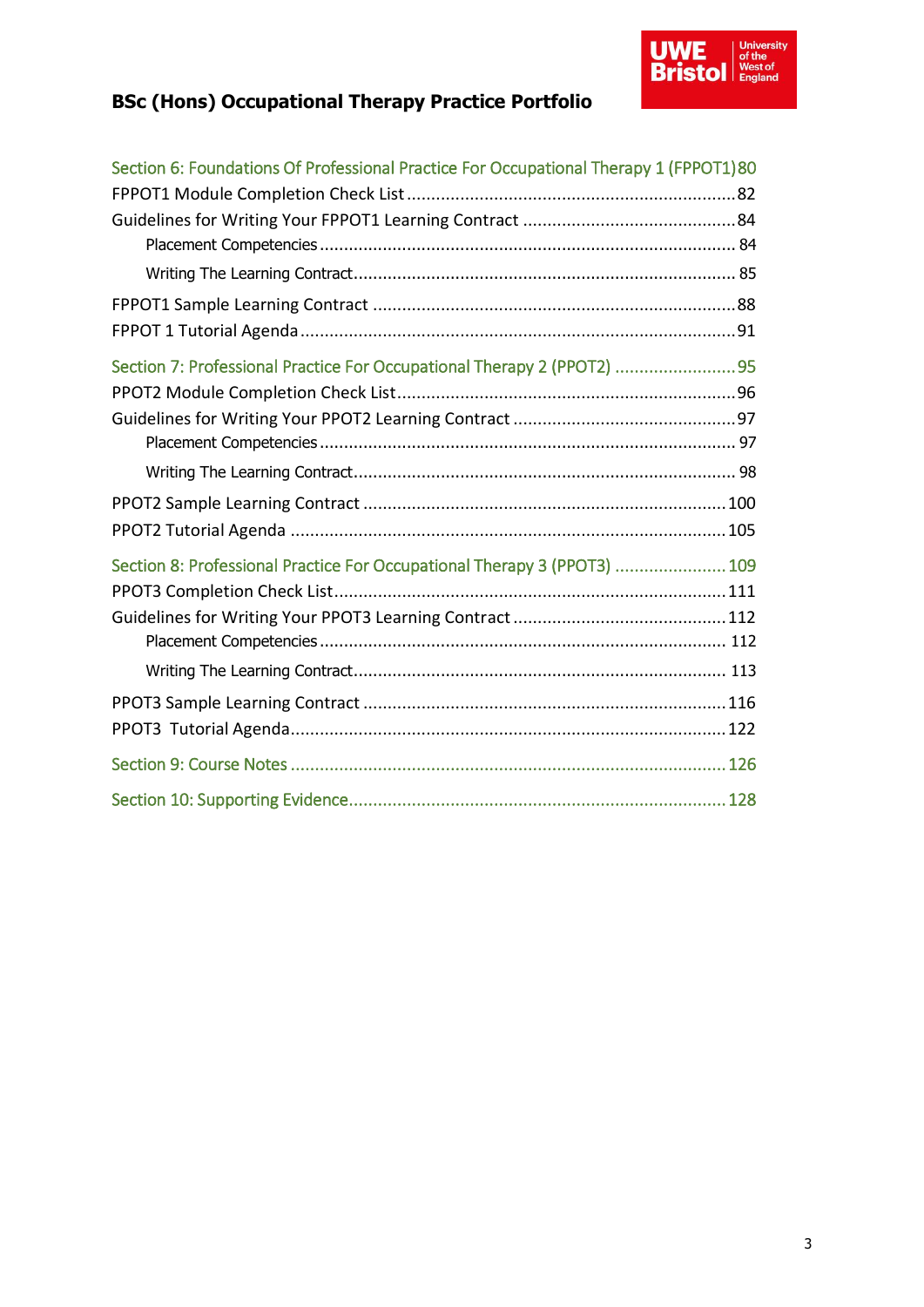Section 6: Foundations Of Professional Practice For Occupational Therapy 1 (FPPOT1) 80

FPPOT1 Module Completion Check List 82

Guidelines for Writing Your FPPOT1 Learning Contract 84

- Placement Competencies 84
- Writing The Learning Contract 85

FPPOT1 Sample Learning Contract 88

FPPOT 1 Tutorial Agenda 91

Section 7: Professional Practice For Occupational Therapy 2 (PPOT2) 95

PPOT2 Module Completion Check List 96

Guidelines for Writing Your PPOT2 Learning Contract 97

- Placement Competencies 97
- Writing The Learning Contract 98

PPOT2 Sample Learning Contract 100

PPOT2 Tutorial Agenda 105

Section 8: Professional Practice For Occupational Therapy 3 (PPOT3) 109

PPOT3 Completion Check List 111

Guidelines for Writing Your PPOT3 Learning Contract 112

- Placement Competencies 112
- Writing The Learning Contract 113

PPOT3 Sample Learning Contract 116

PPOT3 Tutorial Agenda 122

Section 9: Course Notes 126

Section 10: Supporting Evidence 128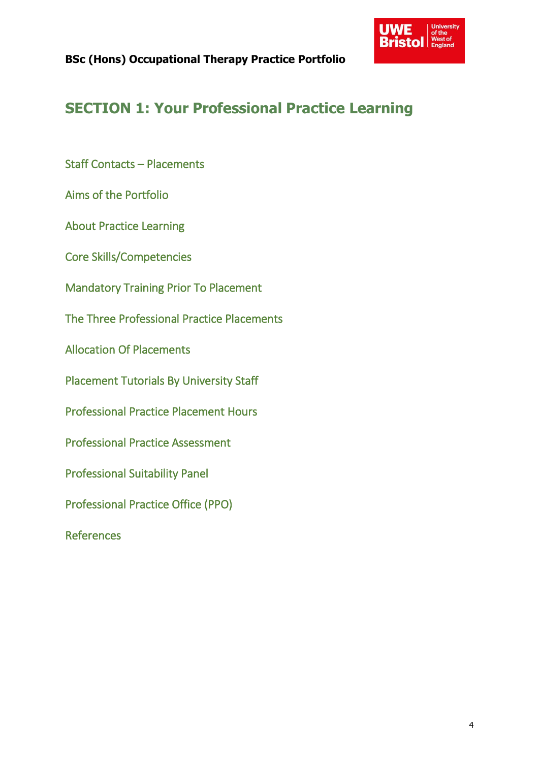# SECTION 1: Your Professional Practice Learning

Staff Contacts – Placements

Aims of the Portfolio

About Practice Learning

Core Skills/Competencies

Mandatory Training Prior To Placement

The Three Professional Practice Placements

Allocation Of Placements

Placement Tutorials By University Staff

Professional Practice Placement Hours

Professional Practice Assessment

Professional Suitability Panel

Professional Practice Office (PPO)

References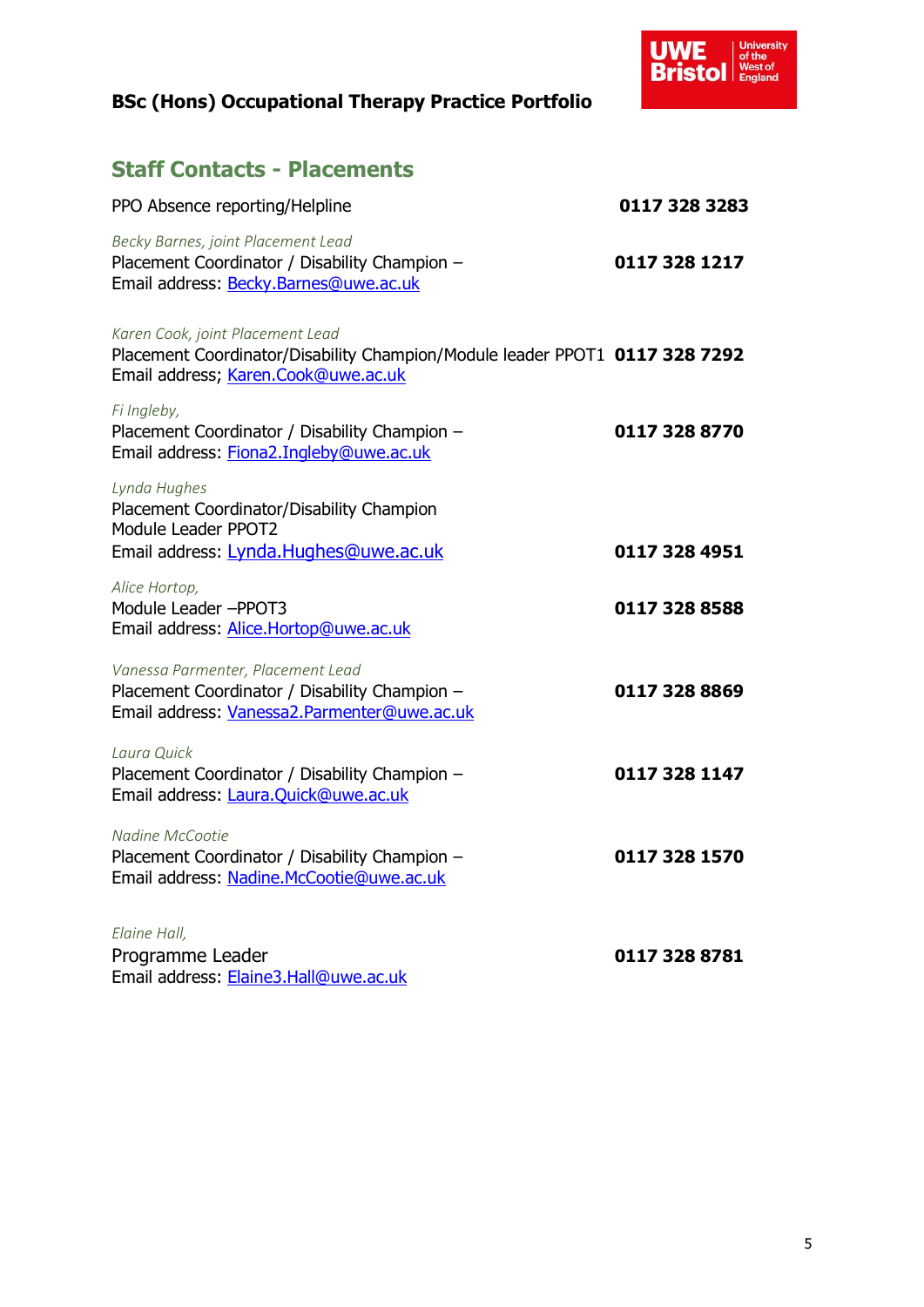BSc (Hons) Occupational Therapy Practice Portfolio

## Staff Contacts - Placements

PPO Absence reporting/Helpline **0117 328 3283**

*Becky Barnes, joint Placement Lead*
Placement Coordinator / Disability Champion – **0117 328 1217**
Email address: Becky.Barnes@uwe.ac.uk

*Karen Cook, joint Placement Lead*
Placement Coordinator/Disability Champion/Module leader PPOT1 **0117 328 7292**
Email address; Karen.Cook@uwe.ac.uk

*Fi Ingleby,*
Placement Coordinator / Disability Champion – **0117 328 8770**
Email address: Fiona2.Ingleby@uwe.ac.uk

*Lynda Hughes*
Placement Coordinator/Disability Champion
Module Leader PPOT2
Email address: Lynda.Hughes@uwe.ac.uk **0117 328 4951**

*Alice Hortop,*
Module Leader –PPOT3 **0117 328 8588**
Email address: Alice.Hortop@uwe.ac.uk

*Vanessa Parmenter, Placement Lead*
Placement Coordinator / Disability Champion – **0117 328 8869**
Email address: Vanessa2.Parmenter@uwe.ac.uk

*Laura Quick*
Placement Coordinator / Disability Champion – **0117 328 1147**
Email address: Laura.Quick@uwe.ac.uk

*Nadine McCootie*
Placement Coordinator / Disability Champion – **0117 328 1570**
Email address: Nadine.McCootie@uwe.ac.uk

*Elaine Hall,*
Programme Leader **0117 328 8781**
Email address: Elaine3.Hall@uwe.ac.uk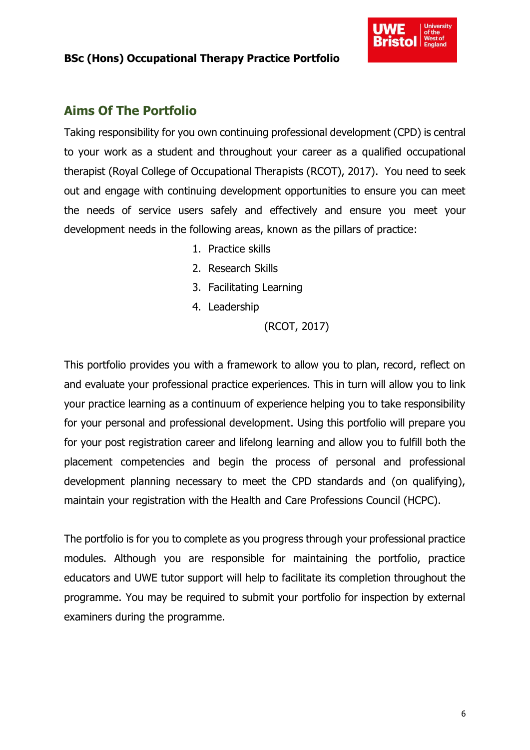## Aims Of The Portfolio

Taking responsibility for you own continuing professional development (CPD) is central to your work as a student and throughout your career as a qualified occupational therapist (Royal College of Occupational Therapists (RCOT), 2017). You need to seek out and engage with continuing development opportunities to ensure you can meet the needs of service users safely and effectively and ensure you meet your development needs in the following areas, known as the pillars of practice:

1. Practice skills
2. Research Skills
3. Facilitating Learning
4. Leadership

(RCOT, 2017)

This portfolio provides you with a framework to allow you to plan, record, reflect on and evaluate your professional practice experiences. This in turn will allow you to link your practice learning as a continuum of experience helping you to take responsibility for your personal and professional development. Using this portfolio will prepare you for your post registration career and lifelong learning and allow you to fulfill both the placement competencies and begin the process of personal and professional development planning necessary to meet the CPD standards and (on qualifying), maintain your registration with the Health and Care Professions Council (HCPC).

The portfolio is for you to complete as you progress through your professional practice modules. Although you are responsible for maintaining the portfolio, practice educators and UWE tutor support will help to facilitate its completion throughout the programme. You may be required to submit your portfolio for inspection by external examiners during the programme.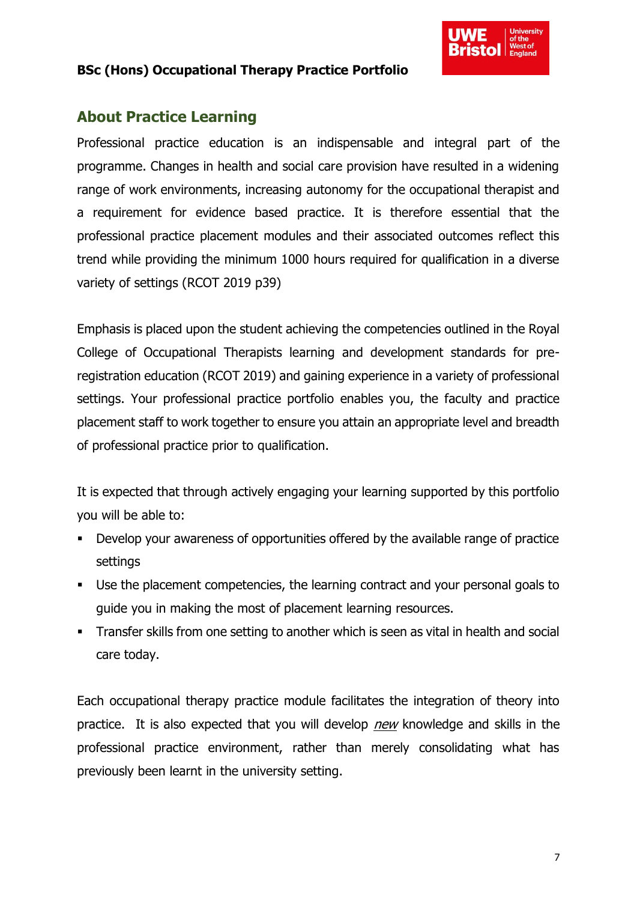## About Practice Learning

Professional practice education is an indispensable and integral part of the programme. Changes in health and social care provision have resulted in a widening range of work environments, increasing autonomy for the occupational therapist and a requirement for evidence based practice. It is therefore essential that the professional practice placement modules and their associated outcomes reflect this trend while providing the minimum 1000 hours required for qualification in a diverse variety of settings (RCOT 2019 p39)

Emphasis is placed upon the student achieving the competencies outlined in the Royal College of Occupational Therapists learning and development standards for pre-registration education (RCOT 2019) and gaining experience in a variety of professional settings. Your professional practice portfolio enables you, the faculty and practice placement staff to work together to ensure you attain an appropriate level and breadth of professional practice prior to qualification.

It is expected that through actively engaging your learning supported by this portfolio you will be able to:

- Develop your awareness of opportunities offered by the available range of practice settings
- Use the placement competencies, the learning contract and your personal goals to guide you in making the most of placement learning resources.
- Transfer skills from one setting to another which is seen as vital in health and social care today.

Each occupational therapy practice module facilitates the integration of theory into practice. It is also expected that you will develop *new* knowledge and skills in the professional practice environment, rather than merely consolidating what has previously been learnt in the university setting.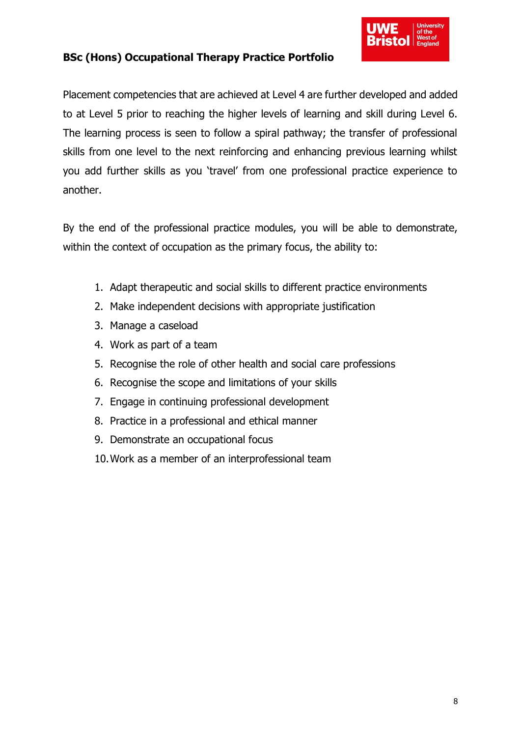Placement competencies that are achieved at Level 4 are further developed and added to at Level 5 prior to reaching the higher levels of learning and skill during Level 6. The learning process is seen to follow a spiral pathway; the transfer of professional skills from one level to the next reinforcing and enhancing previous learning whilst you add further skills as you 'travel' from one professional practice experience to another.

By the end of the professional practice modules, you will be able to demonstrate, within the context of occupation as the primary focus, the ability to:

1. Adapt therapeutic and social skills to different practice environments
2. Make independent decisions with appropriate justification
3. Manage a caseload
4. Work as part of a team
5. Recognise the role of other health and social care professions
6. Recognise the scope and limitations of your skills
7. Engage in continuing professional development
8. Practice in a professional and ethical manner
9. Demonstrate an occupational focus
10. Work as a member of an interprofessional team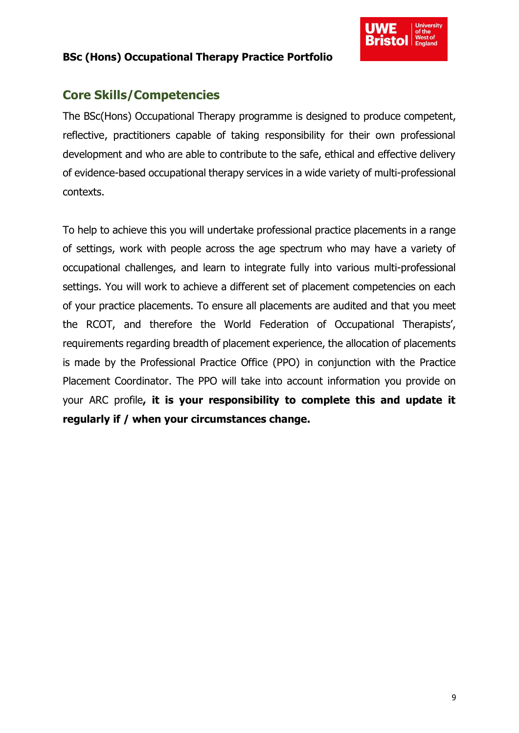## Core Skills/Competencies

The BSc(Hons) Occupational Therapy programme is designed to produce competent, reflective, practitioners capable of taking responsibility for their own professional development and who are able to contribute to the safe, ethical and effective delivery of evidence-based occupational therapy services in a wide variety of multi-professional contexts.

To help to achieve this you will undertake professional practice placements in a range of settings, work with people across the age spectrum who may have a variety of occupational challenges, and learn to integrate fully into various multi-professional settings. You will work to achieve a different set of placement competencies on each of your practice placements. To ensure all placements are audited and that you meet the RCOT, and therefore the World Federation of Occupational Therapists', requirements regarding breadth of placement experience, the allocation of placements is made by the Professional Practice Office (PPO) in conjunction with the Practice Placement Coordinator. The PPO will take into account information you provide on your ARC profile**, it is your responsibility to complete this and update it regularly if / when your circumstances change.**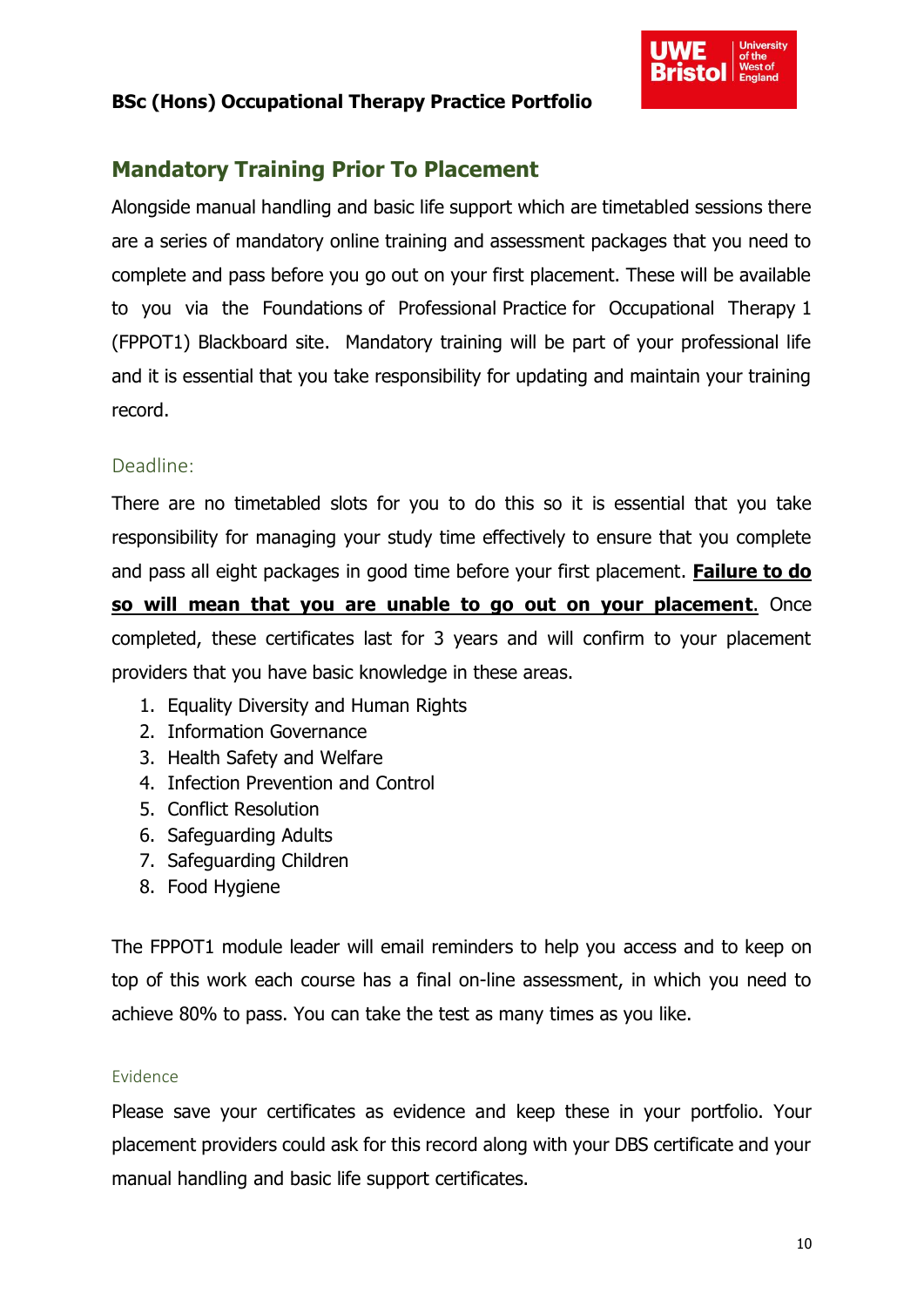## Mandatory Training Prior To Placement

Alongside manual handling and basic life support which are timetabled sessions there are a series of mandatory online training and assessment packages that you need to complete and pass before you go out on your first placement. These will be available to you via the Foundations of Professional Practice for Occupational Therapy 1 (FPPOT1) Blackboard site. Mandatory training will be part of your professional life and it is essential that you take responsibility for updating and maintain your training record.

### Deadline:

There are no timetabled slots for you to do this so it is essential that you take responsibility for managing your study time effectively to ensure that you complete and pass all eight packages in good time before your first placement. **Failure to do so will mean that you are unable to go out on your placement**. Once completed, these certificates last for 3 years and will confirm to your placement providers that you have basic knowledge in these areas.

1. Equality Diversity and Human Rights
2. Information Governance
3. Health Safety and Welfare
4. Infection Prevention and Control
5. Conflict Resolution
6. Safeguarding Adults
7. Safeguarding Children
8. Food Hygiene

The FPPOT1 module leader will email reminders to help you access and to keep on top of this work each course has a final on-line assessment, in which you need to achieve 80% to pass. You can take the test as many times as you like.

### Evidence

Please save your certificates as evidence and keep these in your portfolio. Your placement providers could ask for this record along with your DBS certificate and your manual handling and basic life support certificates.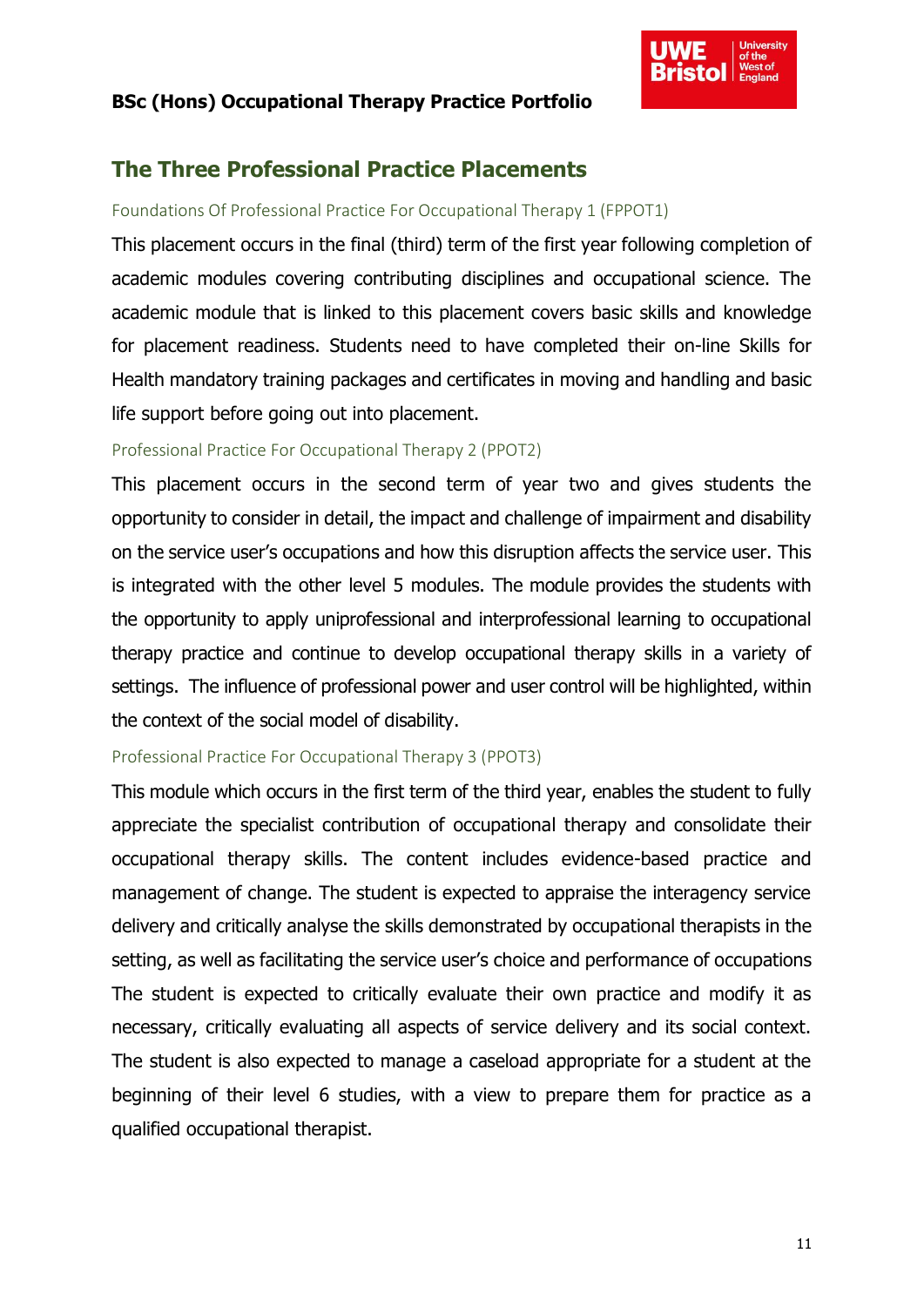## The Three Professional Practice Placements

### Foundations Of Professional Practice For Occupational Therapy 1 (FPPOT1)

This placement occurs in the final (third) term of the first year following completion of academic modules covering contributing disciplines and occupational science. The academic module that is linked to this placement covers basic skills and knowledge for placement readiness. Students need to have completed their on-line Skills for Health mandatory training packages and certificates in moving and handling and basic life support before going out into placement.

### Professional Practice For Occupational Therapy 2 (PPOT2)

This placement occurs in the second term of year two and gives students the opportunity to consider in detail, the impact and challenge of impairment and disability on the service user's occupations and how this disruption affects the service user. This is integrated with the other level 5 modules. The module provides the students with the opportunity to apply uniprofessional and interprofessional learning to occupational therapy practice and continue to develop occupational therapy skills in a variety of settings. The influence of professional power and user control will be highlighted, within the context of the social model of disability.

### Professional Practice For Occupational Therapy 3 (PPOT3)

This module which occurs in the first term of the third year, enables the student to fully appreciate the specialist contribution of occupational therapy and consolidate their occupational therapy skills. The content includes evidence-based practice and management of change. The student is expected to appraise the interagency service delivery and critically analyse the skills demonstrated by occupational therapists in the setting, as well as facilitating the service user's choice and performance of occupations The student is expected to critically evaluate their own practice and modify it as necessary, critically evaluating all aspects of service delivery and its social context. The student is also expected to manage a caseload appropriate for a student at the beginning of their level 6 studies, with a view to prepare them for practice as a qualified occupational therapist.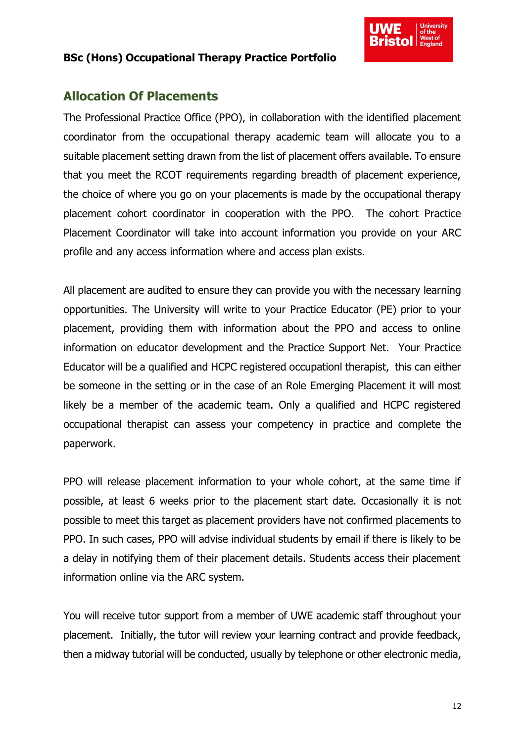## Allocation Of Placements

The Professional Practice Office (PPO), in collaboration with the identified placement coordinator from the occupational therapy academic team will allocate you to a suitable placement setting drawn from the list of placement offers available. To ensure that you meet the RCOT requirements regarding breadth of placement experience, the choice of where you go on your placements is made by the occupational therapy placement cohort coordinator in cooperation with the PPO. The cohort Practice Placement Coordinator will take into account information you provide on your ARC profile and any access information where and access plan exists.

All placement are audited to ensure they can provide you with the necessary learning opportunities. The University will write to your Practice Educator (PE) prior to your placement, providing them with information about the PPO and access to online information on educator development and the Practice Support Net. Your Practice Educator will be a qualified and HCPC registered occupationl therapist, this can either be someone in the setting or in the case of an Role Emerging Placement it will most likely be a member of the academic team. Only a qualified and HCPC registered occupational therapist can assess your competency in practice and complete the paperwork.

PPO will release placement information to your whole cohort, at the same time if possible, at least 6 weeks prior to the placement start date. Occasionally it is not possible to meet this target as placement providers have not confirmed placements to PPO. In such cases, PPO will advise individual students by email if there is likely to be a delay in notifying them of their placement details. Students access their placement information online via the ARC system.

You will receive tutor support from a member of UWE academic staff throughout your placement. Initially, the tutor will review your learning contract and provide feedback, then a midway tutorial will be conducted, usually by telephone or other electronic media,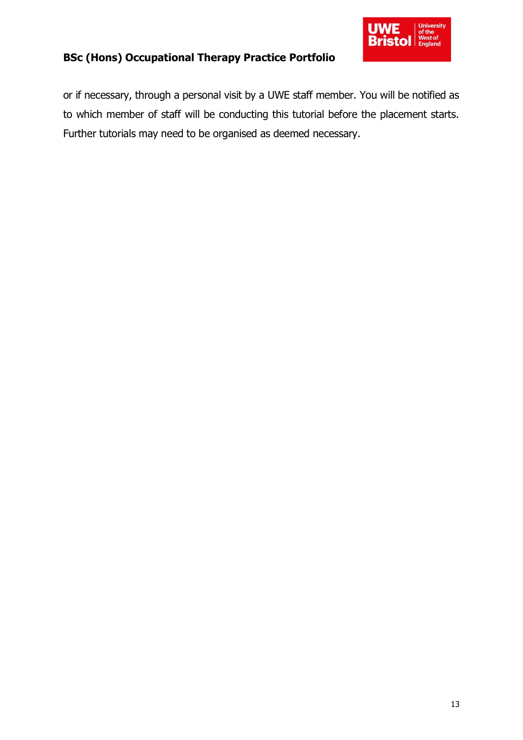or if necessary, through a personal visit by a UWE staff member. You will be notified as to which member of staff will be conducting this tutorial before the placement starts. Further tutorials may need to be organised as deemed necessary.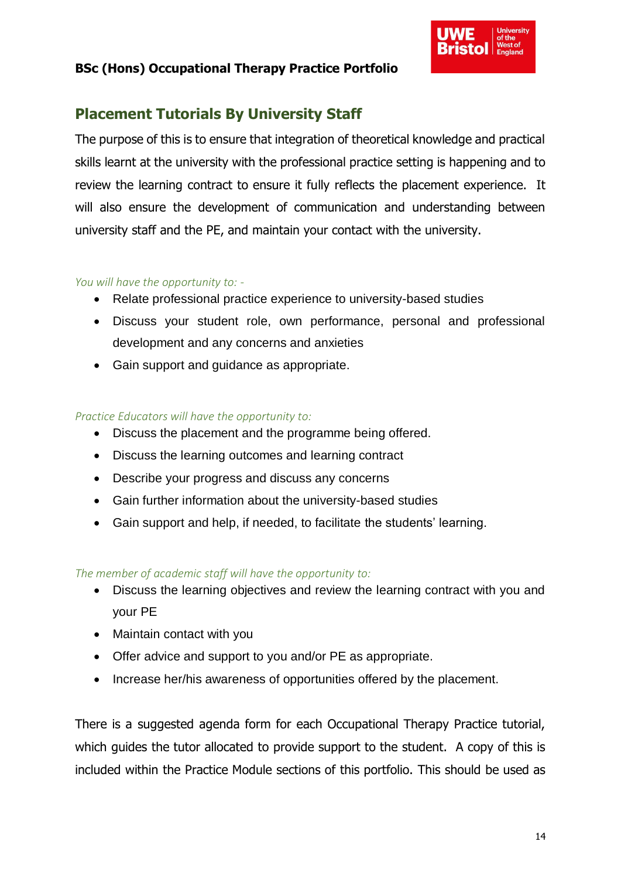## Placement Tutorials By University Staff

The purpose of this is to ensure that integration of theoretical knowledge and practical skills learnt at the university with the professional practice setting is happening and to review the learning contract to ensure it fully reflects the placement experience. It will also ensure the development of communication and understanding between university staff and the PE, and maintain your contact with the university.

*You will have the opportunity to: -*

- Relate professional practice experience to university-based studies
- Discuss your student role, own performance, personal and professional development and any concerns and anxieties
- Gain support and guidance as appropriate.

*Practice Educators will have the opportunity to:*

- Discuss the placement and the programme being offered.
- Discuss the learning outcomes and learning contract
- Describe your progress and discuss any concerns
- Gain further information about the university-based studies
- Gain support and help, if needed, to facilitate the students' learning.

*The member of academic staff will have the opportunity to:*

- Discuss the learning objectives and review the learning contract with you and your PE
- Maintain contact with you
- Offer advice and support to you and/or PE as appropriate.
- Increase her/his awareness of opportunities offered by the placement.

There is a suggested agenda form for each Occupational Therapy Practice tutorial, which guides the tutor allocated to provide support to the student. A copy of this is included within the Practice Module sections of this portfolio. This should be used as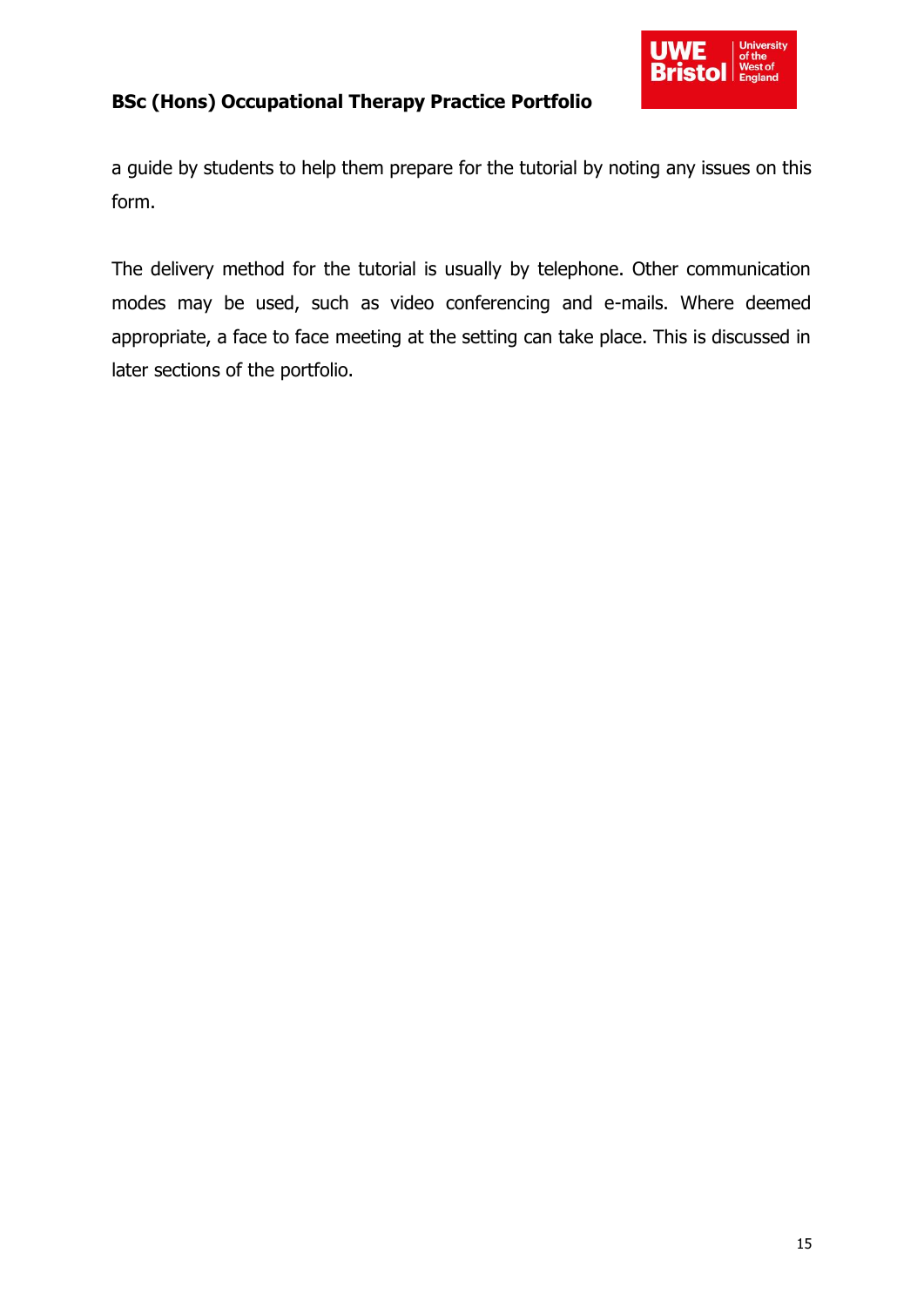a guide by students to help them prepare for the tutorial by noting any issues on this form.

The delivery method for the tutorial is usually by telephone. Other communication modes may be used, such as video conferencing and e-mails. Where deemed appropriate, a face to face meeting at the setting can take place. This is discussed in later sections of the portfolio.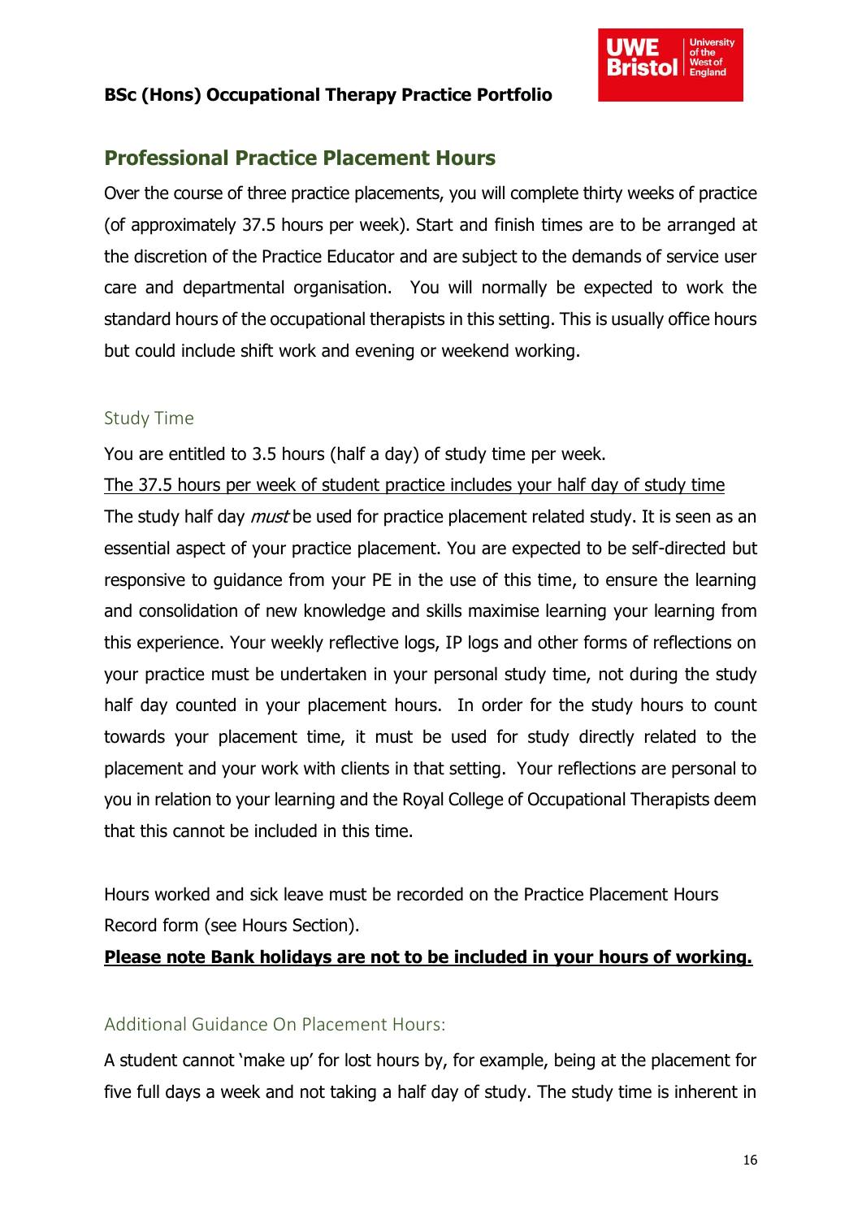## Professional Practice Placement Hours

Over the course of three practice placements, you will complete thirty weeks of practice (of approximately 37.5 hours per week). Start and finish times are to be arranged at the discretion of the Practice Educator and are subject to the demands of service user care and departmental organisation. You will normally be expected to work the standard hours of the occupational therapists in this setting. This is usually office hours but could include shift work and evening or weekend working.

### Study Time

You are entitled to 3.5 hours (half a day) of study time per week.

<u>The 37.5 hours per week of student practice includes your half day of study time</u>

The study half day *must* be used for practice placement related study. It is seen as an essential aspect of your practice placement. You are expected to be self-directed but responsive to guidance from your PE in the use of this time, to ensure the learning and consolidation of new knowledge and skills maximise learning your learning from this experience. Your weekly reflective logs, IP logs and other forms of reflections on your practice must be undertaken in your personal study time, not during the study half day counted in your placement hours. In order for the study hours to count towards your placement time, it must be used for study directly related to the placement and your work with clients in that setting. Your reflections are personal to you in relation to your learning and the Royal College of Occupational Therapists deem that this cannot be included in this time.

Hours worked and sick leave must be recorded on the Practice Placement Hours Record form (see Hours Section).

**<u>Please note Bank holidays are not to be included in your hours of working.</u>**

### Additional Guidance On Placement Hours:

A student cannot 'make up' for lost hours by, for example, being at the placement for five full days a week and not taking a half day of study. The study time is inherent in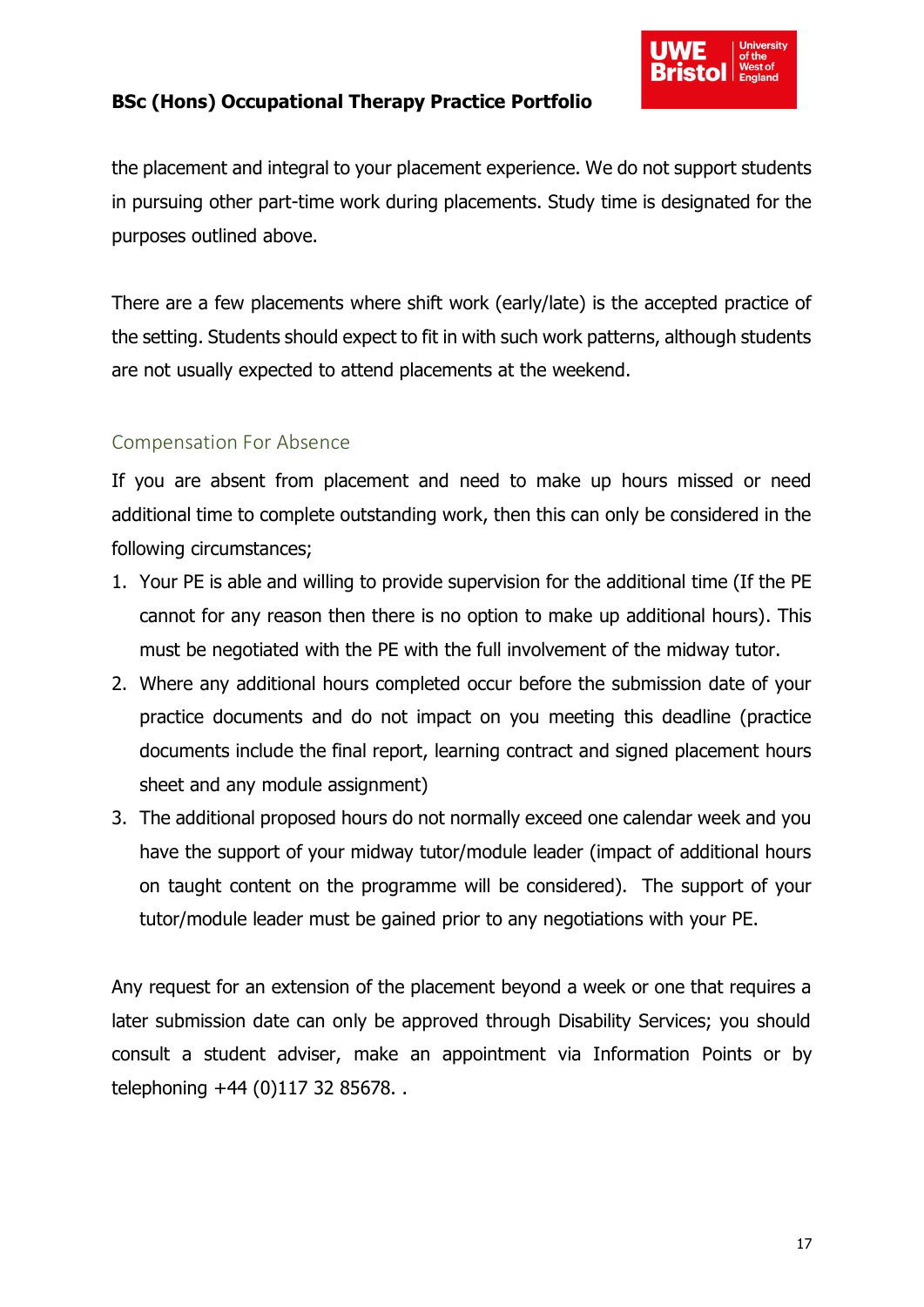the placement and integral to your placement experience. We do not support students in pursuing other part-time work during placements. Study time is designated for the purposes outlined above.

There are a few placements where shift work (early/late) is the accepted practice of the setting. Students should expect to fit in with such work patterns, although students are not usually expected to attend placements at the weekend.

## Compensation For Absence

If you are absent from placement and need to make up hours missed or need additional time to complete outstanding work, then this can only be considered in the following circumstances;

1. Your PE is able and willing to provide supervision for the additional time (If the PE cannot for any reason then there is no option to make up additional hours). This must be negotiated with the PE with the full involvement of the midway tutor.
2. Where any additional hours completed occur before the submission date of your practice documents and do not impact on you meeting this deadline (practice documents include the final report, learning contract and signed placement hours sheet and any module assignment)
3. The additional proposed hours do not normally exceed one calendar week and you have the support of your midway tutor/module leader (impact of additional hours on taught content on the programme will be considered). The support of your tutor/module leader must be gained prior to any negotiations with your PE.

Any request for an extension of the placement beyond a week or one that requires a later submission date can only be approved through Disability Services; you should consult a student adviser, make an appointment via Information Points or by telephoning +44 (0)117 32 85678. .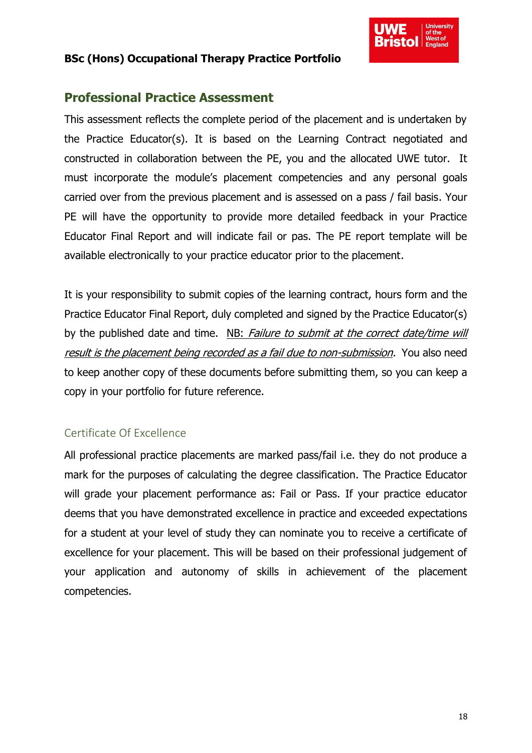## Professional Practice Assessment

This assessment reflects the complete period of the placement and is undertaken by the Practice Educator(s). It is based on the Learning Contract negotiated and constructed in collaboration between the PE, you and the allocated UWE tutor. It must incorporate the module's placement competencies and any personal goals carried over from the previous placement and is assessed on a pass / fail basis. Your PE will have the opportunity to provide more detailed feedback in your Practice Educator Final Report and will indicate fail or pas. The PE report template will be available electronically to your practice educator prior to the placement.

It is your responsibility to submit copies of the learning contract, hours form and the Practice Educator Final Report, duly completed and signed by the Practice Educator(s) by the published date and time. NB: *Failure to submit at the correct date/time will result is the placement being recorded as a fail due to non-submission.* You also need to keep another copy of these documents before submitting them, so you can keep a copy in your portfolio for future reference.

### Certificate Of Excellence

All professional practice placements are marked pass/fail i.e. they do not produce a mark for the purposes of calculating the degree classification. The Practice Educator will grade your placement performance as: Fail or Pass. If your practice educator deems that you have demonstrated excellence in practice and exceeded expectations for a student at your level of study they can nominate you to receive a certificate of excellence for your placement. This will be based on their professional judgement of your application and autonomy of skills in achievement of the placement competencies.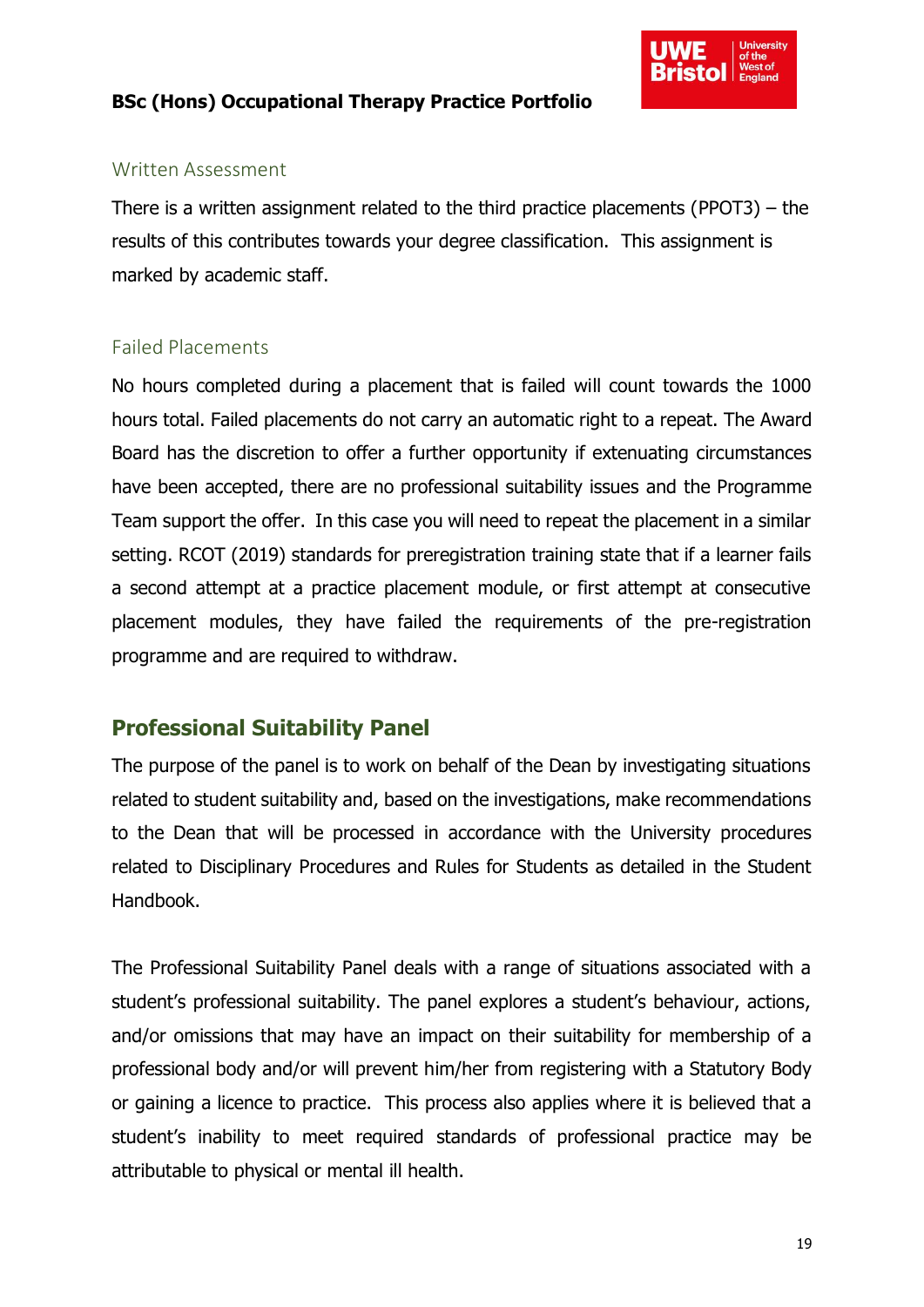### Written Assessment

There is a written assignment related to the third practice placements (PPOT3) – the results of this contributes towards your degree classification. This assignment is marked by academic staff.

### Failed Placements

No hours completed during a placement that is failed will count towards the 1000 hours total. Failed placements do not carry an automatic right to a repeat. The Award Board has the discretion to offer a further opportunity if extenuating circumstances have been accepted, there are no professional suitability issues and the Programme Team support the offer. In this case you will need to repeat the placement in a similar setting. RCOT (2019) standards for preregistration training state that if a learner fails a second attempt at a practice placement module, or first attempt at consecutive placement modules, they have failed the requirements of the pre-registration programme and are required to withdraw.

## Professional Suitability Panel

The purpose of the panel is to work on behalf of the Dean by investigating situations related to student suitability and, based on the investigations, make recommendations to the Dean that will be processed in accordance with the University procedures related to Disciplinary Procedures and Rules for Students as detailed in the Student Handbook.

The Professional Suitability Panel deals with a range of situations associated with a student's professional suitability. The panel explores a student's behaviour, actions, and/or omissions that may have an impact on their suitability for membership of a professional body and/or will prevent him/her from registering with a Statutory Body or gaining a licence to practice. This process also applies where it is believed that a student's inability to meet required standards of professional practice may be attributable to physical or mental ill health.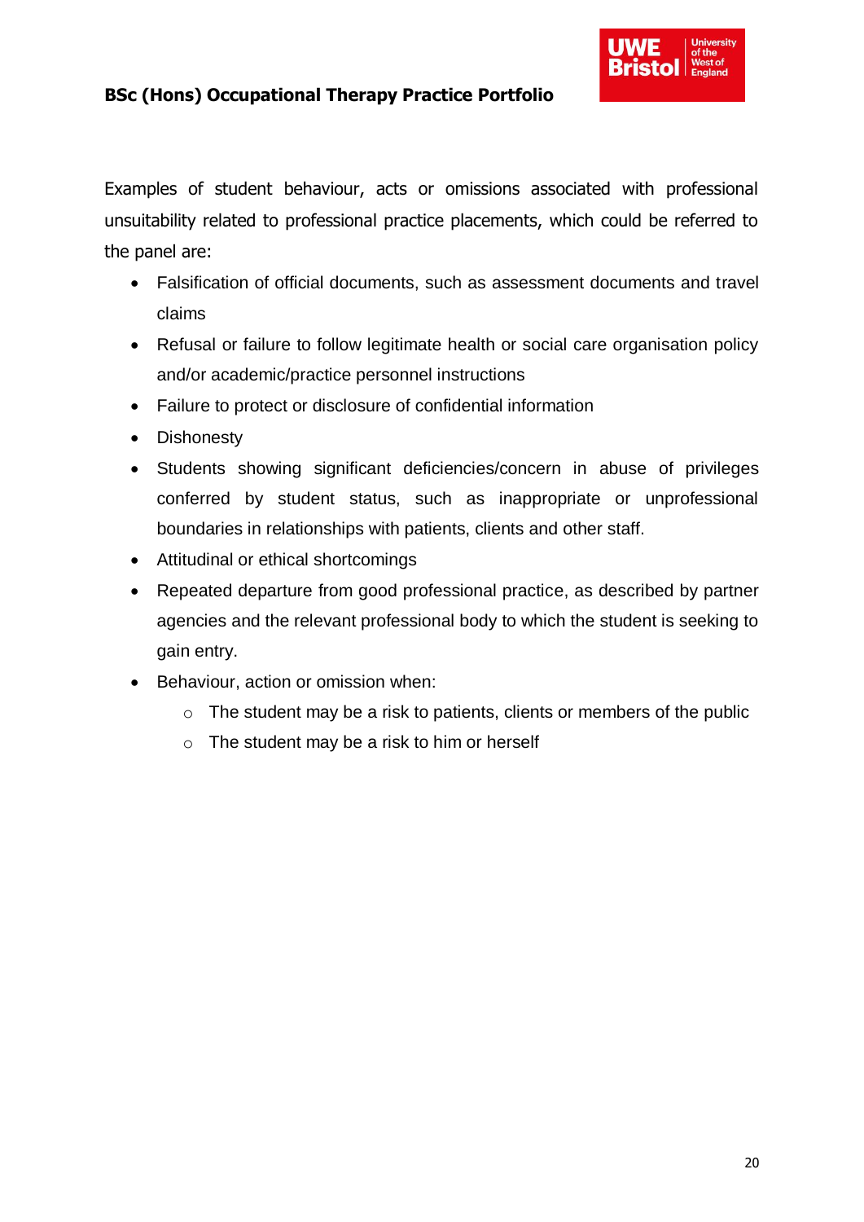Examples of student behaviour, acts or omissions associated with professional unsuitability related to professional practice placements, which could be referred to the panel are:

- Falsification of official documents, such as assessment documents and travel claims
- Refusal or failure to follow legitimate health or social care organisation policy and/or academic/practice personnel instructions
- Failure to protect or disclosure of confidential information
- Dishonesty
- Students showing significant deficiencies/concern in abuse of privileges conferred by student status, such as inappropriate or unprofessional boundaries in relationships with patients, clients and other staff.
- Attitudinal or ethical shortcomings
- Repeated departure from good professional practice, as described by partner agencies and the relevant professional body to which the student is seeking to gain entry.
- Behaviour, action or omission when:
    - The student may be a risk to patients, clients or members of the public
    - The student may be a risk to him or herself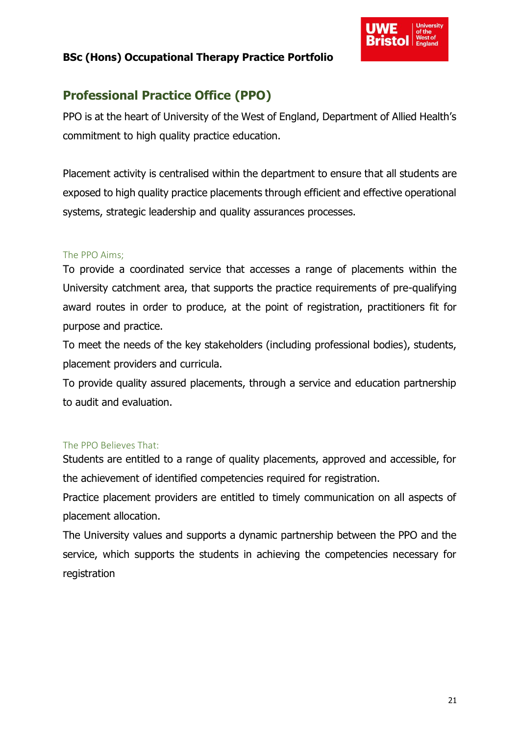## Professional Practice Office (PPO)

PPO is at the heart of University of the West of England, Department of Allied Health's commitment to high quality practice education.

Placement activity is centralised within the department to ensure that all students are exposed to high quality practice placements through efficient and effective operational systems, strategic leadership and quality assurances processes.

### The PPO Aims;

To provide a coordinated service that accesses a range of placements within the University catchment area, that supports the practice requirements of pre-qualifying award routes in order to produce, at the point of registration, practitioners fit for purpose and practice.

To meet the needs of the key stakeholders (including professional bodies), students, placement providers and curricula.

To provide quality assured placements, through a service and education partnership to audit and evaluation.

### The PPO Believes That:

Students are entitled to a range of quality placements, approved and accessible, for the achievement of identified competencies required for registration.

Practice placement providers are entitled to timely communication on all aspects of placement allocation.

The University values and supports a dynamic partnership between the PPO and the service, which supports the students in achieving the competencies necessary for registration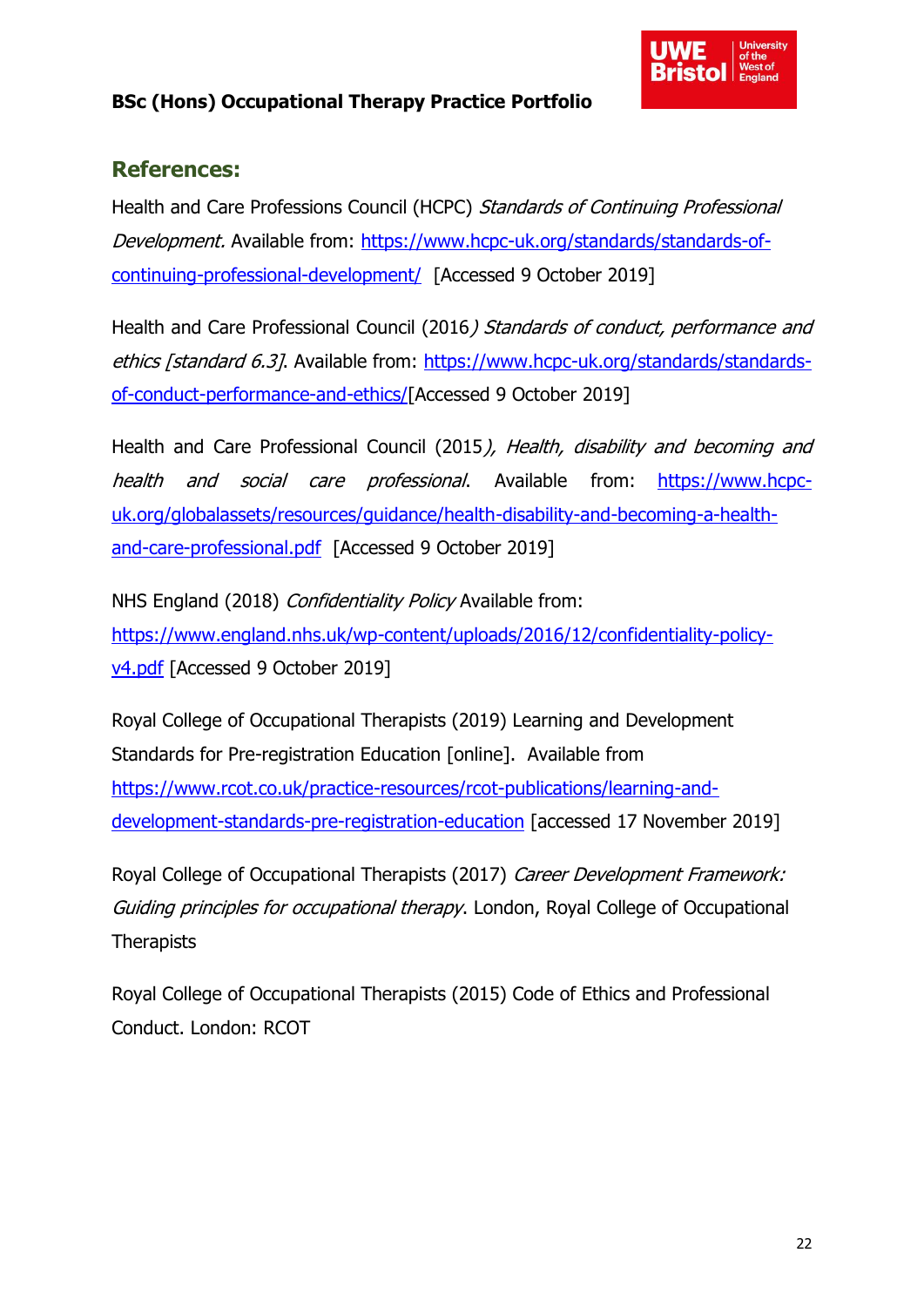## References:

Health and Care Professions Council (HCPC) *Standards of Continuing Professional Development.* Available from: https://www.hcpc-uk.org/standards/standards-of-continuing-professional-development/ [Accessed 9 October 2019]

Health and Care Professional Council (2016*) Standards of conduct, performance and ethics [standard 6.3]*. Available from: https://www.hcpc-uk.org/standards/standards-of-conduct-performance-and-ethics/[Accessed 9 October 2019]

Health and Care Professional Council (2015*), Health, disability and becoming and health and social care professional*. Available from: https://www.hcpc-uk.org/globalassets/resources/guidance/health-disability-and-becoming-a-health-and-care-professional.pdf [Accessed 9 October 2019]

NHS England (2018) *Confidentiality Policy* Available from: https://www.england.nhs.uk/wp-content/uploads/2016/12/confidentiality-policy-v4.pdf [Accessed 9 October 2019]

Royal College of Occupational Therapists (2019) Learning and Development Standards for Pre-registration Education [online]. Available from https://www.rcot.co.uk/practice-resources/rcot-publications/learning-and-development-standards-pre-registration-education [accessed 17 November 2019]

Royal College of Occupational Therapists (2017) *Career Development Framework: Guiding principles for occupational therapy*. London, Royal College of Occupational Therapists

Royal College of Occupational Therapists (2015) Code of Ethics and Professional Conduct. London: RCOT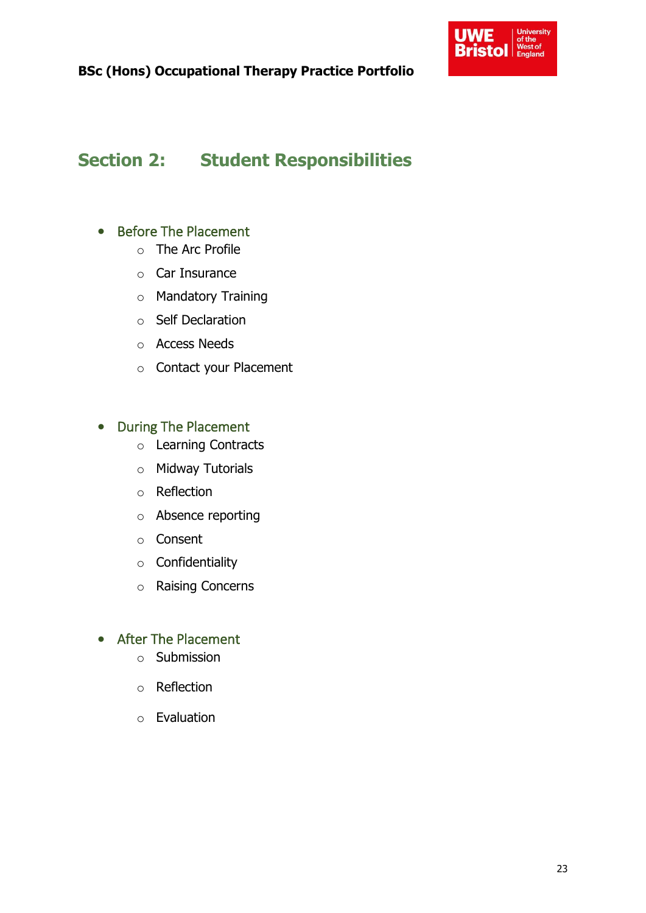# Section 2: Student Responsibilities

- Before The Placement
  - The Arc Profile
  - Car Insurance
  - Mandatory Training
  - Self Declaration
  - Access Needs
  - Contact your Placement

- During The Placement
  - Learning Contracts
  - Midway Tutorials
  - Reflection
  - Absence reporting
  - Consent
  - Confidentiality
  - Raising Concerns

- After The Placement
  - Submission
  - Reflection
  - Evaluation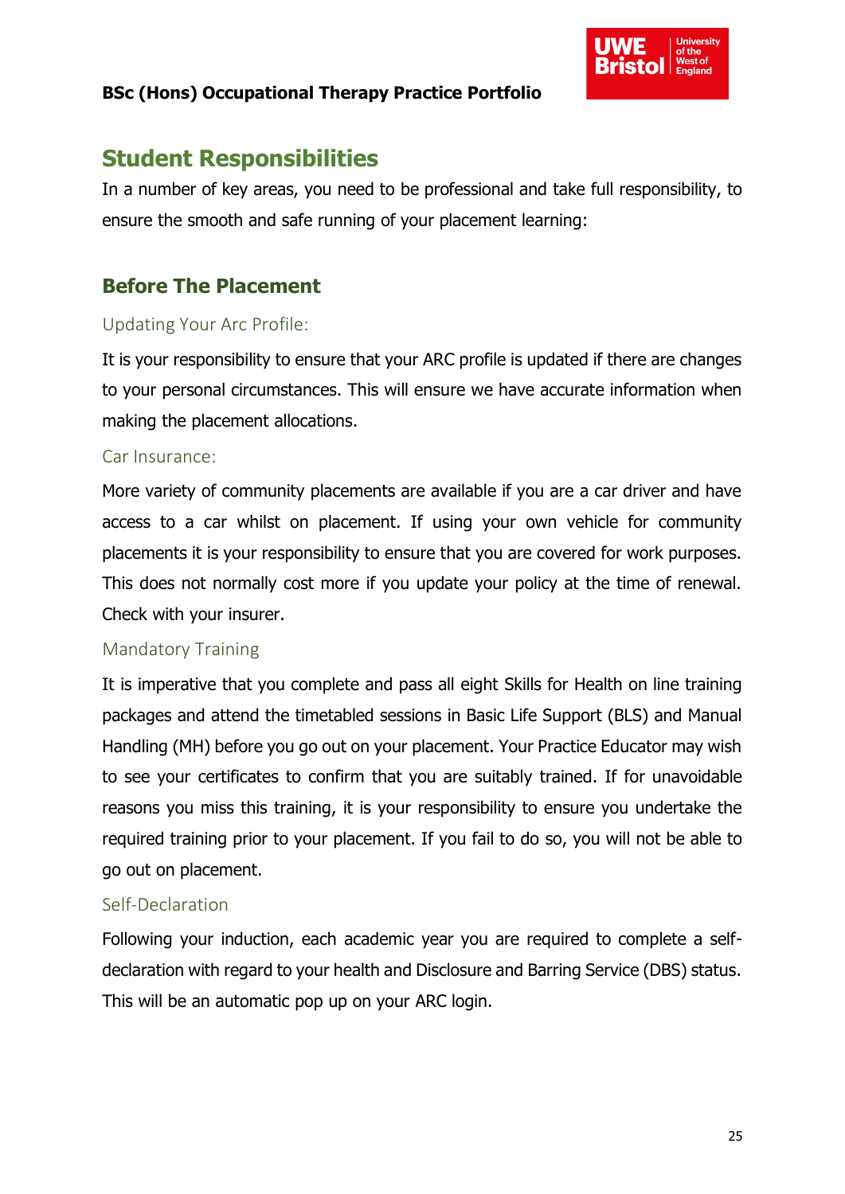## Student Responsibilities

In a number of key areas, you need to be professional and take full responsibility, to ensure the smooth and safe running of your placement learning:

### Before The Placement

#### Updating Your Arc Profile:

It is your responsibility to ensure that your ARC profile is updated if there are changes to your personal circumstances. This will ensure we have accurate information when making the placement allocations.

#### Car Insurance:

More variety of community placements are available if you are a car driver and have access to a car whilst on placement. If using your own vehicle for community placements it is your responsibility to ensure that you are covered for work purposes. This does not normally cost more if you update your policy at the time of renewal. Check with your insurer.

#### Mandatory Training

It is imperative that you complete and pass all eight Skills for Health on line training packages and attend the timetabled sessions in Basic Life Support (BLS) and Manual Handling (MH) before you go out on your placement. Your Practice Educator may wish to see your certificates to confirm that you are suitably trained. If for unavoidable reasons you miss this training, it is your responsibility to ensure you undertake the required training prior to your placement. If you fail to do so, you will not be able to go out on placement.

#### Self-Declaration

Following your induction, each academic year you are required to complete a self-declaration with regard to your health and Disclosure and Barring Service (DBS) status. This will be an automatic pop up on your ARC login.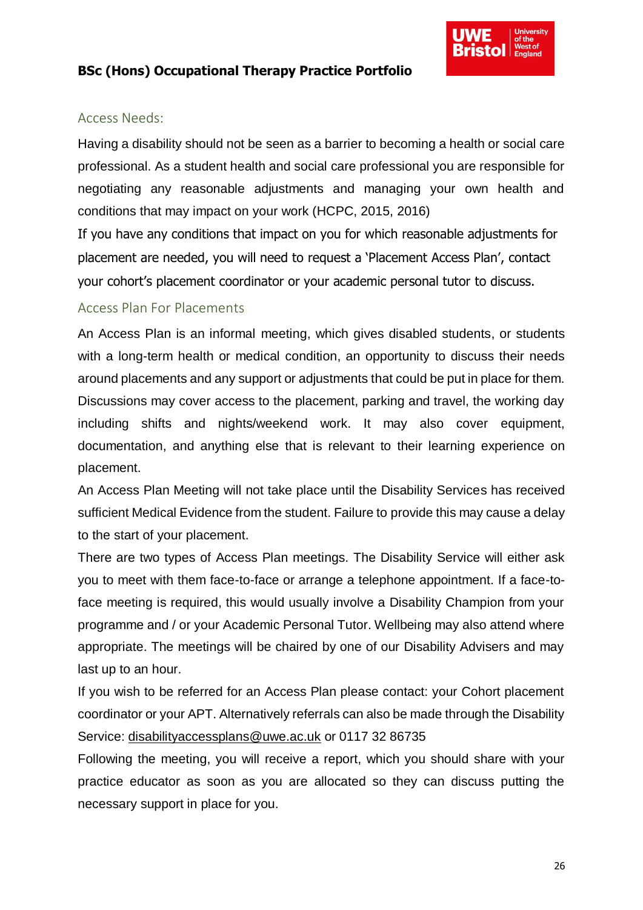## Access Needs:

Having a disability should not be seen as a barrier to becoming a health or social care professional. As a student health and social care professional you are responsible for negotiating any reasonable adjustments and managing your own health and conditions that may impact on your work (HCPC, 2015, 2016)

If you have any conditions that impact on you for which reasonable adjustments for placement are needed, you will need to request a 'Placement Access Plan', contact your cohort's placement coordinator or your academic personal tutor to discuss.

## Access Plan For Placements

An Access Plan is an informal meeting, which gives disabled students, or students with a long-term health or medical condition, an opportunity to discuss their needs around placements and any support or adjustments that could be put in place for them. Discussions may cover access to the placement, parking and travel, the working day including shifts and nights/weekend work. It may also cover equipment, documentation, and anything else that is relevant to their learning experience on placement.

An Access Plan Meeting will not take place until the Disability Services has received sufficient Medical Evidence from the student. Failure to provide this may cause a delay to the start of your placement.

There are two types of Access Plan meetings. The Disability Service will either ask you to meet with them face-to-face or arrange a telephone appointment. If a face-to-face meeting is required, this would usually involve a Disability Champion from your programme and / or your Academic Personal Tutor. Wellbeing may also attend where appropriate. The meetings will be chaired by one of our Disability Advisers and may last up to an hour.

If you wish to be referred for an Access Plan please contact: your Cohort placement coordinator or your APT. Alternatively referrals can also be made through the Disability Service: disabilityaccessplans@uwe.ac.uk or 0117 32 86735

Following the meeting, you will receive a report, which you should share with your practice educator as soon as you are allocated so they can discuss putting the necessary support in place for you.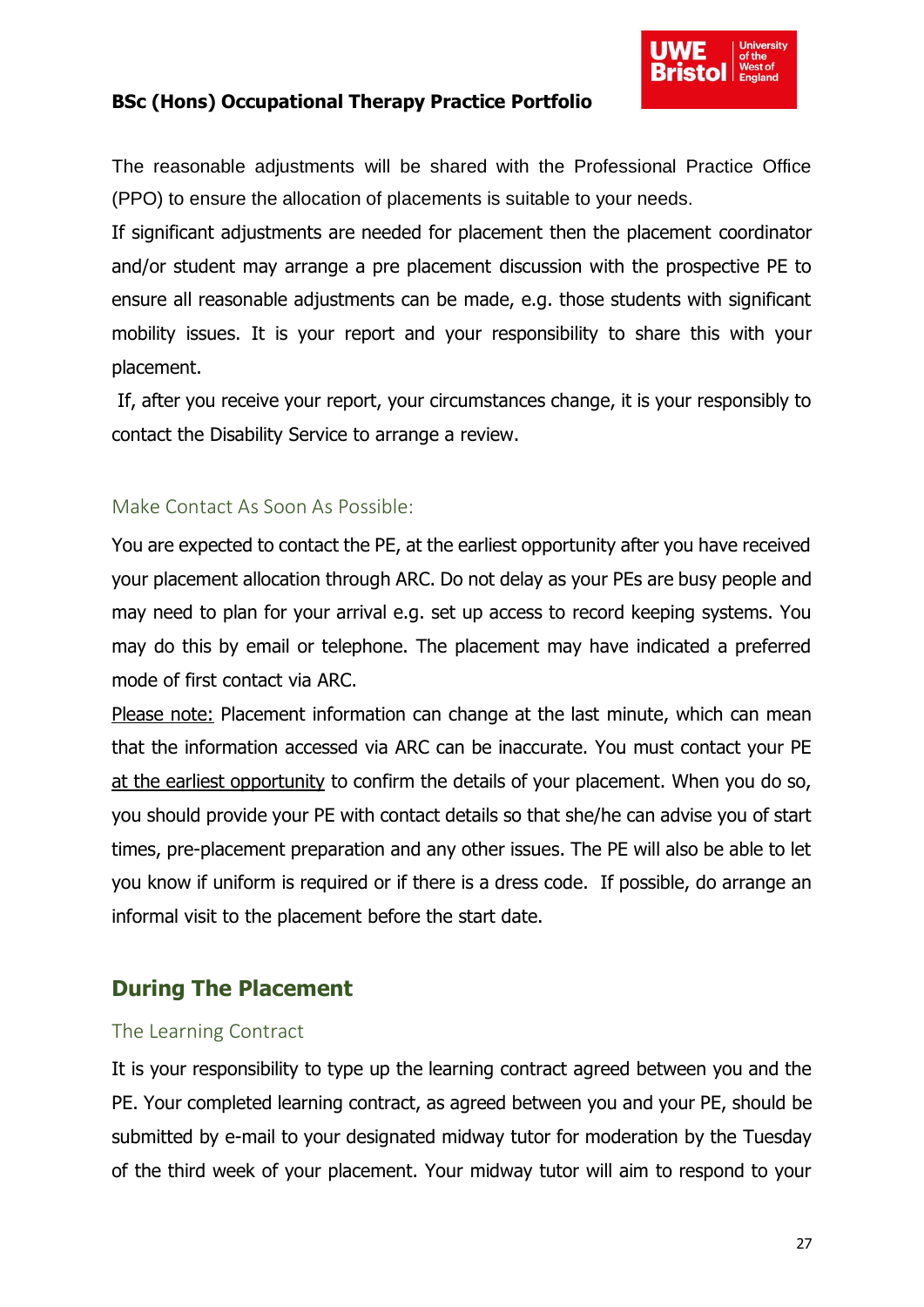The reasonable adjustments will be shared with the Professional Practice Office (PPO) to ensure the allocation of placements is suitable to your needs.

If significant adjustments are needed for placement then the placement coordinator and/or student may arrange a pre placement discussion with the prospective PE to ensure all reasonable adjustments can be made, e.g. those students with significant mobility issues. It is your report and your responsibility to share this with your placement.

If, after you receive your report, your circumstances change, it is your responsibly to contact the Disability Service to arrange a review.

### Make Contact As Soon As Possible:

You are expected to contact the PE, at the earliest opportunity after you have received your placement allocation through ARC. Do not delay as your PEs are busy people and may need to plan for your arrival e.g. set up access to record keeping systems. You may do this by email or telephone. The placement may have indicated a preferred mode of first contact via ARC.

Please note: Placement information can change at the last minute, which can mean that the information accessed via ARC can be inaccurate. You must contact your PE at the earliest opportunity to confirm the details of your placement. When you do so, you should provide your PE with contact details so that she/he can advise you of start times, pre-placement preparation and any other issues. The PE will also be able to let you know if uniform is required or if there is a dress code. If possible, do arrange an informal visit to the placement before the start date.

## During The Placement

### The Learning Contract

It is your responsibility to type up the learning contract agreed between you and the PE. Your completed learning contract, as agreed between you and your PE, should be submitted by e-mail to your designated midway tutor for moderation by the Tuesday of the third week of your placement. Your midway tutor will aim to respond to your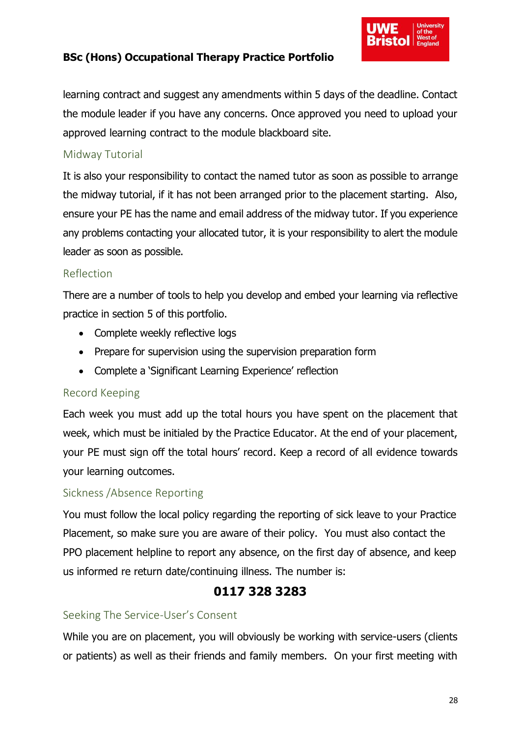learning contract and suggest any amendments within 5 days of the deadline. Contact the module leader if you have any concerns. Once approved you need to upload your approved learning contract to the module blackboard site.

### Midway Tutorial

It is also your responsibility to contact the named tutor as soon as possible to arrange the midway tutorial, if it has not been arranged prior to the placement starting. Also, ensure your PE has the name and email address of the midway tutor. If you experience any problems contacting your allocated tutor, it is your responsibility to alert the module leader as soon as possible.

### Reflection

There are a number of tools to help you develop and embed your learning via reflective practice in section 5 of this portfolio.

- Complete weekly reflective logs
- Prepare for supervision using the supervision preparation form
- Complete a 'Significant Learning Experience' reflection

### Record Keeping

Each week you must add up the total hours you have spent on the placement that week, which must be initialed by the Practice Educator. At the end of your placement, your PE must sign off the total hours' record. Keep a record of all evidence towards your learning outcomes.

### Sickness /Absence Reporting

You must follow the local policy regarding the reporting of sick leave to your Practice Placement, so make sure you are aware of their policy. You must also contact the PPO placement helpline to report any absence, on the first day of absence, and keep us informed re return date/continuing illness. The number is:

**0117 328 3283**

### Seeking The Service-User's Consent

While you are on placement, you will obviously be working with service-users (clients or patients) as well as their friends and family members. On your first meeting with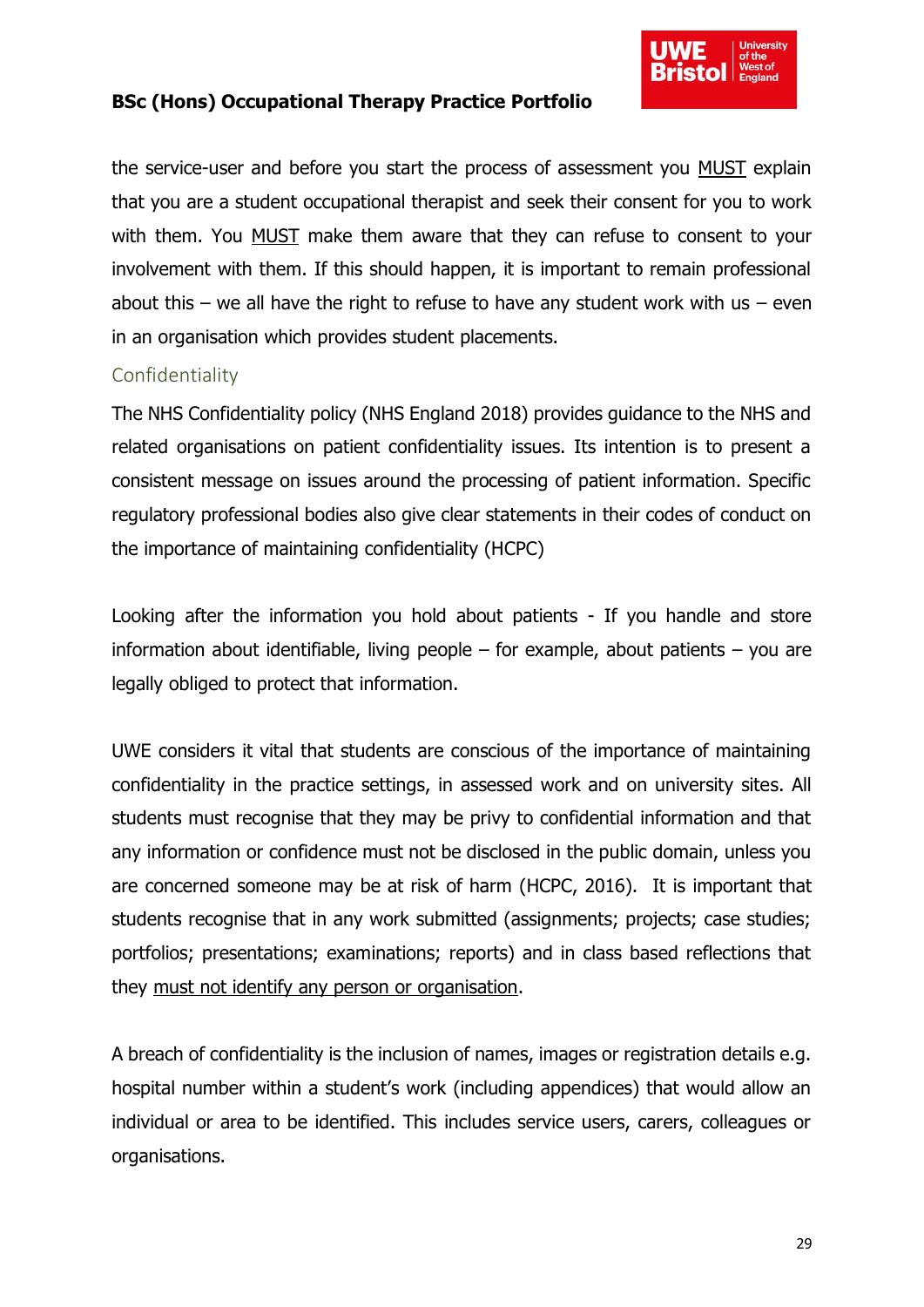the service-user and before you start the process of assessment you MUST explain that you are a student occupational therapist and seek their consent for you to work with them. You MUST make them aware that they can refuse to consent to your involvement with them. If this should happen, it is important to remain professional about this – we all have the right to refuse to have any student work with us – even in an organisation which provides student placements.

## Confidentiality

The NHS Confidentiality policy (NHS England 2018) provides guidance to the NHS and related organisations on patient confidentiality issues. Its intention is to present a consistent message on issues around the processing of patient information. Specific regulatory professional bodies also give clear statements in their codes of conduct on the importance of maintaining confidentiality (HCPC)

Looking after the information you hold about patients - If you handle and store information about identifiable, living people – for example, about patients – you are legally obliged to protect that information.

UWE considers it vital that students are conscious of the importance of maintaining confidentiality in the practice settings, in assessed work and on university sites. All students must recognise that they may be privy to confidential information and that any information or confidence must not be disclosed in the public domain, unless you are concerned someone may be at risk of harm (HCPC, 2016). It is important that students recognise that in any work submitted (assignments; projects; case studies; portfolios; presentations; examinations; reports) and in class based reflections that they must not identify any person or organisation.

A breach of confidentiality is the inclusion of names, images or registration details e.g. hospital number within a student's work (including appendices) that would allow an individual or area to be identified. This includes service users, carers, colleagues or organisations.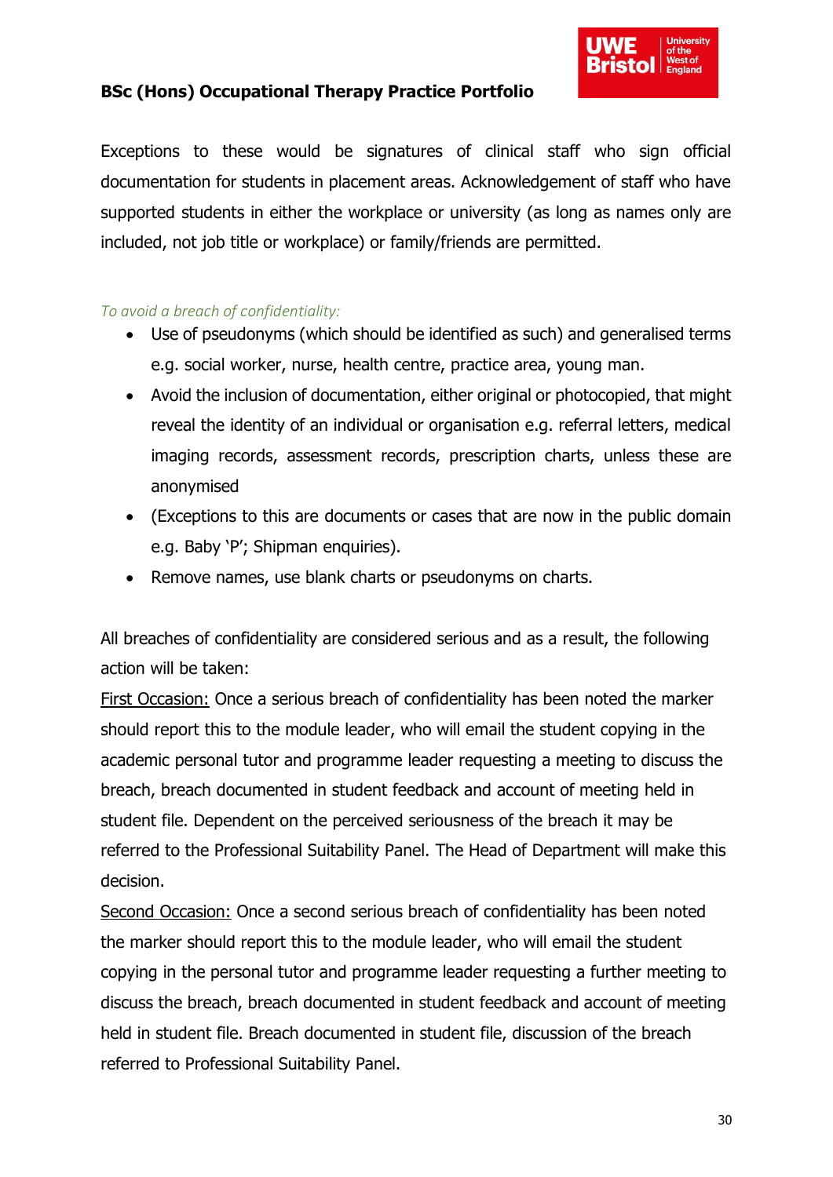Exceptions to these would be signatures of clinical staff who sign official documentation for students in placement areas. Acknowledgement of staff who have supported students in either the workplace or university (as long as names only are included, not job title or workplace) or family/friends are permitted.

*To avoid a breach of confidentiality:*

- Use of pseudonyms (which should be identified as such) and generalised terms e.g. social worker, nurse, health centre, practice area, young man.
- Avoid the inclusion of documentation, either original or photocopied, that might reveal the identity of an individual or organisation e.g. referral letters, medical imaging records, assessment records, prescription charts, unless these are anonymised
- (Exceptions to this are documents or cases that are now in the public domain e.g. Baby 'P'; Shipman enquiries).
- Remove names, use blank charts or pseudonyms on charts.

All breaches of confidentiality are considered serious and as a result, the following action will be taken:

First Occasion: Once a serious breach of confidentiality has been noted the marker should report this to the module leader, who will email the student copying in the academic personal tutor and programme leader requesting a meeting to discuss the breach, breach documented in student feedback and account of meeting held in student file. Dependent on the perceived seriousness of the breach it may be referred to the Professional Suitability Panel. The Head of Department will make this decision.

Second Occasion: Once a second serious breach of confidentiality has been noted the marker should report this to the module leader, who will email the student copying in the personal tutor and programme leader requesting a further meeting to discuss the breach, breach documented in student feedback and account of meeting held in student file. Breach documented in student file, discussion of the breach referred to Professional Suitability Panel.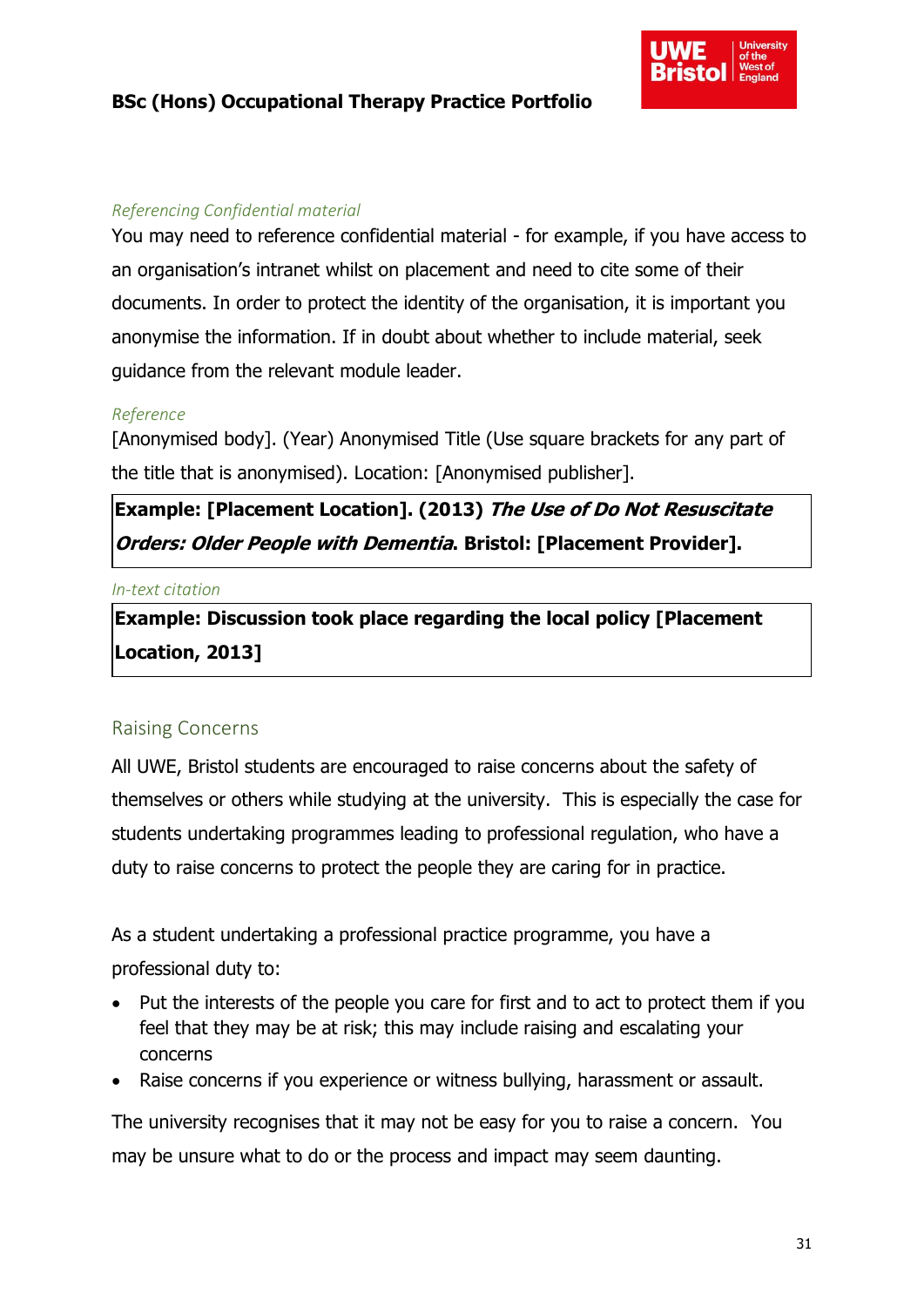*Referencing Confidential material*

You may need to reference confidential material - for example, if you have access to an organisation's intranet whilst on placement and need to cite some of their documents. In order to protect the identity of the organisation, it is important you anonymise the information. If in doubt about whether to include material, seek guidance from the relevant module leader.

*Reference*

[Anonymised body]. (Year) Anonymised Title (Use square brackets for any part of the title that is anonymised). Location: [Anonymised publisher].

**Example: [Placement Location]. (2013) *The Use of Do Not Resuscitate Orders: Older People with Dementia*. Bristol: [Placement Provider].**

*In-text citation*

**Example: Discussion took place regarding the local policy [Placement Location, 2013]**

## Raising Concerns

All UWE, Bristol students are encouraged to raise concerns about the safety of themselves or others while studying at the university. This is especially the case for students undertaking programmes leading to professional regulation, who have a duty to raise concerns to protect the people they are caring for in practice.

As a student undertaking a professional practice programme, you have a professional duty to:

- Put the interests of the people you care for first and to act to protect them if you feel that they may be at risk; this may include raising and escalating your concerns
- Raise concerns if you experience or witness bullying, harassment or assault.

The university recognises that it may not be easy for you to raise a concern. You may be unsure what to do or the process and impact may seem daunting.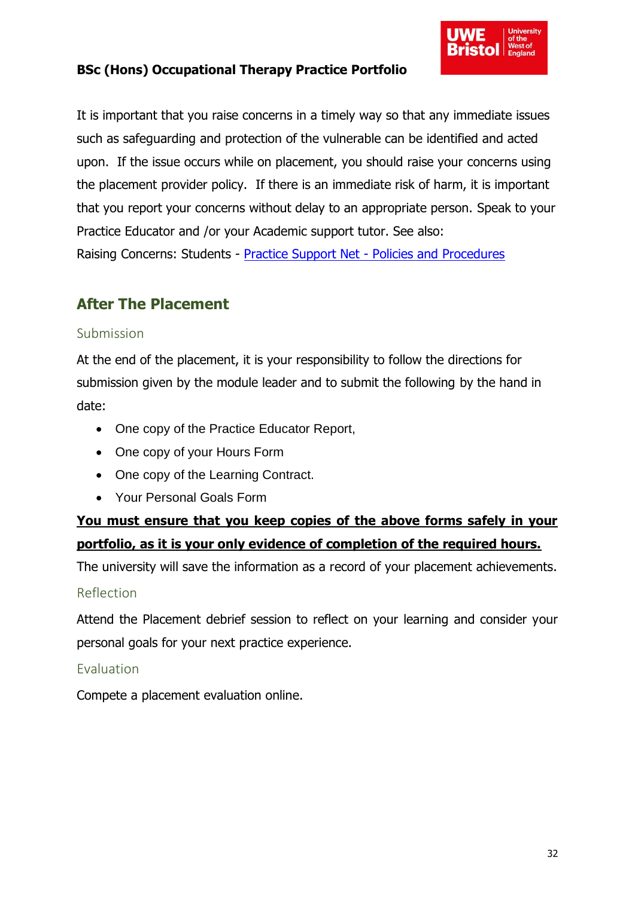It is important that you raise concerns in a timely way so that any immediate issues such as safeguarding and protection of the vulnerable can be identified and acted upon. If the issue occurs while on placement, you should raise your concerns using the placement provider policy. If there is an immediate risk of harm, it is important that you report your concerns without delay to an appropriate person. Speak to your Practice Educator and /or your Academic support tutor. See also:

Raising Concerns: Students - [Practice Support Net - Policies and Procedures]

## After The Placement

### Submission

At the end of the placement, it is your responsibility to follow the directions for submission given by the module leader and to submit the following by the hand in date:

- One copy of the Practice Educator Report,
- One copy of your Hours Form
- One copy of the Learning Contract.
- Your Personal Goals Form

**You must ensure that you keep copies of the above forms safely in your portfolio, as it is your only evidence of completion of the required hours.**

The university will save the information as a record of your placement achievements.

### Reflection

Attend the Placement debrief session to reflect on your learning and consider your personal goals for your next practice experience.

### Evaluation

Compete a placement evaluation online.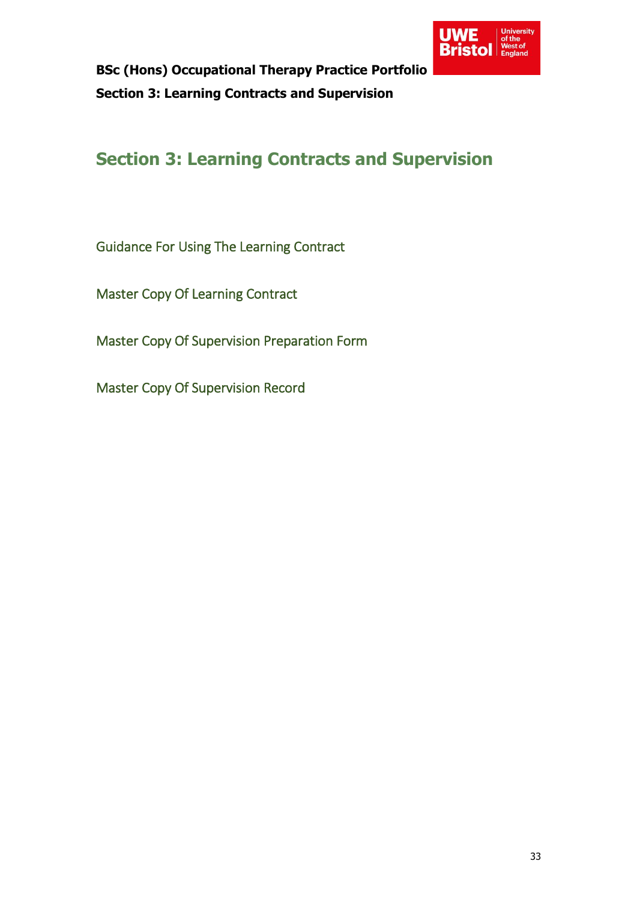# Section 3: Learning Contracts and Supervision

Guidance For Using The Learning Contract

Master Copy Of Learning Contract

Master Copy Of Supervision Preparation Form

Master Copy Of Supervision Record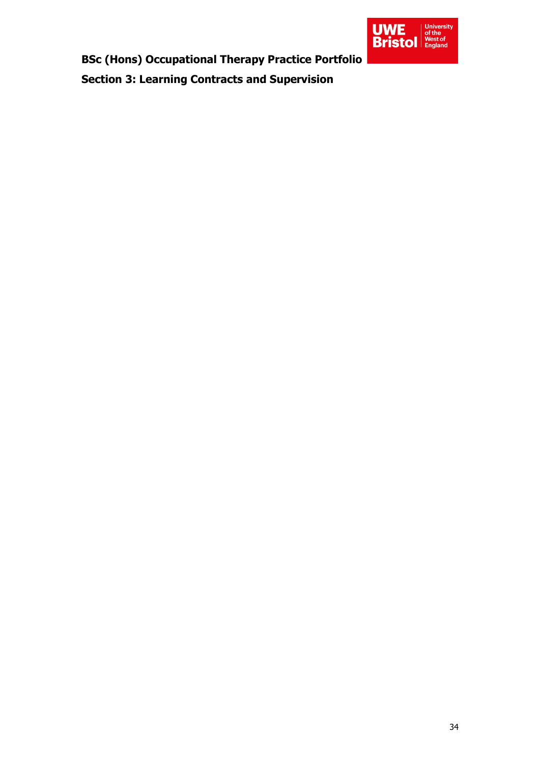**BSc (Hons) Occupational Therapy Practice Portfolio**

**Section 3: Learning Contracts and Supervision**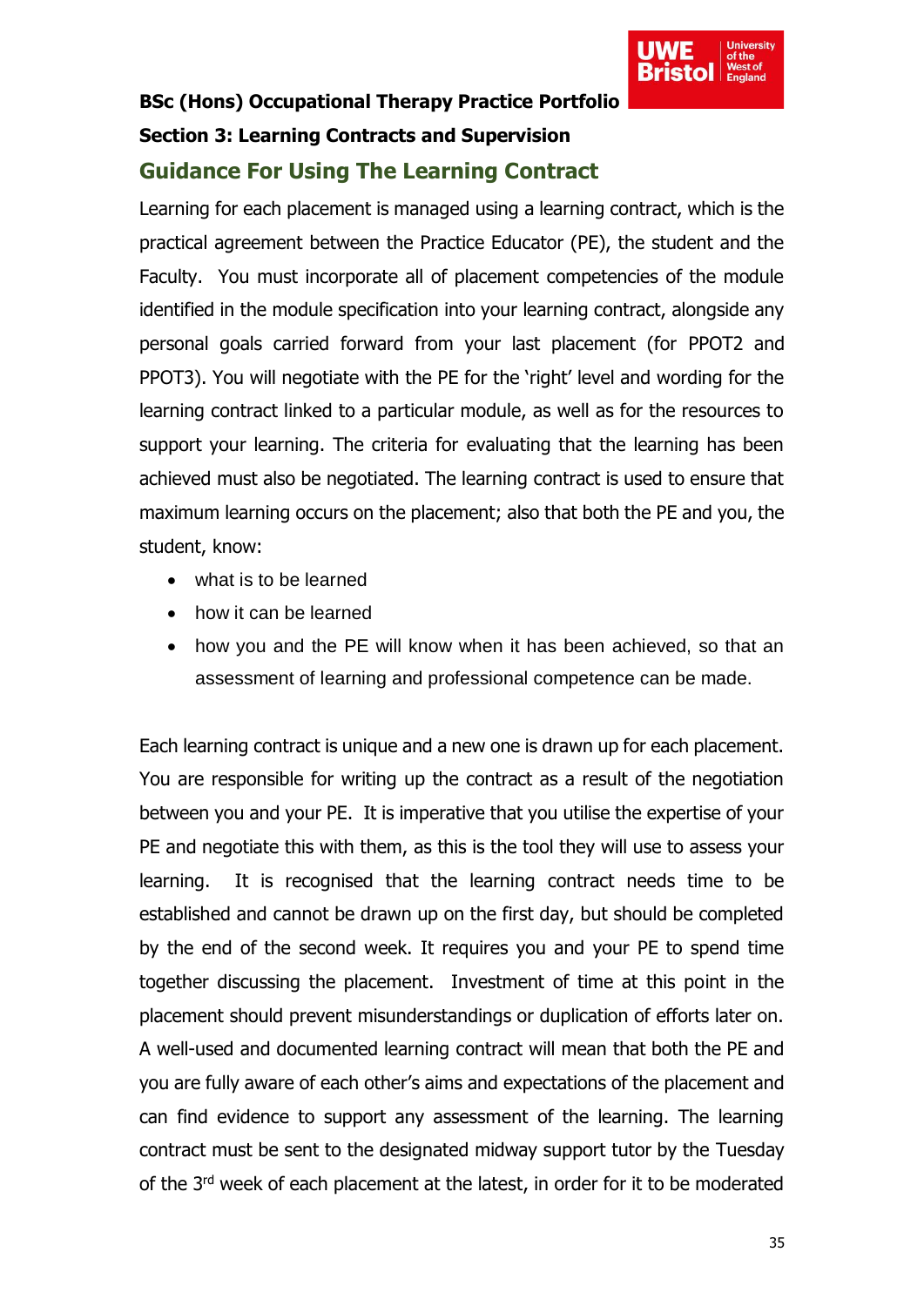**BSc (Hons) Occupational Therapy Practice Portfolio**

**Section 3: Learning Contracts and Supervision**

## Guidance For Using The Learning Contract

Learning for each placement is managed using a learning contract, which is the practical agreement between the Practice Educator (PE), the student and the Faculty. You must incorporate all of placement competencies of the module identified in the module specification into your learning contract, alongside any personal goals carried forward from your last placement (for PPOT2 and PPOT3). You will negotiate with the PE for the 'right' level and wording for the learning contract linked to a particular module, as well as for the resources to support your learning. The criteria for evaluating that the learning has been achieved must also be negotiated. The learning contract is used to ensure that maximum learning occurs on the placement; also that both the PE and you, the student, know:

- what is to be learned
- how it can be learned
- how you and the PE will know when it has been achieved, so that an assessment of learning and professional competence can be made.

Each learning contract is unique and a new one is drawn up for each placement. You are responsible for writing up the contract as a result of the negotiation between you and your PE. It is imperative that you utilise the expertise of your PE and negotiate this with them, as this is the tool they will use to assess your learning. It is recognised that the learning contract needs time to be established and cannot be drawn up on the first day, but should be completed by the end of the second week. It requires you and your PE to spend time together discussing the placement. Investment of time at this point in the placement should prevent misunderstandings or duplication of efforts later on. A well-used and documented learning contract will mean that both the PE and you are fully aware of each other's aims and expectations of the placement and can find evidence to support any assessment of the learning. The learning contract must be sent to the designated midway support tutor by the Tuesday of the 3rd week of each placement at the latest, in order for it to be moderated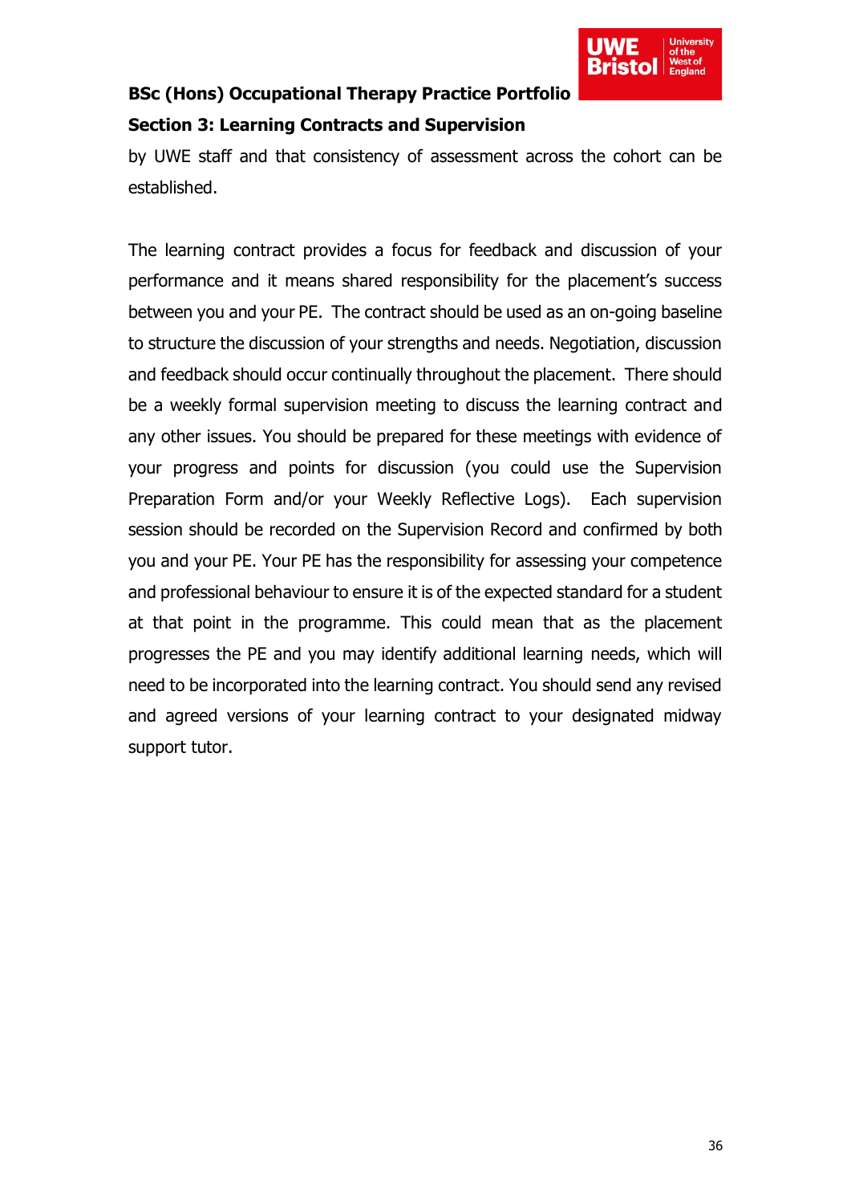by UWE staff and that consistency of assessment across the cohort can be established.

The learning contract provides a focus for feedback and discussion of your performance and it means shared responsibility for the placement's success between you and your PE. The contract should be used as an on-going baseline to structure the discussion of your strengths and needs. Negotiation, discussion and feedback should occur continually throughout the placement. There should be a weekly formal supervision meeting to discuss the learning contract and any other issues. You should be prepared for these meetings with evidence of your progress and points for discussion (you could use the Supervision Preparation Form and/or your Weekly Reflective Logs). Each supervision session should be recorded on the Supervision Record and confirmed by both you and your PE. Your PE has the responsibility for assessing your competence and professional behaviour to ensure it is of the expected standard for a student at that point in the programme. This could mean that as the placement progresses the PE and you may identify additional learning needs, which will need to be incorporated into the learning contract. You should send any revised and agreed versions of your learning contract to your designated midway support tutor.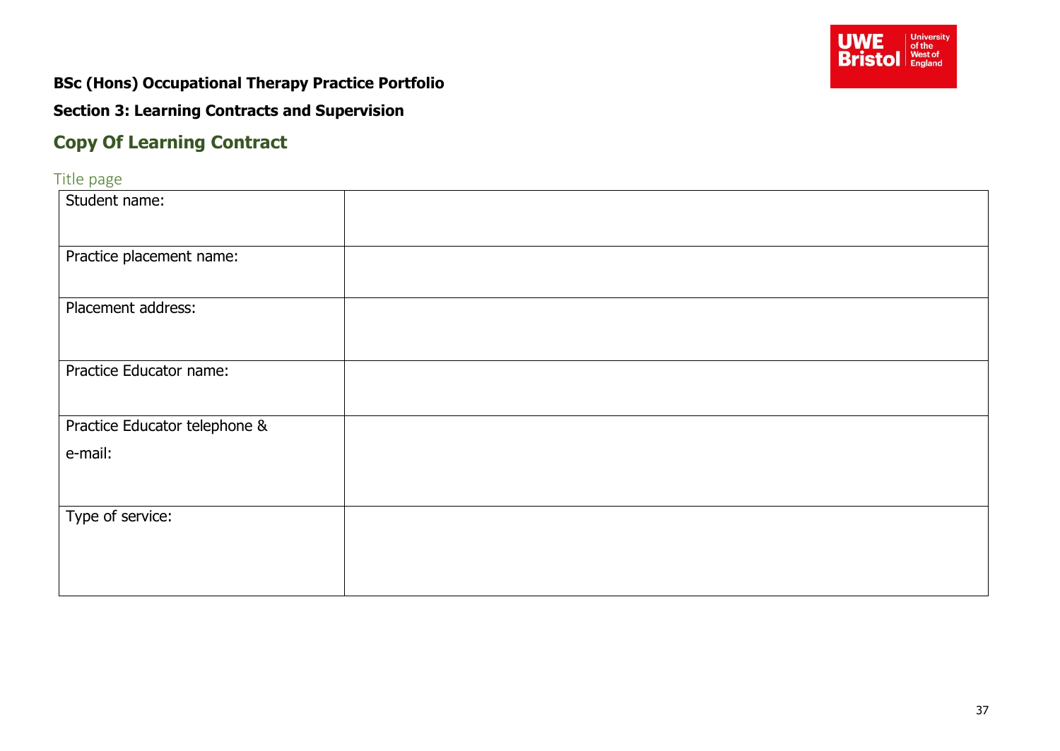**BSc (Hons) Occupational Therapy Practice Portfolio**

**Section 3: Learning Contracts and Supervision**

## Copy Of Learning Contract

### Title page

| | |
|---|---|
| Student name: | |
| Practice placement name: | |
| Placement address: | |
| Practice Educator name: | |
| Practice Educator telephone & e-mail: | |
| Type of service: | |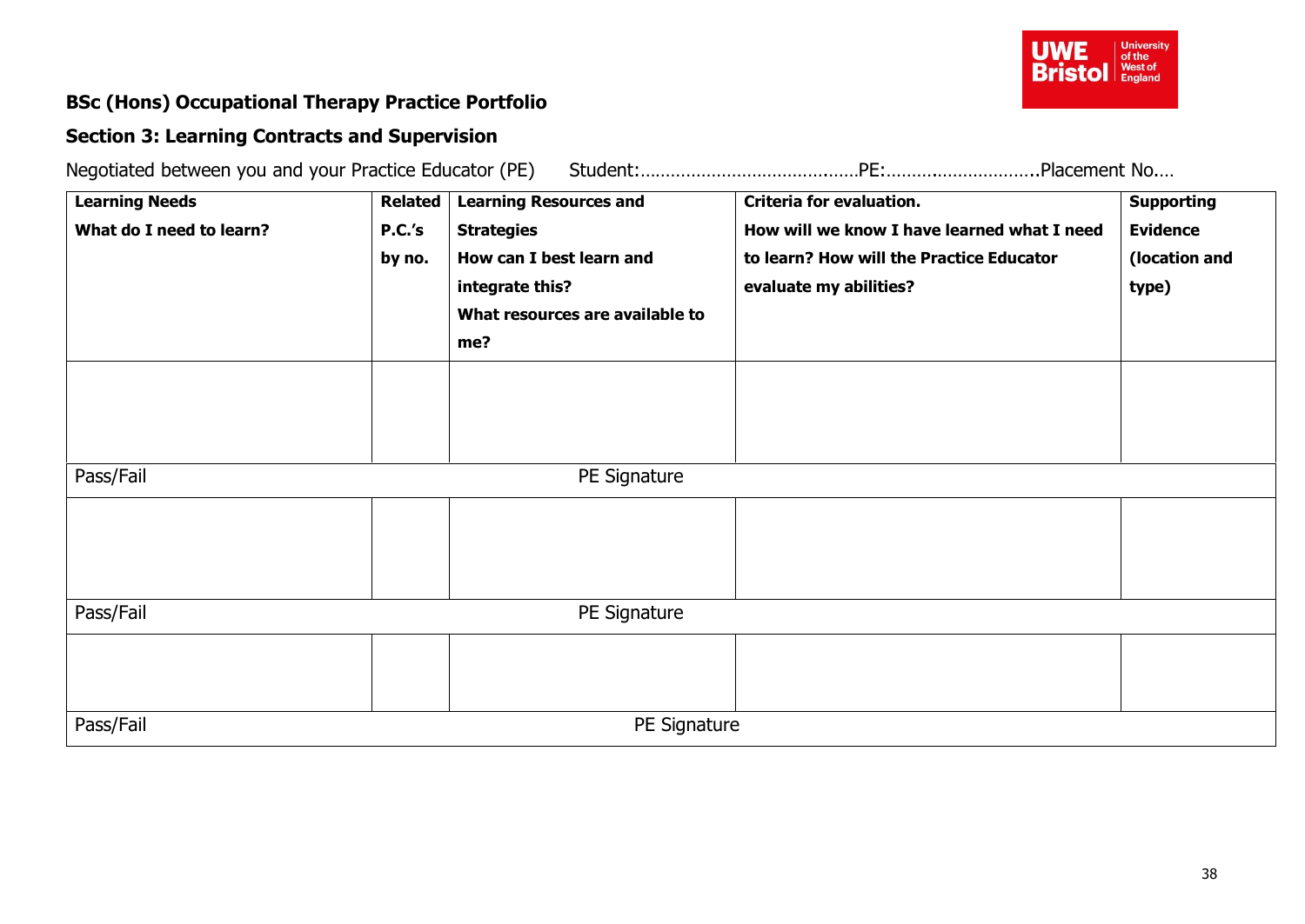**BSc (Hons) Occupational Therapy Practice Portfolio**

**Section 3: Learning Contracts and Supervision**

Negotiated between you and your Practice Educator (PE)      Student:……………………………………PE:……………………….Placement No.…

| **Learning Needs** **What do I need to learn?** | **Related P.C.'s by no.** | **Learning Resources and Strategies** **How can I best learn and integrate this?** **What resources are available to me?** | **Criteria for evaluation.** **How will we know I have learned what I need to learn? How will the Practice Educator evaluate my abilities?** | **Supporting Evidence (location and type)** |
|---|---|---|---|---|
| | | | | |
| Pass/Fail | | PE Signature | | |
| | | | | |
| Pass/Fail | | PE Signature | | |
| | | | | |
| Pass/Fail | | PE Signature | | |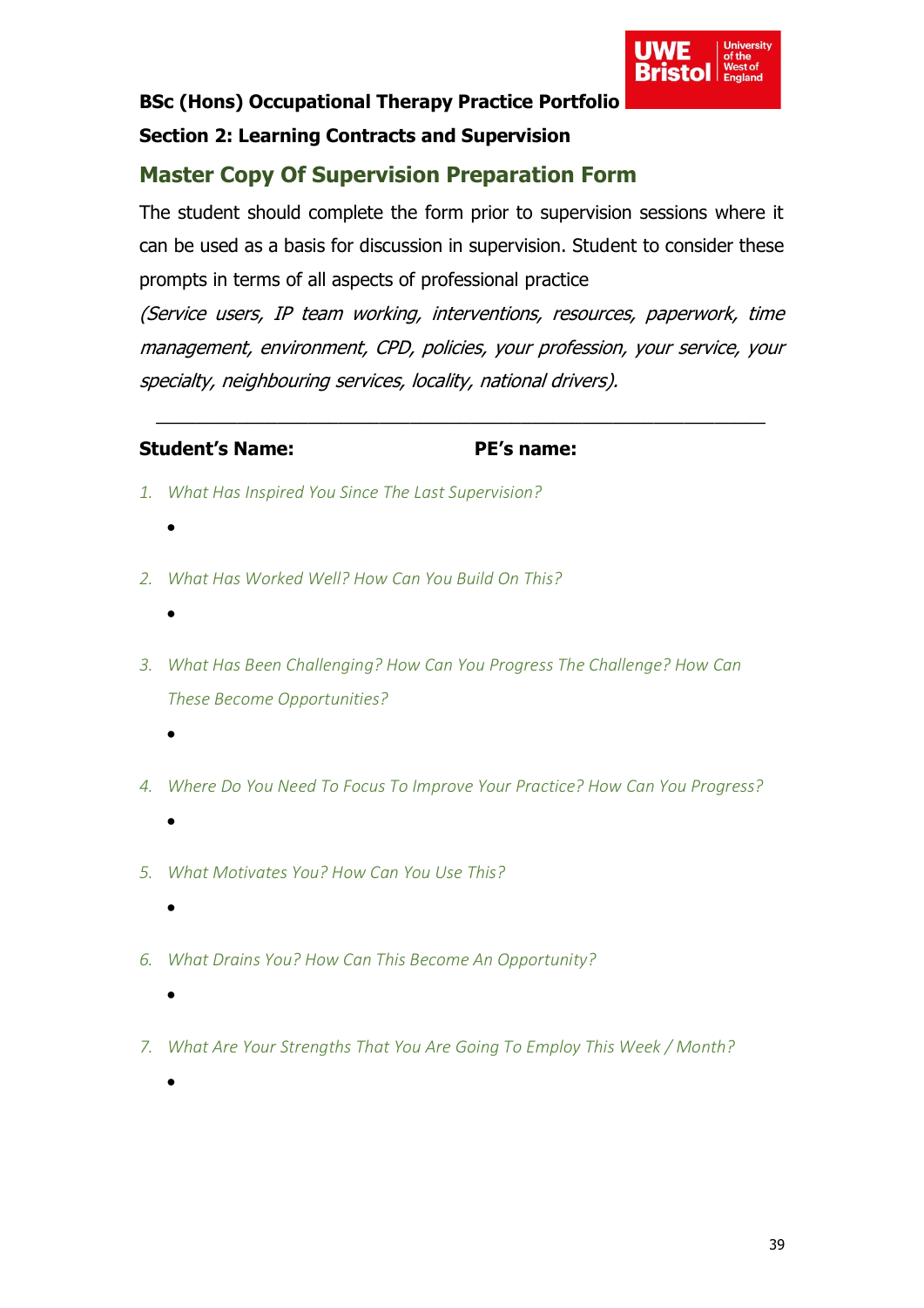**BSc (Hons) Occupational Therapy Practice Portfolio**

**Section 2: Learning Contracts and Supervision**

## Master Copy Of Supervision Preparation Form

The student should complete the form prior to supervision sessions where it can be used as a basis for discussion in supervision. Student to consider these prompts in terms of all aspects of professional practice

*(Service users, IP team working, interventions, resources, paperwork, time management, environment, CPD, policies, your profession, your service, your specialty, neighbouring services, locality, national drivers).*

---

**Student's Name:** **PE's name:**

1. *What Has Inspired You Since The Last Supervision?*
    -
2. *What Has Worked Well? How Can You Build On This?*
    -
3. *What Has Been Challenging? How Can You Progress The Challenge? How Can These Become Opportunities?*
    -
4. *Where Do You Need To Focus To Improve Your Practice? How Can You Progress?*
    -
5. *What Motivates You? How Can You Use This?*
    -
6. *What Drains You? How Can This Become An Opportunity?*
    -
7. *What Are Your Strengths That You Are Going To Employ This Week / Month?*
    -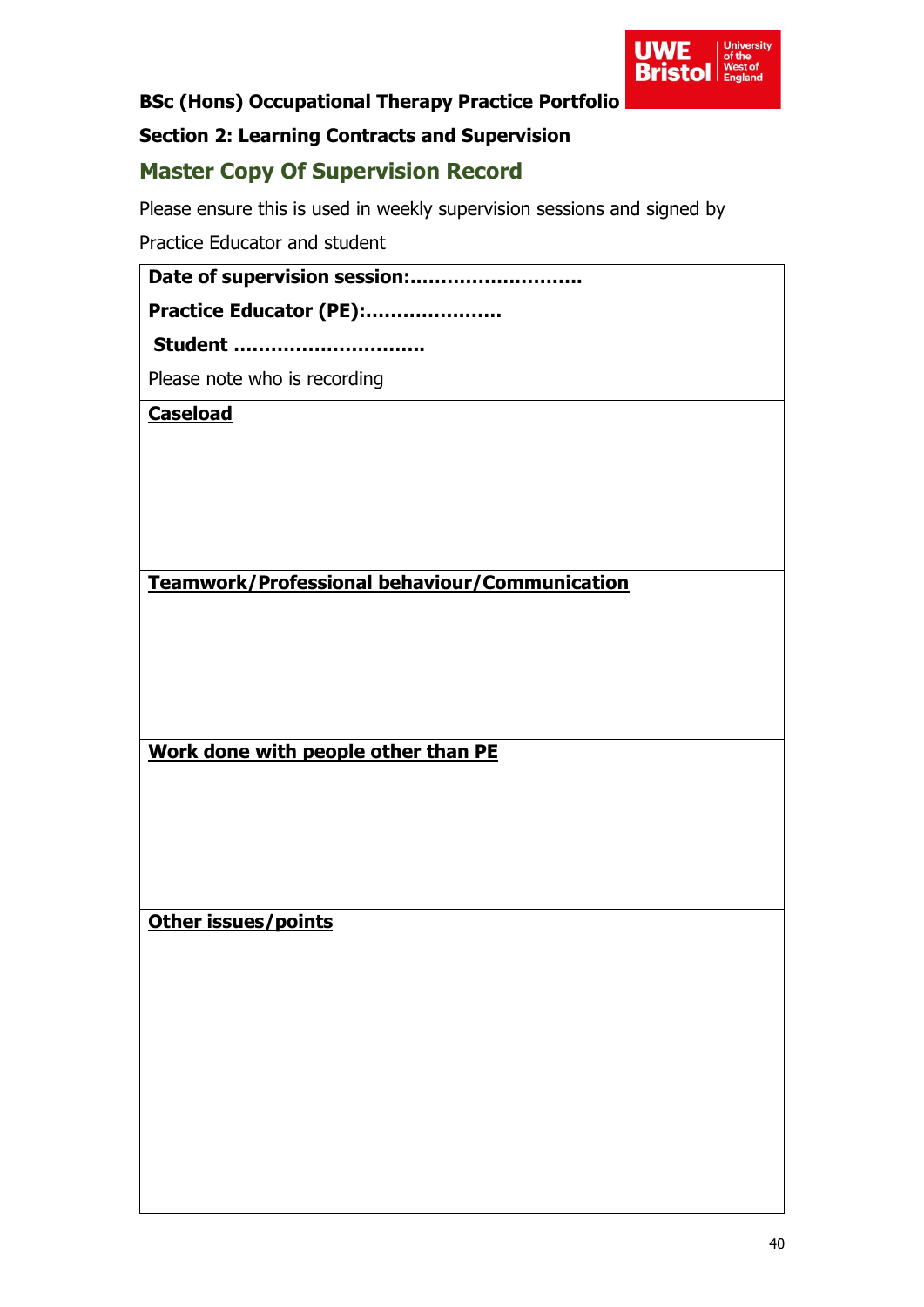**BSc (Hons) Occupational Therapy Practice Portfolio**

**Section 2: Learning Contracts and Supervision**

## Master Copy Of Supervision Record

Please ensure this is used in weekly supervision sessions and signed by Practice Educator and student

| **Date of supervision session:.........................**<br>**Practice Educator (PE):....................**<br>**Student ............................**<br>Please note who is recording |
|---|
| **<u>Caseload</u>** |
| **<u>Teamwork/Professional behaviour/Communication</u>** |
| **<u>Work done with people other than PE</u>** |
| **<u>Other issues/points</u>** |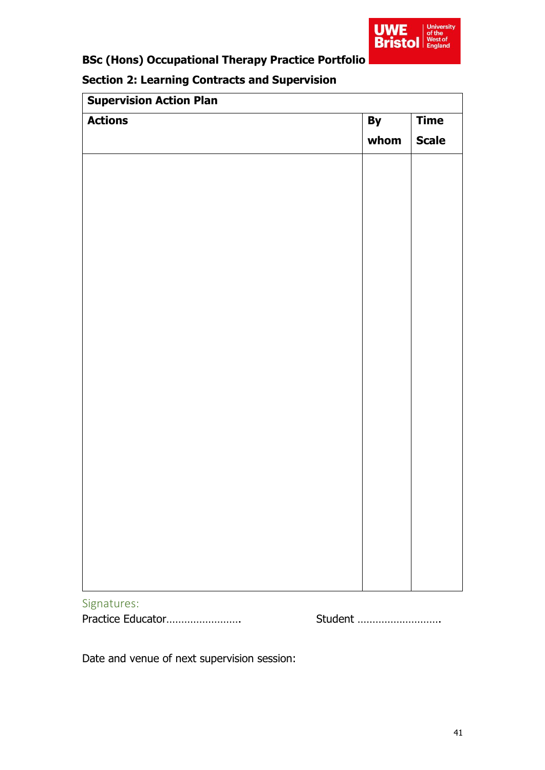**BSc (Hons) Occupational Therapy Practice Portfolio**

**Section 2: Learning Contracts and Supervision**

| **Supervision Action Plan** | | |
|---|---|---|
| **Actions** | **By whom** | **Time Scale** |
| | | |

Signatures:

Practice Educator…………………….  Student ……………………….

Date and venue of next supervision session: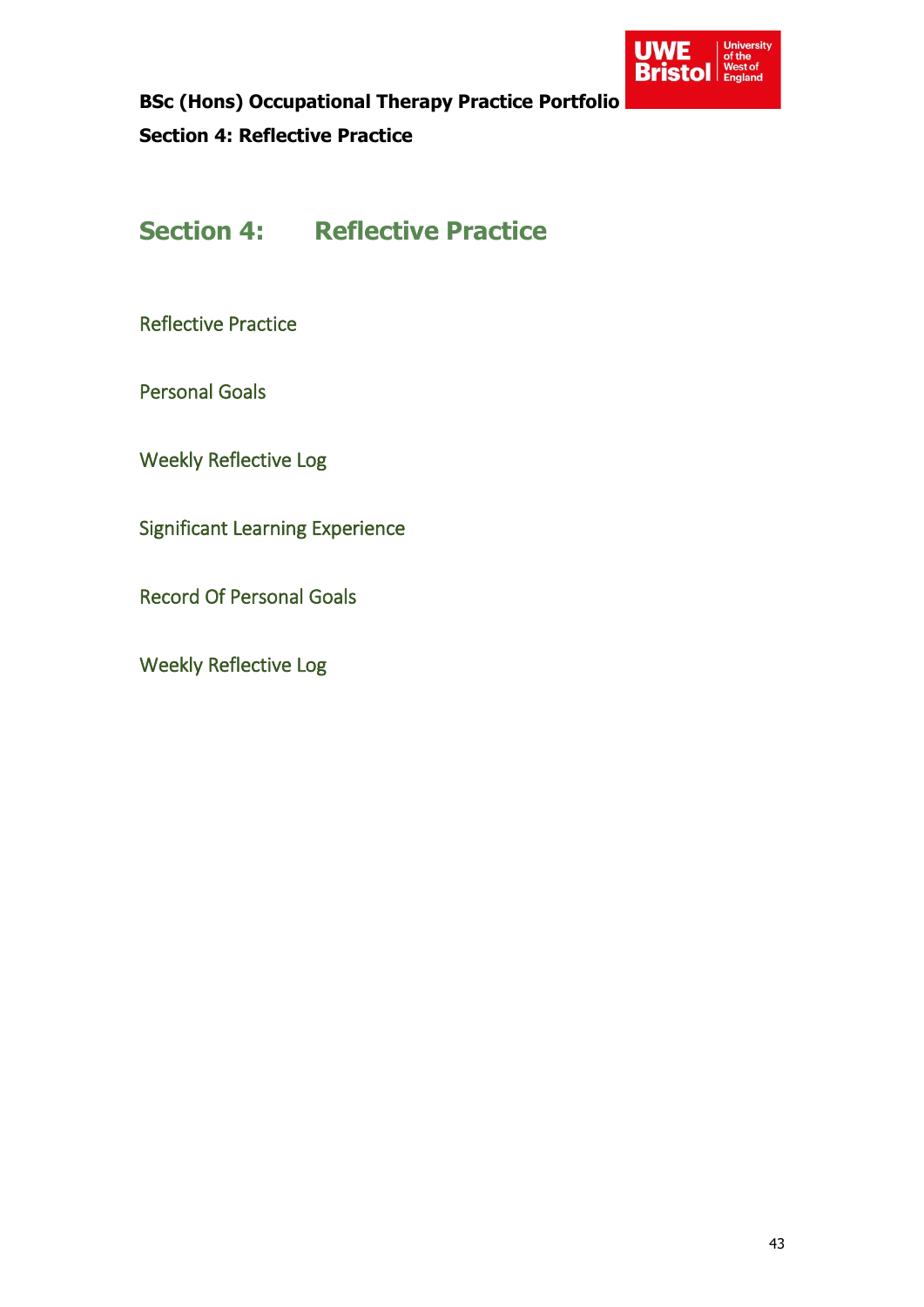# Section 4: Reflective Practice

Reflective Practice

Personal Goals

Weekly Reflective Log

Significant Learning Experience

Record Of Personal Goals

Weekly Reflective Log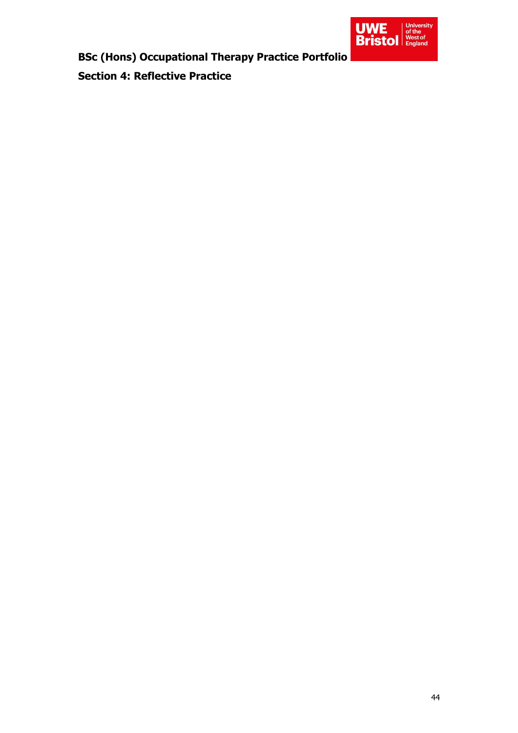**BSc (Hons) Occupational Therapy Practice Portfolio**

**Section 4: Reflective Practice**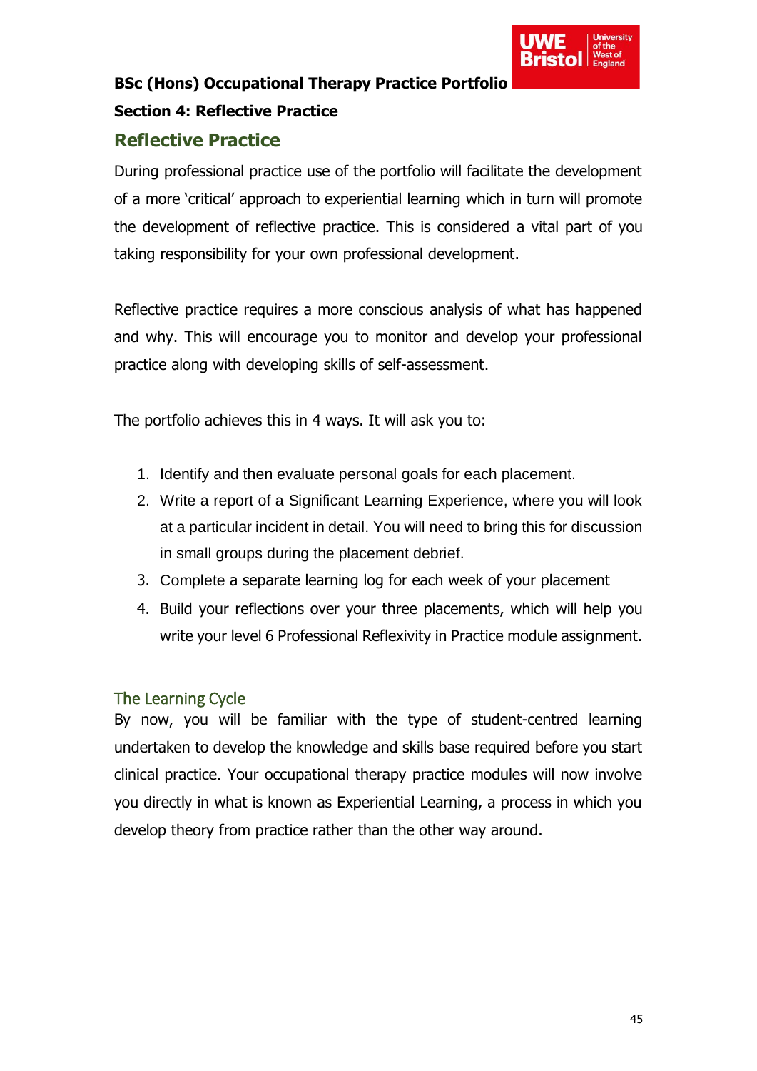**BSc (Hons) Occupational Therapy Practice Portfolio**

**Section 4: Reflective Practice**

## Reflective Practice

During professional practice use of the portfolio will facilitate the development of a more 'critical' approach to experiential learning which in turn will promote the development of reflective practice. This is considered a vital part of you taking responsibility for your own professional development.

Reflective practice requires a more conscious analysis of what has happened and why. This will encourage you to monitor and develop your professional practice along with developing skills of self-assessment.

The portfolio achieves this in 4 ways. It will ask you to:

1. Identify and then evaluate personal goals for each placement.
2. Write a report of a Significant Learning Experience, where you will look at a particular incident in detail. You will need to bring this for discussion in small groups during the placement debrief.
3. Complete a separate learning log for each week of your placement
4. Build your reflections over your three placements, which will help you write your level 6 Professional Reflexivity in Practice module assignment.

### The Learning Cycle

By now, you will be familiar with the type of student-centred learning undertaken to develop the knowledge and skills base required before you start clinical practice. Your occupational therapy practice modules will now involve you directly in what is known as Experiential Learning, a process in which you develop theory from practice rather than the other way around.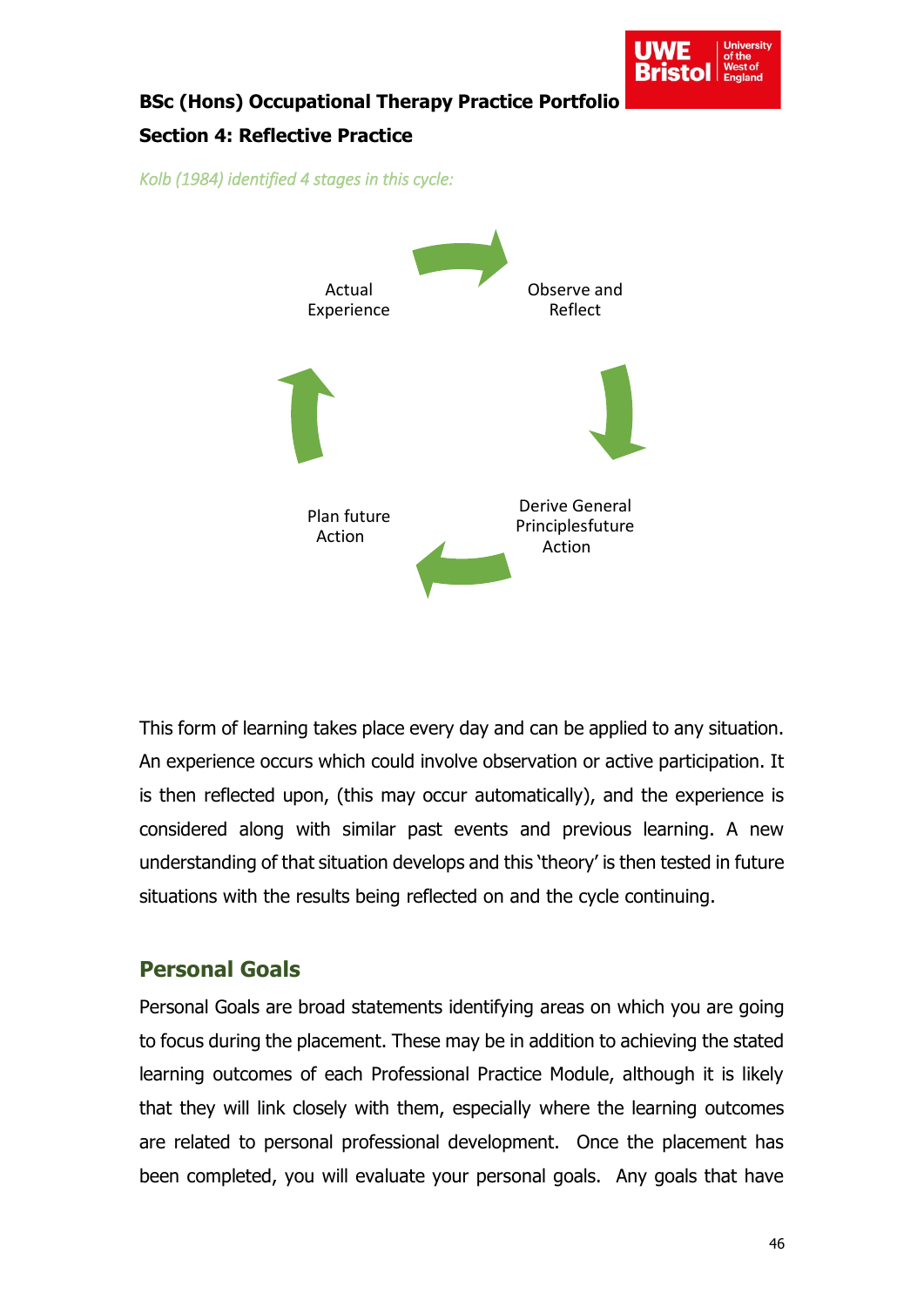**BSc (Hons) Occupational Therapy Practice Portfolio**

**Section 4: Reflective Practice**

*Kolb (1984) identified 4 stages in this cycle:*

Actual Experience

Observe and Reflect

Derive General Principlesfuture Action

Plan future Action

This form of learning takes place every day and can be applied to any situation. An experience occurs which could involve observation or active participation. It is then reflected upon, (this may occur automatically), and the experience is considered along with similar past events and previous learning. A new understanding of that situation develops and this 'theory' is then tested in future situations with the results being reflected on and the cycle continuing.

## Personal Goals

Personal Goals are broad statements identifying areas on which you are going to focus during the placement. These may be in addition to achieving the stated learning outcomes of each Professional Practice Module, although it is likely that they will link closely with them, especially where the learning outcomes are related to personal professional development. Once the placement has been completed, you will evaluate your personal goals. Any goals that have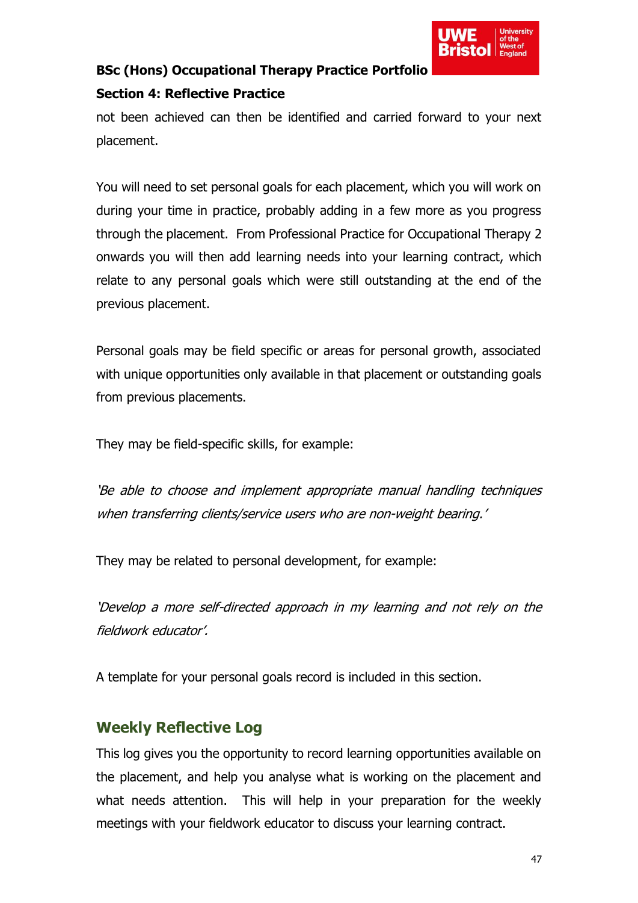not been achieved can then be identified and carried forward to your next placement.

You will need to set personal goals for each placement, which you will work on during your time in practice, probably adding in a few more as you progress through the placement. From Professional Practice for Occupational Therapy 2 onwards you will then add learning needs into your learning contract, which relate to any personal goals which were still outstanding at the end of the previous placement.

Personal goals may be field specific or areas for personal growth, associated with unique opportunities only available in that placement or outstanding goals from previous placements.

They may be field-specific skills, for example:

*'Be able to choose and implement appropriate manual handling techniques when transferring clients/service users who are non-weight bearing.'*

They may be related to personal development, for example:

*'Develop a more self-directed approach in my learning and not rely on the fieldwork educator'.*

A template for your personal goals record is included in this section.

## Weekly Reflective Log

This log gives you the opportunity to record learning opportunities available on the placement, and help you analyse what is working on the placement and what needs attention. This will help in your preparation for the weekly meetings with your fieldwork educator to discuss your learning contract.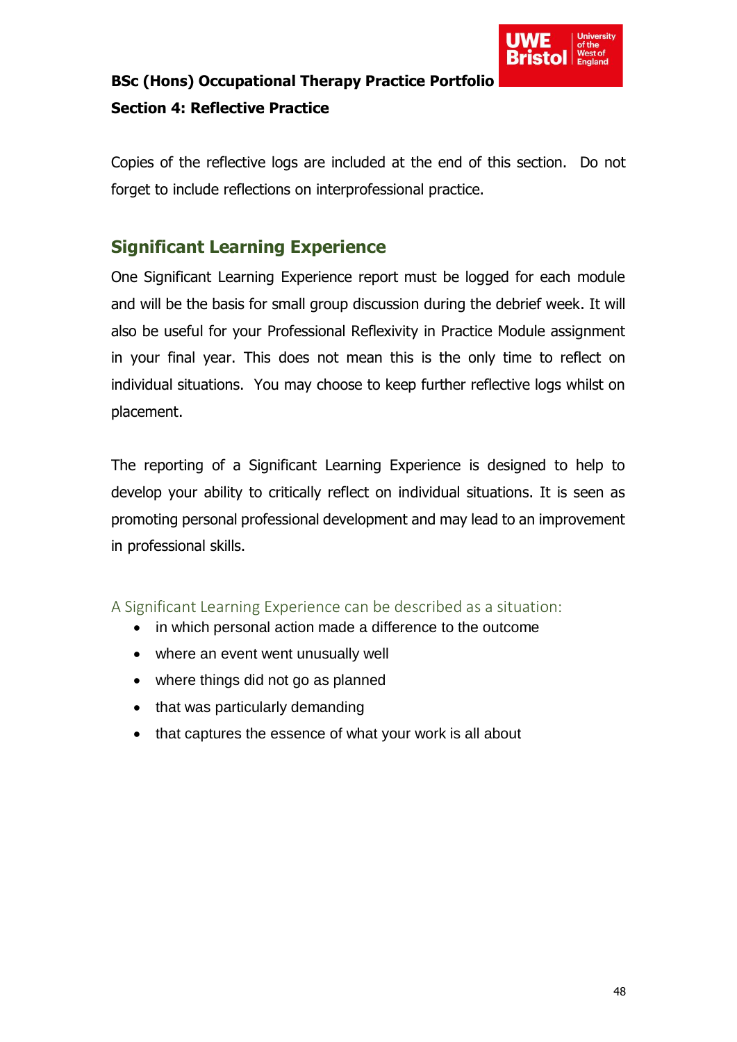**BSc (Hons) Occupational Therapy Practice Portfolio**

**Section 4: Reflective Practice**

Copies of the reflective logs are included at the end of this section. Do not forget to include reflections on interprofessional practice.

## Significant Learning Experience

One Significant Learning Experience report must be logged for each module and will be the basis for small group discussion during the debrief week. It will also be useful for your Professional Reflexivity in Practice Module assignment in your final year. This does not mean this is the only time to reflect on individual situations. You may choose to keep further reflective logs whilst on placement.

The reporting of a Significant Learning Experience is designed to help to develop your ability to critically reflect on individual situations. It is seen as promoting personal professional development and may lead to an improvement in professional skills.

### A Significant Learning Experience can be described as a situation:

- in which personal action made a difference to the outcome
- where an event went unusually well
- where things did not go as planned
- that was particularly demanding
- that captures the essence of what your work is all about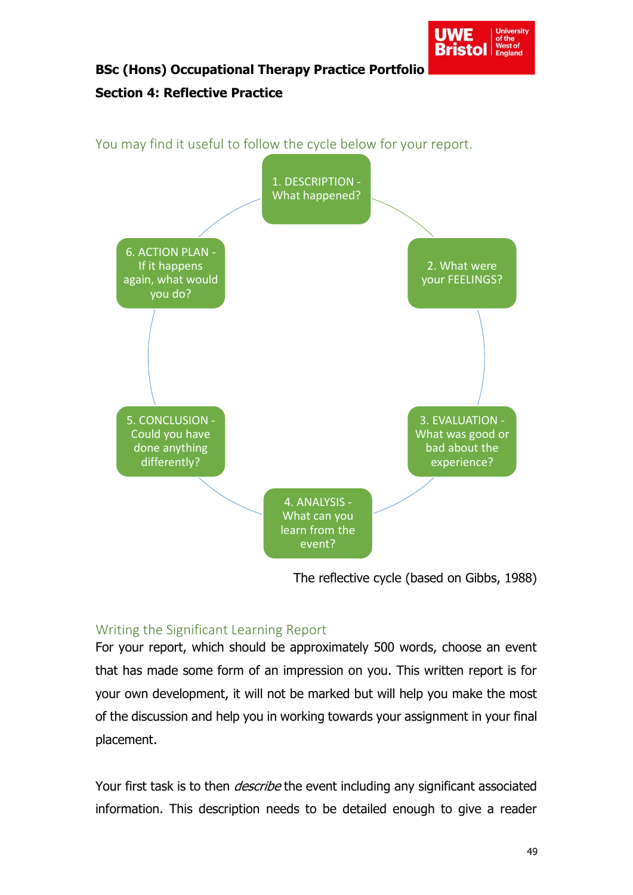**BSc (Hons) Occupational Therapy Practice Portfolio**

**Section 4: Reflective Practice**

You may find it useful to follow the cycle below for your report.

1. DESCRIPTION - What happened?
2. What were your FEELINGS?
3. EVALUATION - What was good or bad about the experience?
4. ANALYSIS - What can you learn from the event?
5. CONCLUSION - Could you have done anything differently?
6. ACTION PLAN - If it happens again, what would you do?

The reflective cycle (based on Gibbs, 1988)

## Writing the Significant Learning Report

For your report, which should be approximately 500 words, choose an event that has made some form of an impression on you. This written report is for your own development, it will not be marked but will help you make the most of the discussion and help you in working towards your assignment in your final placement.

Your first task is to then *describe* the event including any significant associated information. This description needs to be detailed enough to give a reader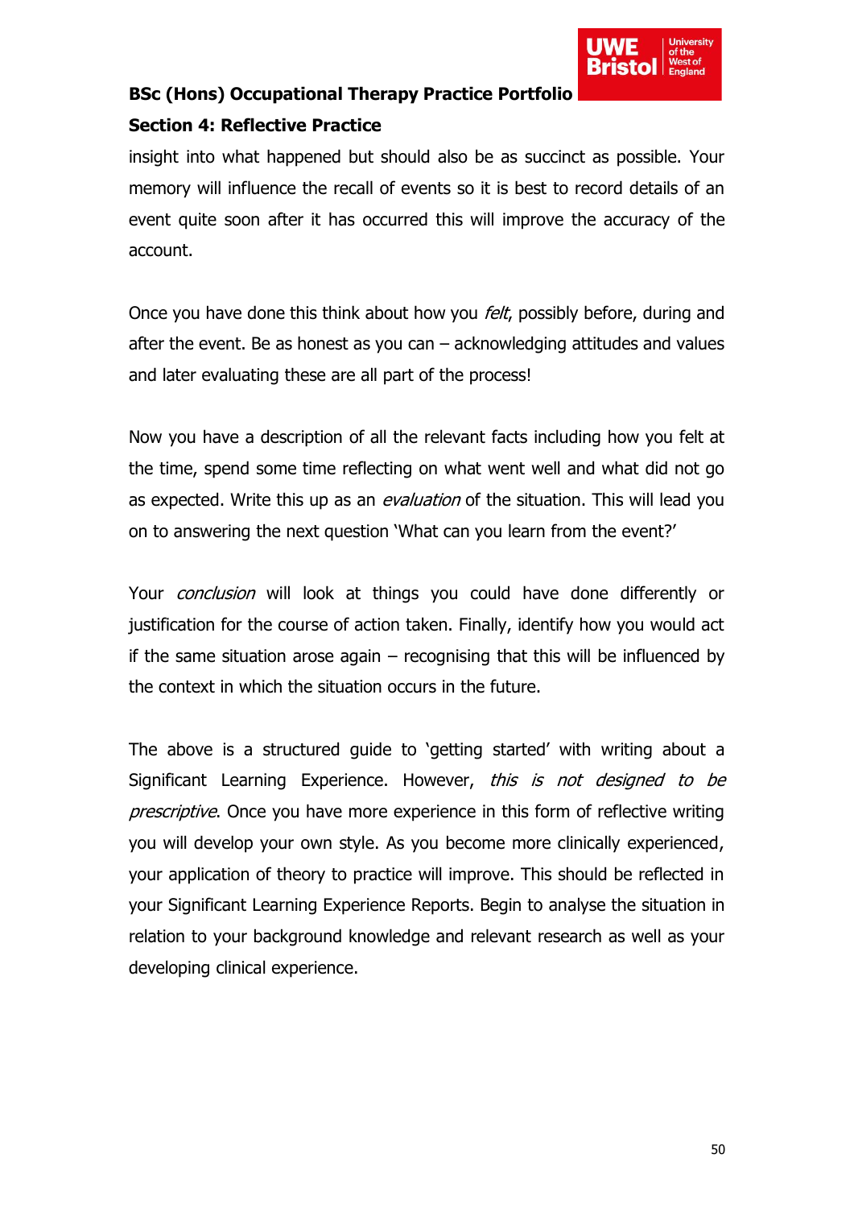insight into what happened but should also be as succinct as possible. Your memory will influence the recall of events so it is best to record details of an event quite soon after it has occurred this will improve the accuracy of the account.

Once you have done this think about how you *felt*, possibly before, during and after the event. Be as honest as you can – acknowledging attitudes and values and later evaluating these are all part of the process!

Now you have a description of all the relevant facts including how you felt at the time, spend some time reflecting on what went well and what did not go as expected. Write this up as an *evaluation* of the situation. This will lead you on to answering the next question 'What can you learn from the event?'

Your *conclusion* will look at things you could have done differently or justification for the course of action taken. Finally, identify how you would act if the same situation arose again – recognising that this will be influenced by the context in which the situation occurs in the future.

The above is a structured guide to 'getting started' with writing about a Significant Learning Experience. However, *this is not designed to be prescriptive*. Once you have more experience in this form of reflective writing you will develop your own style. As you become more clinically experienced, your application of theory to practice will improve. This should be reflected in your Significant Learning Experience Reports. Begin to analyse the situation in relation to your background knowledge and relevant research as well as your developing clinical experience.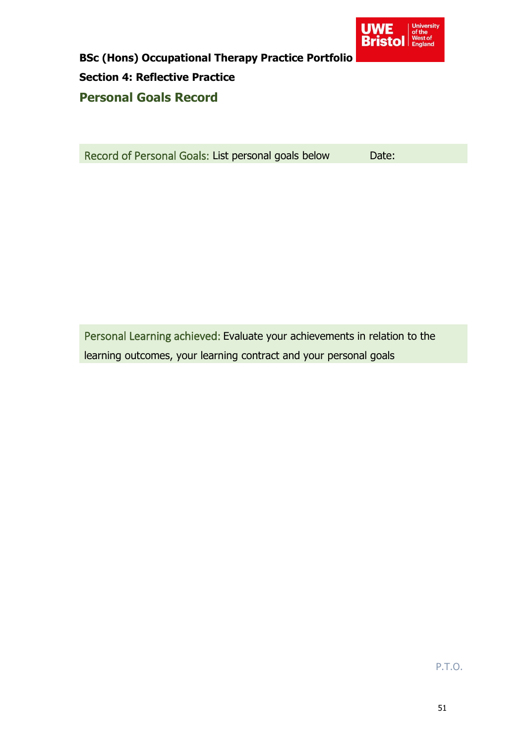**BSc (Hons) Occupational Therapy Practice Portfolio**

**Section 4: Reflective Practice**

## Personal Goals Record

| Record of Personal Goals: List personal goals below | Date: |
|---|---|
| | |

| Personal Learning achieved: Evaluate your achievements in relation to the learning outcomes, your learning contract and your personal goals |
|---|
| |

P.T.O.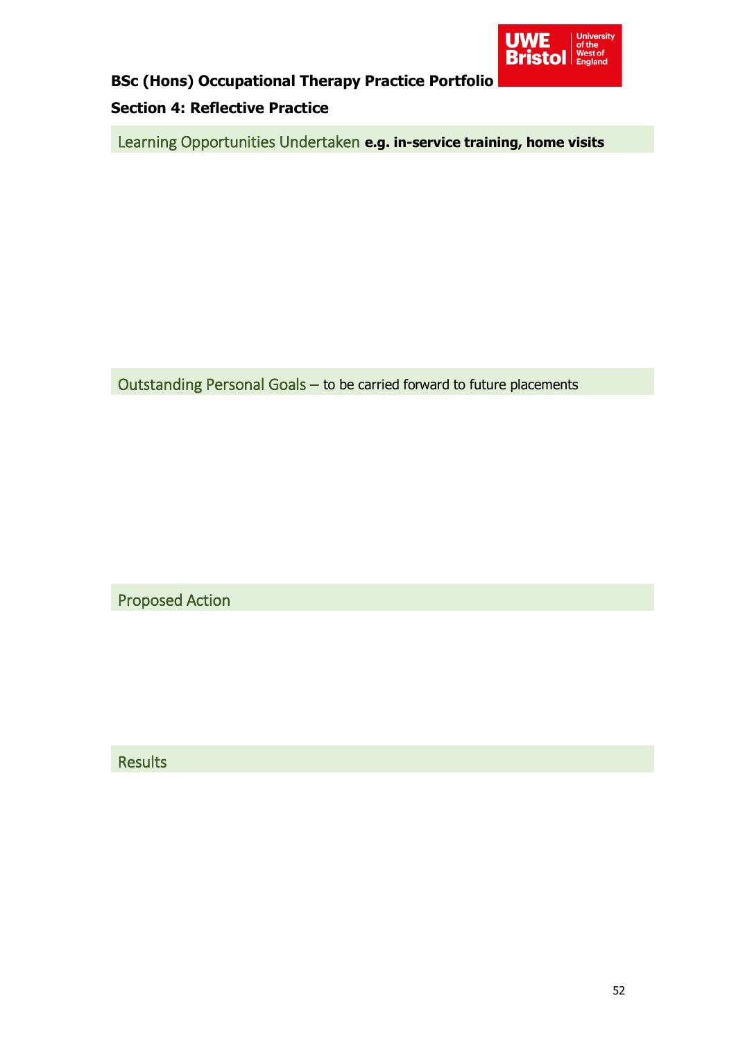**BSc (Hons) Occupational Therapy Practice Portfolio**

**Section 4: Reflective Practice**

## Learning Opportunities Undertaken **e.g. in-service training, home visits**

## Outstanding Personal Goals – to be carried forward to future placements

## Proposed Action

## Results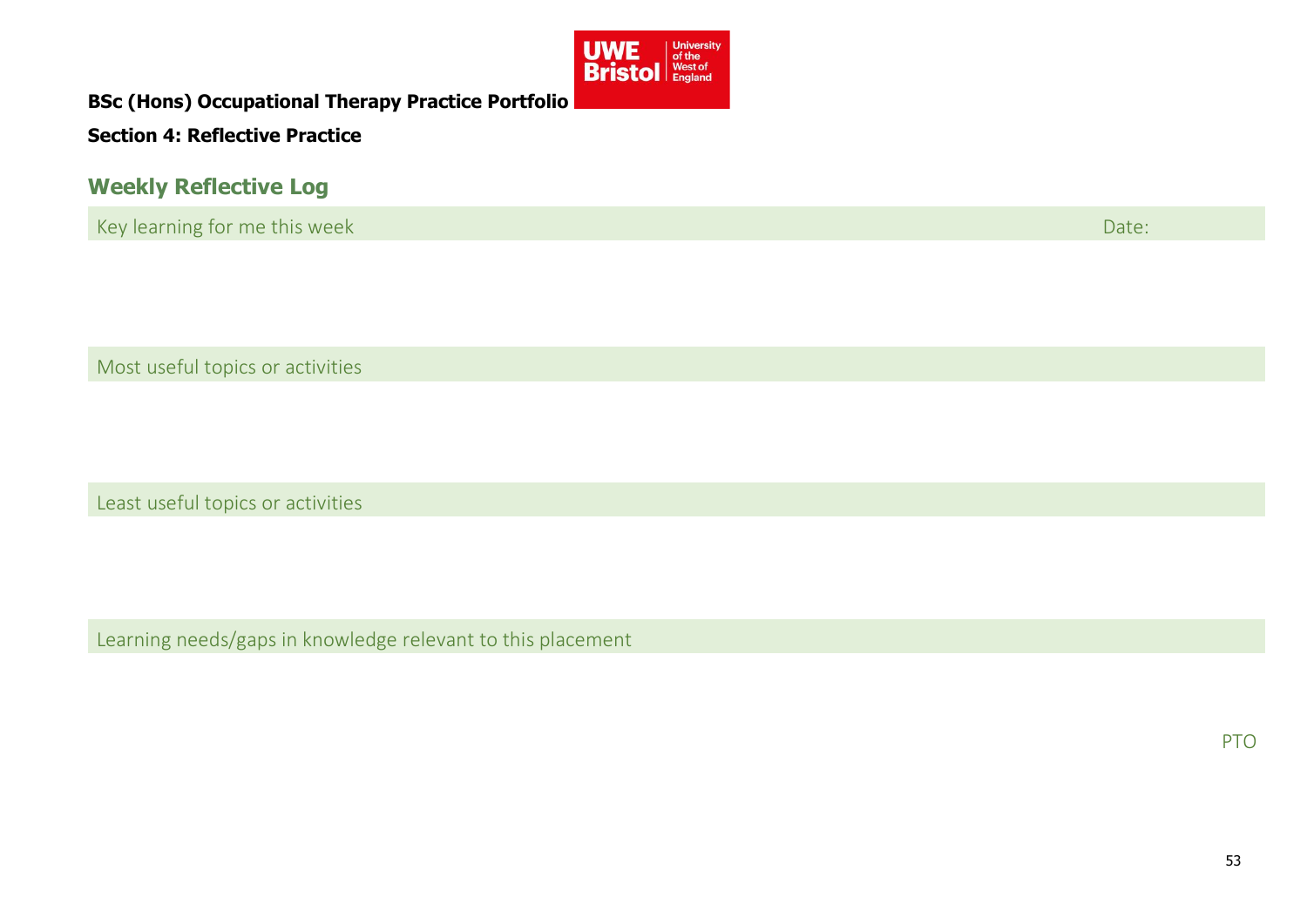**BSc (Hons) Occupational Therapy Practice Portfolio**

**Section 4: Reflective Practice**

## Weekly Reflective Log

Key learning for me this week Date:

Most useful topics or activities

Least useful topics or activities

Learning needs/gaps in knowledge relevant to this placement

PTO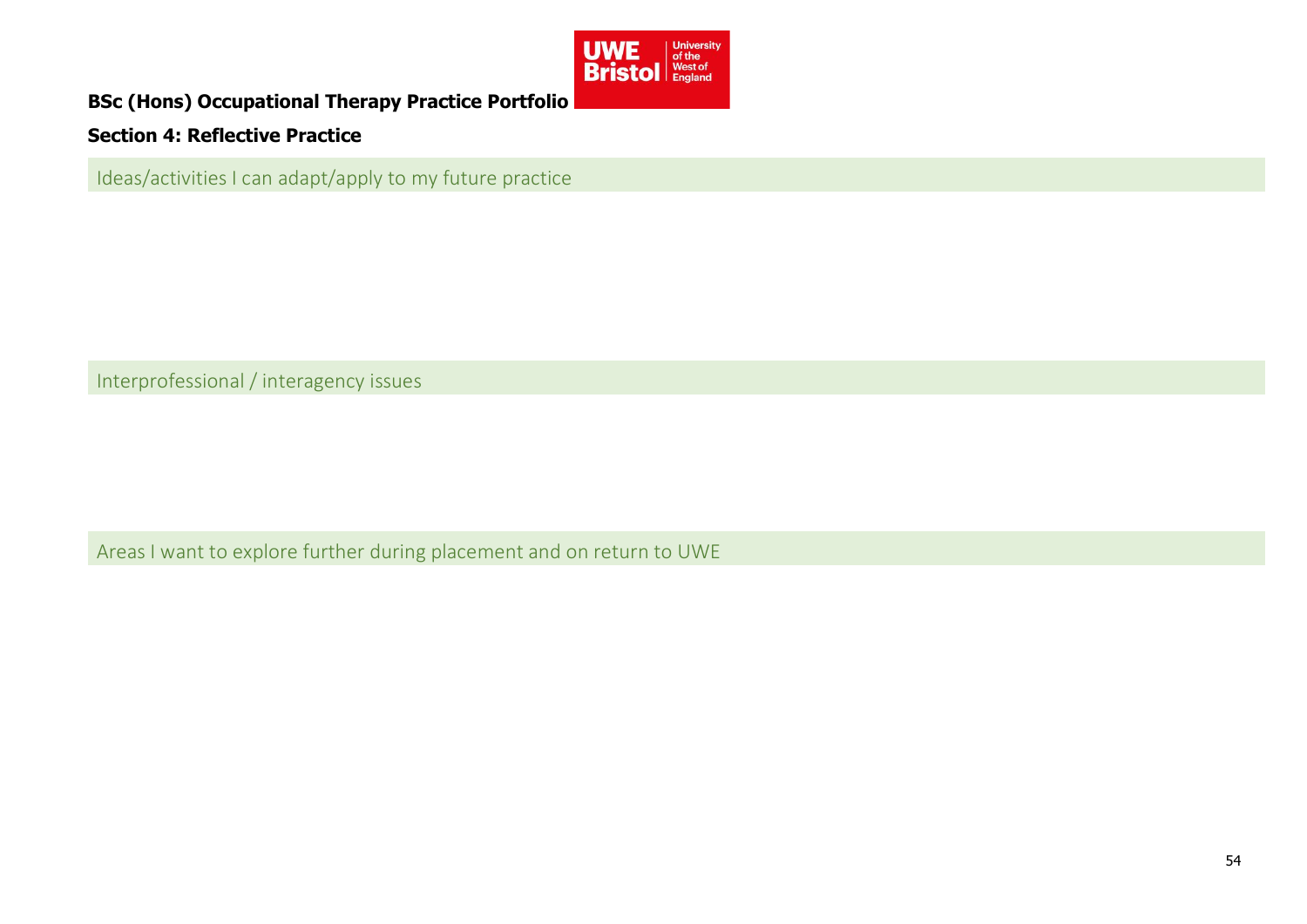**BSc (Hons) Occupational Therapy Practice Portfolio**

**Section 4: Reflective Practice**

## Ideas/activities I can adapt/apply to my future practice

## Interprofessional / interagency issues

## Areas I want to explore further during placement and on return to UWE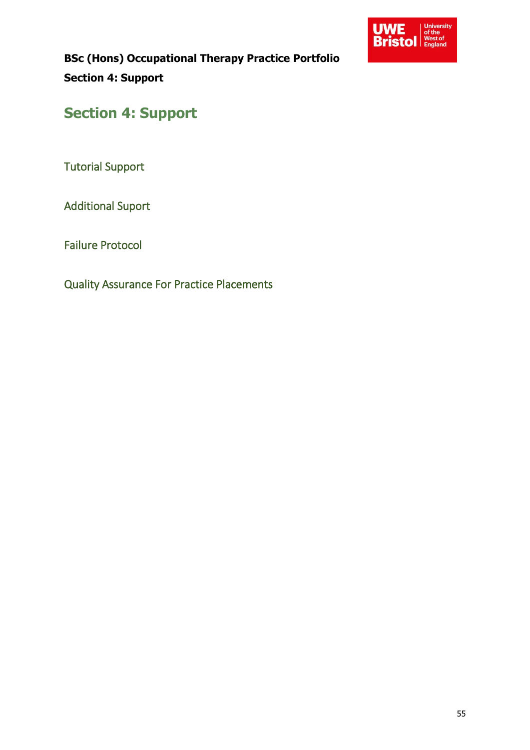# Section 4: Support

Tutorial Support

Additional Suport

Failure Protocol

Quality Assurance For Practice Placements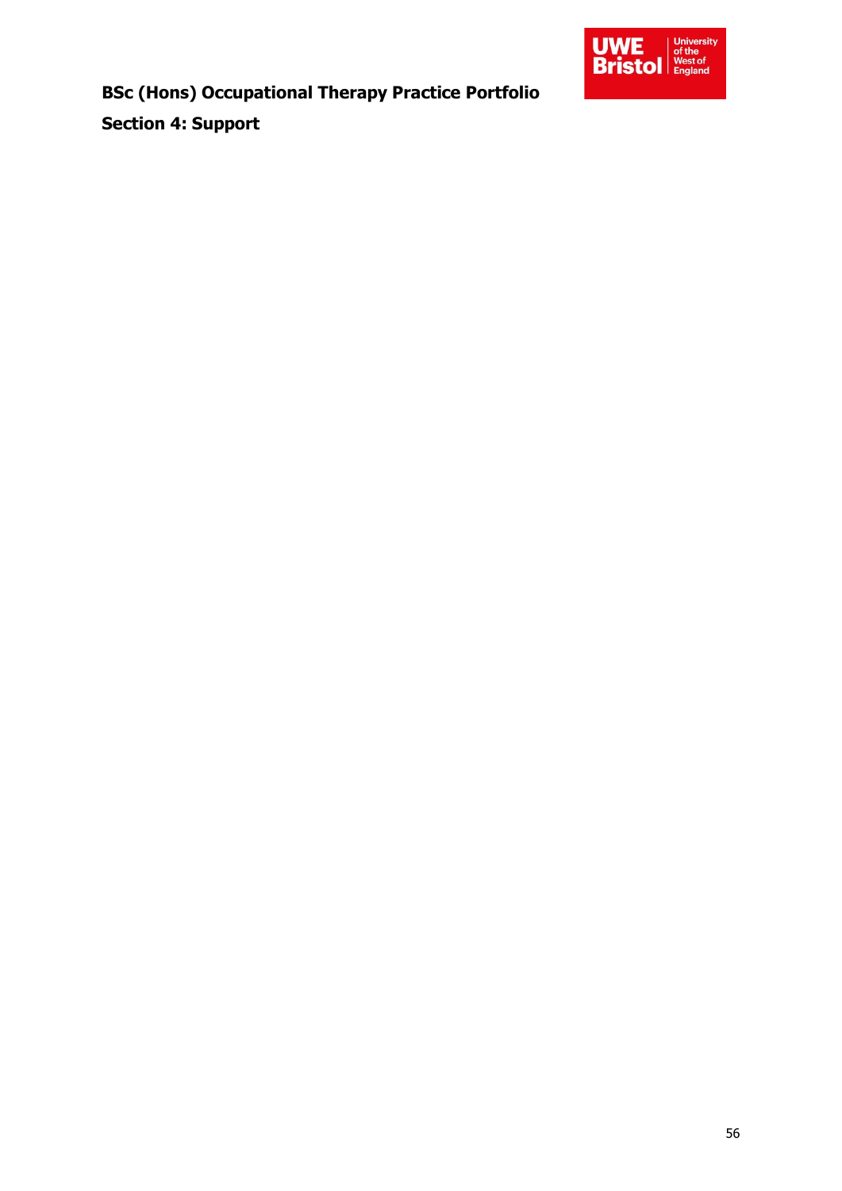**BSc (Hons) Occupational Therapy Practice Portfolio**

**Section 4: Support**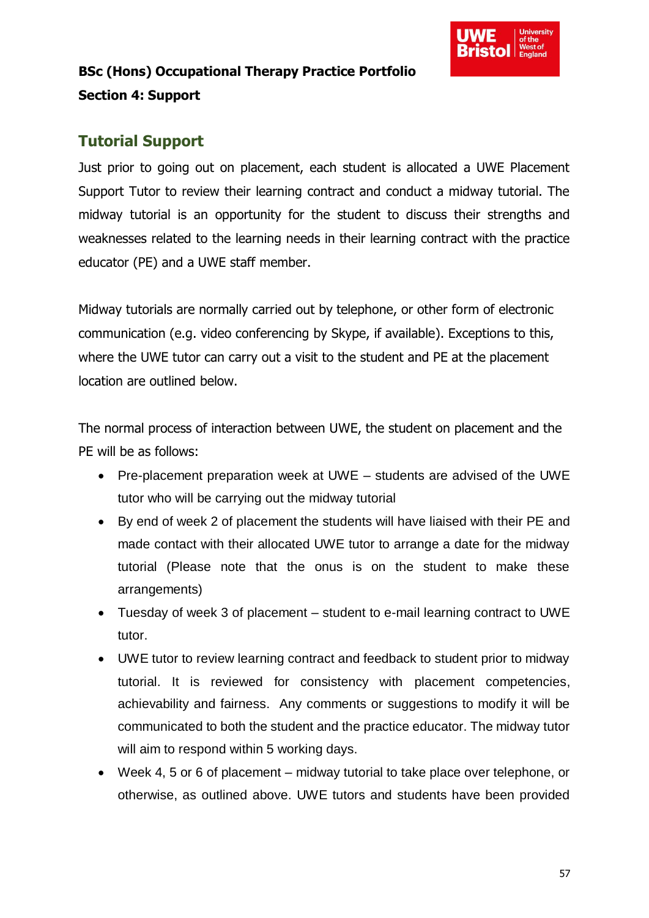## Tutorial Support

Just prior to going out on placement, each student is allocated a UWE Placement Support Tutor to review their learning contract and conduct a midway tutorial. The midway tutorial is an opportunity for the student to discuss their strengths and weaknesses related to the learning needs in their learning contract with the practice educator (PE) and a UWE staff member.

Midway tutorials are normally carried out by telephone, or other form of electronic communication (e.g. video conferencing by Skype, if available). Exceptions to this, where the UWE tutor can carry out a visit to the student and PE at the placement location are outlined below.

The normal process of interaction between UWE, the student on placement and the PE will be as follows:

- Pre-placement preparation week at UWE – students are advised of the UWE tutor who will be carrying out the midway tutorial
- By end of week 2 of placement the students will have liaised with their PE and made contact with their allocated UWE tutor to arrange a date for the midway tutorial (Please note that the onus is on the student to make these arrangements)
- Tuesday of week 3 of placement – student to e-mail learning contract to UWE tutor.
- UWE tutor to review learning contract and feedback to student prior to midway tutorial. It is reviewed for consistency with placement competencies, achievability and fairness. Any comments or suggestions to modify it will be communicated to both the student and the practice educator. The midway tutor will aim to respond within 5 working days.
- Week 4, 5 or 6 of placement – midway tutorial to take place over telephone, or otherwise, as outlined above. UWE tutors and students have been provided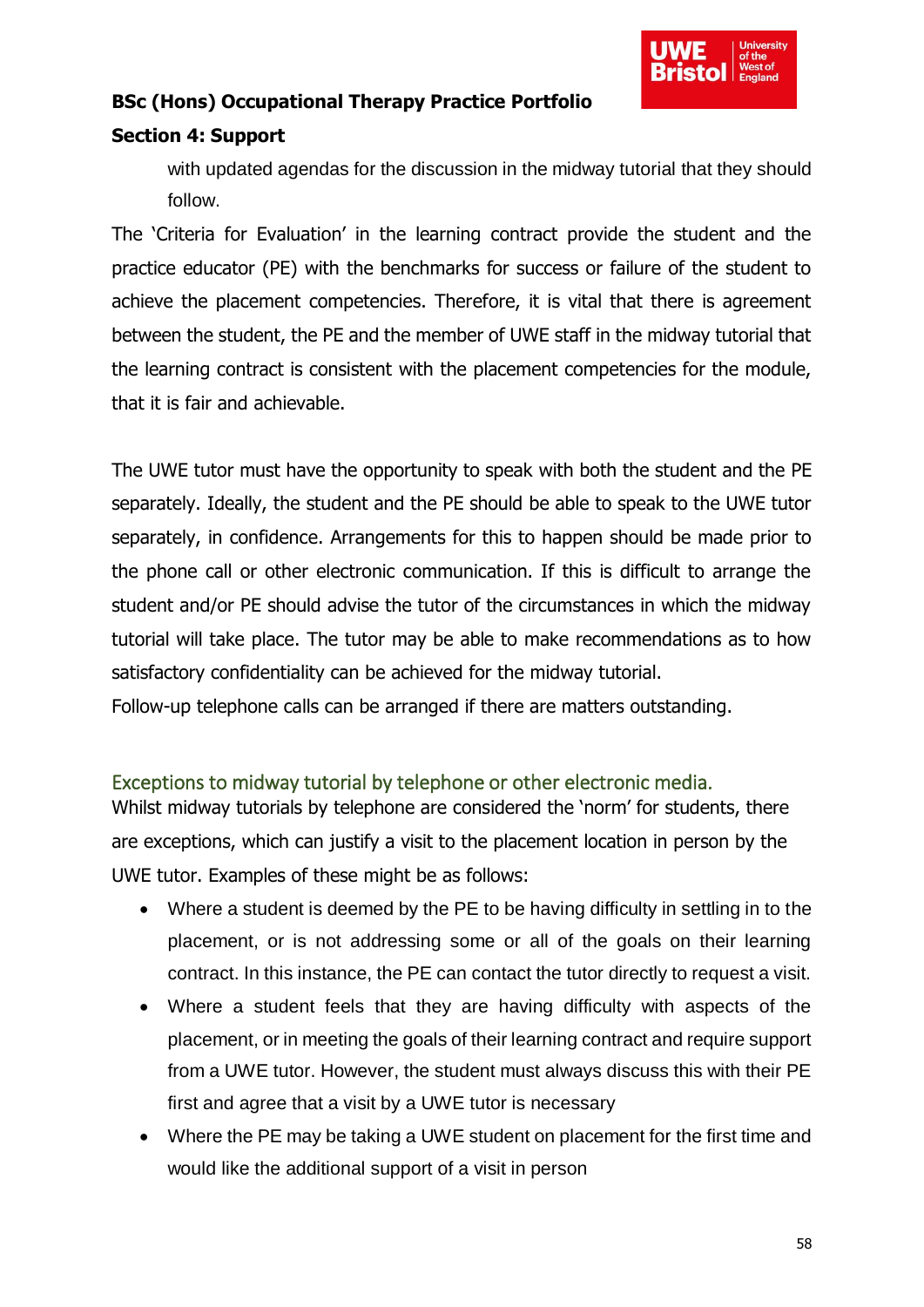with updated agendas for the discussion in the midway tutorial that they should follow.

The 'Criteria for Evaluation' in the learning contract provide the student and the practice educator (PE) with the benchmarks for success or failure of the student to achieve the placement competencies. Therefore, it is vital that there is agreement between the student, the PE and the member of UWE staff in the midway tutorial that the learning contract is consistent with the placement competencies for the module, that it is fair and achievable.

The UWE tutor must have the opportunity to speak with both the student and the PE separately. Ideally, the student and the PE should be able to speak to the UWE tutor separately, in confidence. Arrangements for this to happen should be made prior to the phone call or other electronic communication. If this is difficult to arrange the student and/or PE should advise the tutor of the circumstances in which the midway tutorial will take place. The tutor may be able to make recommendations as to how satisfactory confidentiality can be achieved for the midway tutorial.
Follow-up telephone calls can be arranged if there are matters outstanding.

### Exceptions to midway tutorial by telephone or other electronic media.

Whilst midway tutorials by telephone are considered the 'norm' for students, there are exceptions, which can justify a visit to the placement location in person by the UWE tutor. Examples of these might be as follows:

- Where a student is deemed by the PE to be having difficulty in settling in to the placement, or is not addressing some or all of the goals on their learning contract. In this instance, the PE can contact the tutor directly to request a visit.
- Where a student feels that they are having difficulty with aspects of the placement, or in meeting the goals of their learning contract and require support from a UWE tutor. However, the student must always discuss this with their PE first and agree that a visit by a UWE tutor is necessary
- Where the PE may be taking a UWE student on placement for the first time and would like the additional support of a visit in person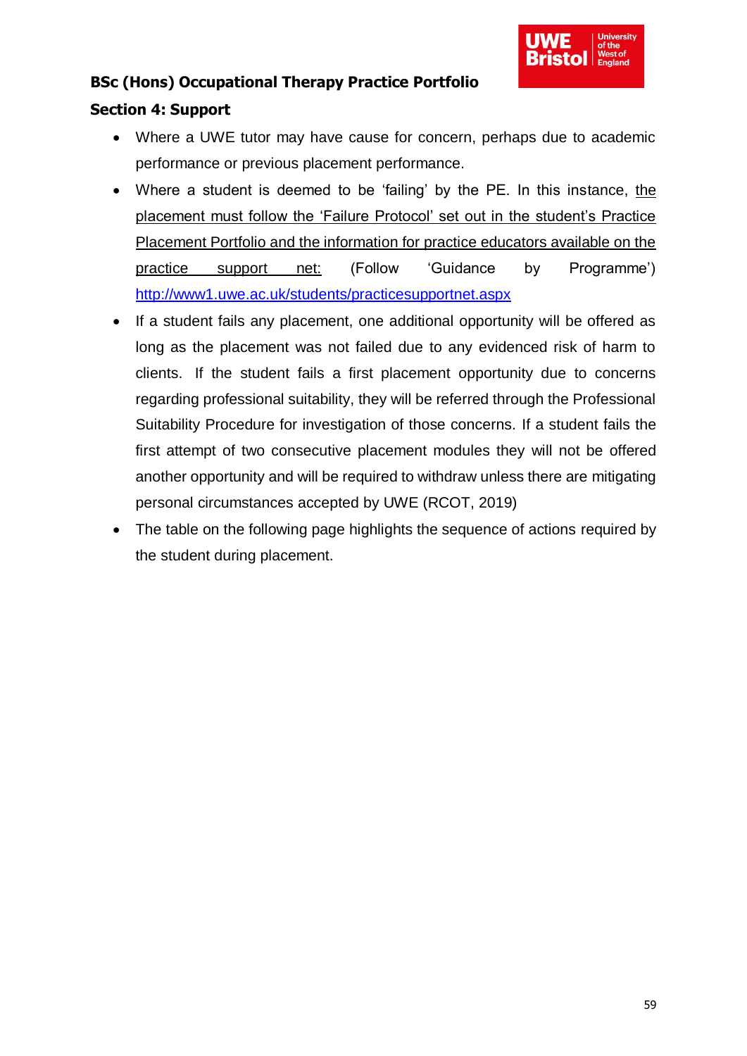**BSc (Hons) Occupational Therapy Practice Portfolio**

**Section 4: Support**

- Where a UWE tutor may have cause for concern, perhaps due to academic performance or previous placement performance.
- Where a student is deemed to be 'failing' by the PE. In this instance, the placement must follow the 'Failure Protocol' set out in the student's Practice Placement Portfolio and the information for practice educators available on the practice support net: (Follow 'Guidance by Programme') http://www1.uwe.ac.uk/students/practicesupportnet.aspx
- If a student fails any placement, one additional opportunity will be offered as long as the placement was not failed due to any evidenced risk of harm to clients. If the student fails a first placement opportunity due to concerns regarding professional suitability, they will be referred through the Professional Suitability Procedure for investigation of those concerns. If a student fails the first attempt of two consecutive placement modules they will not be offered another opportunity and will be required to withdraw unless there are mitigating personal circumstances accepted by UWE (RCOT, 2019)
- The table on the following page highlights the sequence of actions required by the student during placement.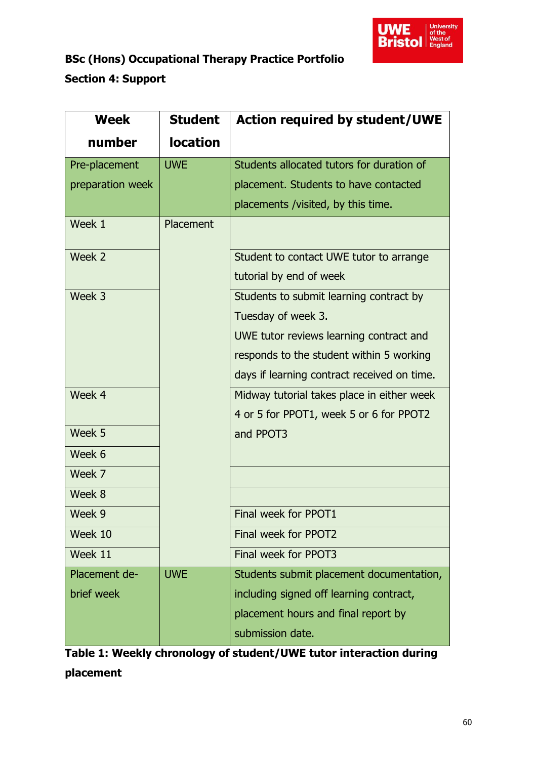**BSc (Hons) Occupational Therapy Practice Portfolio**

**Section 4: Support**

| Week number | Student location | Action required by student/UWE |
|---|---|---|
| Pre-placement preparation week | UWE | Students allocated tutors for duration of placement. Students to have contacted placements /visited, by this time. |
| Week 1 | Placement | |
| Week 2 | | Student to contact UWE tutor to arrange tutorial by end of week |
| Week 3 | | Students to submit learning contract by Tuesday of week 3. UWE tutor reviews learning contract and responds to the student within 5 working days if learning contract received on time. |
| Week 4 | | Midway tutorial takes place in either week 4 or 5 for PPOT1, week 5 or 6 for PPOT2 and PPOT3 |
| Week 5 | | |
| Week 6 | | |
| Week 7 | | |
| Week 8 | | |
| Week 9 | | Final week for PPOT1 |
| Week 10 | | Final week for PPOT2 |
| Week 11 | | Final week for PPOT3 |
| Placement de-brief week | UWE | Students submit placement documentation, including signed off learning contract, placement hours and final report by submission date. |

**Table 1: Weekly chronology of student/UWE tutor interaction during placement**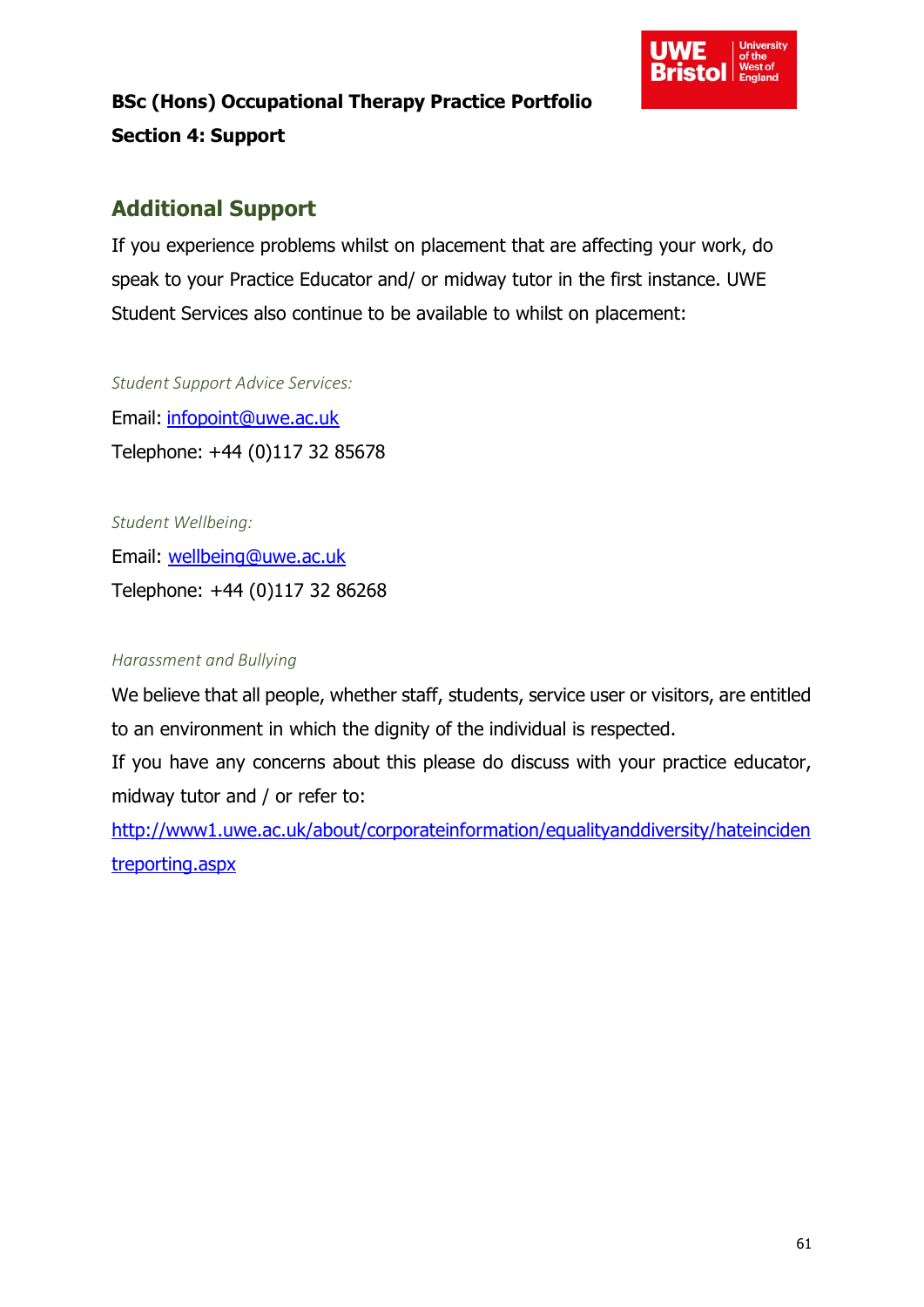**BSc (Hons) Occupational Therapy Practice Portfolio**

**Section 4: Support**

## Additional Support

If you experience problems whilst on placement that are affecting your work, do speak to your Practice Educator and/ or midway tutor in the first instance. UWE Student Services also continue to be available to whilst on placement:

*Student Support Advice Services:*

Email: infopoint@uwe.ac.uk

Telephone: +44 (0)117 32 85678

*Student Wellbeing:*

Email: wellbeing@uwe.ac.uk

Telephone: +44 (0)117 32 86268

*Harassment and Bullying*

We believe that all people, whether staff, students, service user or visitors, are entitled to an environment in which the dignity of the individual is respected.

If you have any concerns about this please do discuss with your practice educator, midway tutor and / or refer to:

http://www1.uwe.ac.uk/about/corporateinformation/equalityanddiversity/hateincidentreporting.aspx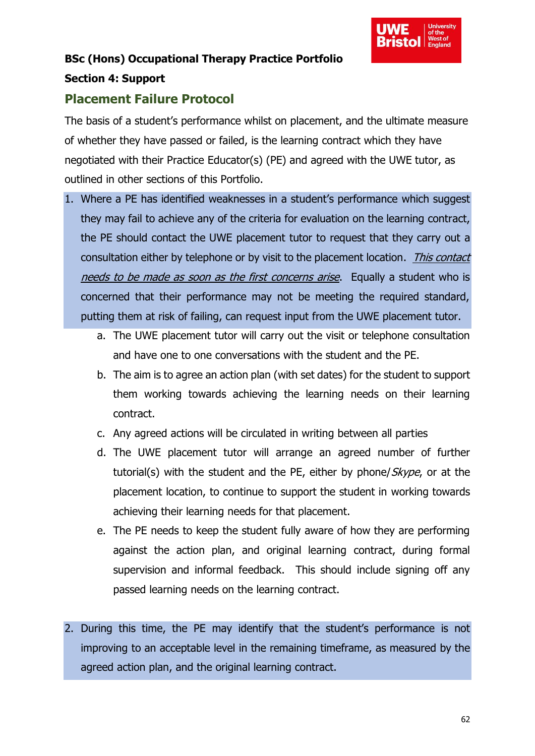**BSc (Hons) Occupational Therapy Practice Portfolio**

**Section 4: Support**

## Placement Failure Protocol

The basis of a student's performance whilst on placement, and the ultimate measure of whether they have passed or failed, is the learning contract which they have negotiated with their Practice Educator(s) (PE) and agreed with the UWE tutor, as outlined in other sections of this Portfolio.

1. Where a PE has identified weaknesses in a student's performance which suggest they may fail to achieve any of the criteria for evaluation on the learning contract, the PE should contact the UWE placement tutor to request that they carry out a consultation either by telephone or by visit to the placement location. *<u>This contact needs to be made as soon as the first concerns arise</u>*. Equally a student who is concerned that their performance may not be meeting the required standard, putting them at risk of failing, can request input from the UWE placement tutor.
   a. The UWE placement tutor will carry out the visit or telephone consultation and have one to one conversations with the student and the PE.
   b. The aim is to agree an action plan (with set dates) for the student to support them working towards achieving the learning needs on their learning contract.
   c. Any agreed actions will be circulated in writing between all parties
   d. The UWE placement tutor will arrange an agreed number of further tutorial(s) with the student and the PE, either by phone/*Skype*, or at the placement location, to continue to support the student in working towards achieving their learning needs for that placement.
   e. The PE needs to keep the student fully aware of how they are performing against the action plan, and original learning contract, during formal supervision and informal feedback. This should include signing off any passed learning needs on the learning contract.

2. During this time, the PE may identify that the student's performance is not improving to an acceptable level in the remaining timeframe, as measured by the agreed action plan, and the original learning contract.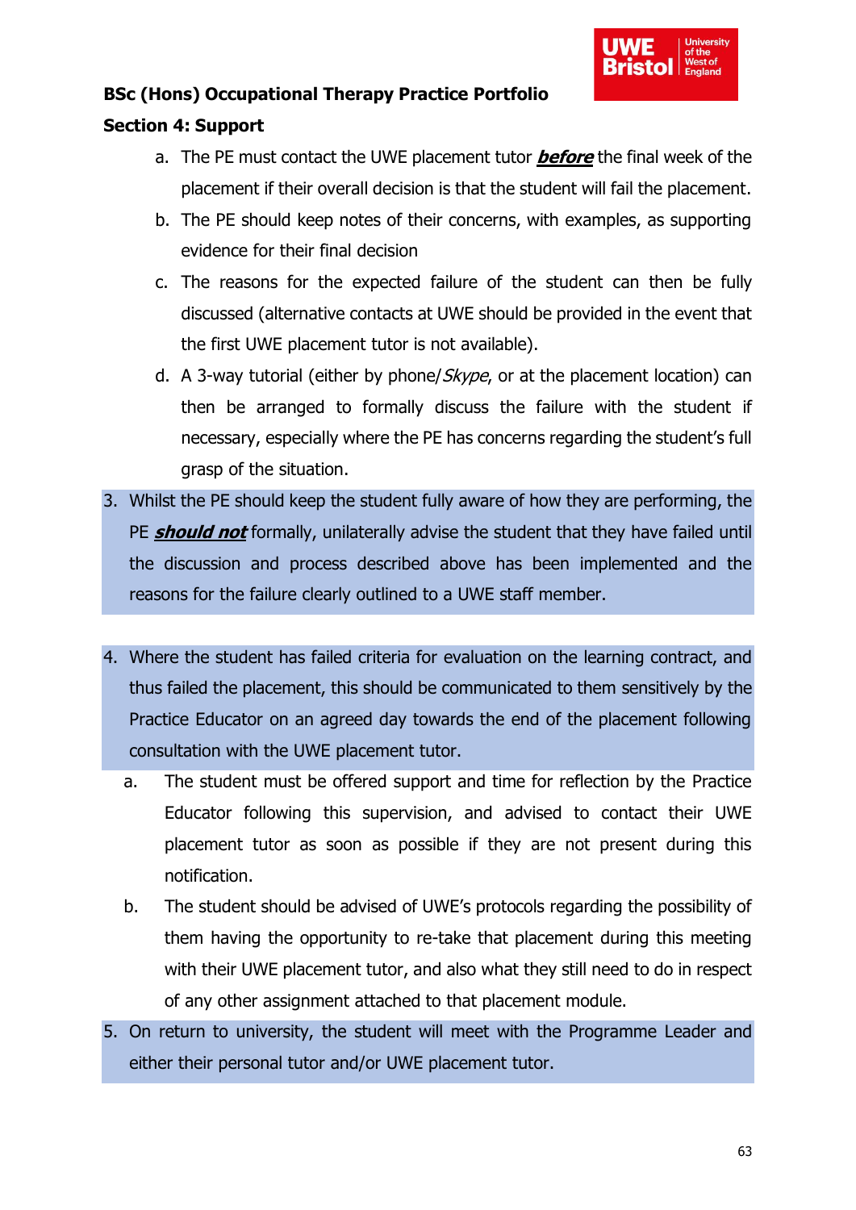a. The PE must contact the UWE placement tutor ***before*** the final week of the placement if their overall decision is that the student will fail the placement.

b. The PE should keep notes of their concerns, with examples, as supporting evidence for their final decision

c. The reasons for the expected failure of the student can then be fully discussed (alternative contacts at UWE should be provided in the event that the first UWE placement tutor is not available).

d. A 3-way tutorial (either by phone/*Skype*, or at the placement location) can then be arranged to formally discuss the failure with the student if necessary, especially where the PE has concerns regarding the student's full grasp of the situation.

3. Whilst the PE should keep the student fully aware of how they are performing, the PE ***should not*** formally, unilaterally advise the student that they have failed until the discussion and process described above has been implemented and the reasons for the failure clearly outlined to a UWE staff member.

4. Where the student has failed criteria for evaluation on the learning contract, and thus failed the placement, this should be communicated to them sensitively by the Practice Educator on an agreed day towards the end of the placement following consultation with the UWE placement tutor.

   a. The student must be offered support and time for reflection by the Practice Educator following this supervision, and advised to contact their UWE placement tutor as soon as possible if they are not present during this notification.

   b. The student should be advised of UWE's protocols regarding the possibility of them having the opportunity to re-take that placement during this meeting with their UWE placement tutor, and also what they still need to do in respect of any other assignment attached to that placement module.

5. On return to university, the student will meet with the Programme Leader and either their personal tutor and/or UWE placement tutor.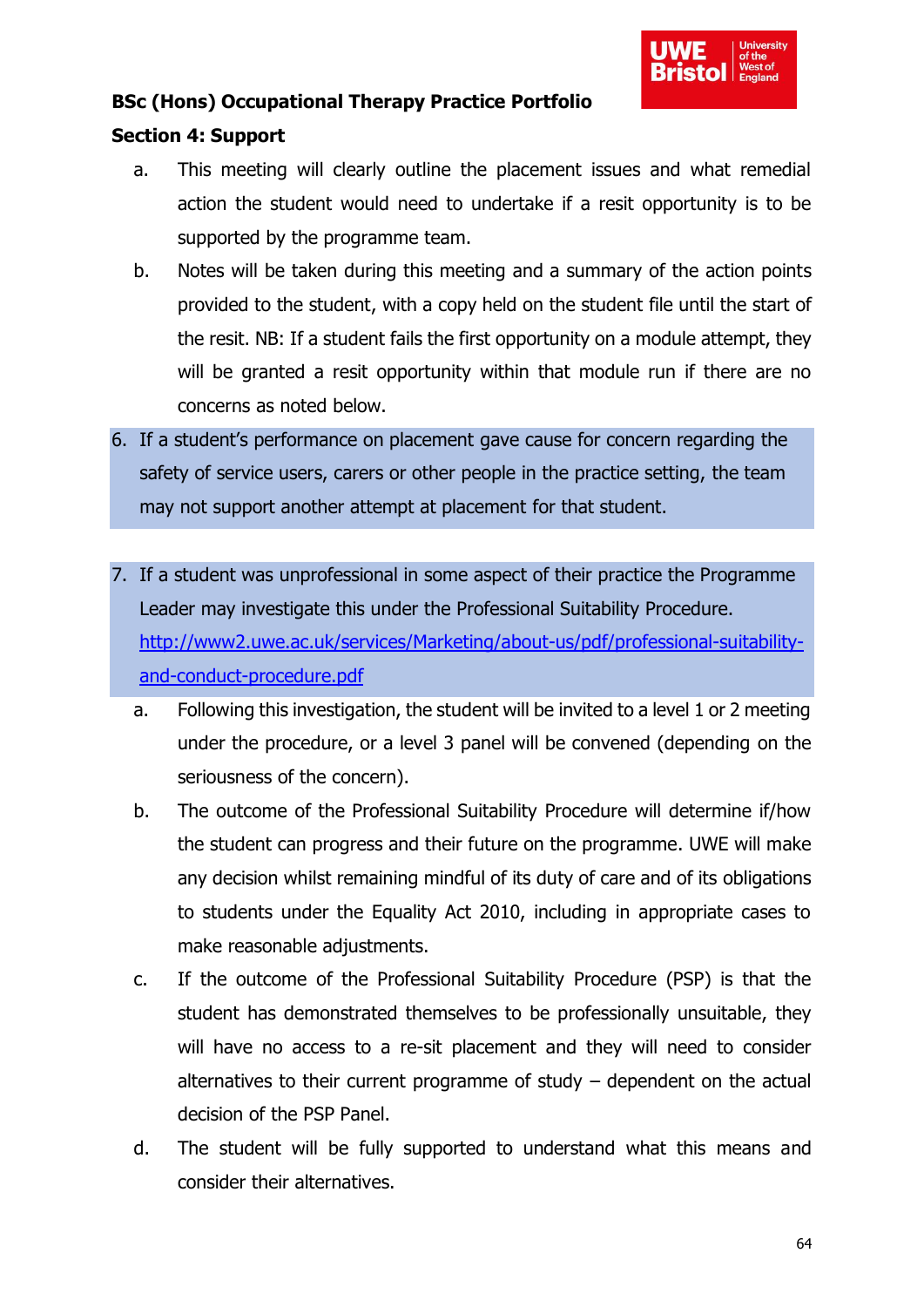**BSc (Hons) Occupational Therapy Practice Portfolio**

**Section 4: Support**

   a. This meeting will clearly outline the placement issues and what remedial action the student would need to undertake if a resit opportunity is to be supported by the programme team.

   b. Notes will be taken during this meeting and a summary of the action points provided to the student, with a copy held on the student file until the start of the resit. NB: If a student fails the first opportunity on a module attempt, they will be granted a resit opportunity within that module run if there are no concerns as noted below.

6. If a student's performance on placement gave cause for concern regarding the safety of service users, carers or other people in the practice setting, the team may not support another attempt at placement for that student.

7. If a student was unprofessional in some aspect of their practice the Programme Leader may investigate this under the Professional Suitability Procedure. http://www2.uwe.ac.uk/services/Marketing/about-us/pdf/professional-suitability-and-conduct-procedure.pdf

   a. Following this investigation, the student will be invited to a level 1 or 2 meeting under the procedure, or a level 3 panel will be convened (depending on the seriousness of the concern).

   b. The outcome of the Professional Suitability Procedure will determine if/how the student can progress and their future on the programme. UWE will make any decision whilst remaining mindful of its duty of care and of its obligations to students under the Equality Act 2010, including in appropriate cases to make reasonable adjustments.

   c. If the outcome of the Professional Suitability Procedure (PSP) is that the student has demonstrated themselves to be professionally unsuitable, they will have no access to a re-sit placement and they will need to consider alternatives to their current programme of study – dependent on the actual decision of the PSP Panel.

   d. The student will be fully supported to understand what this means and consider their alternatives.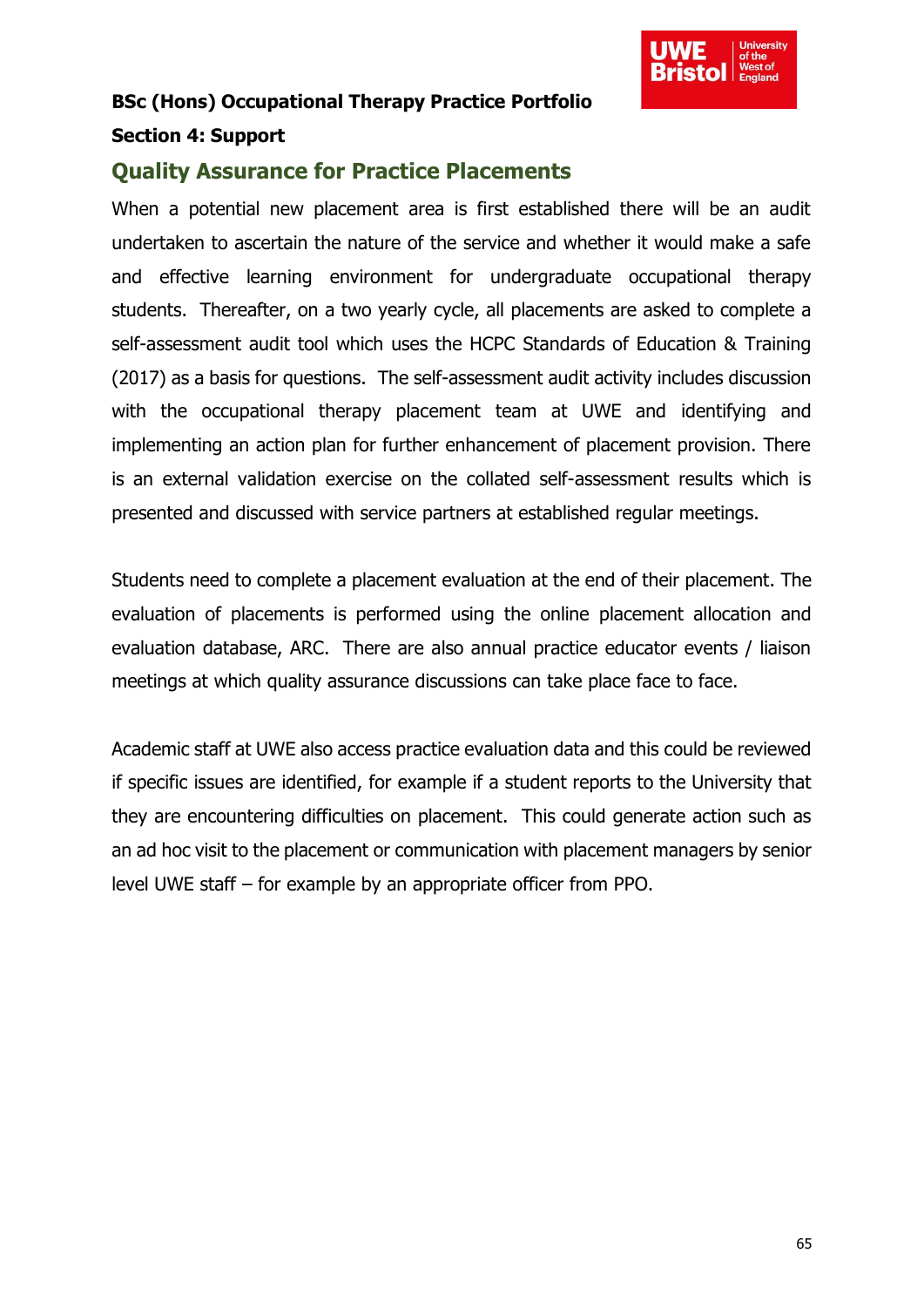**BSc (Hons) Occupational Therapy Practice Portfolio**

**Section 4: Support**

## Quality Assurance for Practice Placements

When a potential new placement area is first established there will be an audit undertaken to ascertain the nature of the service and whether it would make a safe and effective learning environment for undergraduate occupational therapy students. Thereafter, on a two yearly cycle, all placements are asked to complete a self-assessment audit tool which uses the HCPC Standards of Education & Training (2017) as a basis for questions. The self-assessment audit activity includes discussion with the occupational therapy placement team at UWE and identifying and implementing an action plan for further enhancement of placement provision. There is an external validation exercise on the collated self-assessment results which is presented and discussed with service partners at established regular meetings.

Students need to complete a placement evaluation at the end of their placement. The evaluation of placements is performed using the online placement allocation and evaluation database, ARC. There are also annual practice educator events / liaison meetings at which quality assurance discussions can take place face to face.

Academic staff at UWE also access practice evaluation data and this could be reviewed if specific issues are identified, for example if a student reports to the University that they are encountering difficulties on placement. This could generate action such as an ad hoc visit to the placement or communication with placement managers by senior level UWE staff – for example by an appropriate officer from PPO.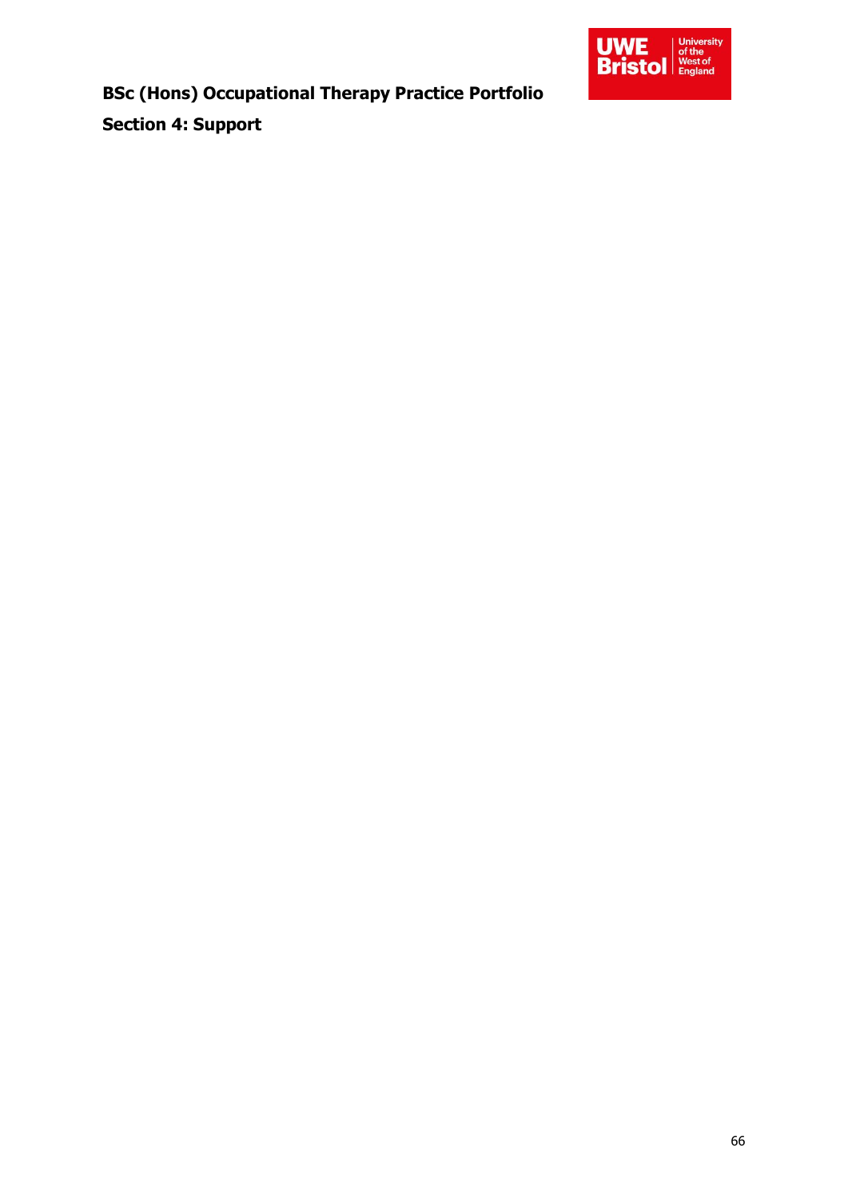**BSc (Hons) Occupational Therapy Practice Portfolio**

**Section 4: Support**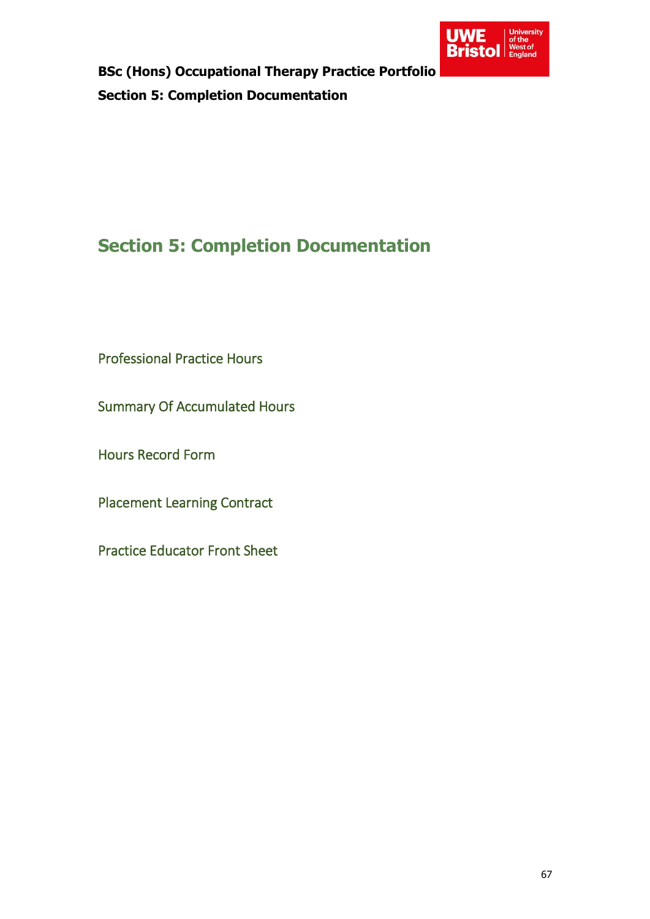# Section 5: Completion Documentation

Professional Practice Hours

Summary Of Accumulated Hours

Hours Record Form

Placement Learning Contract

Practice Educator Front Sheet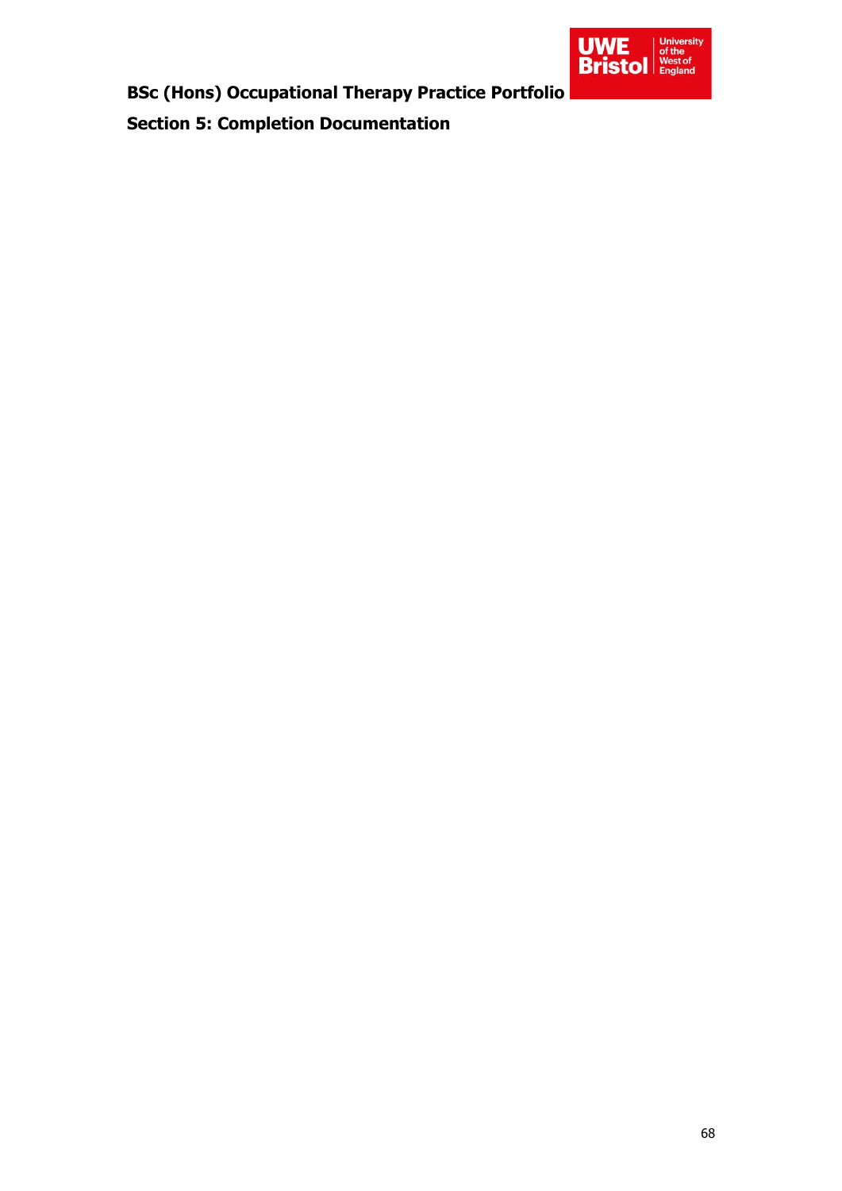# Section 5: Completion Documentation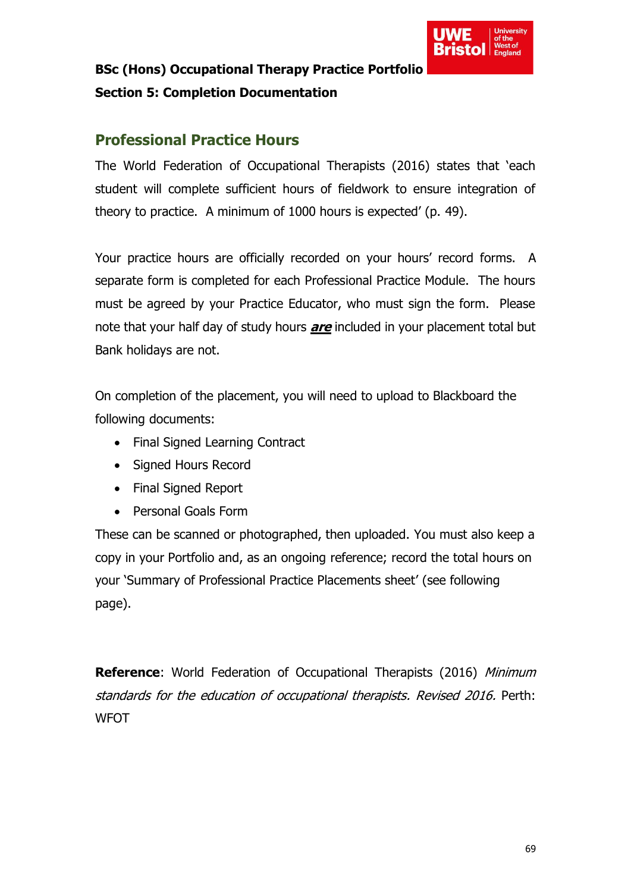**BSc (Hons) Occupational Therapy Practice Portfolio**

**Section 5: Completion Documentation**

## Professional Practice Hours

The World Federation of Occupational Therapists (2016) states that 'each student will complete sufficient hours of fieldwork to ensure integration of theory to practice. A minimum of 1000 hours is expected' (p. 49).

Your practice hours are officially recorded on your hours' record forms. A separate form is completed for each Professional Practice Module. The hours must be agreed by your Practice Educator, who must sign the form. Please note that your half day of study hours ***are*** included in your placement total but Bank holidays are not.

On completion of the placement, you will need to upload to Blackboard the following documents:

- Final Signed Learning Contract
- Signed Hours Record
- Final Signed Report
- Personal Goals Form

These can be scanned or photographed, then uploaded. You must also keep a copy in your Portfolio and, as an ongoing reference; record the total hours on your 'Summary of Professional Practice Placements sheet' (see following page).

**Reference**: World Federation of Occupational Therapists (2016) *Minimum standards for the education of occupational therapists. Revised 2016.* Perth: WFOT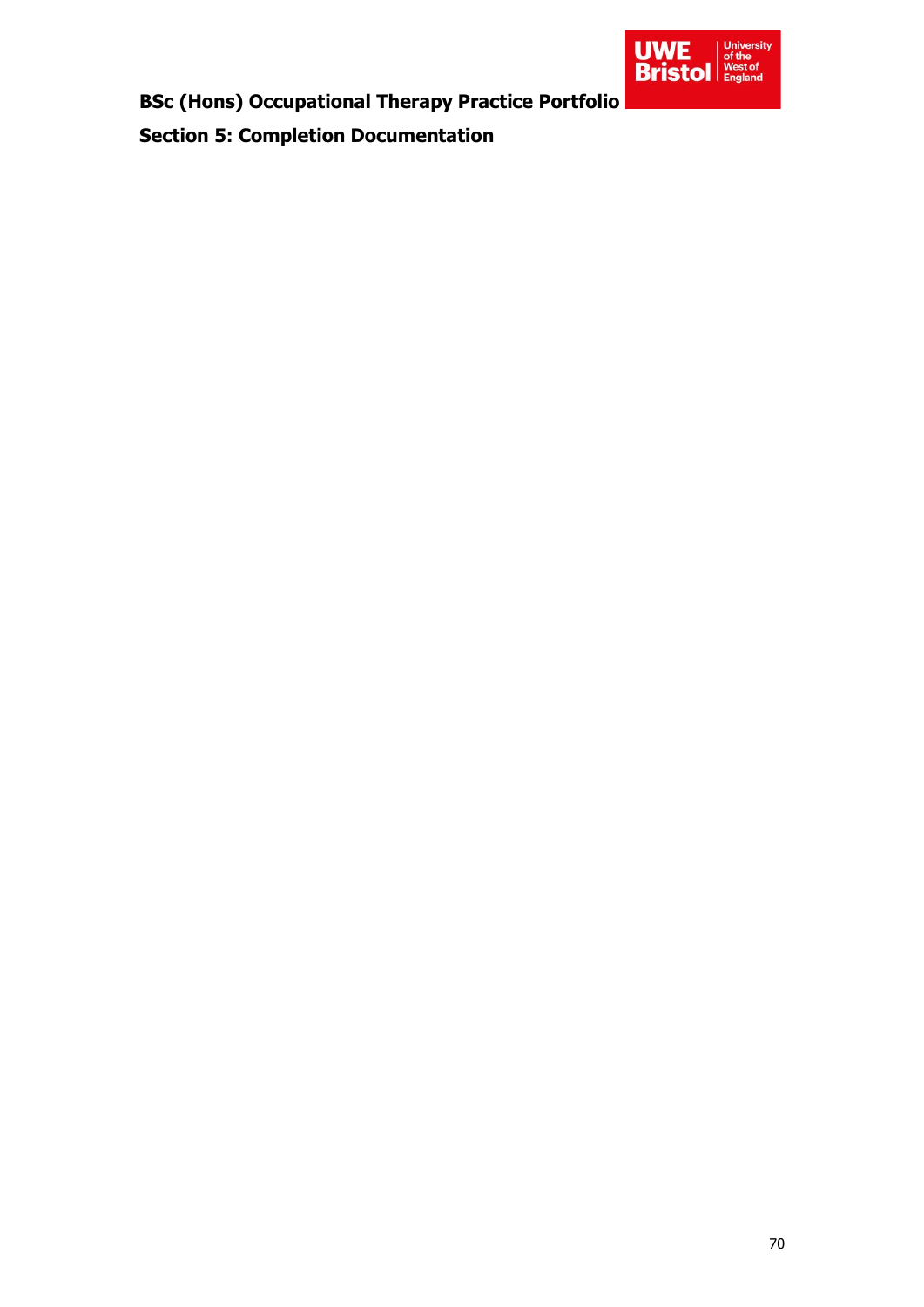**BSc (Hons) Occupational Therapy Practice Portfolio**

**Section 5: Completion Documentation**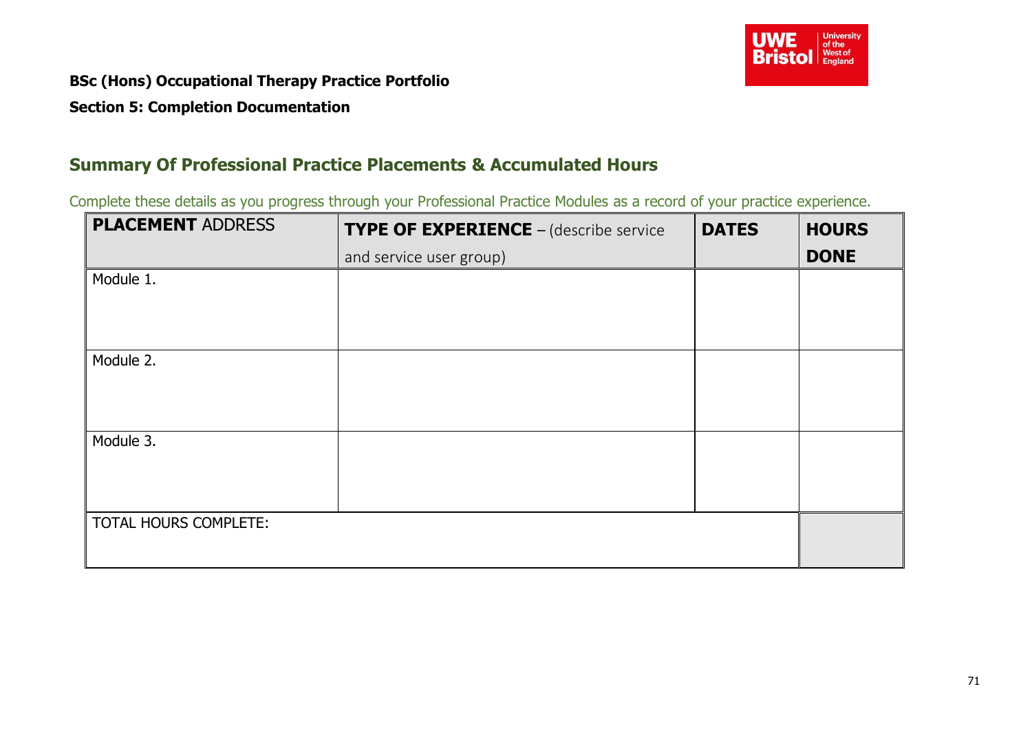**BSc (Hons) Occupational Therapy Practice Portfolio**

**Section 5: Completion Documentation**

## Summary Of Professional Practice Placements & Accumulated Hours

Complete these details as you progress through your Professional Practice Modules as a record of your practice experience.

| **PLACEMENT** ADDRESS | **TYPE OF EXPERIENCE** – (describe service and service user group) | **DATES** | **HOURS DONE** |
|---|---|---|---|
| Module 1. | | | |
| Module 2. | | | |
| Module 3. | | | |
| TOTAL HOURS COMPLETE: | | | |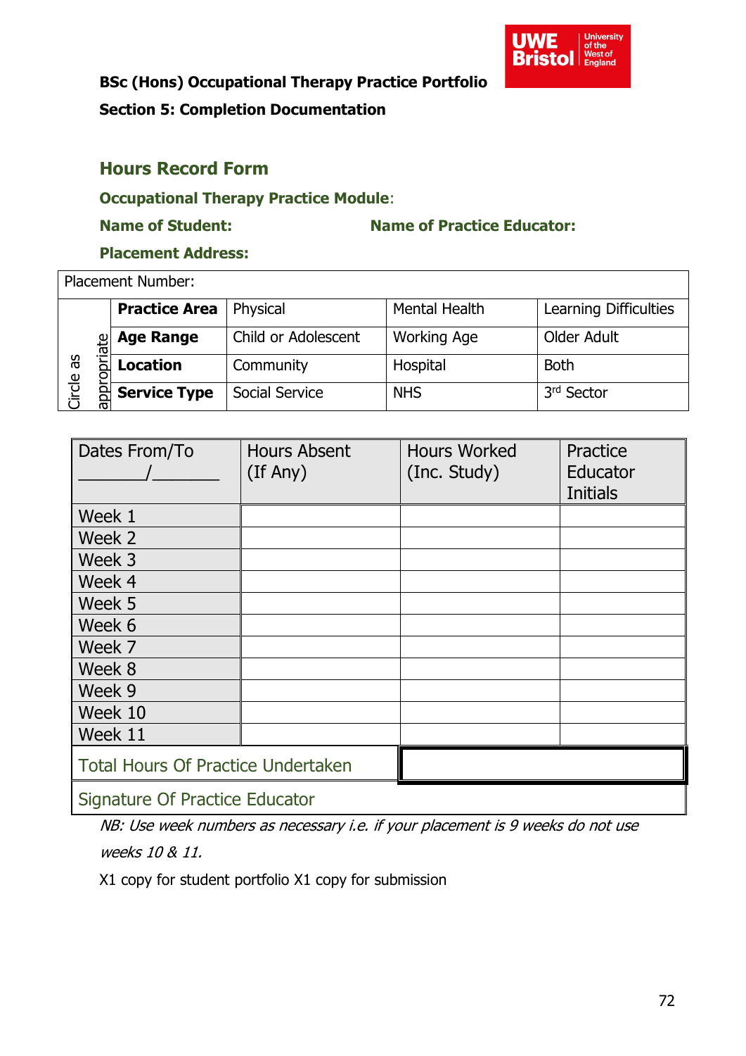**BSc (Hons) Occupational Therapy Practice Portfolio**

**Section 5: Completion Documentation**

## Hours Record Form

**Occupational Therapy Practice Module**:

**Name of Student:** **Name of Practice Educator:**

**Placement Address:**

| Placement Number: | | | | |
|---|---|---|---|---|
| Circle as appropriate | **Practice Area** | Physical | Mental Health | Learning Difficulties |
| | **Age Range** | Child or Adolescent | Working Age | Older Adult |
| | **Location** | Community | Hospital | Both |
| | **Service Type** | Social Service | NHS | 3rd Sector |

| Dates From/To _______/_______ | Hours Absent (If Any) | Hours Worked (Inc. Study) | Practice Educator Initials |
|---|---|---|---|
| Week 1 | | | |
| Week 2 | | | |
| Week 3 | | | |
| Week 4 | | | |
| Week 5 | | | |
| Week 6 | | | |
| Week 7 | | | |
| Week 8 | | | |
| Week 9 | | | |
| Week 10 | | | |
| Week 11 | | | |
| Total Hours Of Practice Undertaken | | | |
| Signature Of Practice Educator | | | |

*NB: Use week numbers as necessary i.e. if your placement is 9 weeks do not use weeks 10 & 11.*

X1 copy for student portfolio X1 copy for submission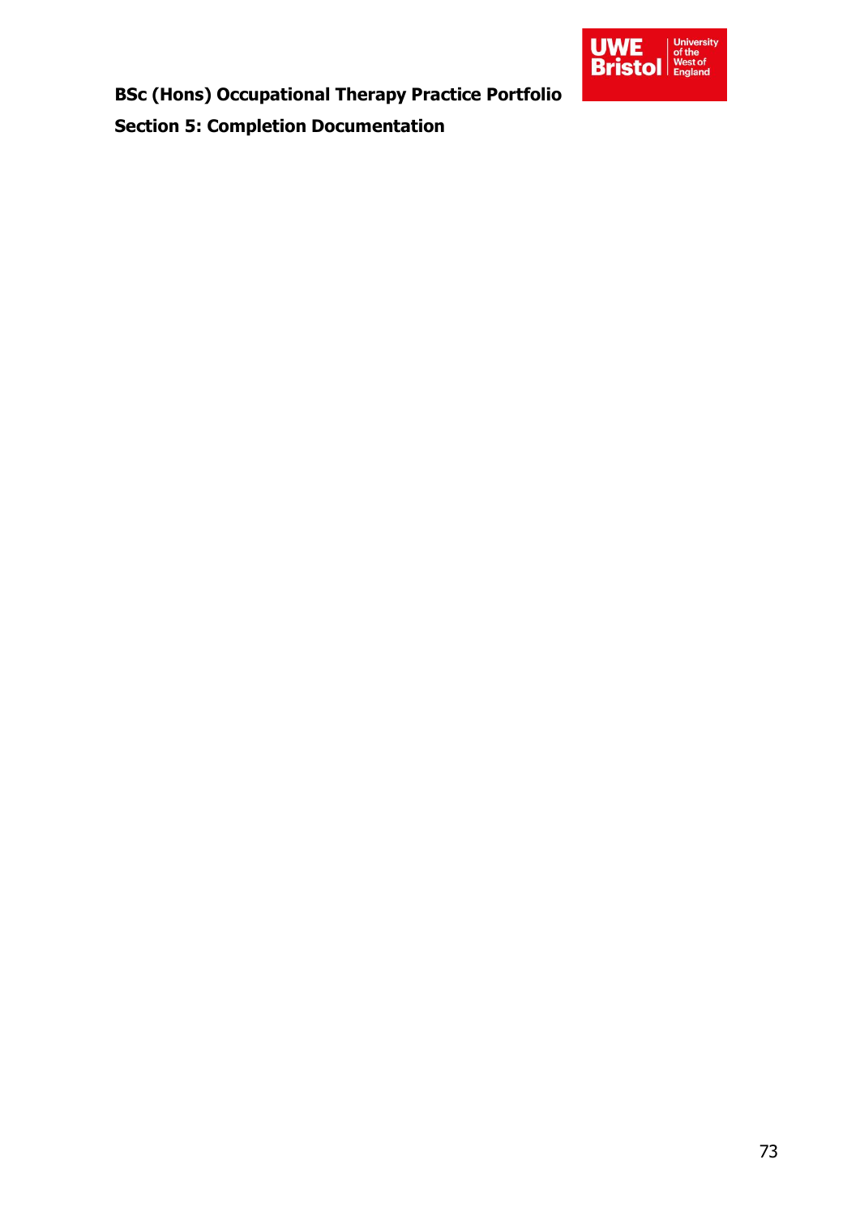**BSc (Hons) Occupational Therapy Practice Portfolio**

**Section 5: Completion Documentation**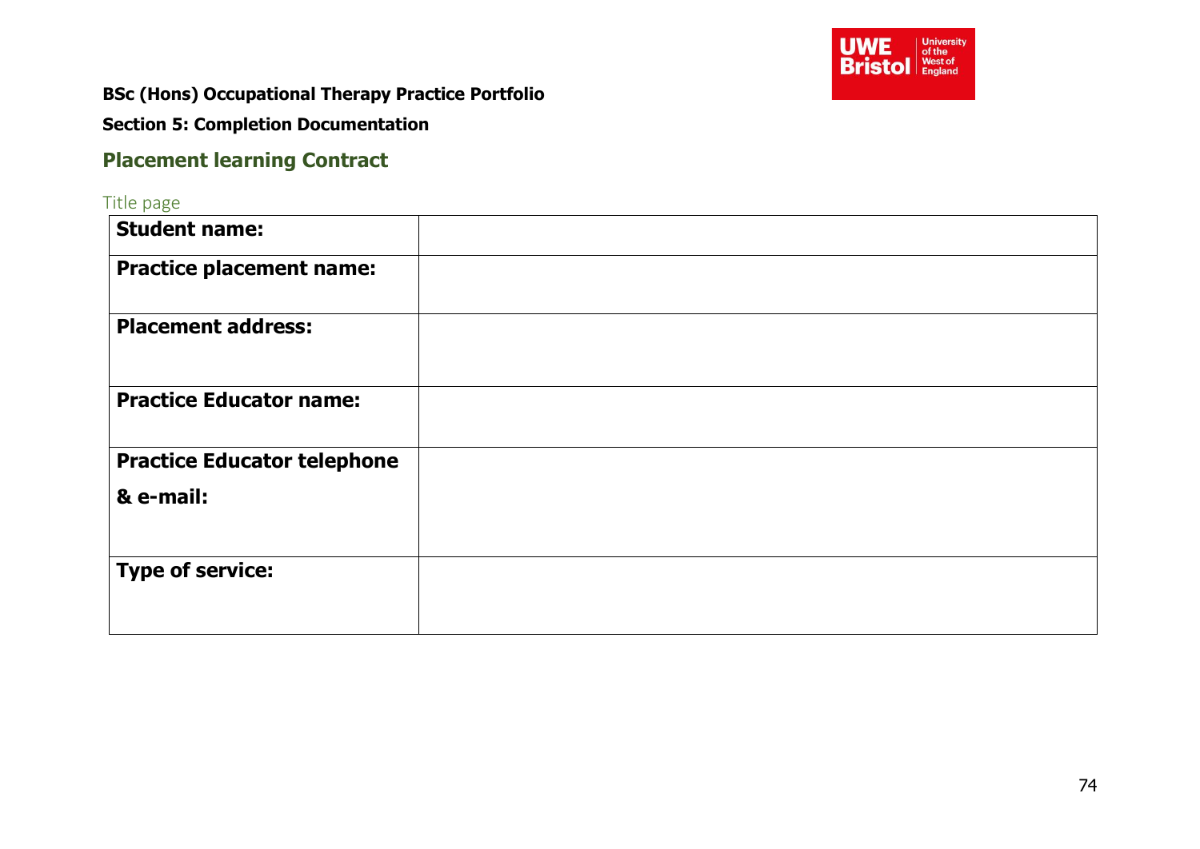**BSc (Hons) Occupational Therapy Practice Portfolio**

**Section 5: Completion Documentation**

## Placement learning Contract

### Title page

| | |
|---|---|
| **Student name:** | |
| **Practice placement name:** | |
| **Placement address:** | |
| **Practice Educator name:** | |
| **Practice Educator telephone & e-mail:** | |
| **Type of service:** | |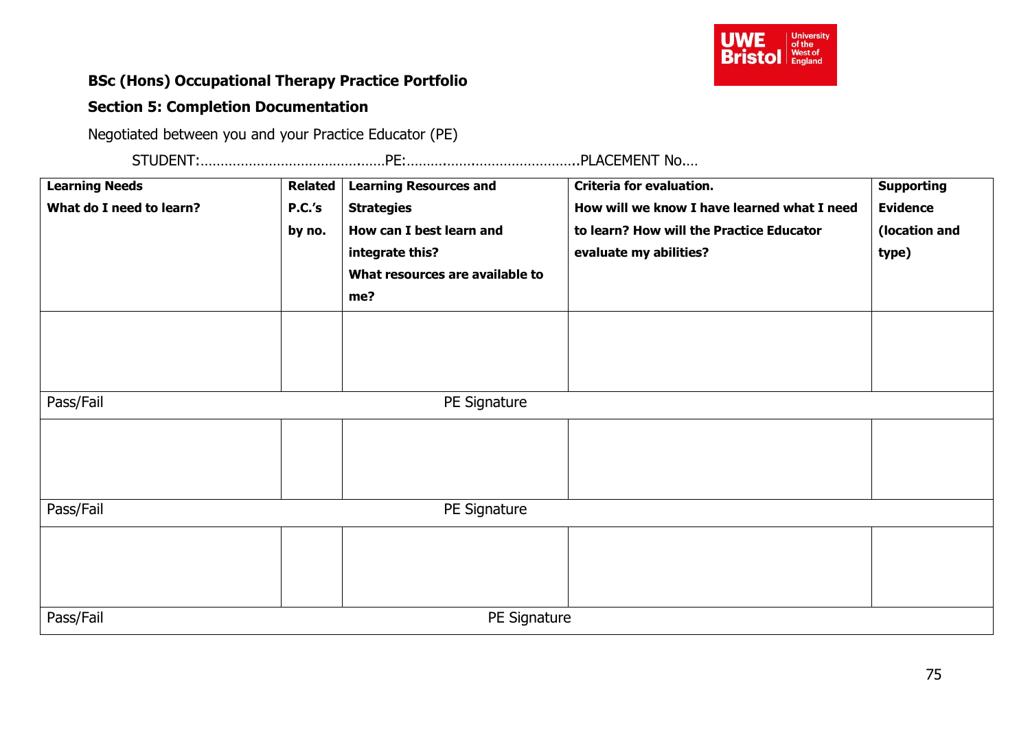**BSc (Hons) Occupational Therapy Practice Portfolio**

**Section 5: Completion Documentation**

Negotiated between you and your Practice Educator (PE)

STUDENT:………………………………………PE:……………………………………..PLACEMENT No.…

| **Learning Needs**<br>**What do I need to learn?** | **Related P.C.'s by no.** | **Learning Resources and Strategies**<br>**How can I best learn and integrate this?**<br>**What resources are available to me?** | **Criteria for evaluation.**<br>**How will we know I have learned what I need to learn? How will the Practice Educator evaluate my abilities?** | **Supporting Evidence (location and type)** |
|---|---|---|---|---|
| | | | | |
| Pass/Fail | | PE Signature | | |
| | | | | |
| Pass/Fail | | PE Signature | | |
| | | | | |
| Pass/Fail | | PE Signature | | |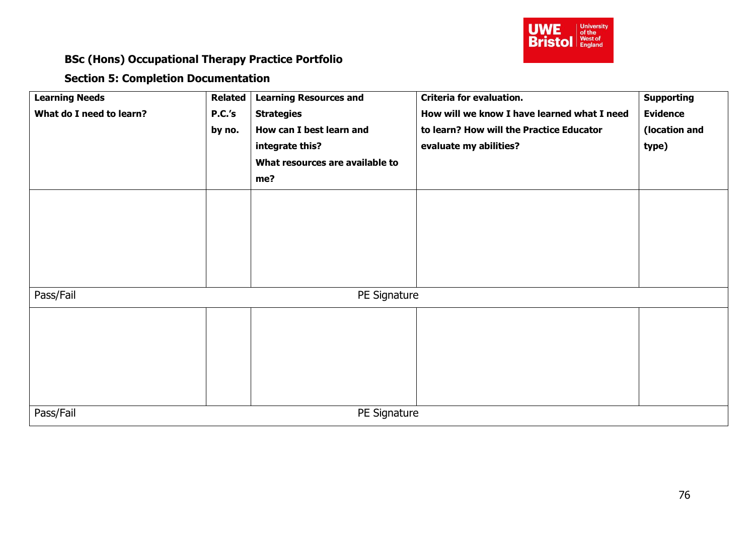**BSc (Hons) Occupational Therapy Practice Portfolio**

**Section 5: Completion Documentation**

| **Learning Needs**<br>**What do I need to learn?** | **Related P.C.'s by no.** | **Learning Resources and Strategies**<br>**How can I best learn and integrate this?**<br>**What resources are available to me?** | **Criteria for evaluation.**<br>**How will we know I have learned what I need to learn? How will the Practice Educator evaluate my abilities?** | **Supporting Evidence (location and type)** |
|---|---|---|---|---|
| | | | | |
| Pass/Fail | | PE Signature | | |
| | | | | |
| Pass/Fail | | PE Signature | | |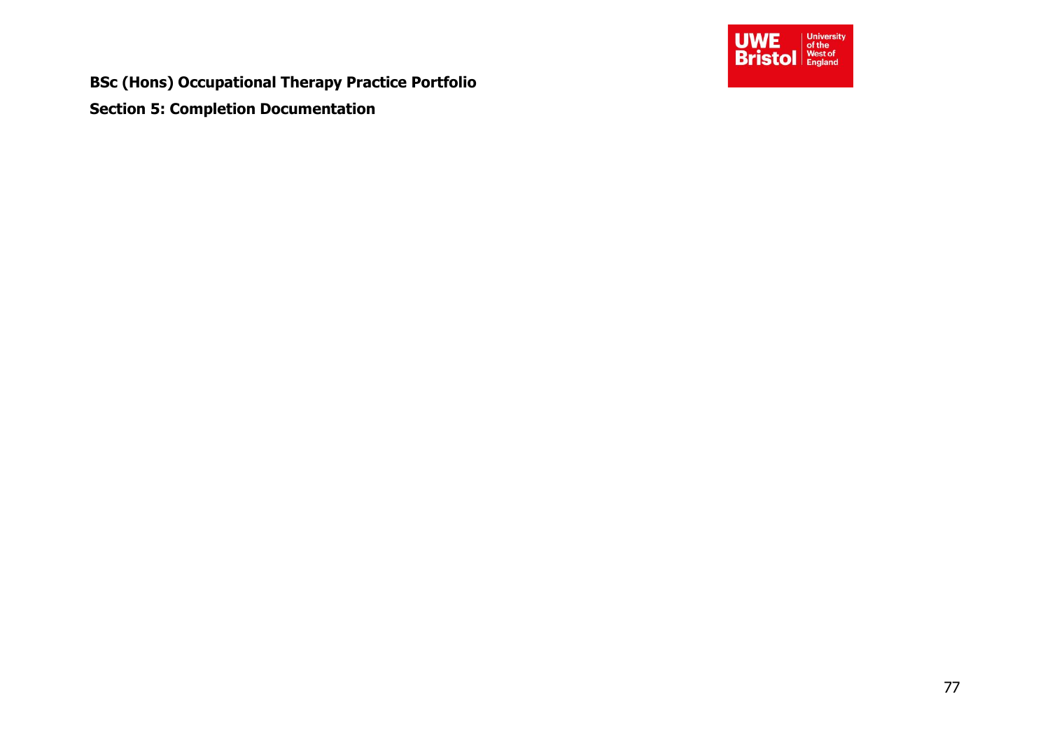**BSc (Hons) Occupational Therapy Practice Portfolio**

**Section 5: Completion Documentation**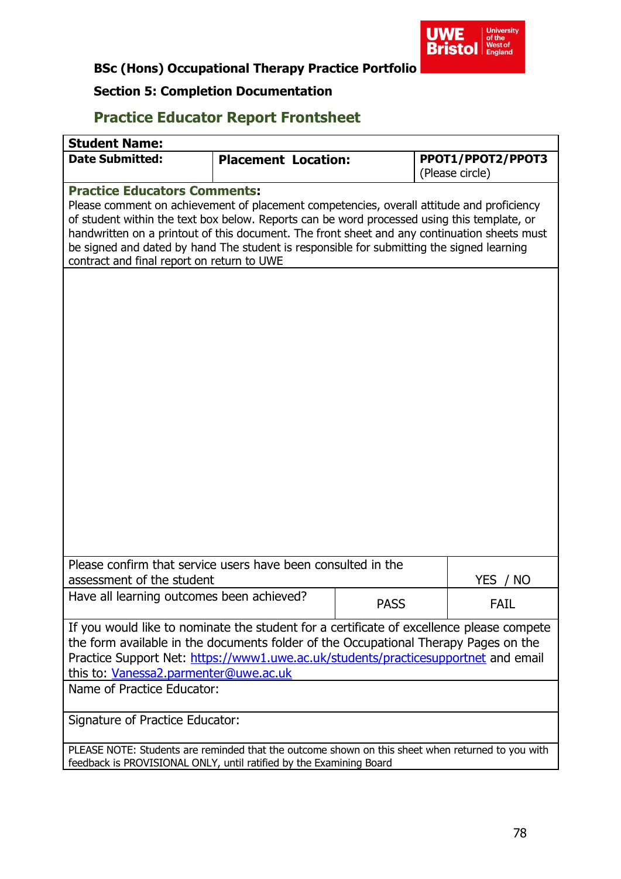**BSc (Hons) Occupational Therapy Practice Portfolio**

**Section 5: Completion Documentation**

## Practice Educator Report Frontsheet

| **Student Name:** | | | |
|---|---|---|---|
| **Date Submitted:** | **Placement Location:** | | **PPOT1/PPOT2/PPOT3** (Please circle) |
| **Practice Educators Comments:** Please comment on achievement of placement competencies, overall attitude and proficiency of student within the text box below. Reports can be word processed using this template, or handwritten on a printout of this document. The front sheet and any continuation sheets must be signed and dated by hand The student is responsible for submitting the signed learning contract and final report on return to UWE | | | |
| | | | |
| Please confirm that service users have been consulted in the assessment of the student | | | YES / NO |
| Have all learning outcomes been achieved? | | PASS | FAIL |
| If you would like to nominate the student for a certificate of excellence please compete the form available in the documents folder of the Occupational Therapy Pages on the Practice Support Net: [https://www1.uwe.ac.uk/students/practicesupportnet](https://www1.uwe.ac.uk/students/practicesupportnet) and email this to: [Vanessa2.parmenter@uwe.ac.uk](mailto:Vanessa2.parmenter@uwe.ac.uk) | | | |
| Name of Practice Educator: | | | |
| Signature of Practice Educator: | | | |
| PLEASE NOTE: Students are reminded that the outcome shown on this sheet when returned to you with feedback is PROVISIONAL ONLY, until ratified by the Examining Board | | | |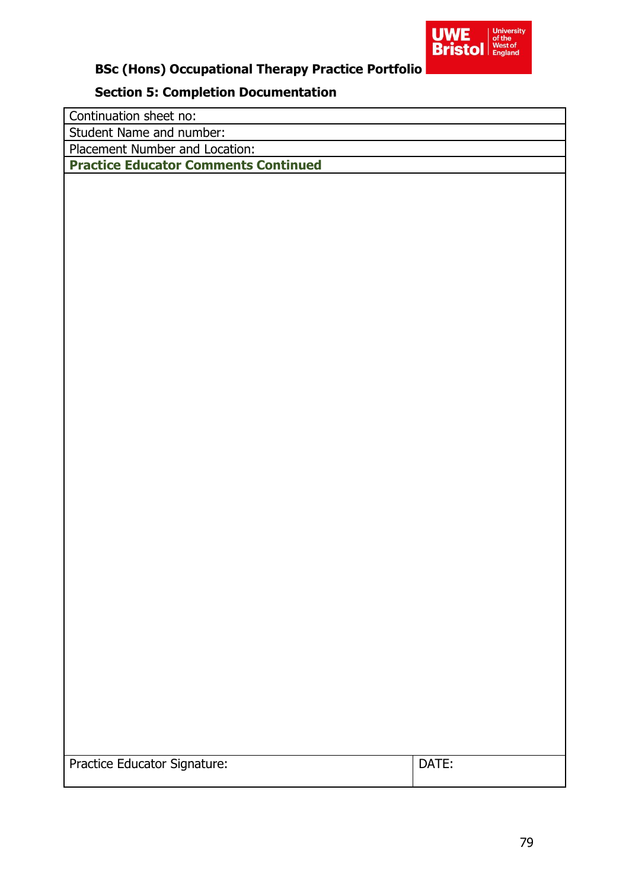**BSc (Hons) Occupational Therapy Practice Portfolio**

**Section 5: Completion Documentation**

| Continuation sheet no: | |
|---|---|
| Student Name and number: | |
| Placement Number and Location: | |
| **Practice Educator Comments Continued** | |
| | |
| Practice Educator Signature: | DATE: |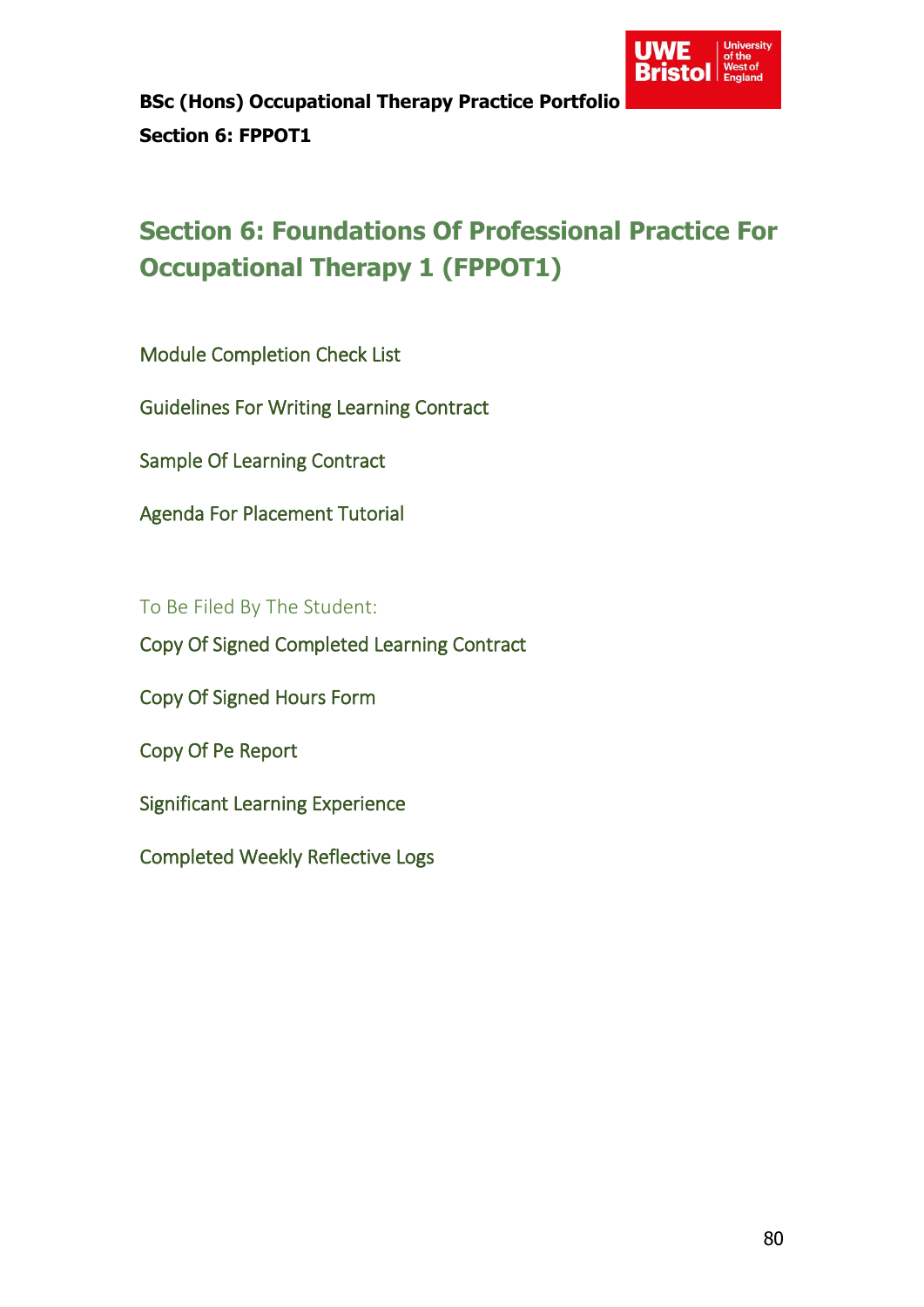# Section 6: Foundations Of Professional Practice For Occupational Therapy 1 (FPPOT1)

Module Completion Check List

Guidelines For Writing Learning Contract

Sample Of Learning Contract

Agenda For Placement Tutorial

To Be Filed By The Student:

Copy Of Signed Completed Learning Contract

Copy Of Signed Hours Form

Copy Of Pe Report

Significant Learning Experience

Completed Weekly Reflective Logs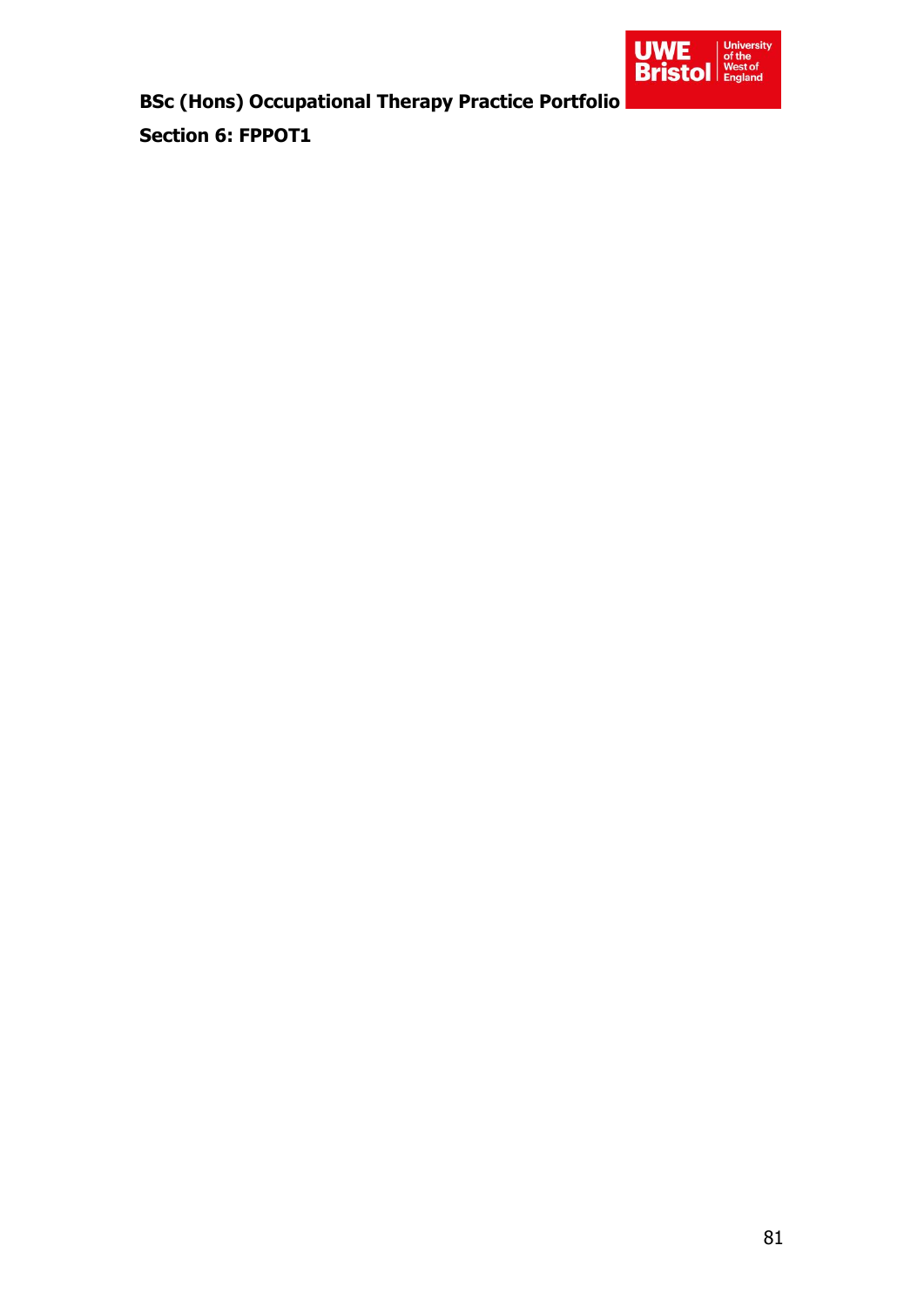**BSc (Hons) Occupational Therapy Practice Portfolio**

**Section 6: FPPOT1**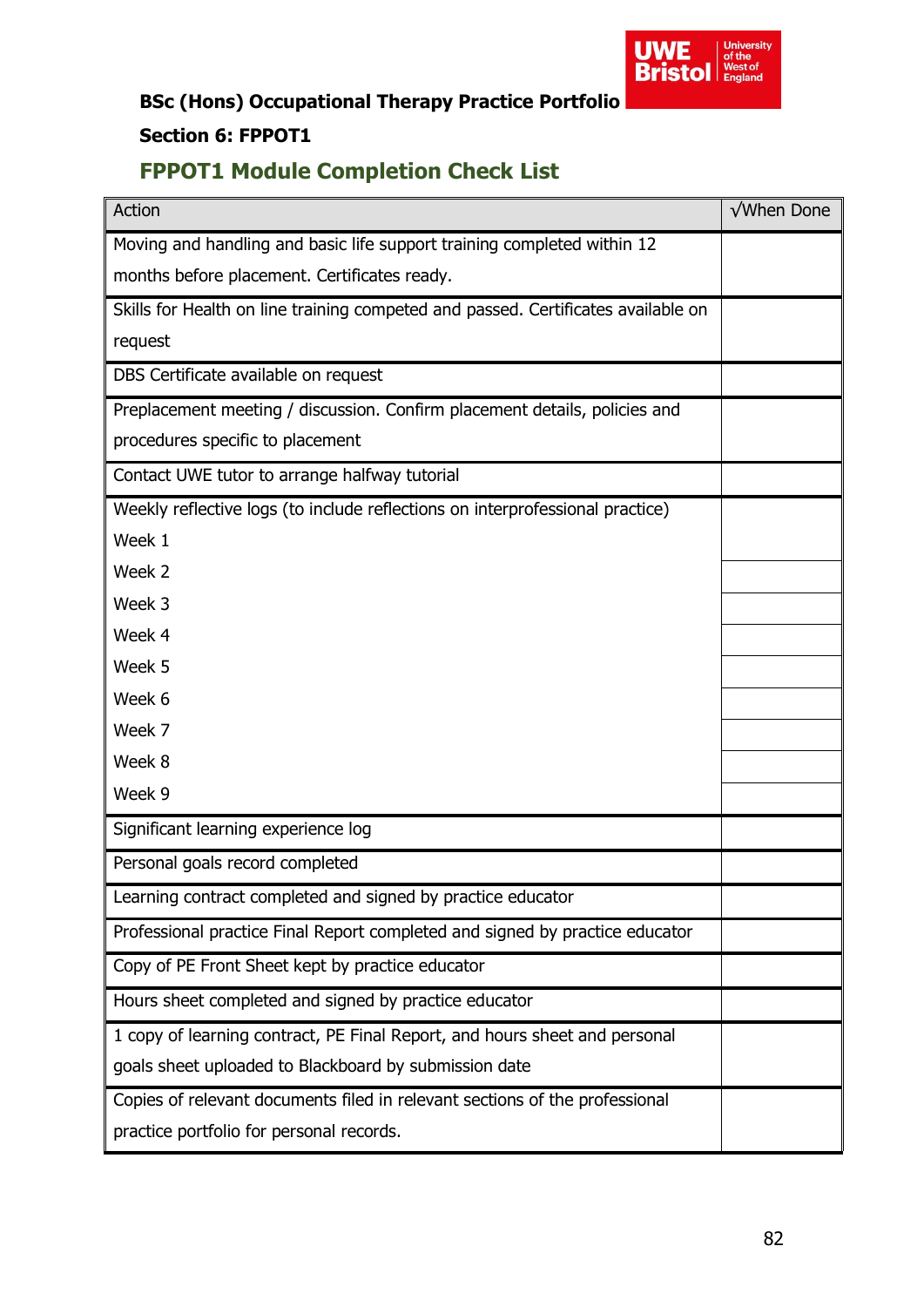**BSc (Hons) Occupational Therapy Practice Portfolio**

**Section 6: FPPOT1**

## FPPOT1 Module Completion Check List

| Action | √When Done |
|---|---|
| Moving and handling and basic life support training completed within 12 months before placement. Certificates ready. | |
| Skills for Health on line training competed and passed. Certificates available on request | |
| DBS Certificate available on request | |
| Preplacement meeting / discussion. Confirm placement details, policies and procedures specific to placement | |
| Contact UWE tutor to arrange halfway tutorial | |
| Weekly reflective logs (to include reflections on interprofessional practice)<br>Week 1 | |
| Week 2 | |
| Week 3 | |
| Week 4 | |
| Week 5 | |
| Week 6 | |
| Week 7 | |
| Week 8 | |
| Week 9 | |
| Significant learning experience log | |
| Personal goals record completed | |
| Learning contract completed and signed by practice educator | |
| Professional practice Final Report completed and signed by practice educator | |
| Copy of PE Front Sheet kept by practice educator | |
| Hours sheet completed and signed by practice educator | |
| 1 copy of learning contract, PE Final Report, and hours sheet and personal goals sheet uploaded to Blackboard by submission date | |
| Copies of relevant documents filed in relevant sections of the professional practice portfolio for personal records. | |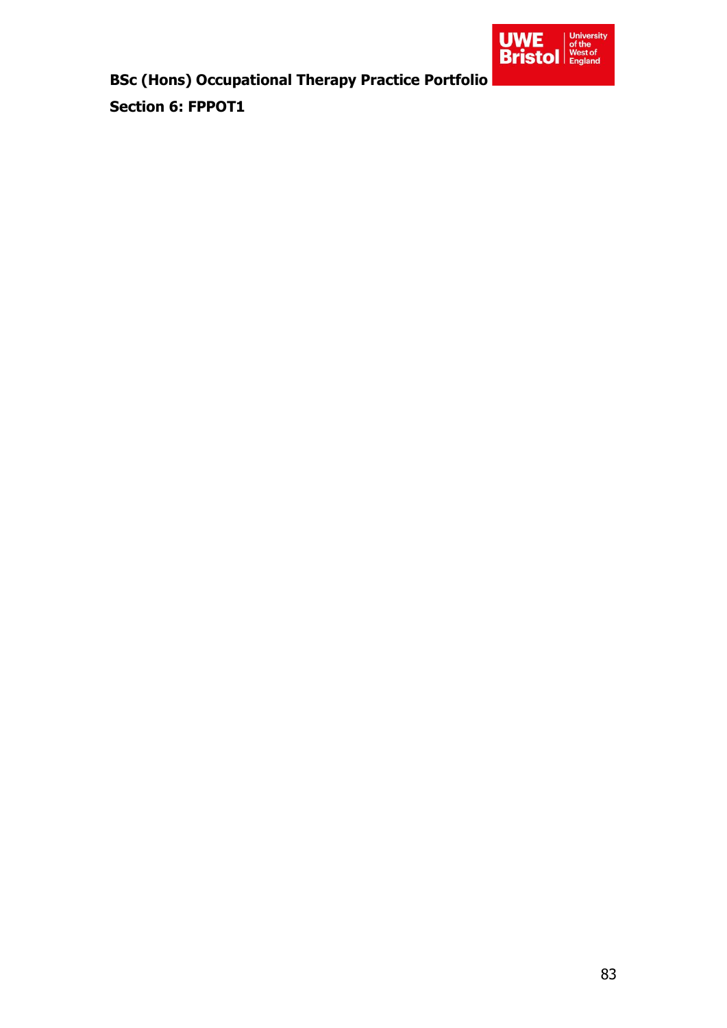# Section 6: FPPOT1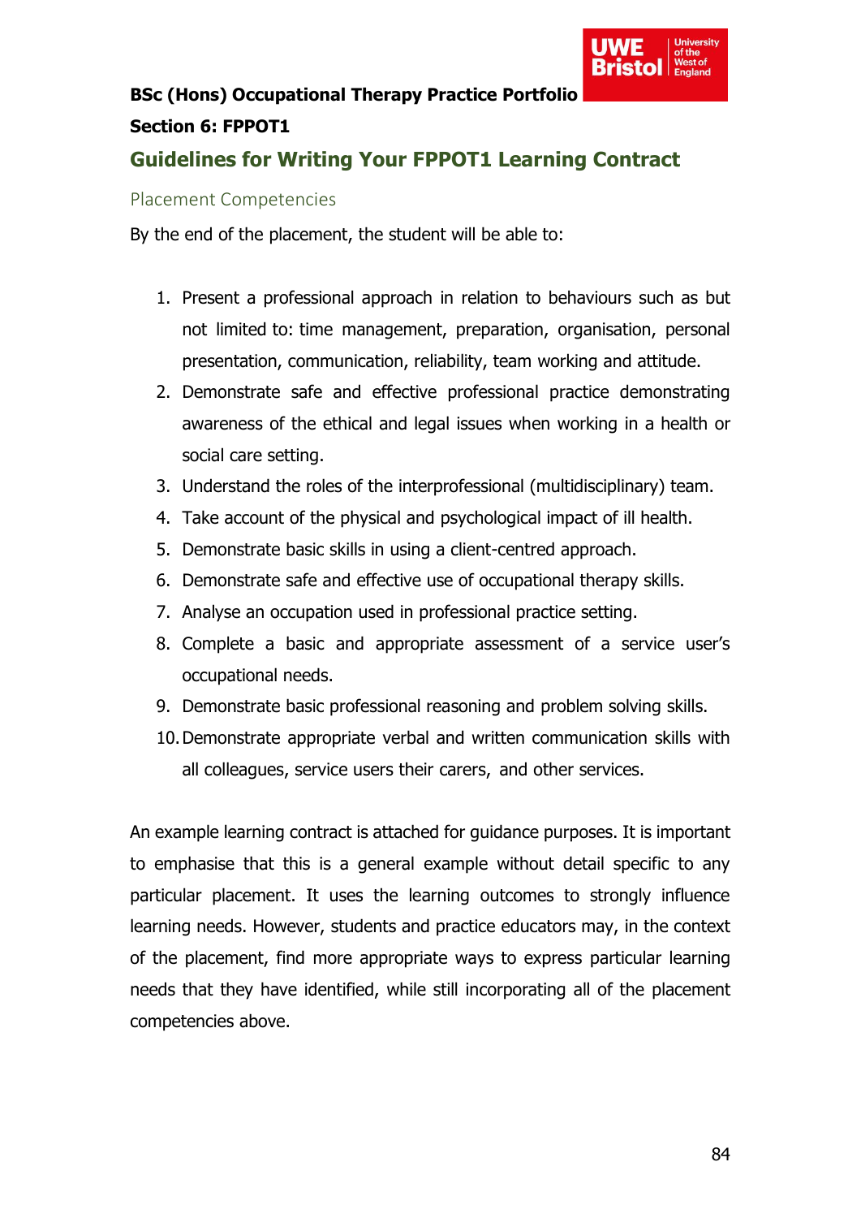**BSc (Hons) Occupational Therapy Practice Portfolio**

**Section 6: FPPOT1**

## Guidelines for Writing Your FPPOT1 Learning Contract

### Placement Competencies

By the end of the placement, the student will be able to:

1. Present a professional approach in relation to behaviours such as but not limited to: time management, preparation, organisation, personal presentation, communication, reliability, team working and attitude.
2. Demonstrate safe and effective professional practice demonstrating awareness of the ethical and legal issues when working in a health or social care setting.
3. Understand the roles of the interprofessional (multidisciplinary) team.
4. Take account of the physical and psychological impact of ill health.
5. Demonstrate basic skills in using a client-centred approach.
6. Demonstrate safe and effective use of occupational therapy skills.
7. Analyse an occupation used in professional practice setting.
8. Complete a basic and appropriate assessment of a service user's occupational needs.
9. Demonstrate basic professional reasoning and problem solving skills.
10. Demonstrate appropriate verbal and written communication skills with all colleagues, service users their carers, and other services.

An example learning contract is attached for guidance purposes. It is important to emphasise that this is a general example without detail specific to any particular placement. It uses the learning outcomes to strongly influence learning needs. However, students and practice educators may, in the context of the placement, find more appropriate ways to express particular learning needs that they have identified, while still incorporating all of the placement competencies above.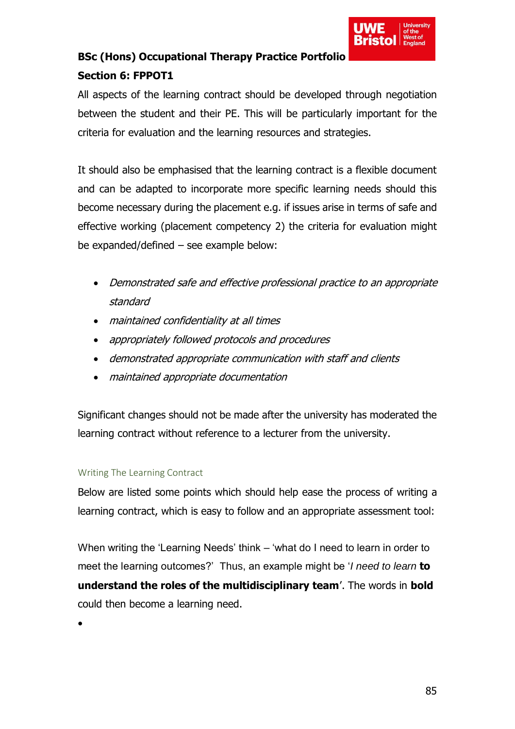**BSc (Hons) Occupational Therapy Practice Portfolio**

**Section 6: FPPOT1**

All aspects of the learning contract should be developed through negotiation between the student and their PE. This will be particularly important for the criteria for evaluation and the learning resources and strategies.

It should also be emphasised that the learning contract is a flexible document and can be adapted to incorporate more specific learning needs should this become necessary during the placement e.g. if issues arise in terms of safe and effective working (placement competency 2) the criteria for evaluation might be expanded/defined – see example below:

- *Demonstrated safe and effective professional practice to an appropriate standard*
- *maintained confidentiality at all times*
- *appropriately followed protocols and procedures*
- *demonstrated appropriate communication with staff and clients*
- *maintained appropriate documentation*

Significant changes should not be made after the university has moderated the learning contract without reference to a lecturer from the university.

## Writing The Learning Contract

Below are listed some points which should help ease the process of writing a learning contract, which is easy to follow and an appropriate assessment tool:

When writing the 'Learning Needs' think – 'what do I need to learn in order to meet the learning outcomes?' Thus, an example might be '*I need to learn* **to understand the roles of the multidisciplinary team**'. The words in **bold** could then become a learning need.

•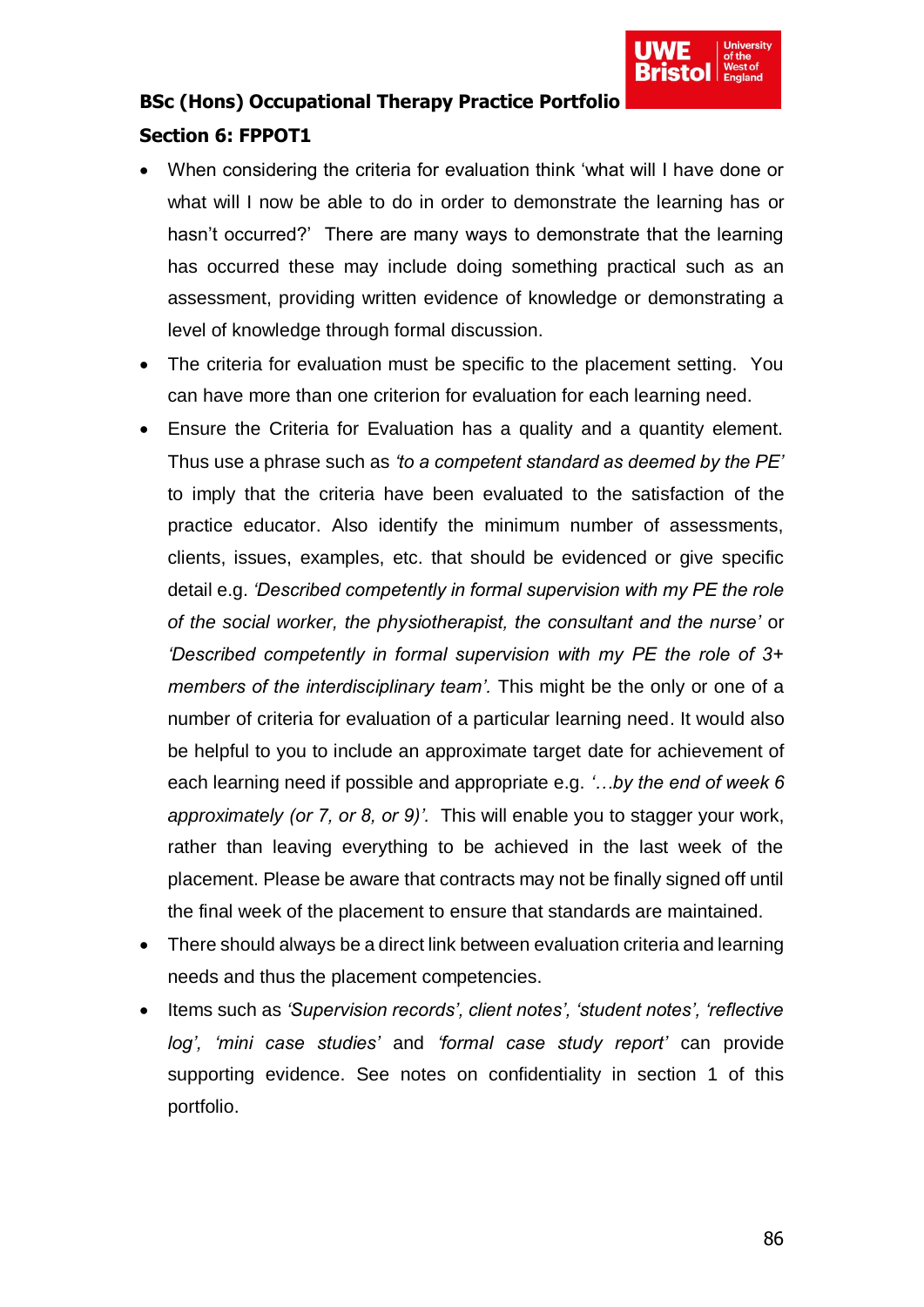- When considering the criteria for evaluation think 'what will I have done or what will I now be able to do in order to demonstrate the learning has or hasn't occurred?' There are many ways to demonstrate that the learning has occurred these may include doing something practical such as an assessment, providing written evidence of knowledge or demonstrating a level of knowledge through formal discussion.
- The criteria for evaluation must be specific to the placement setting. You can have more than one criterion for evaluation for each learning need.
- Ensure the Criteria for Evaluation has a quality and a quantity element. Thus use a phrase such as *'to a competent standard as deemed by the PE'* to imply that the criteria have been evaluated to the satisfaction of the practice educator. Also identify the minimum number of assessments, clients, issues, examples, etc. that should be evidenced or give specific detail e.g. *'Described competently in formal supervision with my PE the role of the social worker, the physiotherapist, the consultant and the nurse'* or *'Described competently in formal supervision with my PE the role of 3+ members of the interdisciplinary team'.* This might be the only or one of a number of criteria for evaluation of a particular learning need. It would also be helpful to you to include an approximate target date for achievement of each learning need if possible and appropriate e.g. *'…by the end of week 6 approximately (or 7, or 8, or 9)'.* This will enable you to stagger your work, rather than leaving everything to be achieved in the last week of the placement. Please be aware that contracts may not be finally signed off until the final week of the placement to ensure that standards are maintained.
- There should always be a direct link between evaluation criteria and learning needs and thus the placement competencies.
- Items such as *'Supervision records', client notes', 'student notes', 'reflective log', 'mini case studies'* and *'formal case study report'* can provide supporting evidence. See notes on confidentiality in section 1 of this portfolio.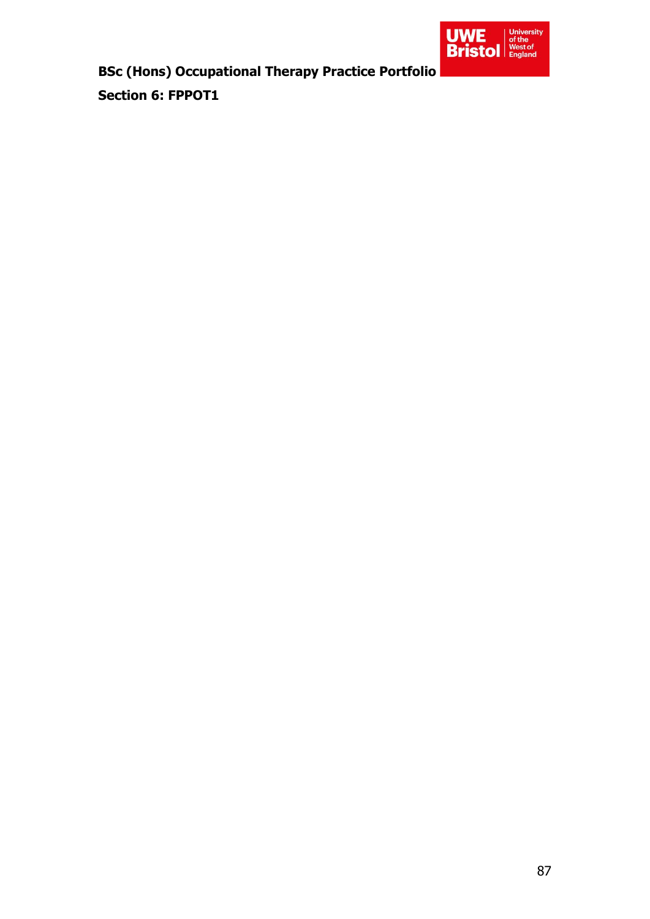# Section 6: FPPOT1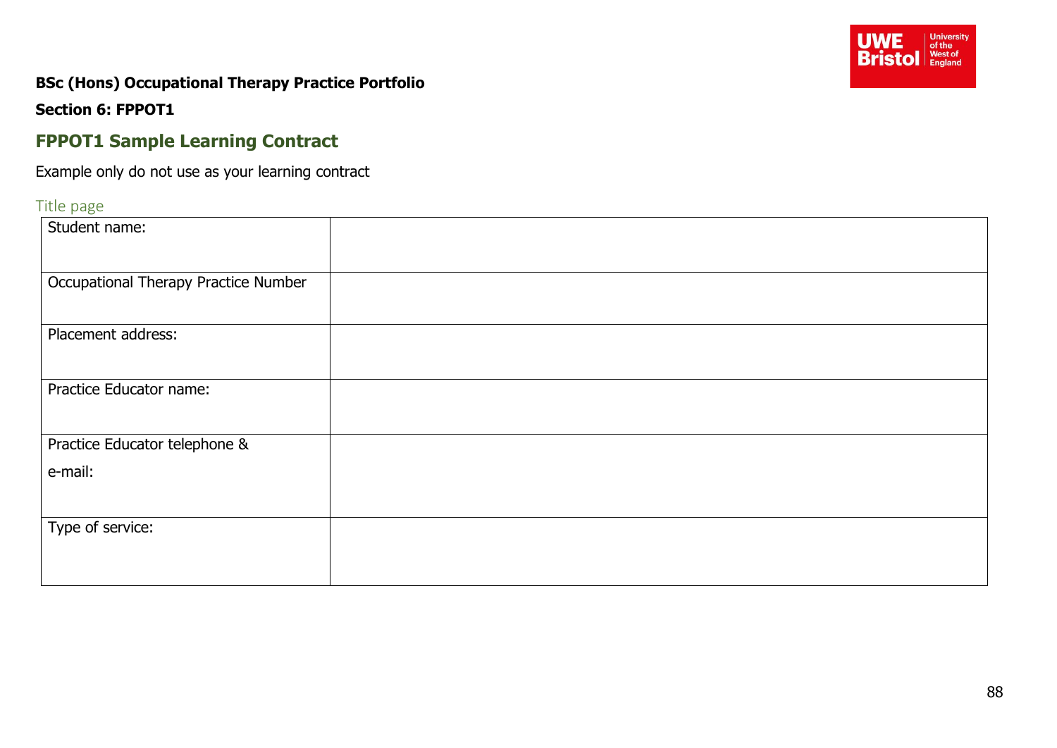**BSc (Hons) Occupational Therapy Practice Portfolio**

**Section 6: FPPOT1**

## FPPOT1 Sample Learning Contract

Example only do not use as your learning contract

### Title page

| Student name: | |
|---|---|
| Occupational Therapy Practice Number | |
| Placement address: | |
| Practice Educator name: | |
| Practice Educator telephone & e-mail: | |
| Type of service: | |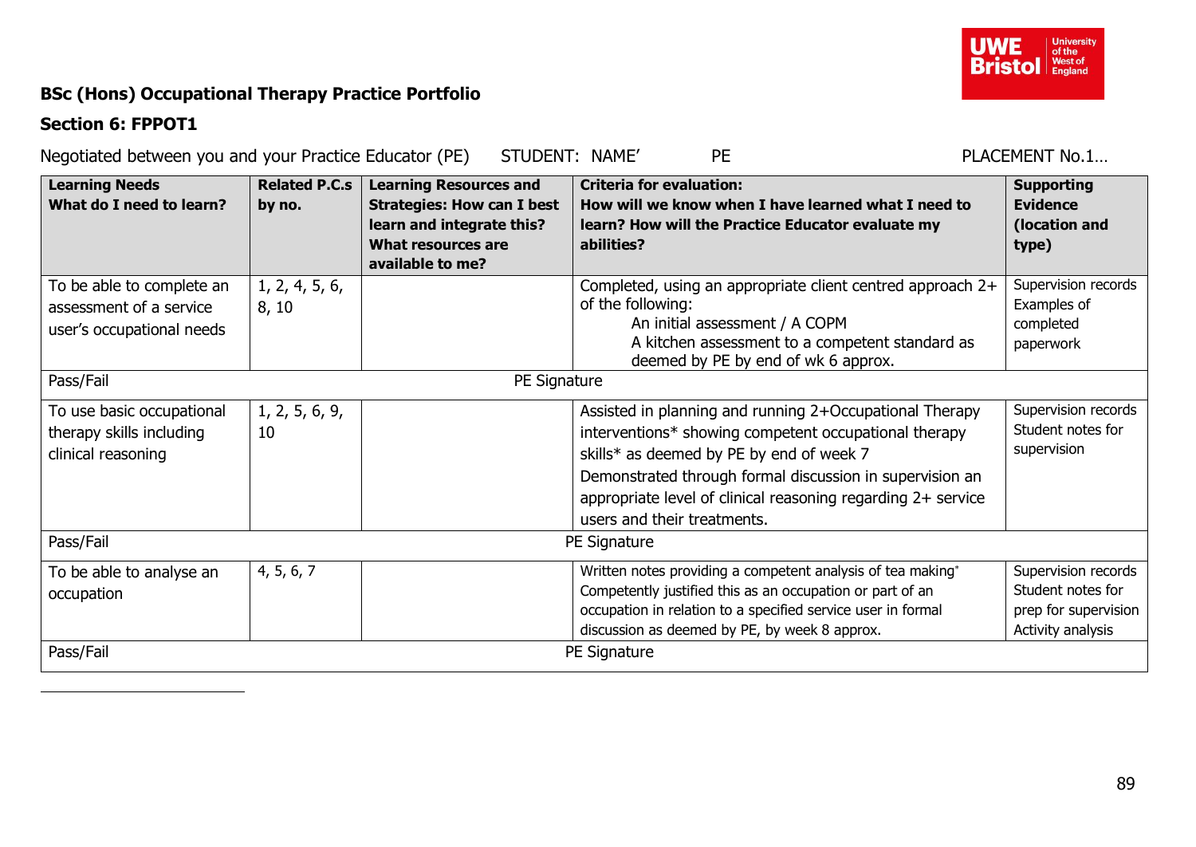**BSc (Hons) Occupational Therapy Practice Portfolio**

**Section 6: FPPOT1**

Negotiated between you and your Practice Educator (PE)  STUDENT: NAME'  PE  PLACEMENT No.1…

| **Learning Needs What do I need to learn?** | **Related P.C.s by no.** | **Learning Resources and Strategies: How can I best learn and integrate this? What resources are available to me?** | **Criteria for evaluation: How will we know when I have learned what I need to learn? How will the Practice Educator evaluate my abilities?** | **Supporting Evidence (location and type)** |
|---|---|---|---|---|
| To be able to complete an assessment of a service user's occupational needs | 1, 2, 4, 5, 6, 8, 10 | | Completed, using an appropriate client centred approach 2+ of the following: An initial assessment / A COPM; A kitchen assessment to a competent standard as deemed by PE by end of wk 6 approx. | Supervision records; Examples of completed paperwork |
| Pass/Fail | | PE Signature | | |
| To use basic occupational therapy skills including clinical reasoning | 1, 2, 5, 6, 9, 10 | | Assisted in planning and running 2+Occupational Therapy interventions* showing competent occupational therapy skills* as deemed by PE by end of week 7. Demonstrated through formal discussion in supervision an appropriate level of clinical reasoning regarding 2+ service users and their treatments. | Supervision records; Student notes for supervision |
| Pass/Fail | | PE Signature | | |
| To be able to analyse an occupation | 4, 5, 6, 7 | | Written notes providing a competent analysis of tea making*. Competently justified this as an occupation or part of an occupation in relation to a specified service user in formal discussion as deemed by PE, by week 8 approx. | Supervision records; Student notes for prep for supervision; Activity analysis |
| Pass/Fail | | PE Signature | | |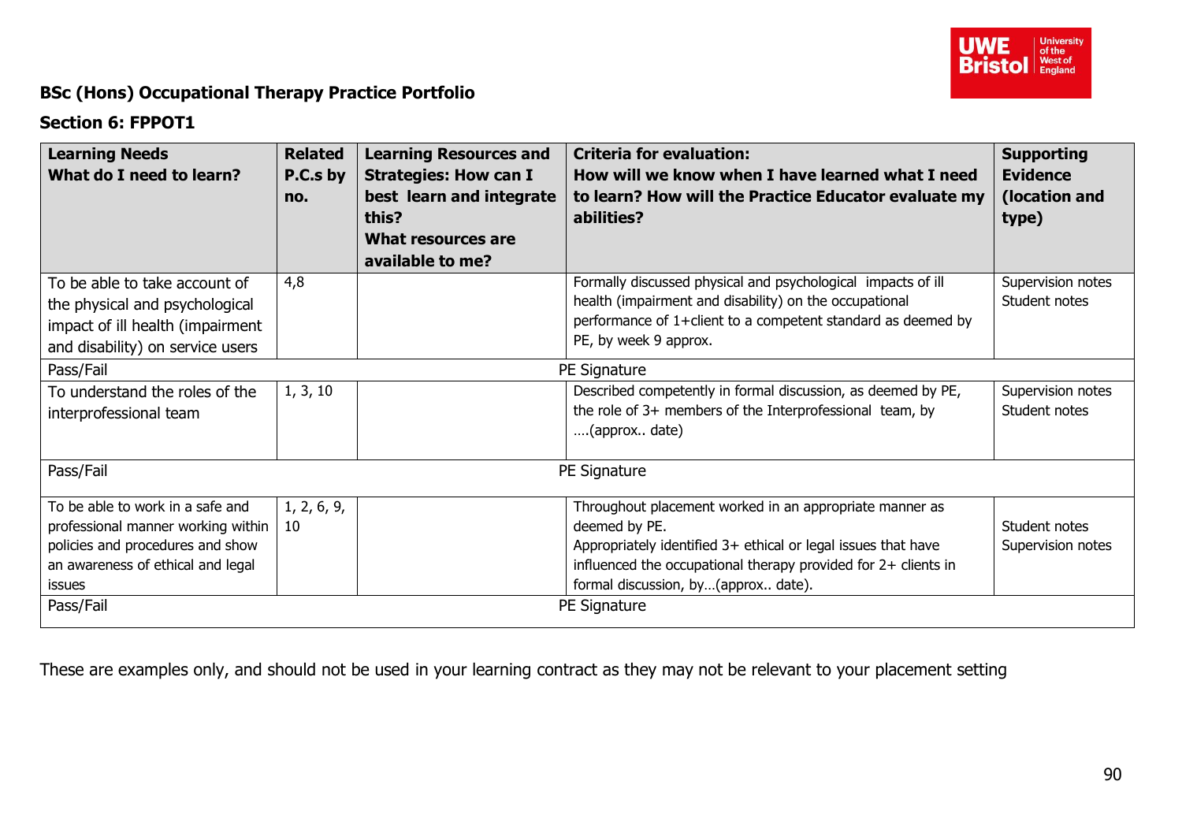**BSc (Hons) Occupational Therapy Practice Portfolio**

**Section 6: FPPOT1**

| Learning Needs<br>What do I need to learn? | Related P.C.s by no. | Learning Resources and Strategies: How can I best learn and integrate this?<br>What resources are available to me? | Criteria for evaluation:<br>How will we know when I have learned what I need to learn? How will the Practice Educator evaluate my abilities? | Supporting Evidence (location and type) |
|---|---|---|---|---|
| To be able to take account of the physical and psychological impact of ill health (impairment and disability) on service users | 4,8 | | Formally discussed physical and psychological impacts of ill health (impairment and disability) on the occupational performance of 1+client to a competent standard as deemed by PE, by week 9 approx. | Supervision notes<br>Student notes |
| Pass/Fail | | | PE Signature | |
| To understand the roles of the interprofessional team | 1, 3, 10 | | Described competently in formal discussion, as deemed by PE, the role of 3+ members of the Interprofessional team, by ….(approx.. date) | Supervision notes<br>Student notes |
| Pass/Fail | | | PE Signature | |
| To be able to work in a safe and professional manner working within policies and procedures and show an awareness of ethical and legal issues | 1, 2, 6, 9, 10 | | Throughout placement worked in an appropriate manner as deemed by PE.<br>Appropriately identified 3+ ethical or legal issues that have influenced the occupational therapy provided for 2+ clients in formal discussion, by…(approx.. date). | Student notes<br>Supervision notes |
| Pass/Fail | | | PE Signature | |

These are examples only, and should not be used in your learning contract as they may not be relevant to your placement setting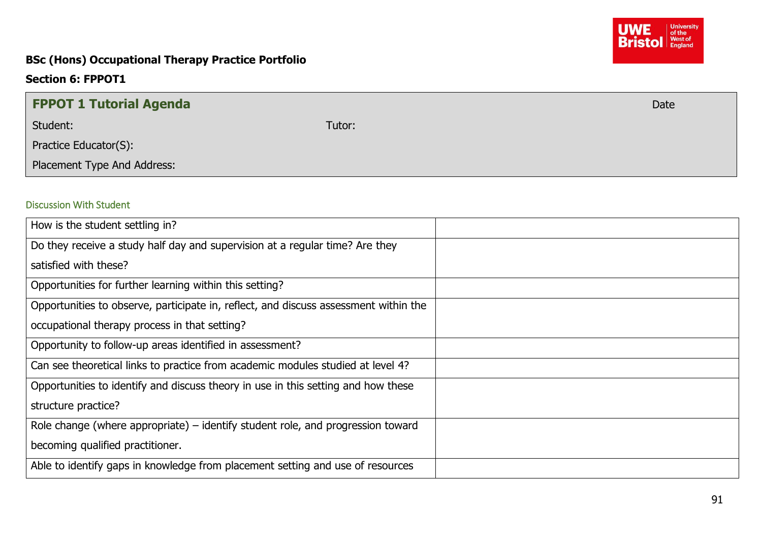**BSc (Hons) Occupational Therapy Practice Portfolio**

**Section 6: FPPOT1**

| **FPPOT 1 Tutorial Agenda** | | Date |
|---|---|---|
| Student: | Tutor: | |
| Practice Educator(S): | | |
| Placement Type And Address: | | |

## Discussion With Student

| | |
|---|---|
| How is the student settling in? | |
| Do they receive a study half day and supervision at a regular time? Are they satisfied with these? | |
| Opportunities for further learning within this setting? | |
| Opportunities to observe, participate in, reflect, and discuss assessment within the occupational therapy process in that setting? | |
| Opportunity to follow-up areas identified in assessment? | |
| Can see theoretical links to practice from academic modules studied at level 4? | |
| Opportunities to identify and discuss theory in use in this setting and how these structure practice? | |
| Role change (where appropriate) – identify student role, and progression toward becoming qualified practitioner. | |
| Able to identify gaps in knowledge from placement setting and use of resources | |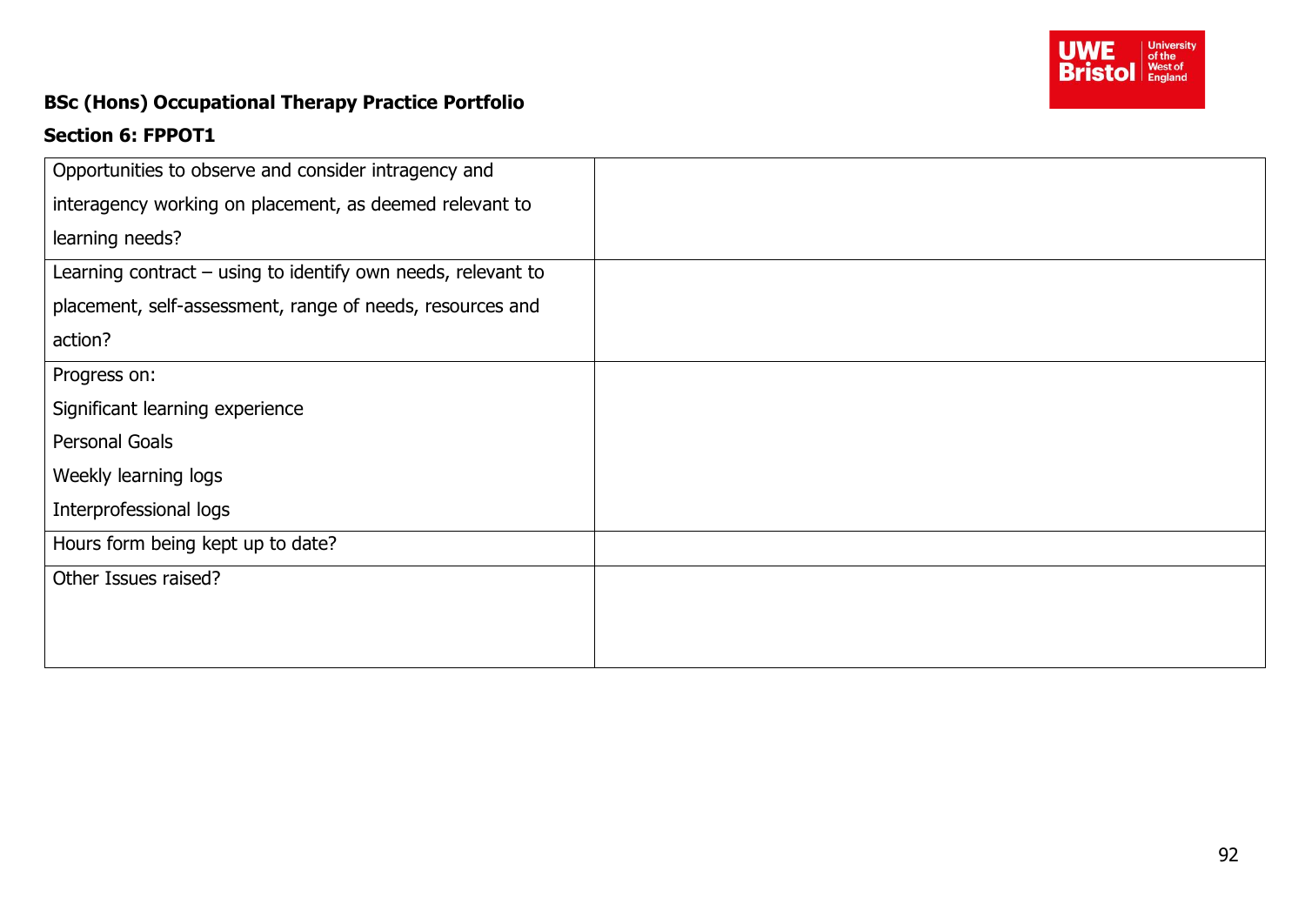**BSc (Hons) Occupational Therapy Practice Portfolio**

**Section 6: FPPOT1**

| | |
|---|---|
| Opportunities to observe and consider intragency and interagency working on placement, as deemed relevant to learning needs? | |
| Learning contract – using to identify own needs, relevant to placement, self-assessment, range of needs, resources and action? | |
| Progress on:<br>Significant learning experience<br>Personal Goals<br>Weekly learning logs<br>Interprofessional logs | |
| Hours form being kept up to date? | |
| Other Issues raised? | |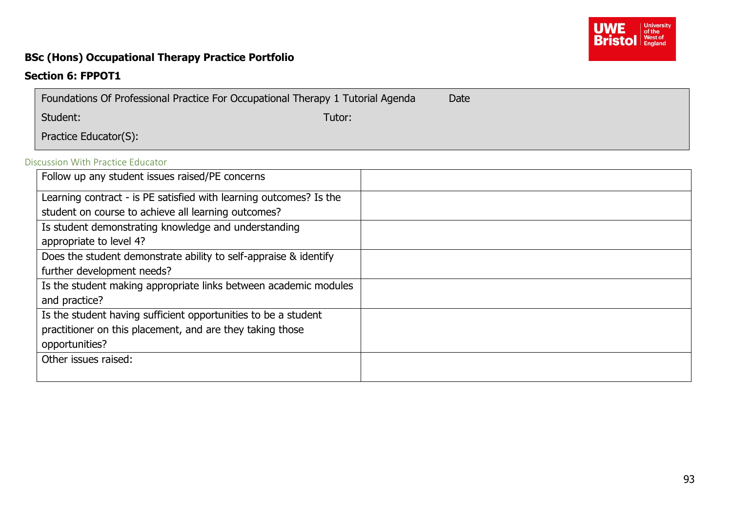**BSc (Hons) Occupational Therapy Practice Portfolio**

**Section 6: FPPOT1**

| Foundations Of Professional Practice For Occupational Therapy 1 Tutorial Agenda | Date |
|---|---|
| Student: | Tutor: |
| Practice Educator(S): | |

Discussion With Practice Educator

| | |
|---|---|
| Follow up any student issues raised/PE concerns | |
| Learning contract - is PE satisfied with learning outcomes? Is the student on course to achieve all learning outcomes? | |
| Is student demonstrating knowledge and understanding appropriate to level 4? | |
| Does the student demonstrate ability to self-appraise & identify further development needs? | |
| Is the student making appropriate links between academic modules and practice? | |
| Is the student having sufficient opportunities to be a student practitioner on this placement, and are they taking those opportunities? | |
| Other issues raised: | |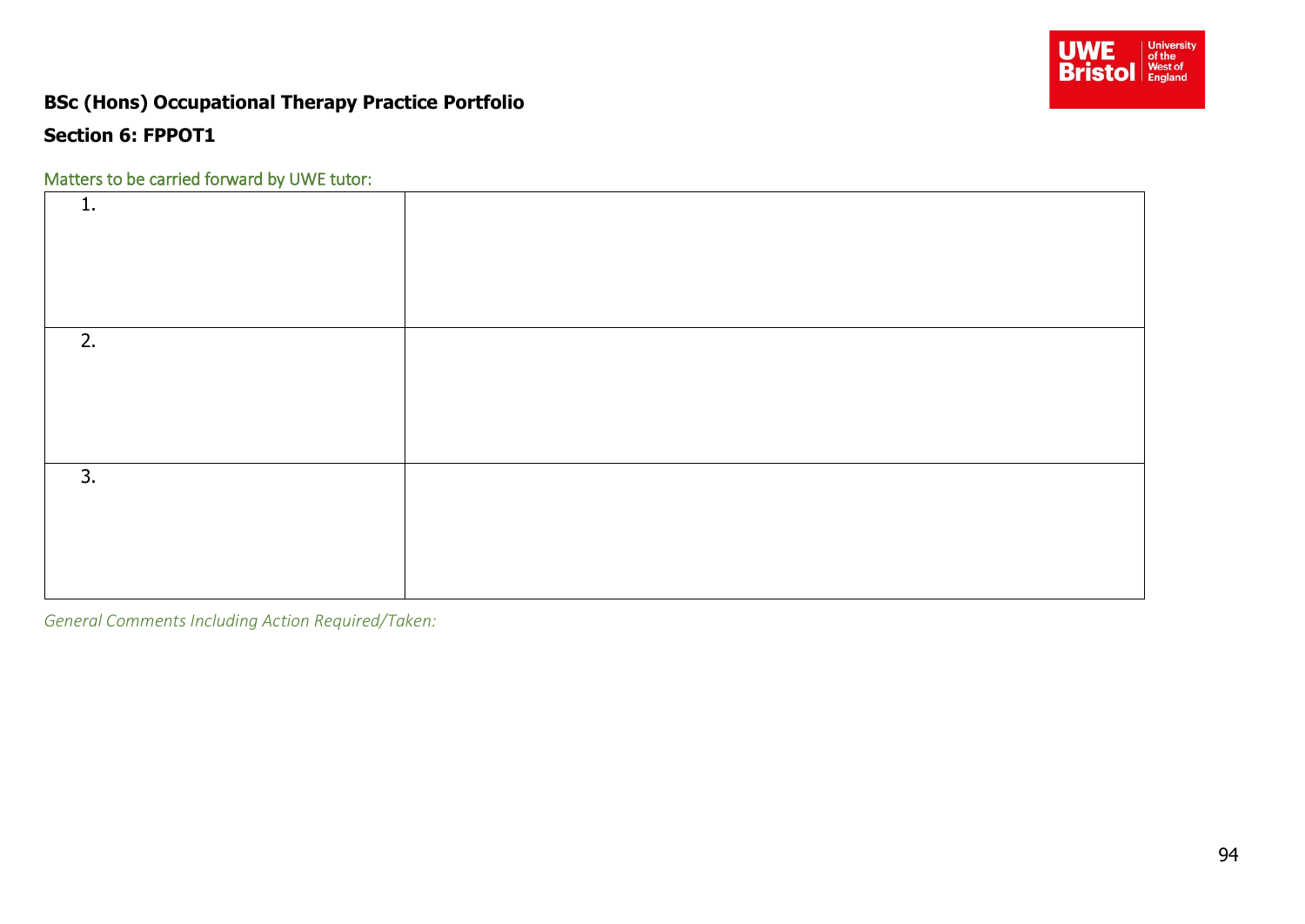**BSc (Hons) Occupational Therapy Practice Portfolio**

**Section 6: FPPOT1**

Matters to be carried forward by UWE tutor:

| | |
|---|---|
| 1. | |
| 2. | |
| 3. | |

*General Comments Including Action Required/Taken:*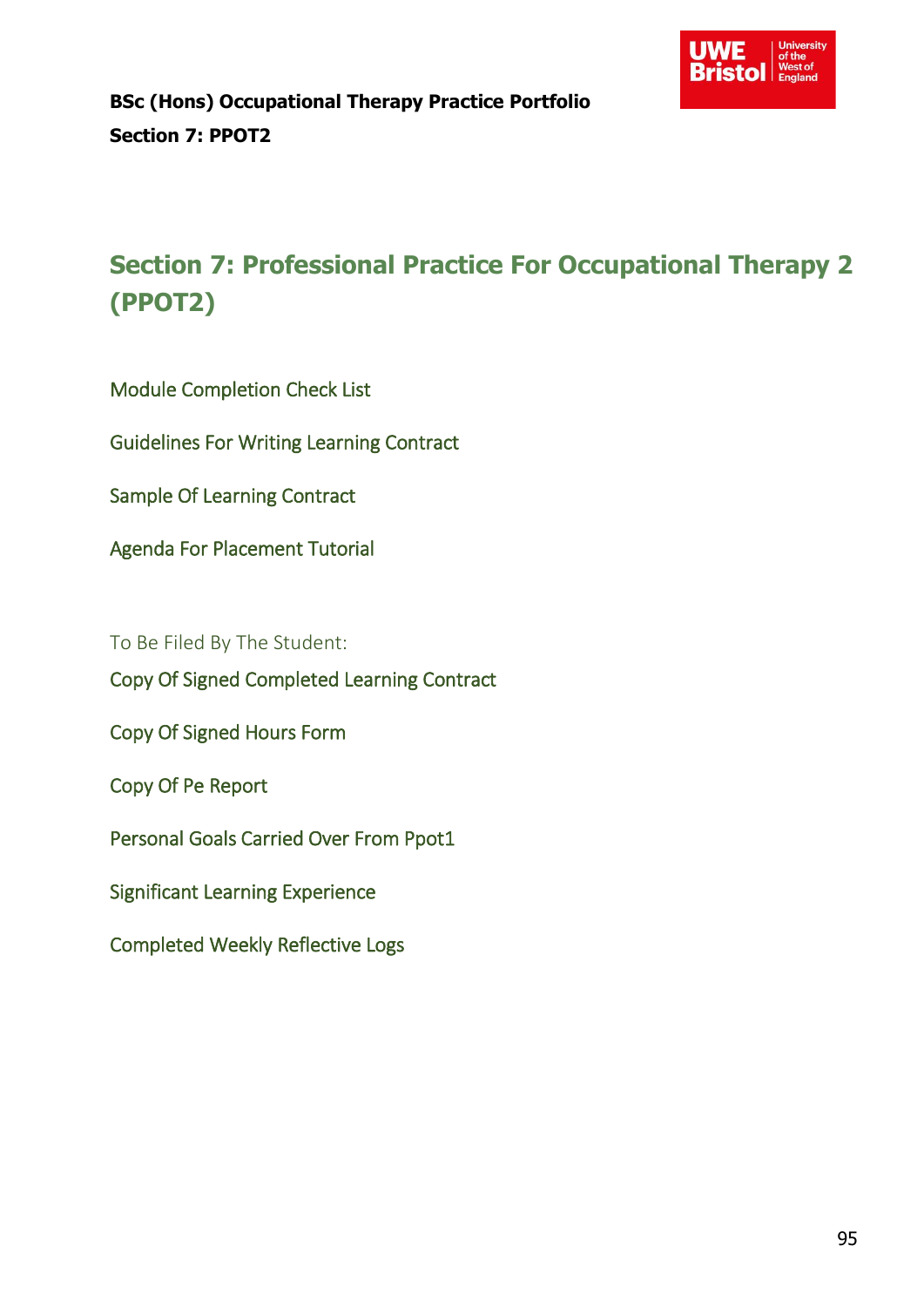# Section 7: Professional Practice For Occupational Therapy 2 (PPOT2)

Module Completion Check List

Guidelines For Writing Learning Contract

Sample Of Learning Contract

Agenda For Placement Tutorial

To Be Filed By The Student:

Copy Of Signed Completed Learning Contract

Copy Of Signed Hours Form

Copy Of Pe Report

Personal Goals Carried Over From Ppot1

Significant Learning Experience

Completed Weekly Reflective Logs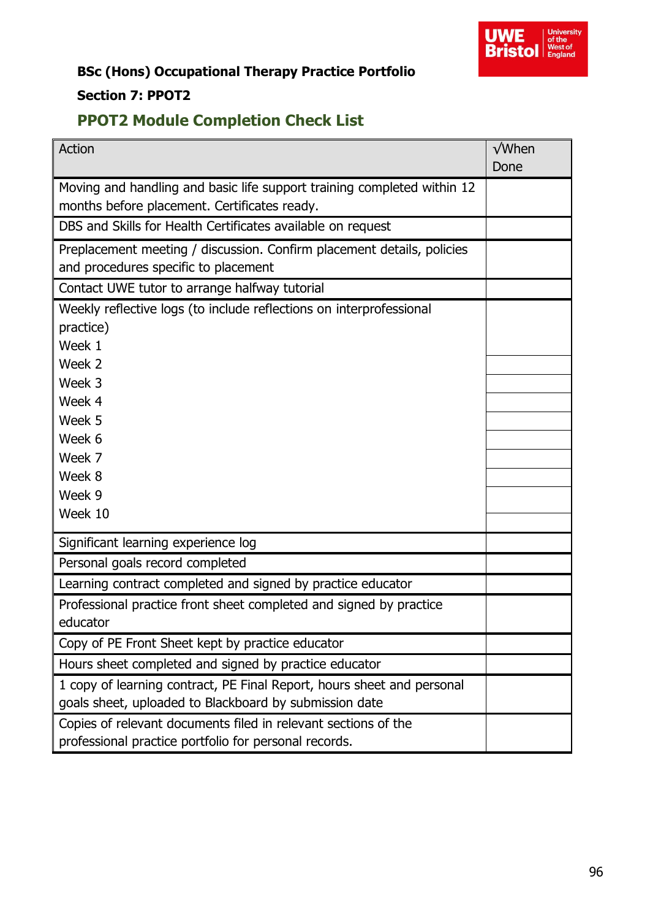**BSc (Hons) Occupational Therapy Practice Portfolio**

**Section 7: PPOT2**

## PPOT2 Module Completion Check List

| Action | √When Done |
|---|---|
| Moving and handling and basic life support training completed within 12 months before placement. Certificates ready. | |
| DBS and Skills for Health Certificates available on request | |
| Preplacement meeting / discussion. Confirm placement details, policies and procedures specific to placement | |
| Contact UWE tutor to arrange halfway tutorial | |
| Weekly reflective logs (to include reflections on interprofessional practice) | |
| Week 1 | |
| Week 2 | |
| Week 3 | |
| Week 4 | |
| Week 5 | |
| Week 6 | |
| Week 7 | |
| Week 8 | |
| Week 9 | |
| Week 10 | |
| Significant learning experience log | |
| Personal goals record completed | |
| Learning contract completed and signed by practice educator | |
| Professional practice front sheet completed and signed by practice educator | |
| Copy of PE Front Sheet kept by practice educator | |
| Hours sheet completed and signed by practice educator | |
| 1 copy of learning contract, PE Final Report, hours sheet and personal goals sheet, uploaded to Blackboard by submission date | |
| Copies of relevant documents filed in relevant sections of the professional practice portfolio for personal records. | |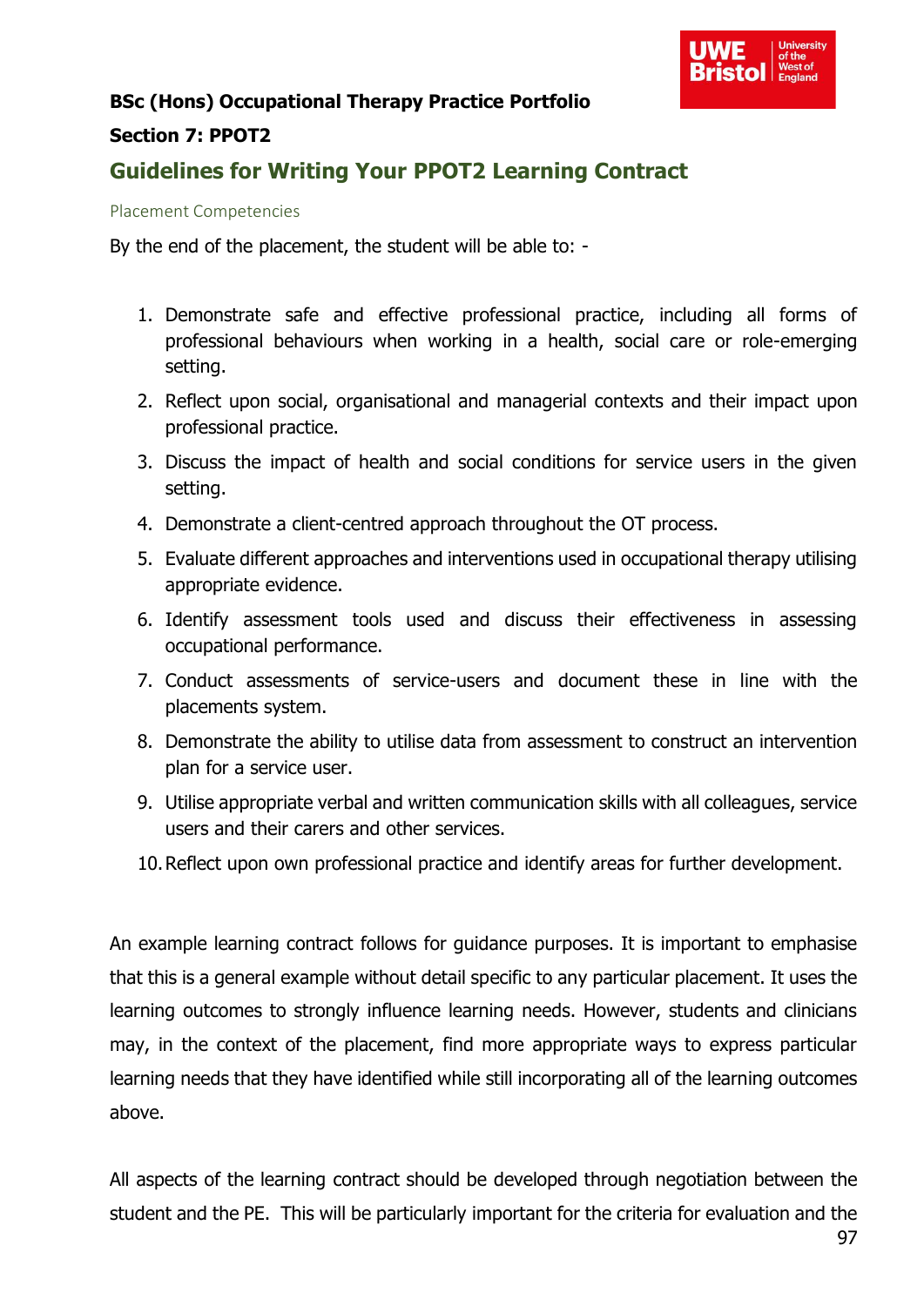**BSc (Hons) Occupational Therapy Practice Portfolio**

**Section 7: PPOT2**

## Guidelines for Writing Your PPOT2 Learning Contract

### Placement Competencies

By the end of the placement, the student will be able to: -

1. Demonstrate safe and effective professional practice, including all forms of professional behaviours when working in a health, social care or role-emerging setting.
2. Reflect upon social, organisational and managerial contexts and their impact upon professional practice.
3. Discuss the impact of health and social conditions for service users in the given setting.
4. Demonstrate a client-centred approach throughout the OT process.
5. Evaluate different approaches and interventions used in occupational therapy utilising appropriate evidence.
6. Identify assessment tools used and discuss their effectiveness in assessing occupational performance.
7. Conduct assessments of service-users and document these in line with the placements system.
8. Demonstrate the ability to utilise data from assessment to construct an intervention plan for a service user.
9. Utilise appropriate verbal and written communication skills with all colleagues, service users and their carers and other services.
10. Reflect upon own professional practice and identify areas for further development.

An example learning contract follows for guidance purposes. It is important to emphasise that this is a general example without detail specific to any particular placement. It uses the learning outcomes to strongly influence learning needs. However, students and clinicians may, in the context of the placement, find more appropriate ways to express particular learning needs that they have identified while still incorporating all of the learning outcomes above.

All aspects of the learning contract should be developed through negotiation between the student and the PE. This will be particularly important for the criteria for evaluation and the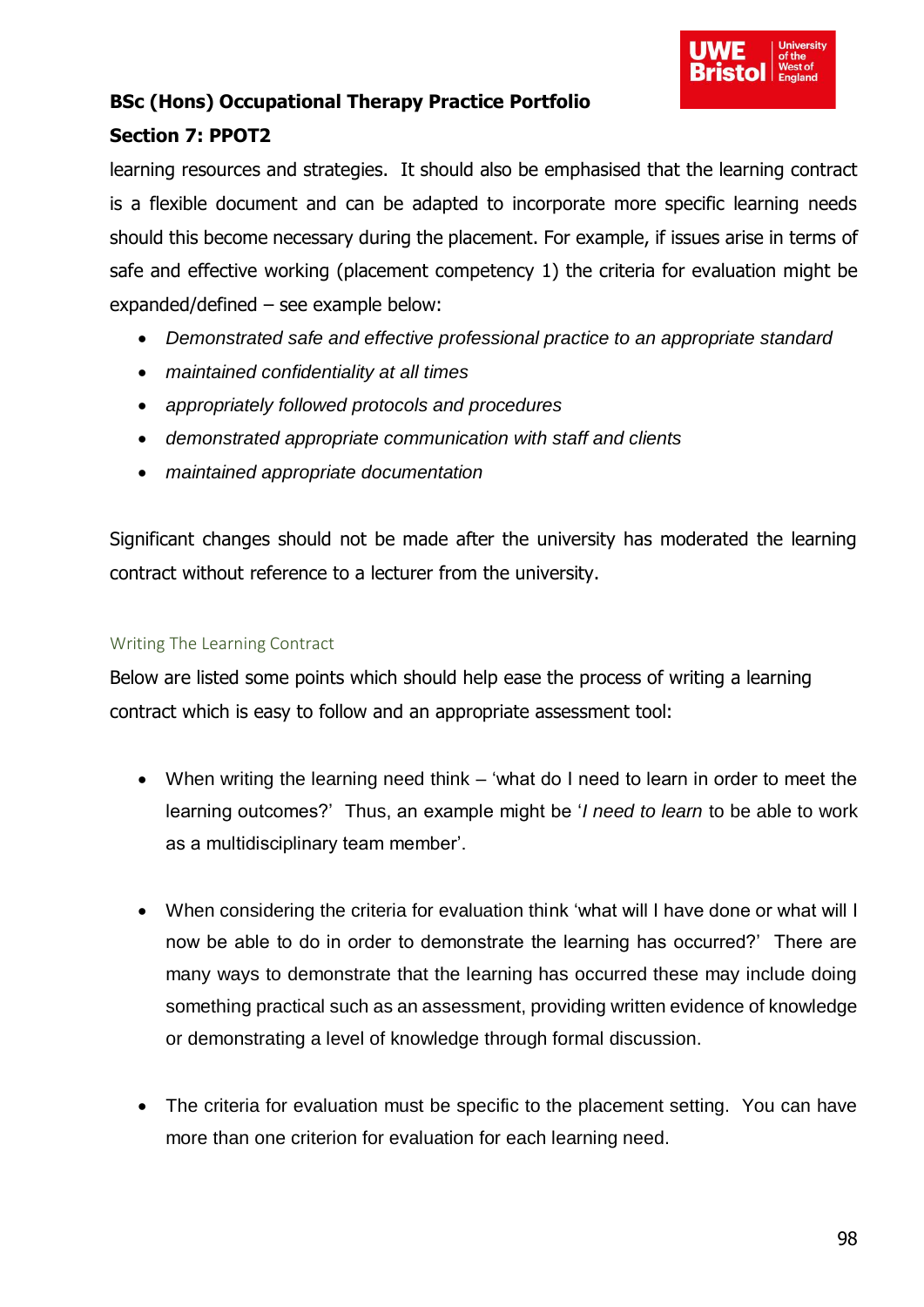learning resources and strategies. It should also be emphasised that the learning contract is a flexible document and can be adapted to incorporate more specific learning needs should this become necessary during the placement. For example, if issues arise in terms of safe and effective working (placement competency 1) the criteria for evaluation might be expanded/defined – see example below:

- *Demonstrated safe and effective professional practice to an appropriate standard*
- *maintained confidentiality at all times*
- *appropriately followed protocols and procedures*
- *demonstrated appropriate communication with staff and clients*
- *maintained appropriate documentation*

Significant changes should not be made after the university has moderated the learning contract without reference to a lecturer from the university.

### Writing The Learning Contract

Below are listed some points which should help ease the process of writing a learning contract which is easy to follow and an appropriate assessment tool:

- When writing the learning need think – 'what do I need to learn in order to meet the learning outcomes?' Thus, an example might be '*I need to learn* to be able to work as a multidisciplinary team member'.

- When considering the criteria for evaluation think 'what will I have done or what will I now be able to do in order to demonstrate the learning has occurred?' There are many ways to demonstrate that the learning has occurred these may include doing something practical such as an assessment, providing written evidence of knowledge or demonstrating a level of knowledge through formal discussion.

- The criteria for evaluation must be specific to the placement setting. You can have more than one criterion for evaluation for each learning need.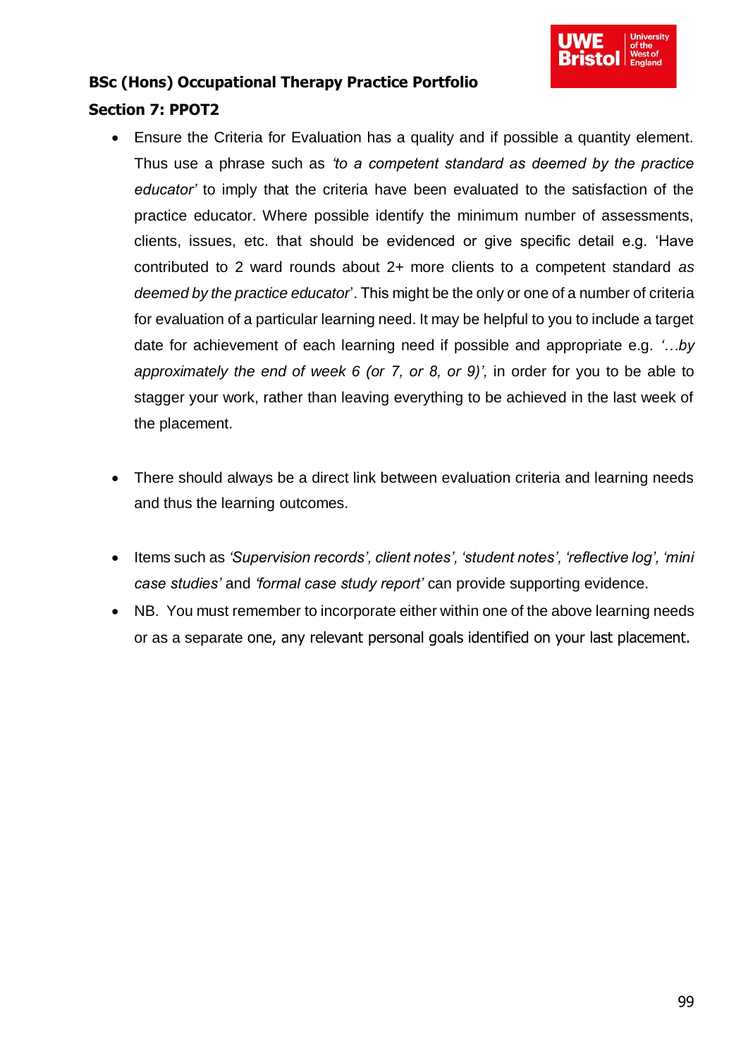**BSc (Hons) Occupational Therapy Practice Portfolio**

**Section 7: PPOT2**

- Ensure the Criteria for Evaluation has a quality and if possible a quantity element. Thus use a phrase such as *'to a competent standard as deemed by the practice educator'* to imply that the criteria have been evaluated to the satisfaction of the practice educator. Where possible identify the minimum number of assessments, clients, issues, etc. that should be evidenced or give specific detail e.g. 'Have contributed to 2 ward rounds about 2+ more clients to a competent standard *as deemed by the practice educator*'. This might be the only or one of a number of criteria for evaluation of a particular learning need. It may be helpful to you to include a target date for achievement of each learning need if possible and appropriate e.g. *'…by approximately the end of week 6 (or 7, or 8, or 9)',* in order for you to be able to stagger your work, rather than leaving everything to be achieved in the last week of the placement.

- There should always be a direct link between evaluation criteria and learning needs and thus the learning outcomes.

- Items such as *'Supervision records', client notes', 'student notes', 'reflective log', 'mini case studies'* and *'formal case study report'* can provide supporting evidence.
- NB. You must remember to incorporate either within one of the above learning needs or as a separate one, any relevant personal goals identified on your last placement.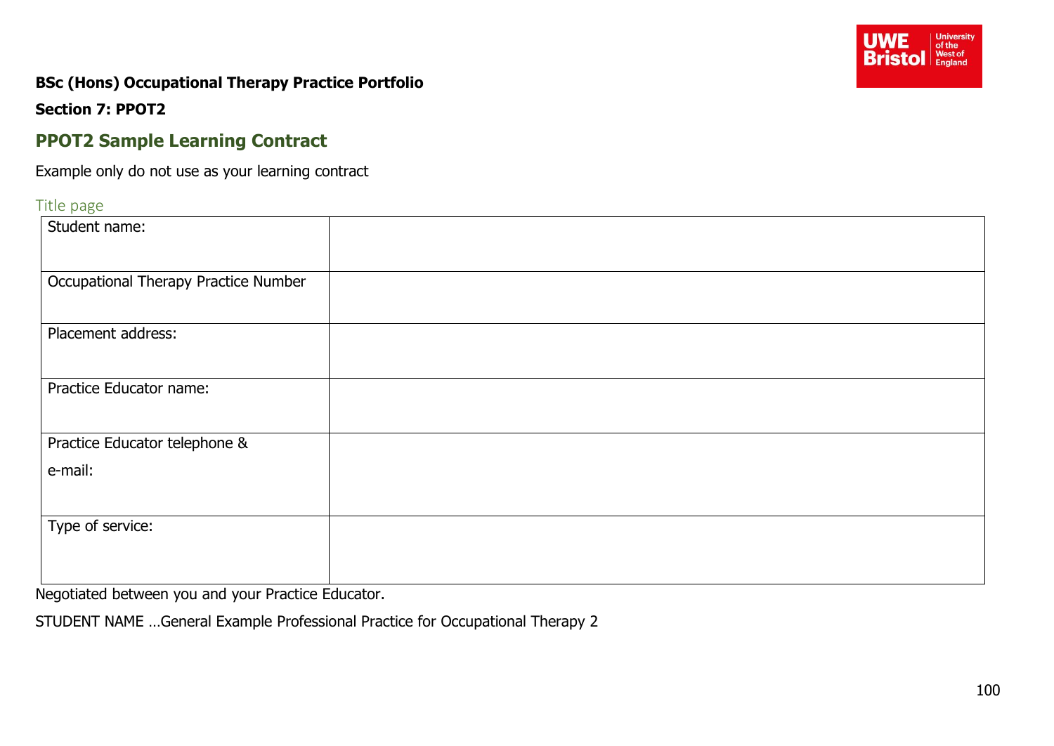**BSc (Hons) Occupational Therapy Practice Portfolio**

**Section 7: PPOT2**

## PPOT2 Sample Learning Contract

Example only do not use as your learning contract

### Title page

| | |
|---|---|
| Student name: | |
| Occupational Therapy Practice Number | |
| Placement address: | |
| Practice Educator name: | |
| Practice Educator telephone & e-mail: | |
| Type of service: | |

Negotiated between you and your Practice Educator.

STUDENT NAME …General Example Professional Practice for Occupational Therapy 2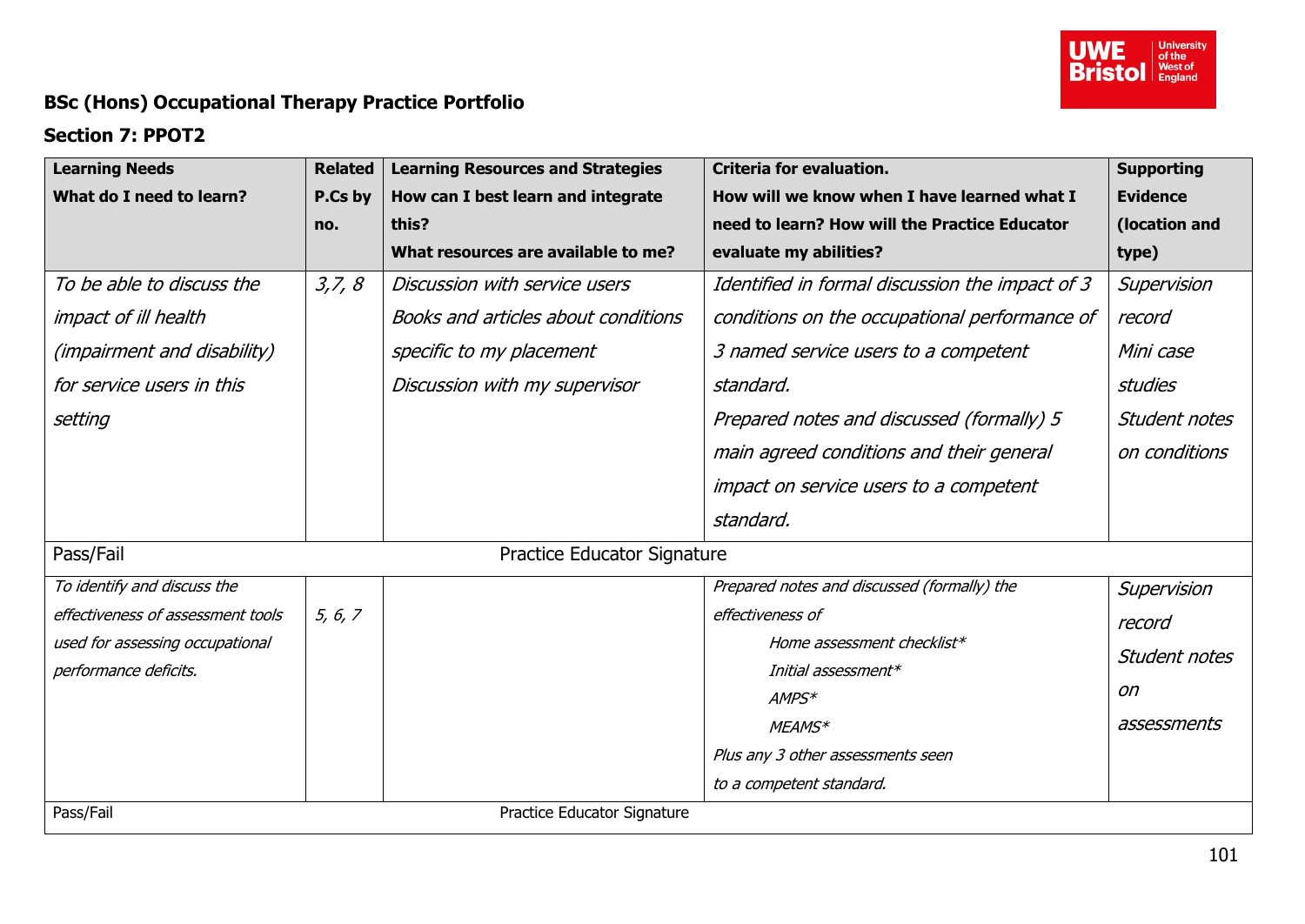**BSc (Hons) Occupational Therapy Practice Portfolio**

**Section 7: PPOT2**

| **Learning Needs**<br>**What do I need to learn?** | **Related P.Cs by no.** | **Learning Resources and Strategies**<br>**How can I best learn and integrate this?**<br>**What resources are available to me?** | **Criteria for evaluation.**<br>**How will we know when I have learned what I need to learn? How will the Practice Educator evaluate my abilities?** | **Supporting Evidence (location and type)** |
|---|---|---|---|---|
| *To be able to discuss the impact of ill health (impairment and disability) for service users in this setting* | *3,7, 8* | *Discussion with service users*<br>*Books and articles about conditions specific to my placement*<br>*Discussion with my supervisor* | *Identified in formal discussion the impact of 3 conditions on the occupational performance of 3 named service users to a competent standard.*<br>*Prepared notes and discussed (formally) 5 main agreed conditions and their general impact on service users to a competent standard.* | *Supervision record*<br>*Mini case studies*<br>*Student notes on conditions* |
| Pass/Fail | | Practice Educator Signature | | |
| *To identify and discuss the effectiveness of assessment tools used for assessing occupational performance deficits.* | *5, 6, 7* | | *Prepared notes and discussed (formally) the effectiveness of*<br>*Home assessment checklist**<br>*Initial assessment**<br>*AMPS**<br>*MEAMS**<br>*Plus any 3 other assessments seen to a competent standard.* | *Supervision record*<br>*Student notes on assessments* |
| Pass/Fail | | Practice Educator Signature | | |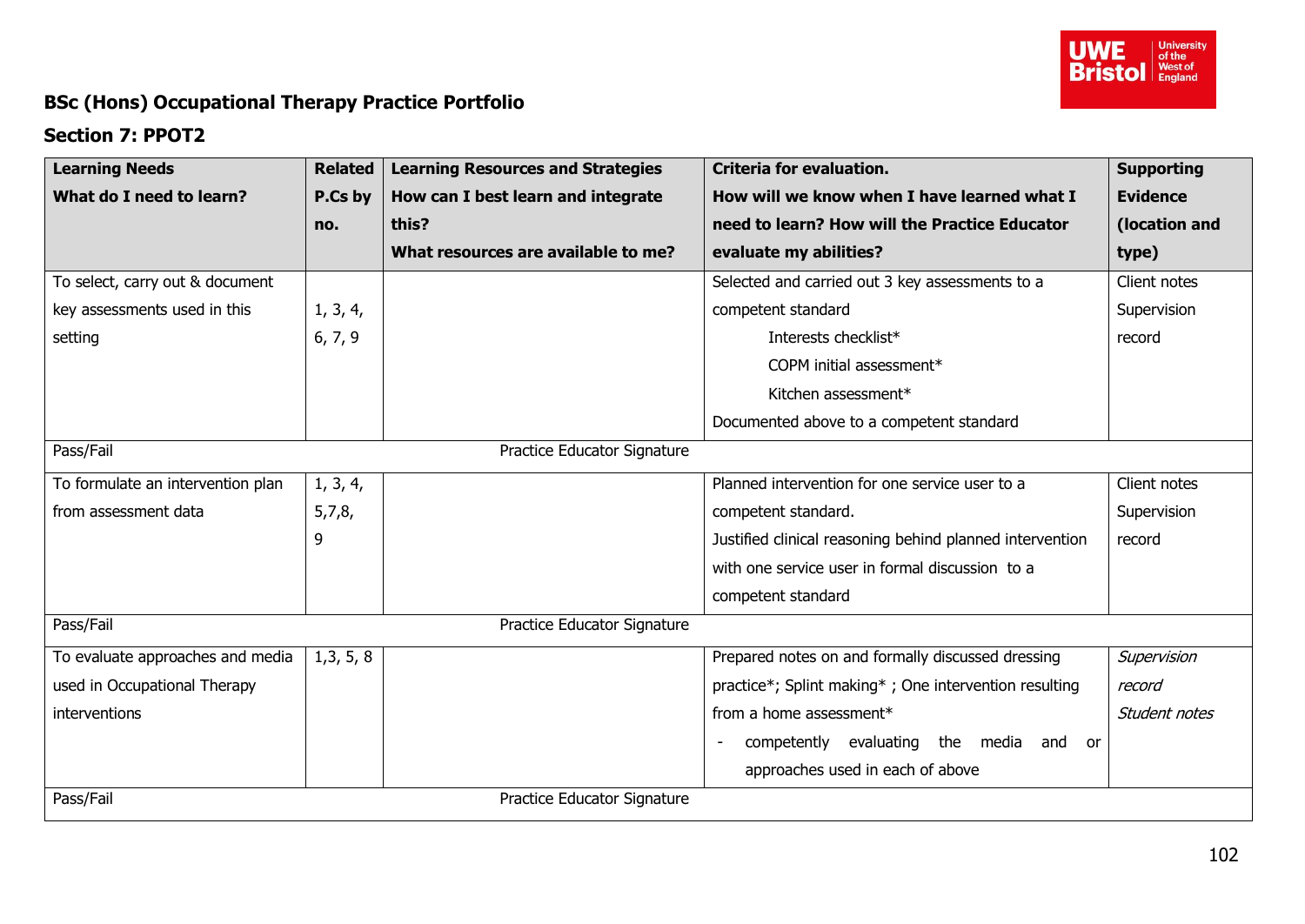## BSc (Hons) Occupational Therapy Practice Portfolio

### Section 7: PPOT2

| **Learning Needs**<br>**What do I need to learn?** | **Related P.Cs by no.** | **Learning Resources and Strategies**<br>**How can I best learn and integrate this?**<br>**What resources are available to me?** | **Criteria for evaluation.**<br>**How will we know when I have learned what I need to learn? How will the Practice Educator evaluate my abilities?** | **Supporting Evidence (location and type)** |
|---|---|---|---|---|
| To select, carry out & document key assessments used in this setting | 1, 3, 4, 6, 7, 9 | | Selected and carried out 3 key assessments to a competent standard<br>Interests checklist*<br>COPM initial assessment*<br>Kitchen assessment*<br>Documented above to a competent standard | Client notes<br>Supervision record |
| Pass/Fail | | Practice Educator Signature | | |
| To formulate an intervention plan from assessment data | 1, 3, 4, 5,7,8, 9 | | Planned intervention for one service user to a competent standard.<br>Justified clinical reasoning behind planned intervention with one service user in formal discussion to a competent standard | Client notes<br>Supervision record |
| Pass/Fail | | Practice Educator Signature | | |
| To evaluate approaches and media used in Occupational Therapy interventions | 1,3, 5, 8 | | Prepared notes on and formally discussed dressing practice*; Splint making* ; One intervention resulting from a home assessment*<br>- competently evaluating the media and or approaches used in each of above | *Supervision record*<br>*Student notes* |
| Pass/Fail | | Practice Educator Signature | | |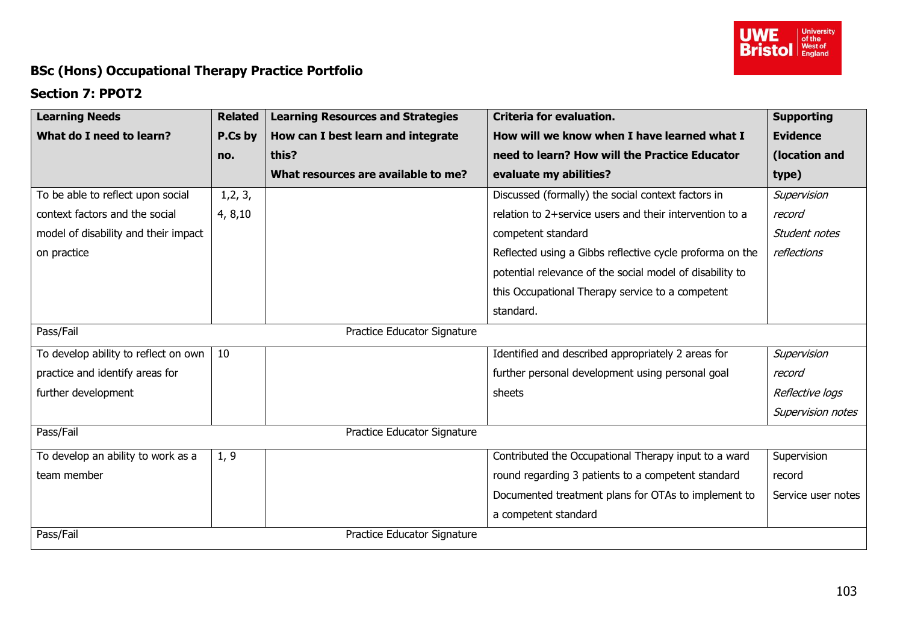**BSc (Hons) Occupational Therapy Practice Portfolio**

**Section 7: PPOT2**

| **Learning Needs**<br>**What do I need to learn?** | **Related P.Cs by no.** | **Learning Resources and Strategies**<br>**How can I best learn and integrate this?**<br>**What resources are available to me?** | **Criteria for evaluation.**<br>**How will we know when I have learned what I need to learn? How will the Practice Educator evaluate my abilities?** | **Supporting Evidence (location and type)** |
|---|---|---|---|---|
| To be able to reflect upon social context factors and the social model of disability and their impact on practice | 1,2, 3, 4, 8,10 | | Discussed (formally) the social context factors in relation to 2+service users and their intervention to a competent standard<br>Reflected using a Gibbs reflective cycle proforma on the potential relevance of the social model of disability to this Occupational Therapy service to a competent standard. | *Supervision record*<br>*Student notes reflections* |
| Pass/Fail | | Practice Educator Signature | | |
| To develop ability to reflect on own practice and identify areas for further development | 10 | | Identified and described appropriately 2 areas for further personal development using personal goal sheets | *Supervision record*<br>*Reflective logs*<br>*Supervision notes* |
| Pass/Fail | | Practice Educator Signature | | |
| To develop an ability to work as a team member | 1, 9 | | Contributed the Occupational Therapy input to a ward round regarding 3 patients to a competent standard<br>Documented treatment plans for OTAs to implement to a competent standard | Supervision record<br>Service user notes |
| Pass/Fail | | Practice Educator Signature | | |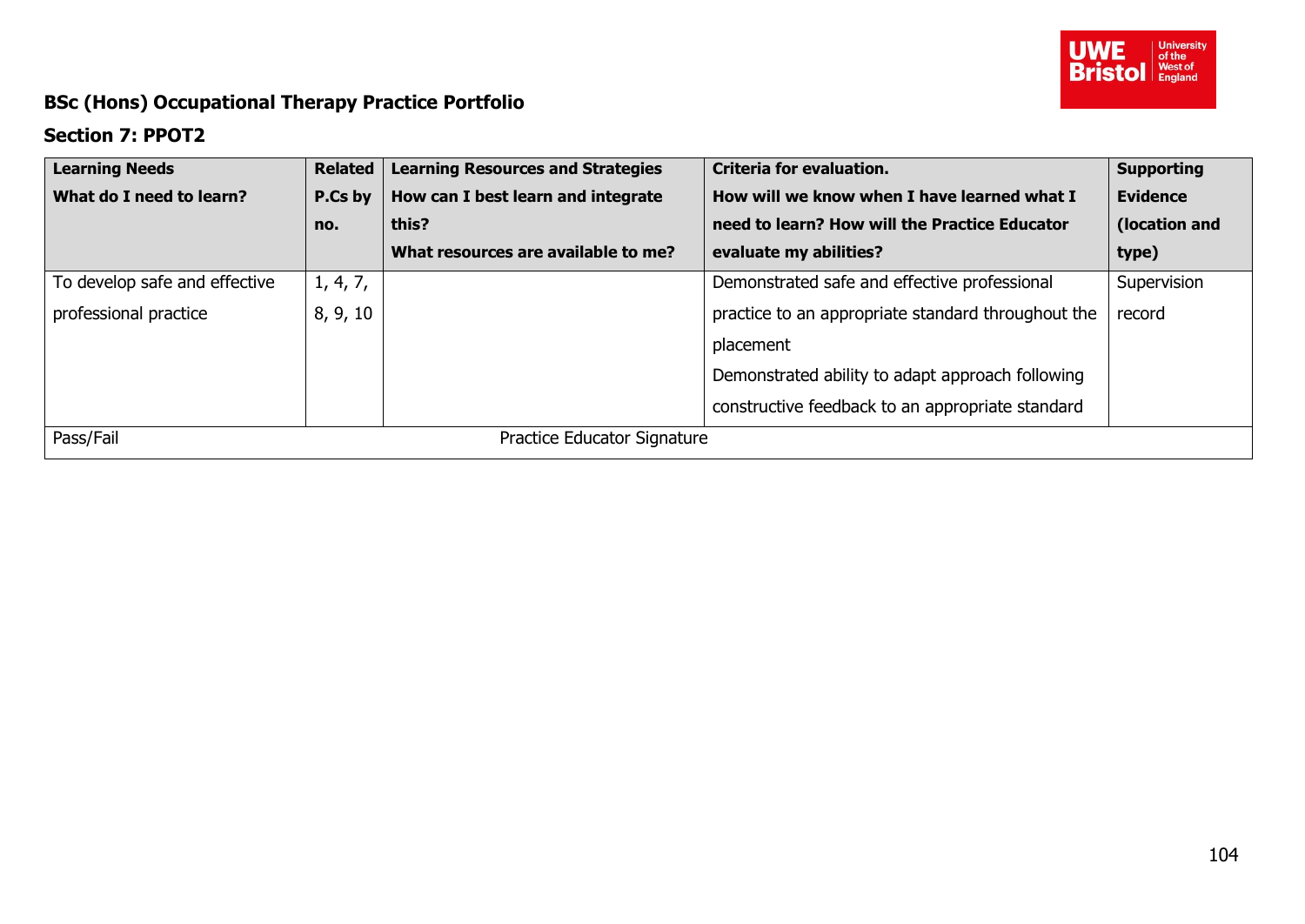**BSc (Hons) Occupational Therapy Practice Portfolio**

**Section 7: PPOT2**

| **Learning Needs** **What do I need to learn?** | **Related P.Cs by no.** | **Learning Resources and Strategies** **How can I best learn and integrate this?** **What resources are available to me?** | **Criteria for evaluation.** **How will we know when I have learned what I need to learn? How will the Practice Educator evaluate my abilities?** | **Supporting Evidence (location and type)** |
|---|---|---|---|---|
| To develop safe and effective professional practice | 1, 4, 7, 8, 9, 10 | | Demonstrated safe and effective professional practice to an appropriate standard throughout the placement Demonstrated ability to adapt approach following constructive feedback to an appropriate standard | Supervision record |
| Pass/Fail | | Practice Educator Signature | | |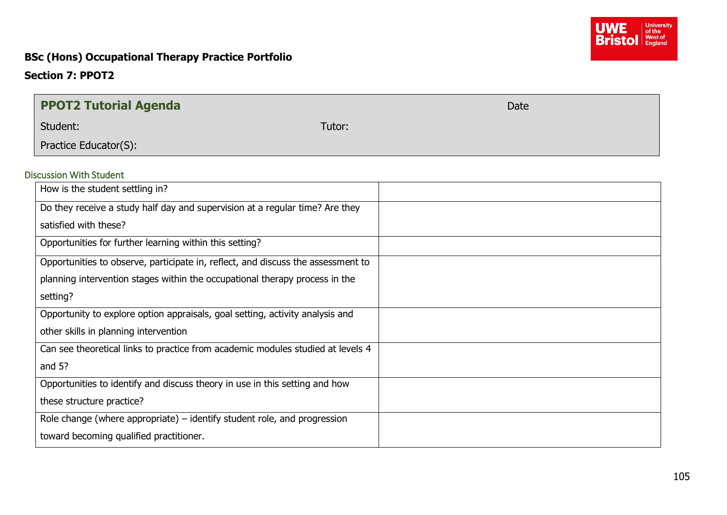**BSc (Hons) Occupational Therapy Practice Portfolio**

**Section 7: PPOT2**

| **PPOT2 Tutorial Agenda** | | Date |
|---|---|---|
| Student: | Tutor: | |
| Practice Educator(S): | | |

### Discussion With Student

| | |
|---|---|
| How is the student settling in? | |
| Do they receive a study half day and supervision at a regular time? Are they satisfied with these? | |
| Opportunities for further learning within this setting? | |
| Opportunities to observe, participate in, reflect, and discuss the assessment to planning intervention stages within the occupational therapy process in the setting? | |
| Opportunity to explore option appraisals, goal setting, activity analysis and other skills in planning intervention | |
| Can see theoretical links to practice from academic modules studied at levels 4 and 5? | |
| Opportunities to identify and discuss theory in use in this setting and how these structure practice? | |
| Role change (where appropriate) – identify student role, and progression toward becoming qualified practitioner. | |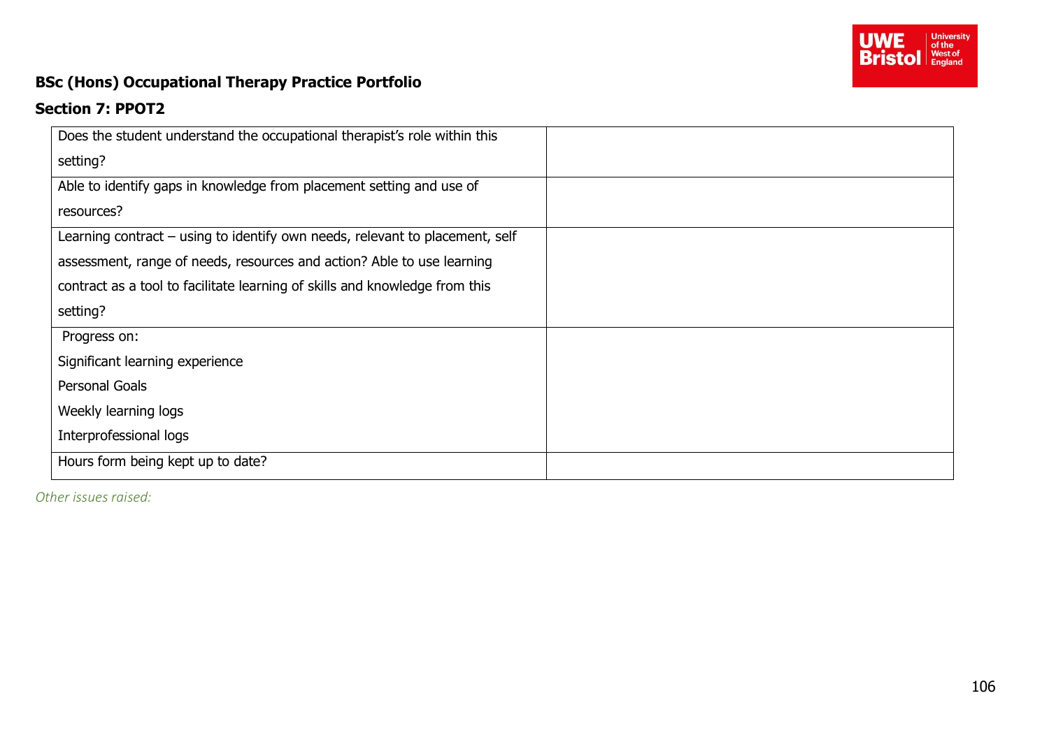**BSc (Hons) Occupational Therapy Practice Portfolio**

**Section 7: PPOT2**

| | |
|---|---|
| Does the student understand the occupational therapist's role within this setting? | |
| Able to identify gaps in knowledge from placement setting and use of resources? | |
| Learning contract – using to identify own needs, relevant to placement, self assessment, range of needs, resources and action? Able to use learning contract as a tool to facilitate learning of skills and knowledge from this setting? | |
| Progress on:<br>Significant learning experience<br>Personal Goals<br>Weekly learning logs<br>Interprofessional logs | |
| Hours form being kept up to date? | |

*Other issues raised:*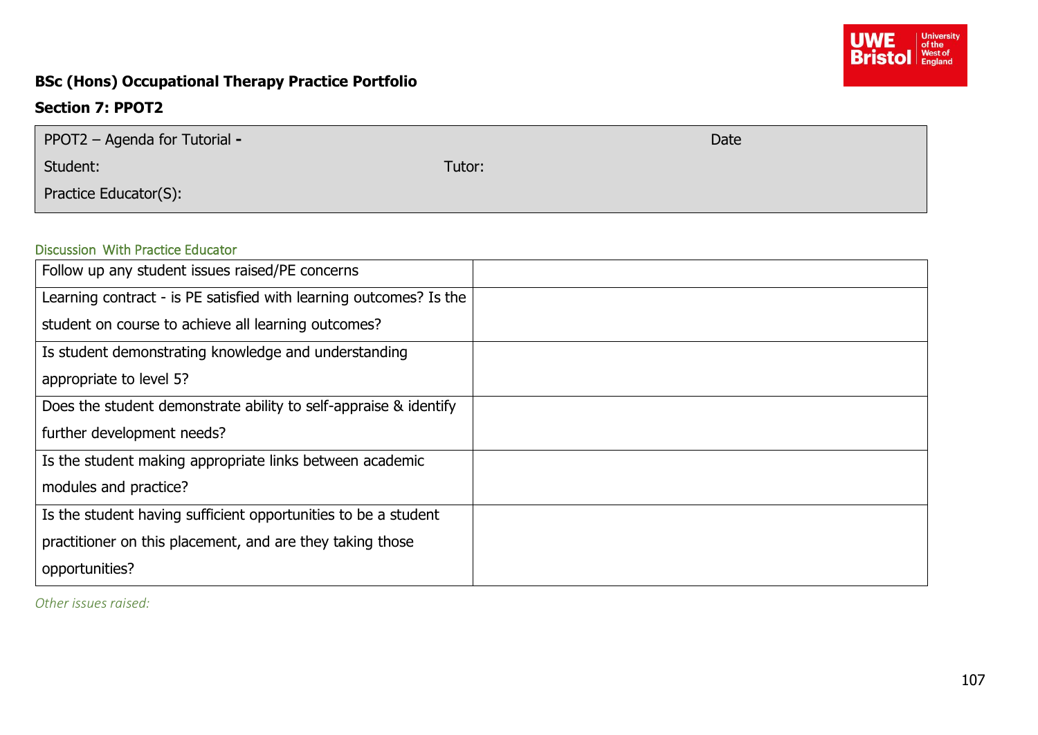**BSc (Hons) Occupational Therapy Practice Portfolio**

**Section 7: PPOT2**

| PPOT2 – Agenda for Tutorial **-** | | Date |
|---|---|---|
| Student: | Tutor: | |
| Practice Educator(S): | | |

Discussion With Practice Educator

| Follow up any student issues raised/PE concerns | |
|---|---|
| Learning contract - is PE satisfied with learning outcomes? Is the student on course to achieve all learning outcomes? | |
| Is student demonstrating knowledge and understanding appropriate to level 5? | |
| Does the student demonstrate ability to self-appraise & identify further development needs? | |
| Is the student making appropriate links between academic modules and practice? | |
| Is the student having sufficient opportunities to be a student practitioner on this placement, and are they taking those opportunities? | |

*Other issues raised:*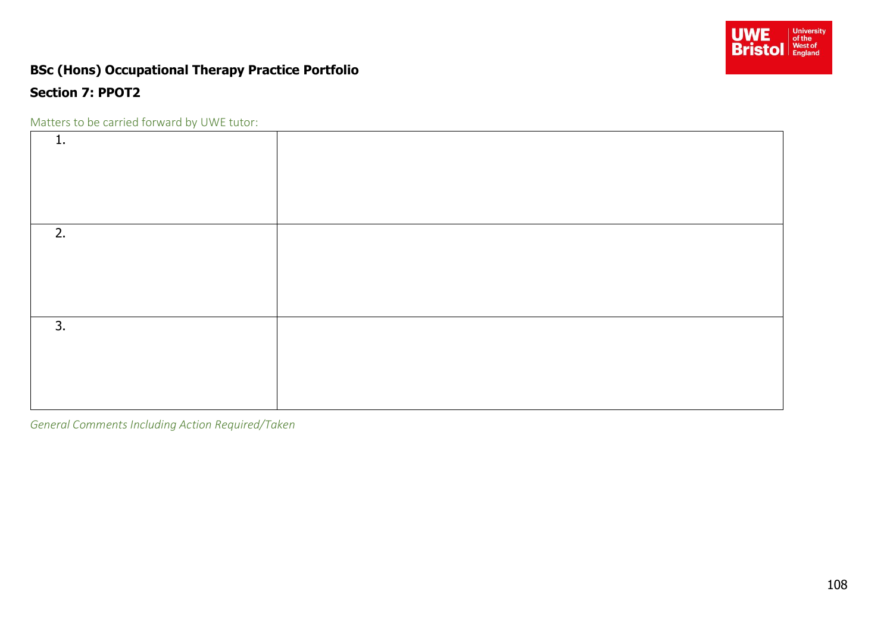**BSc (Hons) Occupational Therapy Practice Portfolio**

**Section 7: PPOT2**

Matters to be carried forward by UWE tutor:

| | |
|---|---|
| 1. | |
| 2. | |
| 3. | |

*General Comments Including Action Required/Taken*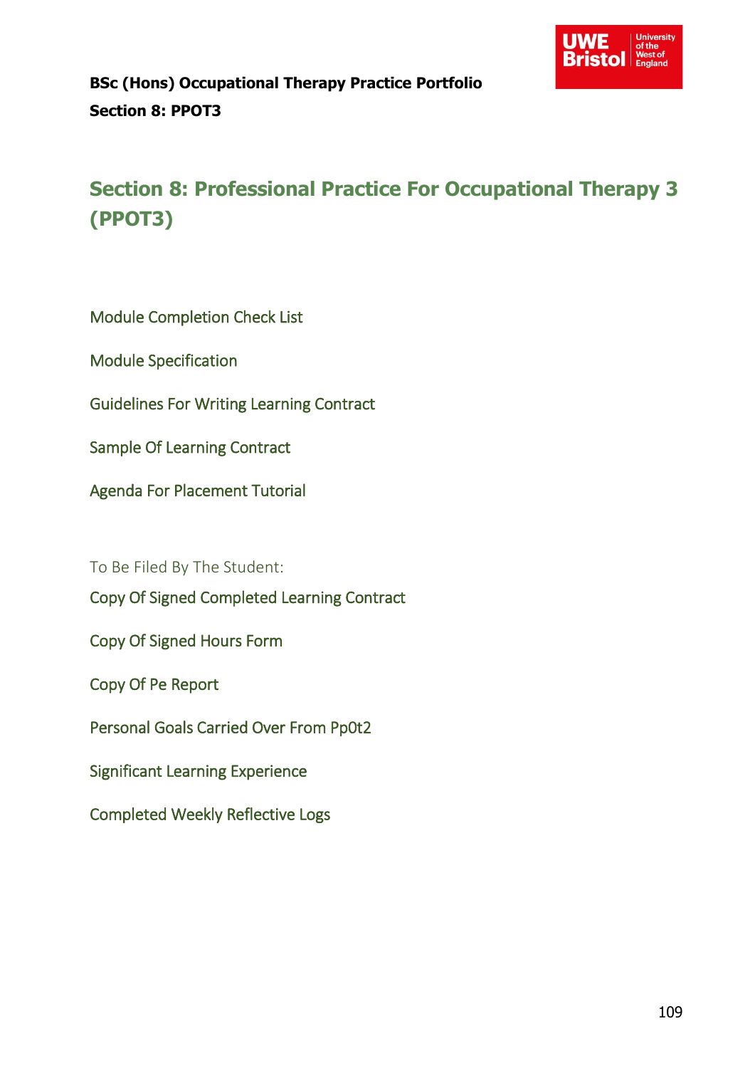# Section 8: Professional Practice For Occupational Therapy 3 (PPOT3)

Module Completion Check List

Module Specification

Guidelines For Writing Learning Contract

Sample Of Learning Contract

Agenda For Placement Tutorial

To Be Filed By The Student:

Copy Of Signed Completed Learning Contract

Copy Of Signed Hours Form

Copy Of Pe Report

Personal Goals Carried Over From Pp0t2

Significant Learning Experience

Completed Weekly Reflective Logs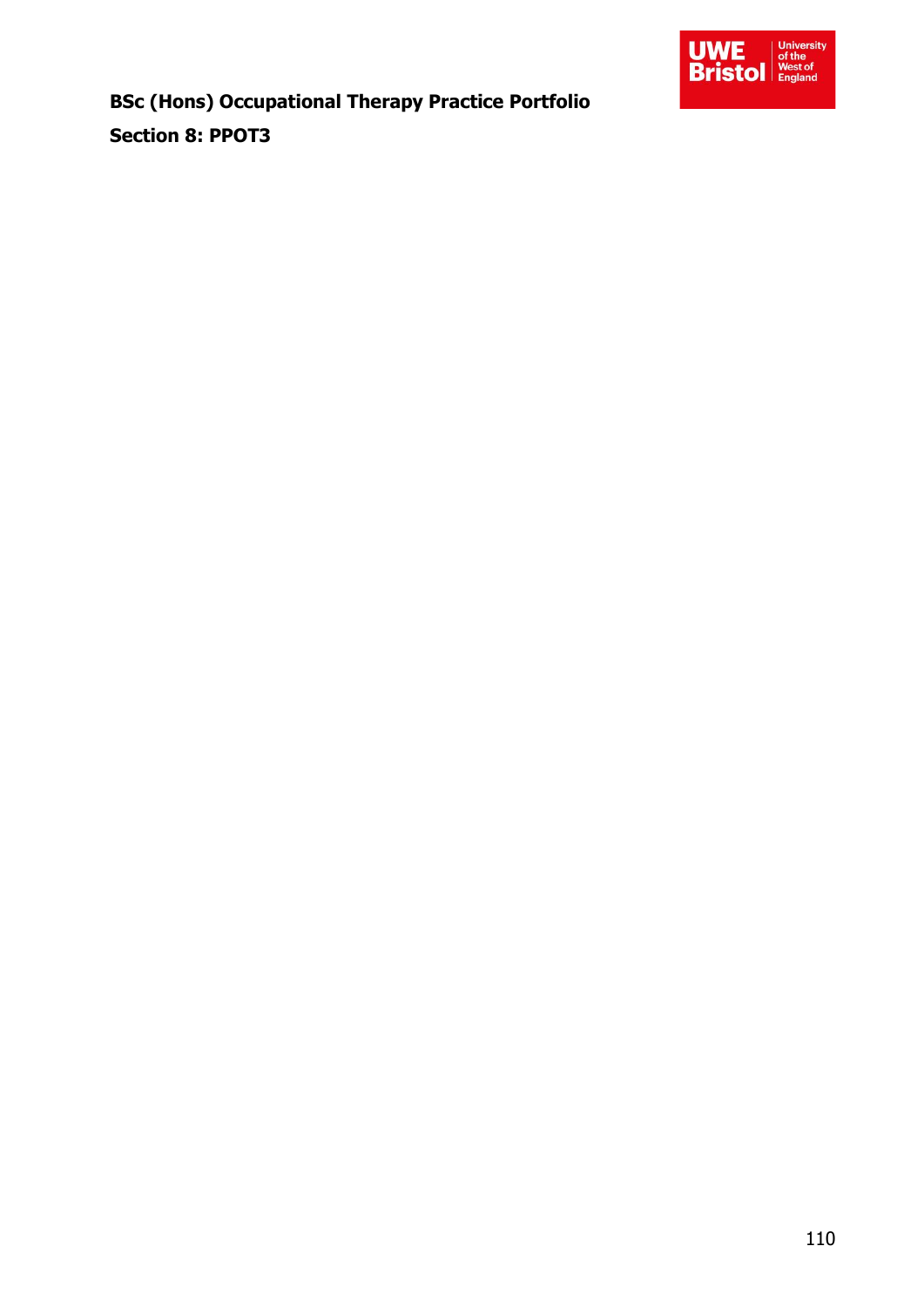**BSc (Hons) Occupational Therapy Practice Portfolio**

**Section 8: PPOT3**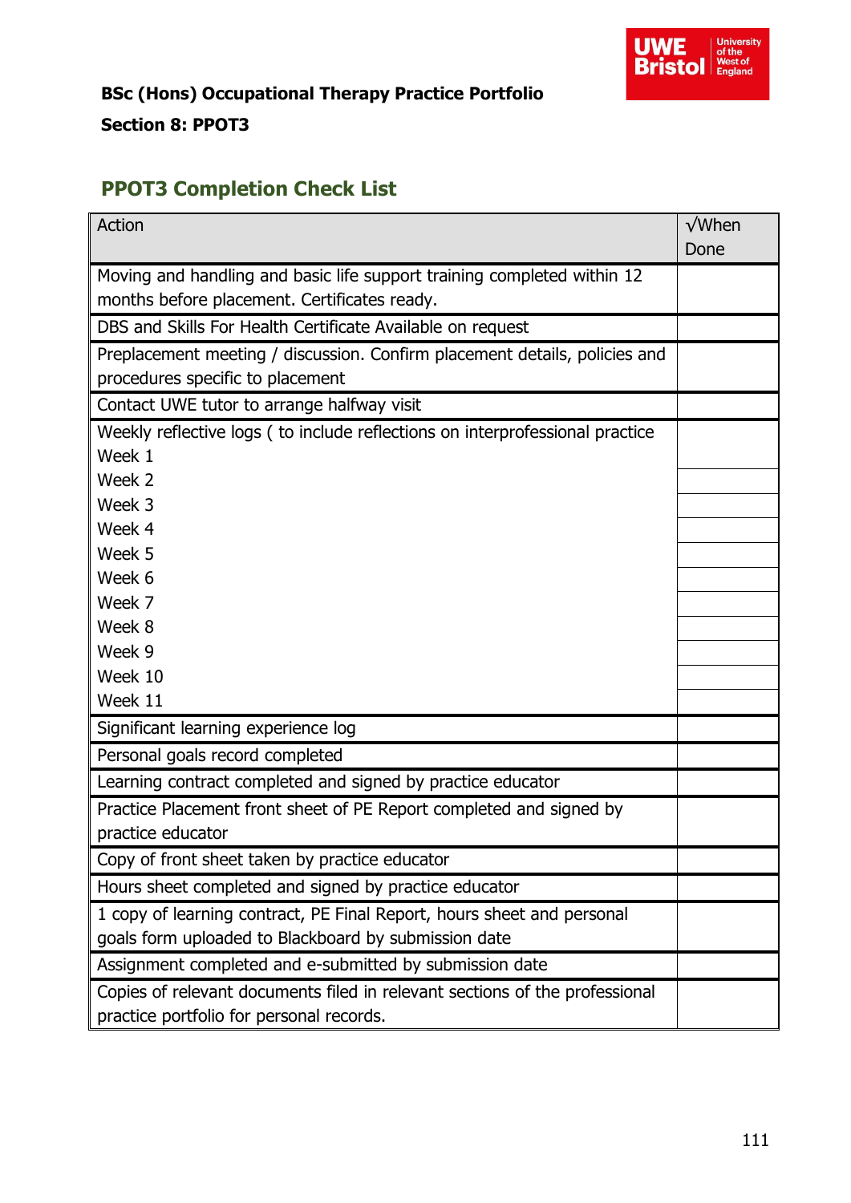**BSc (Hons) Occupational Therapy Practice Portfolio**

**Section 8: PPOT3**

## PPOT3 Completion Check List

| Action | √When Done |
|---|---|
| Moving and handling and basic life support training completed within 12 months before placement. Certificates ready. | |
| DBS and Skills For Health Certificate Available on request | |
| Preplacement meeting / discussion. Confirm placement details, policies and procedures specific to placement | |
| Contact UWE tutor to arrange halfway visit | |
| Weekly reflective logs ( to include reflections on interprofessional practice<br>Week 1 | |
| Week 2 | |
| Week 3 | |
| Week 4 | |
| Week 5 | |
| Week 6 | |
| Week 7 | |
| Week 8 | |
| Week 9 | |
| Week 10 | |
| Week 11 | |
| Significant learning experience log | |
| Personal goals record completed | |
| Learning contract completed and signed by practice educator | |
| Practice Placement front sheet of PE Report completed and signed by practice educator | |
| Copy of front sheet taken by practice educator | |
| Hours sheet completed and signed by practice educator | |
| 1 copy of learning contract, PE Final Report, hours sheet and personal goals form uploaded to Blackboard by submission date | |
| Assignment completed and e-submitted by submission date | |
| Copies of relevant documents filed in relevant sections of the professional practice portfolio for personal records. | |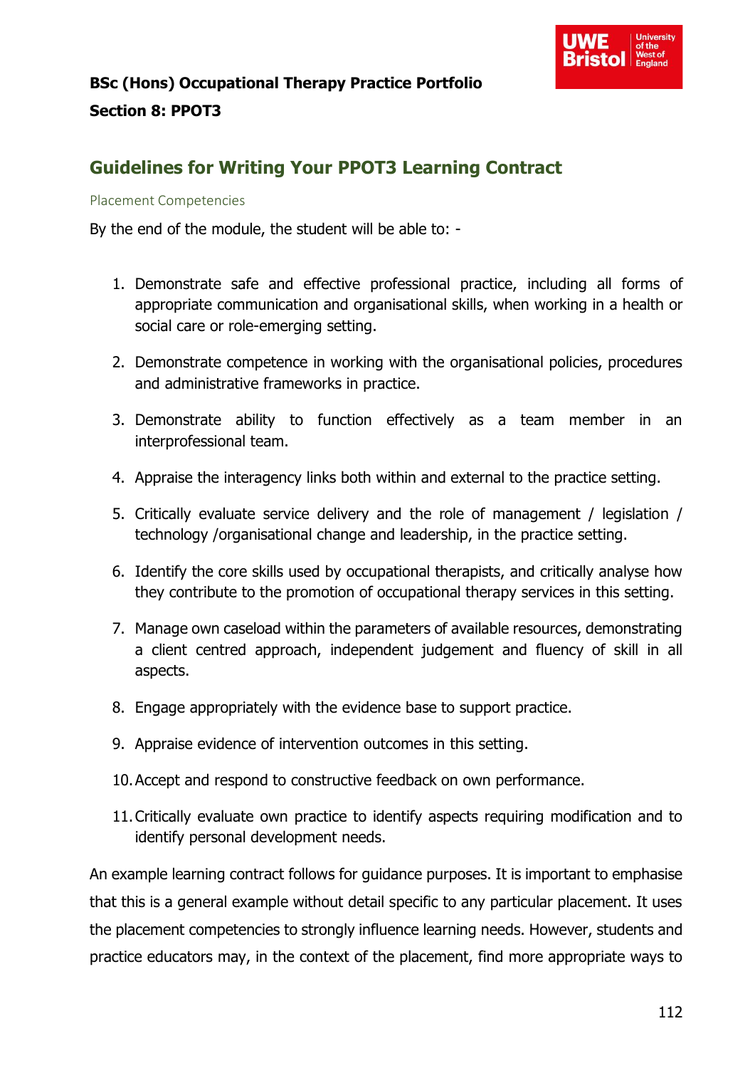**BSc (Hons) Occupational Therapy Practice Portfolio**

**Section 8: PPOT3**

## Guidelines for Writing Your PPOT3 Learning Contract

### Placement Competencies

By the end of the module, the student will be able to: -

1. Demonstrate safe and effective professional practice, including all forms of appropriate communication and organisational skills, when working in a health or social care or role-emerging setting.
2. Demonstrate competence in working with the organisational policies, procedures and administrative frameworks in practice.
3. Demonstrate ability to function effectively as a team member in an interprofessional team.
4. Appraise the interagency links both within and external to the practice setting.
5. Critically evaluate service delivery and the role of management / legislation / technology /organisational change and leadership, in the practice setting.
6. Identify the core skills used by occupational therapists, and critically analyse how they contribute to the promotion of occupational therapy services in this setting.
7. Manage own caseload within the parameters of available resources, demonstrating a client centred approach, independent judgement and fluency of skill in all aspects.
8. Engage appropriately with the evidence base to support practice.
9. Appraise evidence of intervention outcomes in this setting.
10. Accept and respond to constructive feedback on own performance.
11. Critically evaluate own practice to identify aspects requiring modification and to identify personal development needs.

An example learning contract follows for guidance purposes. It is important to emphasise that this is a general example without detail specific to any particular placement. It uses the placement competencies to strongly influence learning needs. However, students and practice educators may, in the context of the placement, find more appropriate ways to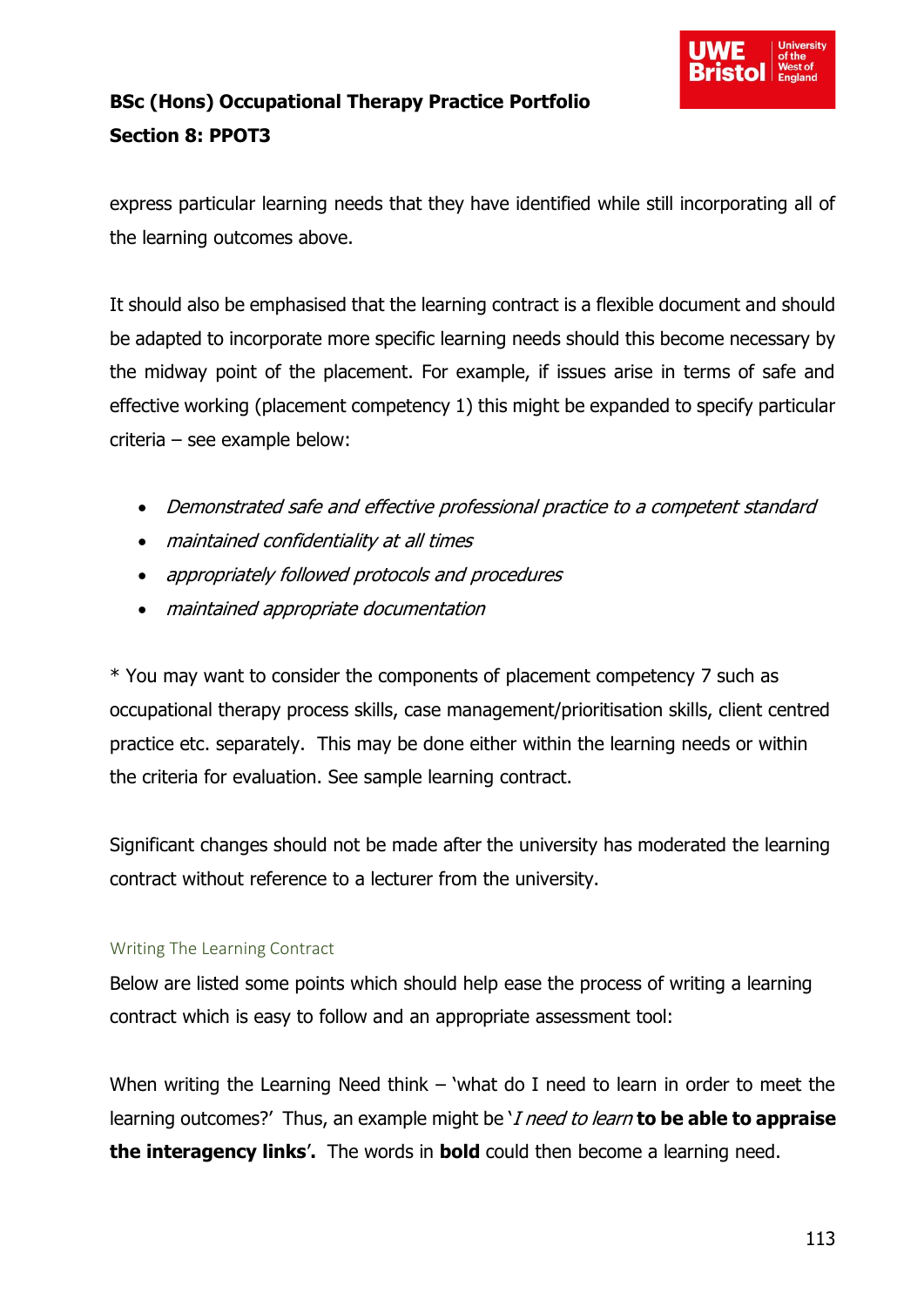express particular learning needs that they have identified while still incorporating all of the learning outcomes above.

It should also be emphasised that the learning contract is a flexible document and should be adapted to incorporate more specific learning needs should this become necessary by the midway point of the placement. For example, if issues arise in terms of safe and effective working (placement competency 1) this might be expanded to specify particular criteria – see example below:

- *Demonstrated safe and effective professional practice to a competent standard*
- *maintained confidentiality at all times*
- *appropriately followed protocols and procedures*
- *maintained appropriate documentation*

* You may want to consider the components of placement competency 7 such as occupational therapy process skills, case management/prioritisation skills, client centred practice etc. separately. This may be done either within the learning needs or within the criteria for evaluation. See sample learning contract.

Significant changes should not be made after the university has moderated the learning contract without reference to a lecturer from the university.

### Writing The Learning Contract

Below are listed some points which should help ease the process of writing a learning contract which is easy to follow and an appropriate assessment tool:

When writing the Learning Need think – 'what do I need to learn in order to meet the learning outcomes?' Thus, an example might be '*I need to learn* **to be able to appraise the interagency links**'. The words in **bold** could then become a learning need.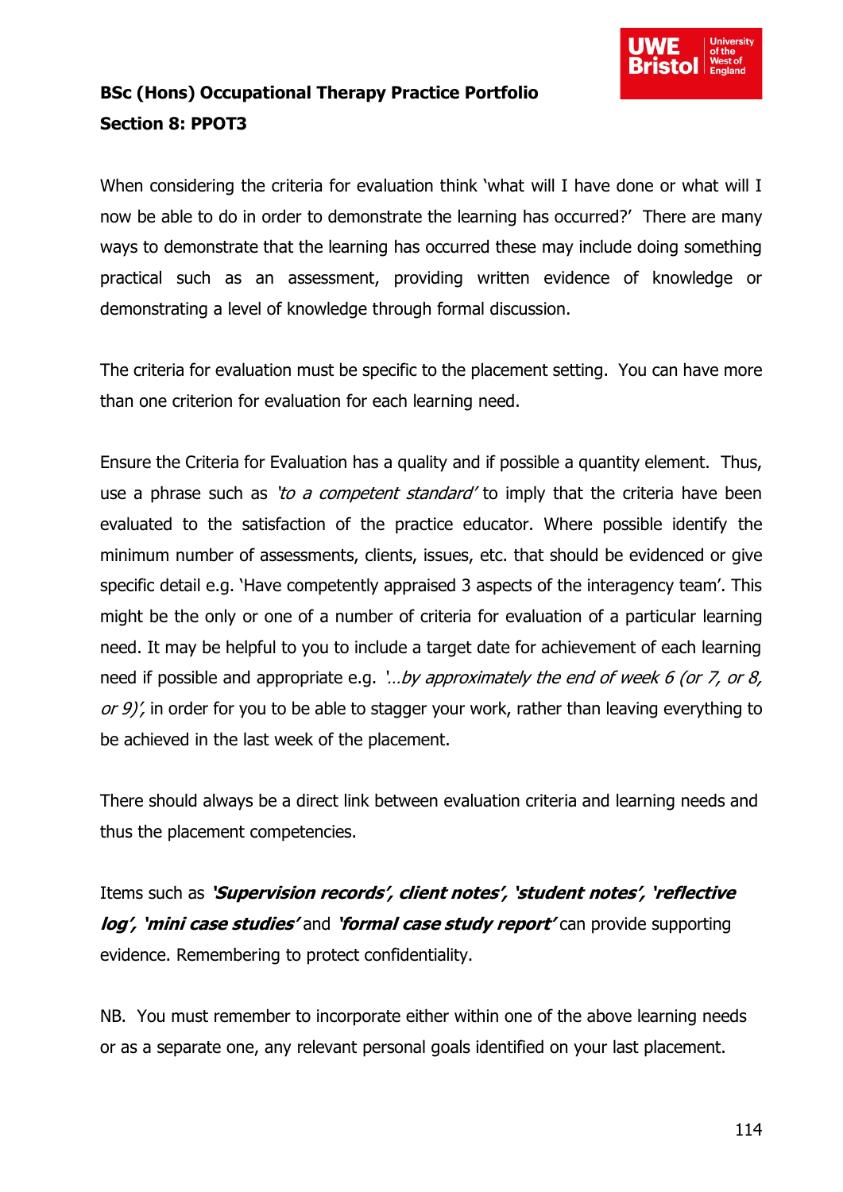**BSc (Hons) Occupational Therapy Practice Portfolio**
**Section 8: PPOT3**

When considering the criteria for evaluation think 'what will I have done or what will I now be able to do in order to demonstrate the learning has occurred?' There are many ways to demonstrate that the learning has occurred these may include doing something practical such as an assessment, providing written evidence of knowledge or demonstrating a level of knowledge through formal discussion.

The criteria for evaluation must be specific to the placement setting. You can have more than one criterion for evaluation for each learning need.

Ensure the Criteria for Evaluation has a quality and if possible a quantity element. Thus, use a phrase such as *'to a competent standard'* to imply that the criteria have been evaluated to the satisfaction of the practice educator. Where possible identify the minimum number of assessments, clients, issues, etc. that should be evidenced or give specific detail e.g. 'Have competently appraised 3 aspects of the interagency team'. This might be the only or one of a number of criteria for evaluation of a particular learning need. It may be helpful to you to include a target date for achievement of each learning need if possible and appropriate e.g. *'…by approximately the end of week 6 (or 7, or 8, or 9)',* in order for you to be able to stagger your work, rather than leaving everything to be achieved in the last week of the placement.

There should always be a direct link between evaluation criteria and learning needs and thus the placement competencies.

Items such as ***'Supervision records', client notes', 'student notes', 'reflective log', 'mini case studies'*** and ***'formal case study report'*** can provide supporting evidence. Remembering to protect confidentiality.

NB. You must remember to incorporate either within one of the above learning needs or as a separate one, any relevant personal goals identified on your last placement.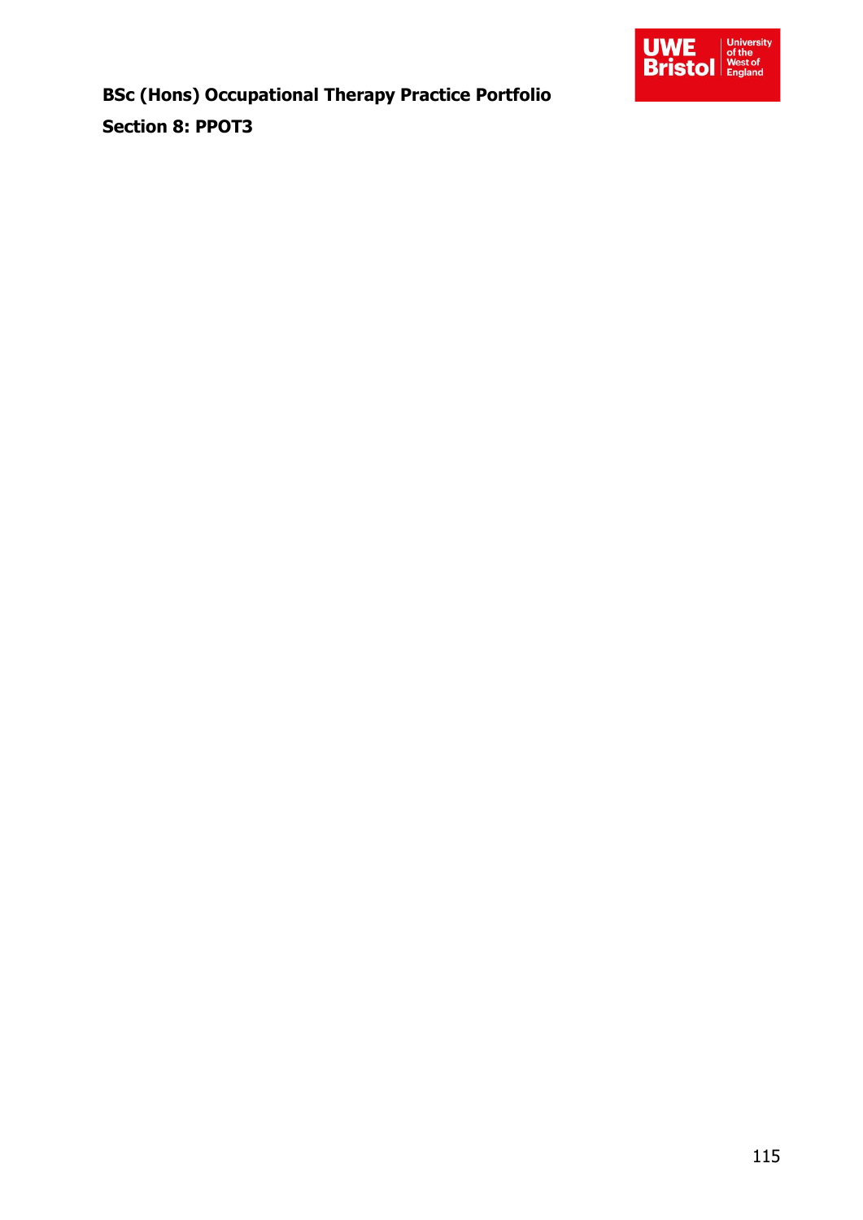**BSc (Hons) Occupational Therapy Practice Portfolio**

**Section 8: PPOT3**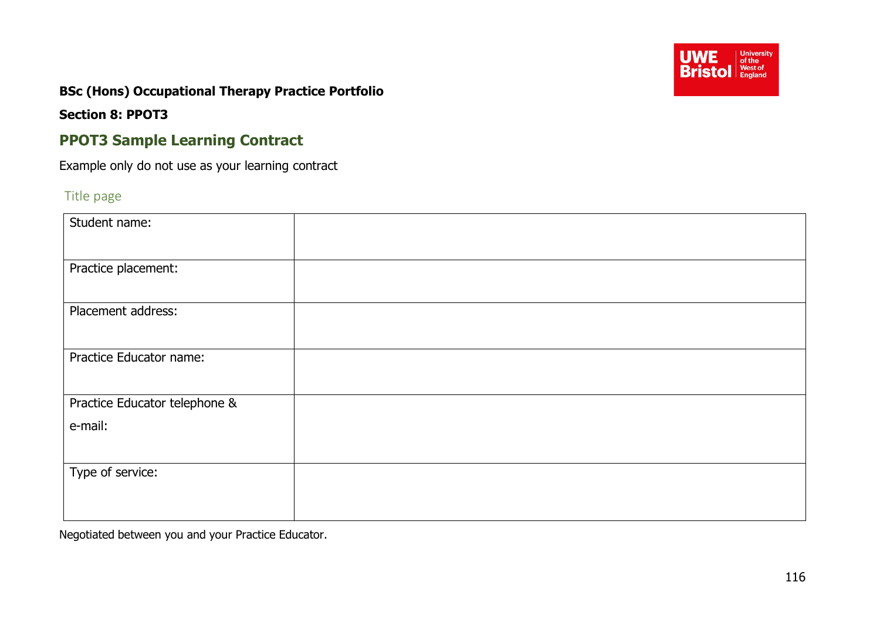**BSc (Hons) Occupational Therapy Practice Portfolio**

**Section 8: PPOT3**

## PPOT3 Sample Learning Contract

Example only do not use as your learning contract

### Title page

| | |
|---|---|
| Student name: | |
| Practice placement: | |
| Placement address: | |
| Practice Educator name: | |
| Practice Educator telephone & e-mail: | |
| Type of service: | |

Negotiated between you and your Practice Educator.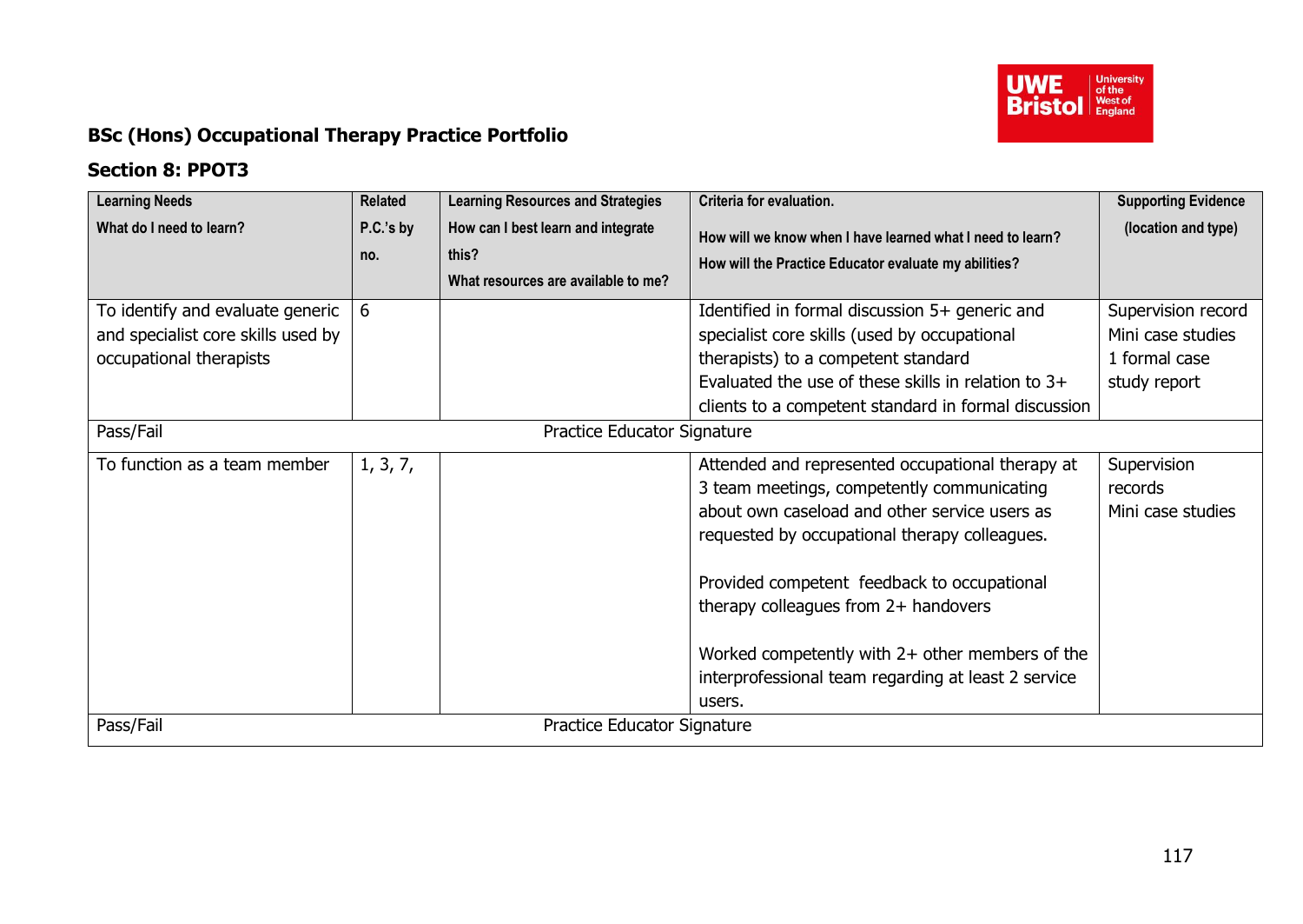## BSc (Hons) Occupational Therapy Practice Portfolio

### Section 8: PPOT3

| Learning Needs<br>What do I need to learn? | Related P.C.'s by no. | Learning Resources and Strategies<br>How can I best learn and integrate this?<br>What resources are available to me? | Criteria for evaluation.<br>How will we know when I have learned what I need to learn?<br>How will the Practice Educator evaluate my abilities? | Supporting Evidence (location and type) |
|---|---|---|---|---|
| To identify and evaluate generic and specialist core skills used by occupational therapists | 6 | | Identified in formal discussion 5+ generic and specialist core skills (used by occupational therapists) to a competent standard<br>Evaluated the use of these skills in relation to 3+ clients to a competent standard in formal discussion | Supervision record<br>Mini case studies<br>1 formal case study report |
| Pass/Fail | | Practice Educator Signature | | |
| To function as a team member | 1, 3, 7, | | Attended and represented occupational therapy at 3 team meetings, competently communicating about own caseload and other service users as requested by occupational therapy colleagues.<br><br>Provided competent feedback to occupational therapy colleagues from 2+ handovers<br><br>Worked competently with 2+ other members of the interprofessional team regarding at least 2 service users. | Supervision records<br>Mini case studies |
| Pass/Fail | | Practice Educator Signature | | |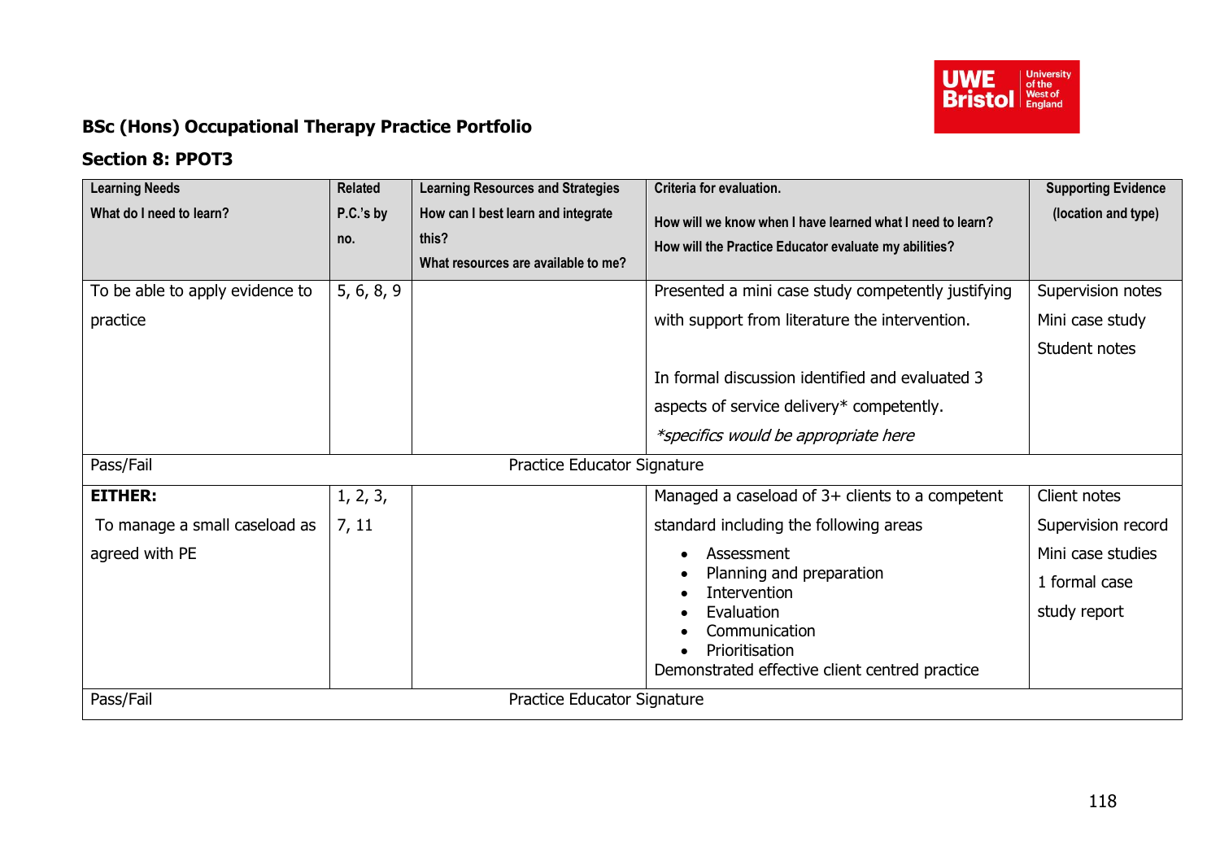**BSc (Hons) Occupational Therapy Practice Portfolio**

**Section 8: PPOT3**

| Learning Needs<br>What do I need to learn? | Related P.C.'s by no. | Learning Resources and Strategies<br>How can I best learn and integrate this?<br>What resources are available to me? | Criteria for evaluation.<br>How will we know when I have learned what I need to learn?<br>How will the Practice Educator evaluate my abilities? | Supporting Evidence (location and type) |
|---|---|---|---|---|
| To be able to apply evidence to practice | 5, 6, 8, 9 | | Presented a mini case study competently justifying with support from literature the intervention.<br><br>In formal discussion identified and evaluated 3 aspects of service delivery* competently.<br>*\*specifics would be appropriate here* | Supervision notes<br>Mini case study<br>Student notes |
| Pass/Fail | | Practice Educator Signature | | |
| **EITHER:**<br>To manage a small caseload as agreed with PE | 1, 2, 3, 7, 11 | | Managed a caseload of 3+ clients to a competent standard including the following areas<br>• Assessment<br>• Planning and preparation<br>• Intervention<br>• Evaluation<br>• Communication<br>• Prioritisation<br>Demonstrated effective client centred practice | Client notes<br>Supervision record<br>Mini case studies<br>1 formal case study report |
| Pass/Fail | | Practice Educator Signature | | |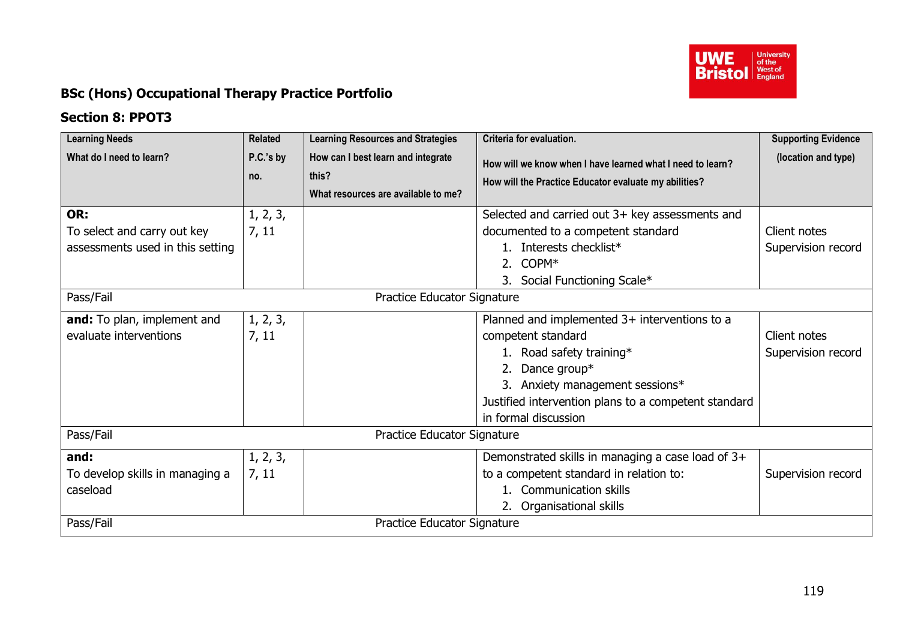**BSc (Hons) Occupational Therapy Practice Portfolio**

**Section 8: PPOT3**

| Learning Needs<br>What do I need to learn? | Related P.C.'s by no. | Learning Resources and Strategies<br>How can I best learn and integrate this?<br>What resources are available to me? | Criteria for evaluation.<br>How will we know when I have learned what I need to learn?<br>How will the Practice Educator evaluate my abilities? | Supporting Evidence (location and type) |
|---|---|---|---|---|
| **OR:**<br>To select and carry out key assessments used in this setting | 1, 2, 3, 7, 11 | | Selected and carried out 3+ key assessments and documented to a competent standard<br>1. Interests checklist*<br>2. COPM*<br>3. Social Functioning Scale* | Client notes<br>Supervision record |
| Pass/Fail | | Practice Educator Signature | | |
| **and:** To plan, implement and evaluate interventions | 1, 2, 3, 7, 11 | | Planned and implemented 3+ interventions to a competent standard<br>1. Road safety training*<br>2. Dance group*<br>3. Anxiety management sessions*<br>Justified intervention plans to a competent standard in formal discussion | Client notes<br>Supervision record |
| Pass/Fail | | Practice Educator Signature | | |
| **and:**<br>To develop skills in managing a caseload | 1, 2, 3, 7, 11 | | Demonstrated skills in managing a case load of 3+ to a competent standard in relation to:<br>1. Communication skills<br>2. Organisational skills | Supervision record |
| Pass/Fail | | Practice Educator Signature | | |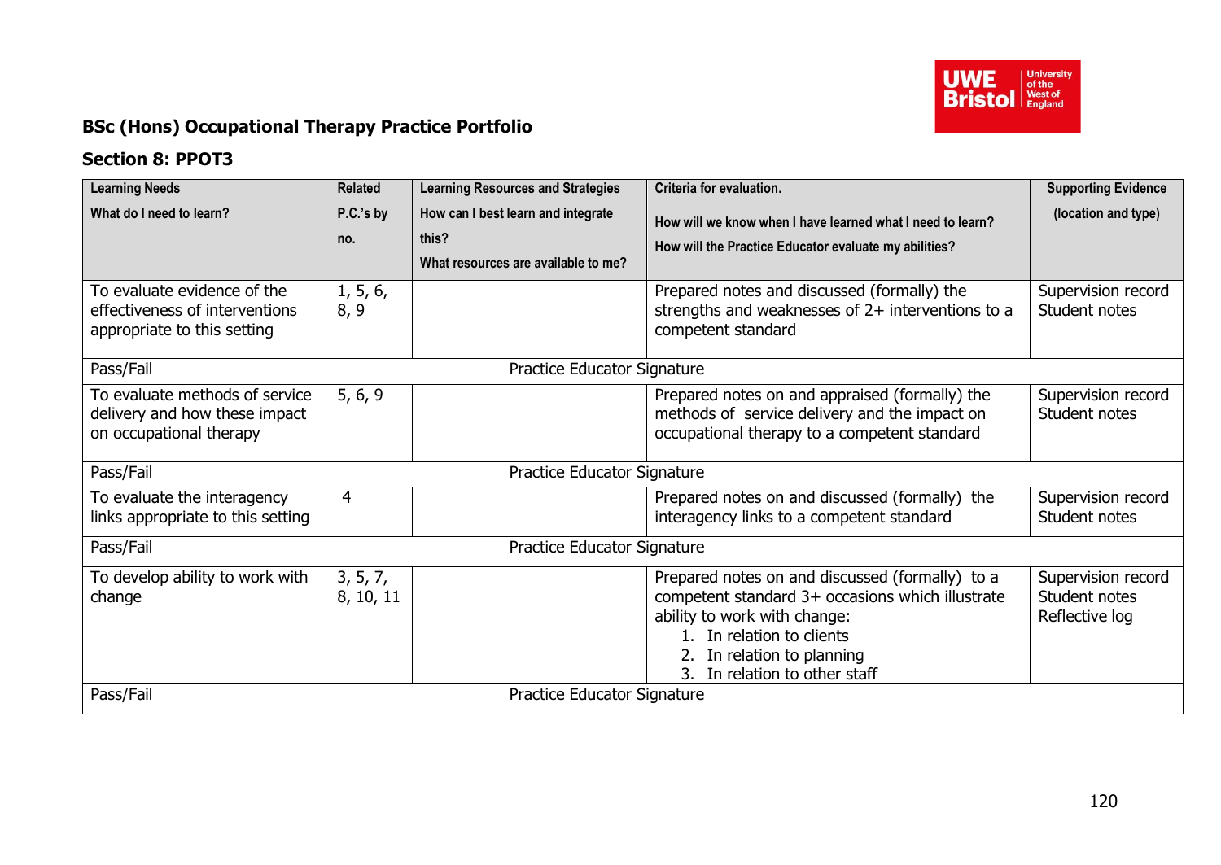## BSc (Hons) Occupational Therapy Practice Portfolio

### Section 8: PPOT3

| **Learning Needs**<br>**What do I need to learn?** | **Related P.C.'s by no.** | **Learning Resources and Strategies**<br>**How can I best learn and integrate this?**<br>**What resources are available to me?** | **Criteria for evaluation.**<br>**How will we know when I have learned what I need to learn?**<br>**How will the Practice Educator evaluate my abilities?** | **Supporting Evidence (location and type)** |
|---|---|---|---|---|
| To evaluate evidence of the effectiveness of interventions appropriate to this setting | 1, 5, 6, 8, 9 | | Prepared notes and discussed (formally) the strengths and weaknesses of 2+ interventions to a competent standard | Supervision record<br>Student notes |
| Pass/Fail | | Practice Educator Signature | | |
| To evaluate methods of service delivery and how these impact on occupational therapy | 5, 6, 9 | | Prepared notes on and appraised (formally) the methods of service delivery and the impact on occupational therapy to a competent standard | Supervision record<br>Student notes |
| Pass/Fail | | Practice Educator Signature | | |
| To evaluate the interagency links appropriate to this setting | 4 | | Prepared notes on and discussed (formally) the interagency links to a competent standard | Supervision record<br>Student notes |
| Pass/Fail | | Practice Educator Signature | | |
| To develop ability to work with change | 3, 5, 7, 8, 10, 11 | | Prepared notes on and discussed (formally) to a competent standard 3+ occasions which illustrate ability to work with change:<br>1. In relation to clients<br>2. In relation to planning<br>3. In relation to other staff | Supervision record<br>Student notes<br>Reflective log |
| Pass/Fail | | Practice Educator Signature | | |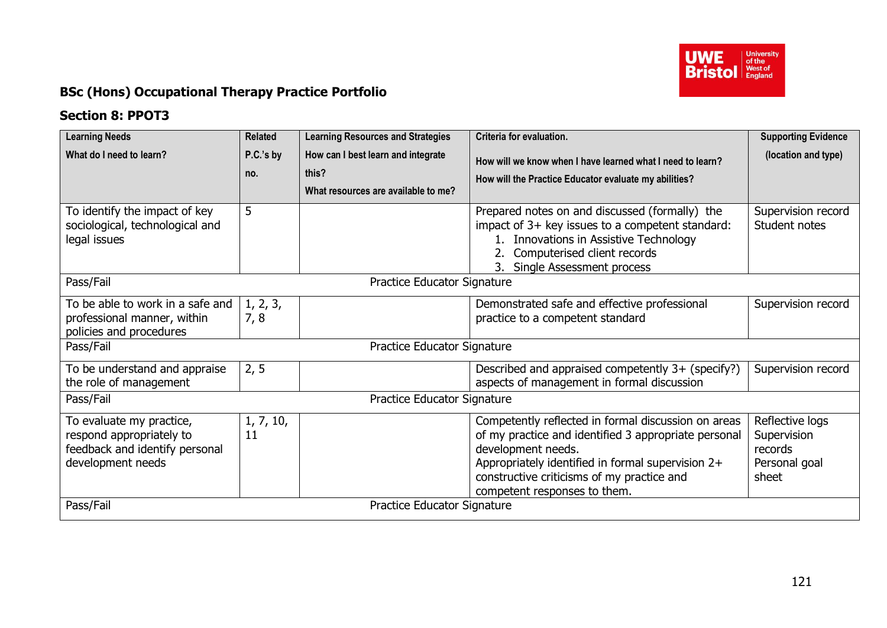## BSc (Hons) Occupational Therapy Practice Portfolio

### Section 8: PPOT3

| **Learning Needs**<br>**What do I need to learn?** | **Related P.C.'s by no.** | **Learning Resources and Strategies**<br>**How can I best learn and integrate this?**<br>**What resources are available to me?** | **Criteria for evaluation.**<br>**How will we know when I have learned what I need to learn?**<br>**How will the Practice Educator evaluate my abilities?** | **Supporting Evidence (location and type)** |
|---|---|---|---|---|
| To identify the impact of key sociological, technological and legal issues | 5 | | Prepared notes on and discussed (formally) the impact of 3+ key issues to a competent standard:<br>1. Innovations in Assistive Technology<br>2. Computerised client records<br>3. Single Assessment process | Supervision record<br>Student notes |
| Pass/Fail | | Practice Educator Signature | | |
| To be able to work in a safe and professional manner, within policies and procedures | 1, 2, 3, 7, 8 | | Demonstrated safe and effective professional practice to a competent standard | Supervision record |
| Pass/Fail | | Practice Educator Signature | | |
| To be understand and appraise the role of management | 2, 5 | | Described and appraised competently 3+ (specify?) aspects of management in formal discussion | Supervision record |
| Pass/Fail | | Practice Educator Signature | | |
| To evaluate my practice, respond appropriately to feedback and identify personal development needs | 1, 7, 10, 11 | | Competently reflected in formal discussion on areas of my practice and identified 3 appropriate personal development needs.<br>Appropriately identified in formal supervision 2+ constructive criticisms of my practice and competent responses to them. | Reflective logs<br>Supervision records<br>Personal goal sheet |
| Pass/Fail | | Practice Educator Signature | | |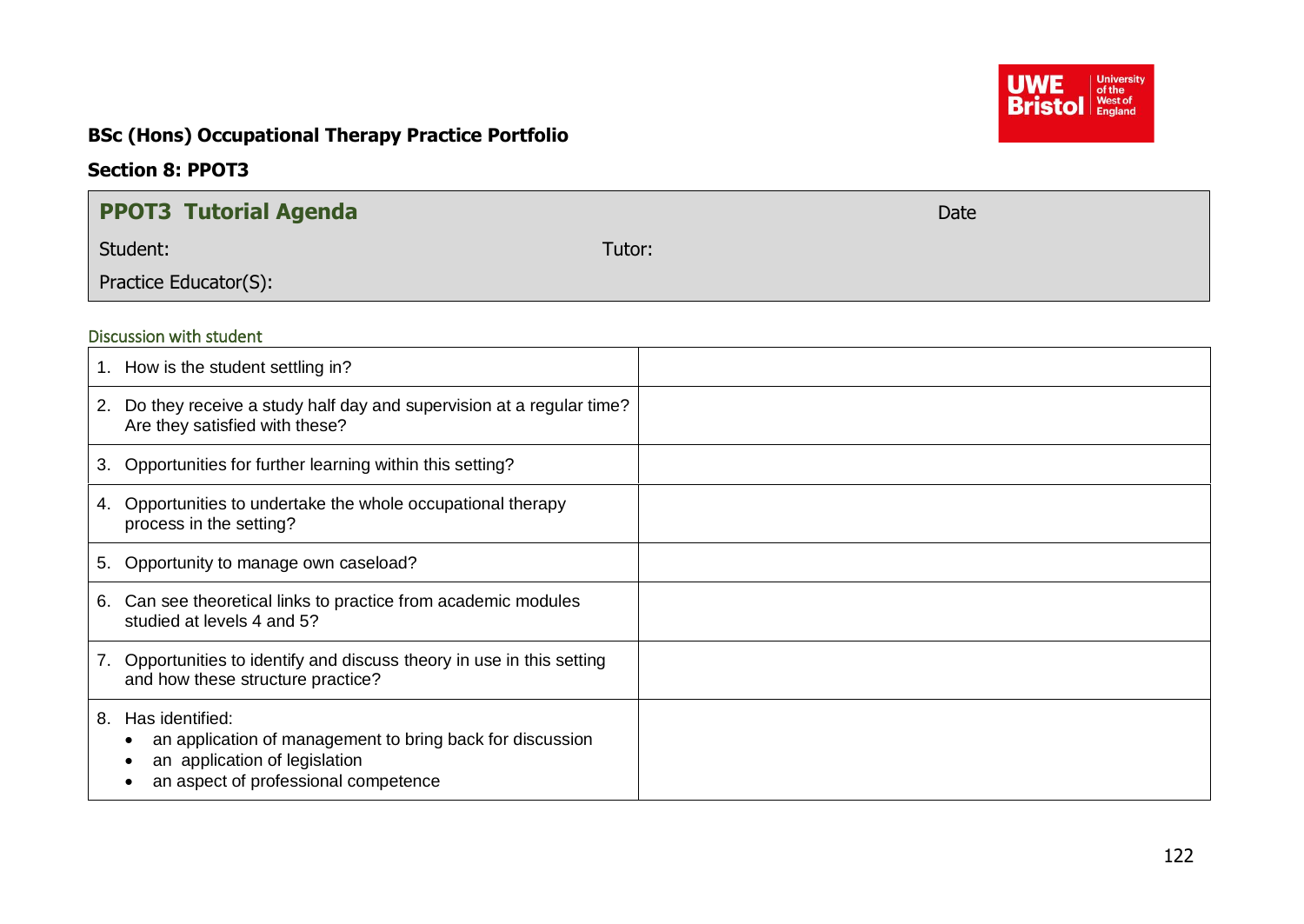**BSc (Hons) Occupational Therapy Practice Portfolio**

**Section 8: PPOT3**

| **PPOT3 Tutorial Agenda** | | Date |
|---|---|---|
| Student: | Tutor: | |
| Practice Educator(S): | | |

Discussion with student

| | |
|---|---|
| 1. How is the student settling in? | |
| 2. Do they receive a study half day and supervision at a regular time? Are they satisfied with these? | |
| 3. Opportunities for further learning within this setting? | |
| 4. Opportunities to undertake the whole occupational therapy process in the setting? | |
| 5. Opportunity to manage own caseload? | |
| 6. Can see theoretical links to practice from academic modules studied at levels 4 and 5? | |
| 7. Opportunities to identify and discuss theory in use in this setting and how these structure practice? | |
| 8. Has identified: <br>• an application of management to bring back for discussion <br>• an application of legislation <br>• an aspect of professional competence | |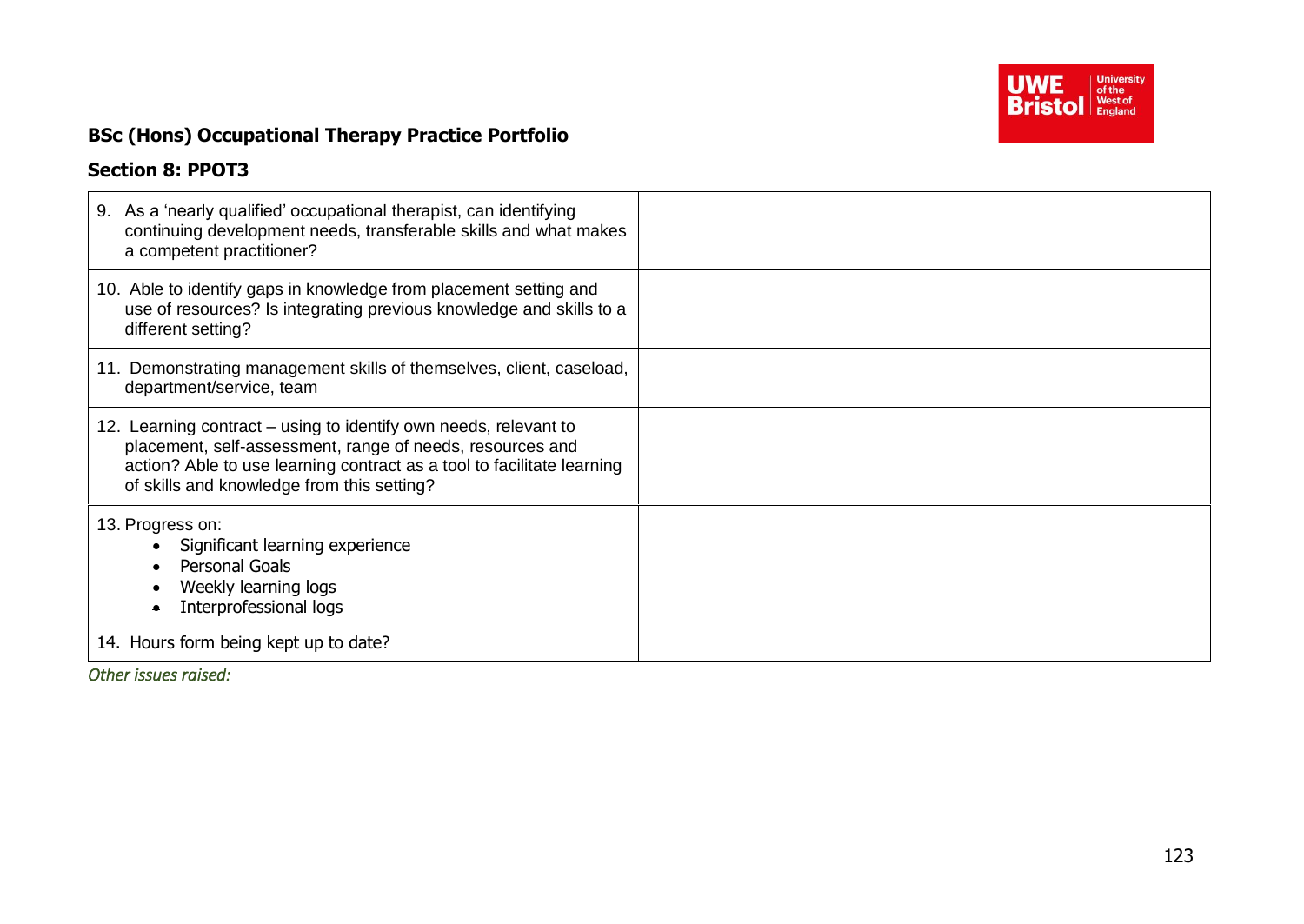**BSc (Hons) Occupational Therapy Practice Portfolio**

**Section 8: PPOT3**

| | |
|---|---|
| 9. As a 'nearly qualified' occupational therapist, can identifying continuing development needs, transferable skills and what makes a competent practitioner? | |
| 10. Able to identify gaps in knowledge from placement setting and use of resources? Is integrating previous knowledge and skills to a different setting? | |
| 11. Demonstrating management skills of themselves, client, caseload, department/service, team | |
| 12. Learning contract – using to identify own needs, relevant to placement, self-assessment, range of needs, resources and action? Able to use learning contract as a tool to facilitate learning of skills and knowledge from this setting? | |
| 13. Progress on:<br>• Significant learning experience<br>• Personal Goals<br>• Weekly learning logs<br>• Interprofessional logs | |
| 14. Hours form being kept up to date? | |

*Other issues raised:*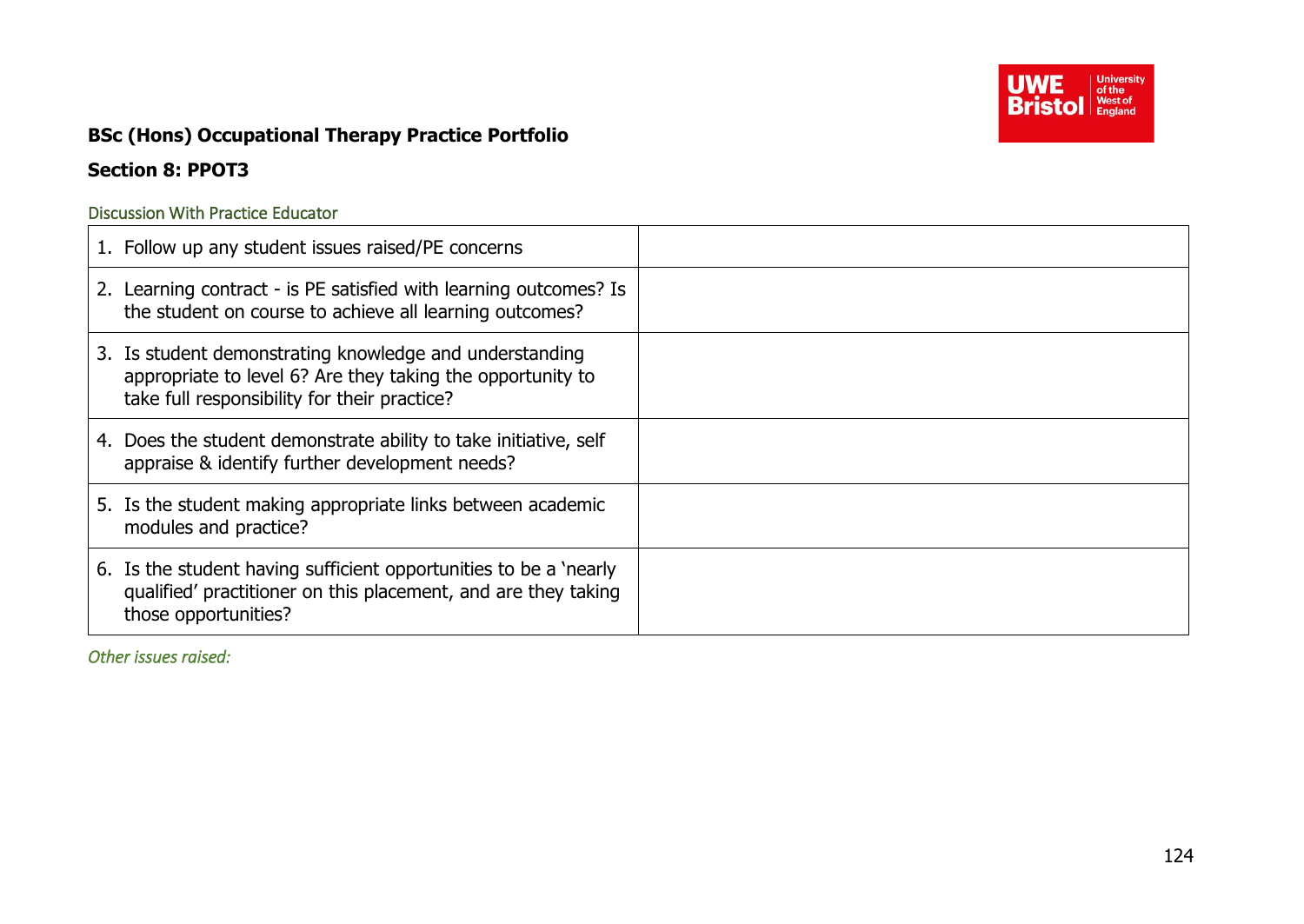**BSc (Hons) Occupational Therapy Practice Portfolio**

**Section 8: PPOT3**

Discussion With Practice Educator

| | |
|---|---|
| 1. Follow up any student issues raised/PE concerns | |
| 2. Learning contract - is PE satisfied with learning outcomes? Is the student on course to achieve all learning outcomes? | |
| 3. Is student demonstrating knowledge and understanding appropriate to level 6? Are they taking the opportunity to take full responsibility for their practice? | |
| 4. Does the student demonstrate ability to take initiative, self appraise & identify further development needs? | |
| 5. Is the student making appropriate links between academic modules and practice? | |
| 6. Is the student having sufficient opportunities to be a 'nearly qualified' practitioner on this placement, and are they taking those opportunities? | |

*Other issues raised:*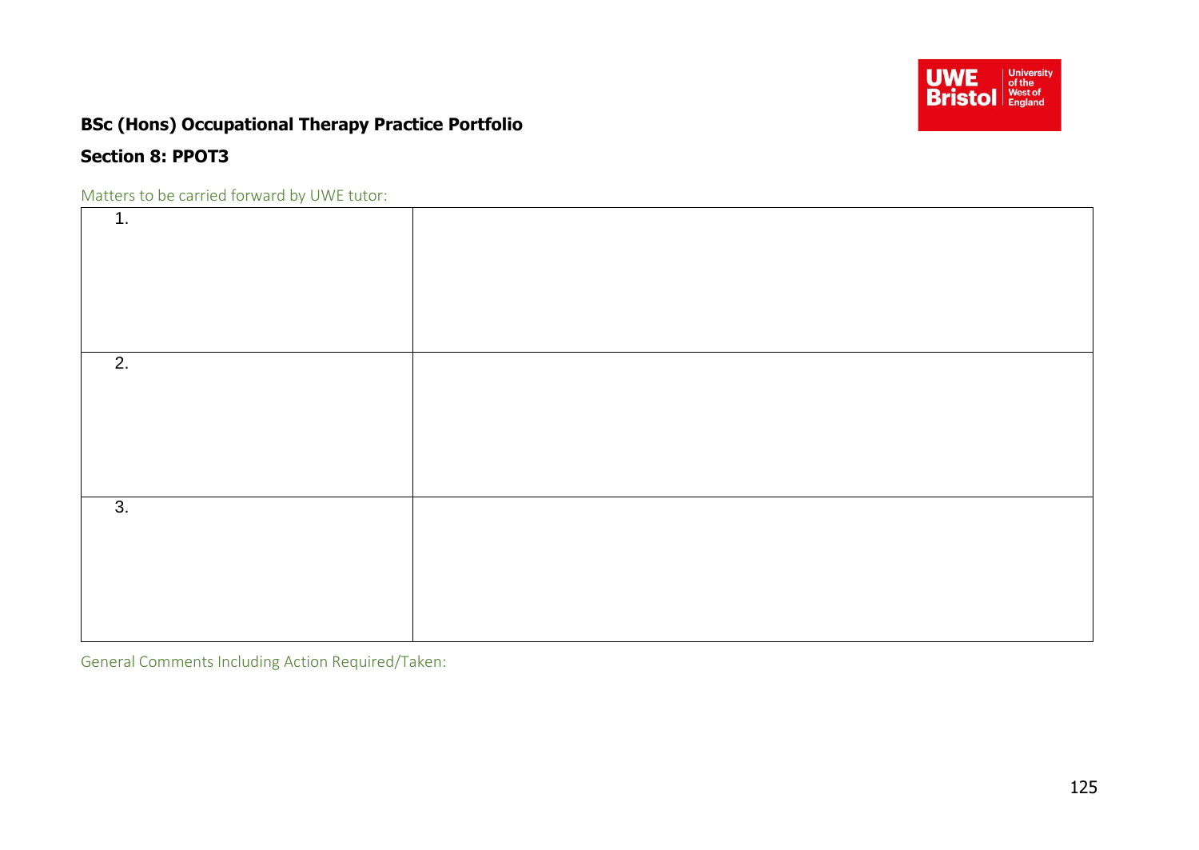**BSc (Hons) Occupational Therapy Practice Portfolio**

**Section 8: PPOT3**

Matters to be carried forward by UWE tutor:

| | |
|---|---|
| 1. | |
| 2. | |
| 3. | |

General Comments Including Action Required/Taken: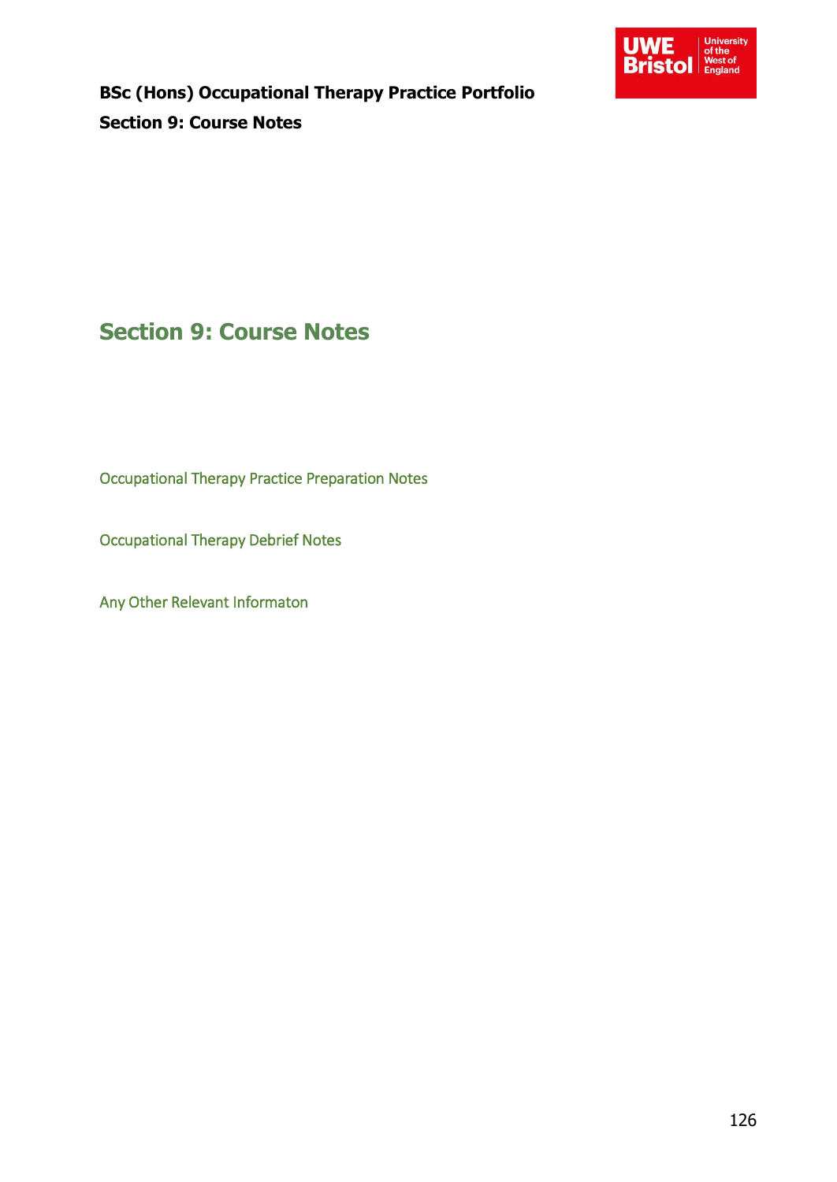# Section 9: Course Notes

Occupational Therapy Practice Preparation Notes

Occupational Therapy Debrief Notes

Any Other Relevant Informaton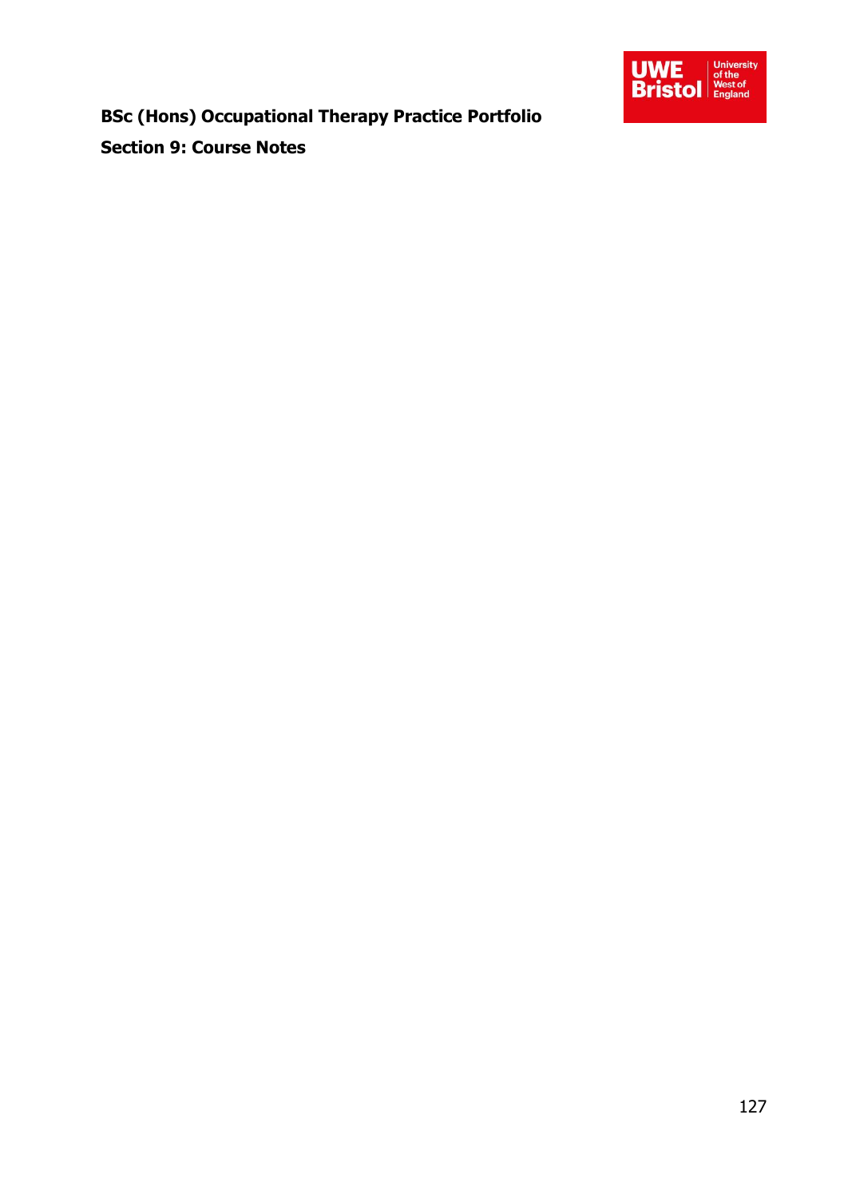**BSc (Hons) Occupational Therapy Practice Portfolio**

**Section 9: Course Notes**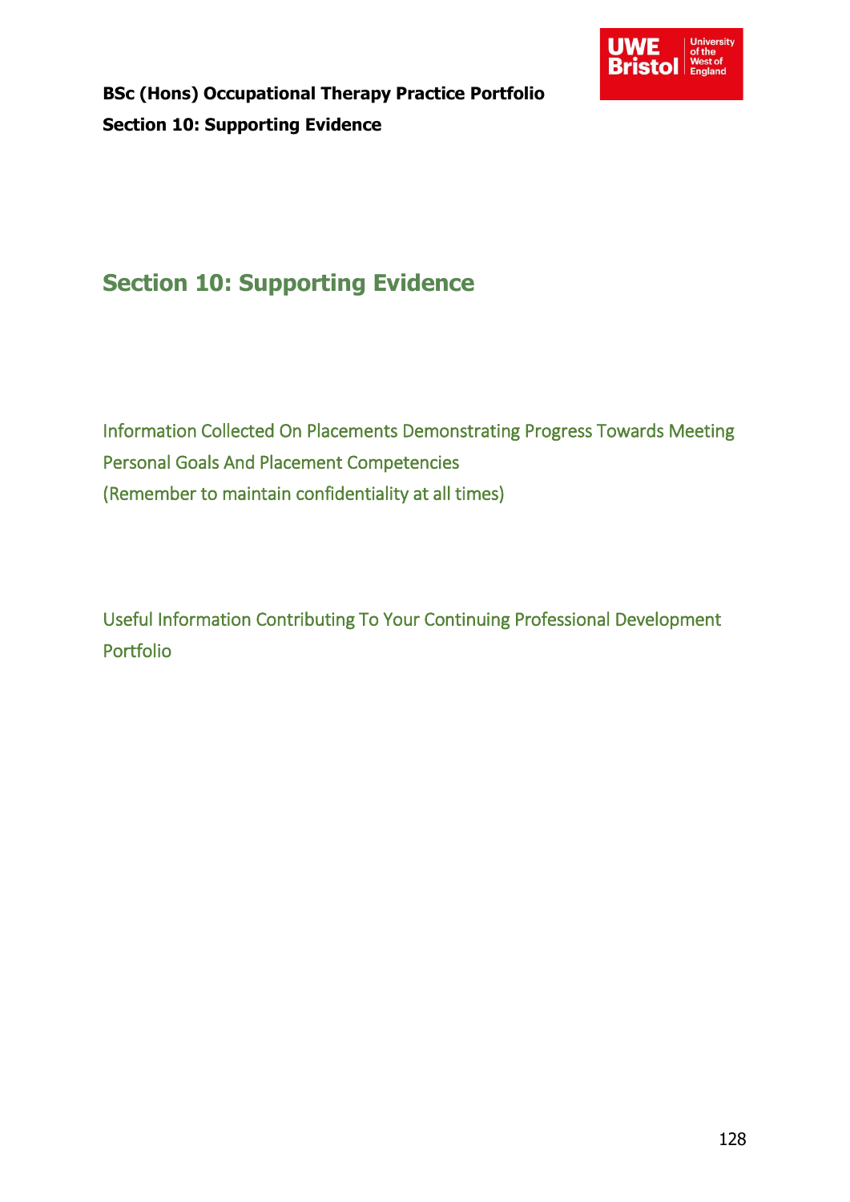# Section 10: Supporting Evidence

Information Collected On Placements Demonstrating Progress Towards Meeting Personal Goals And Placement Competencies
(Remember to maintain confidentiality at all times)

Useful Information Contributing To Your Continuing Professional Development Portfolio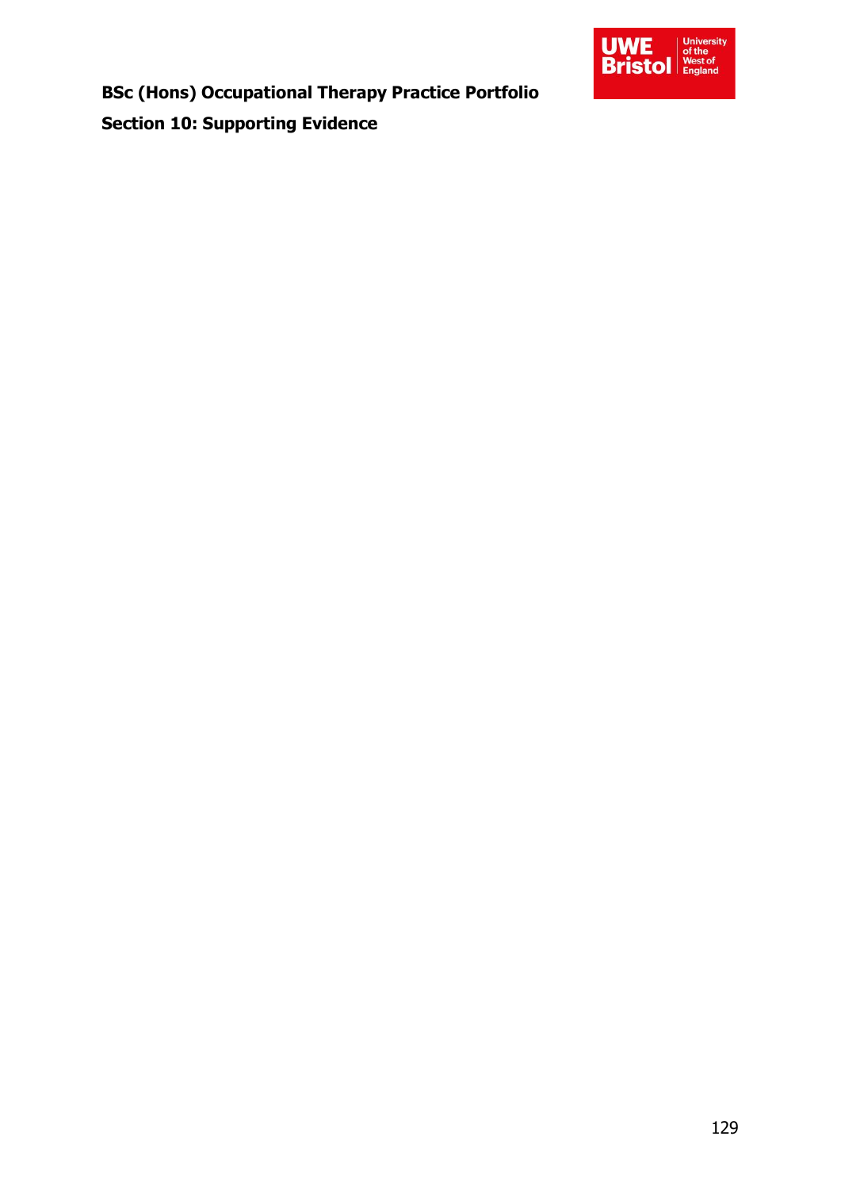**BSc (Hons) Occupational Therapy Practice Portfolio**

**Section 10: Supporting Evidence**